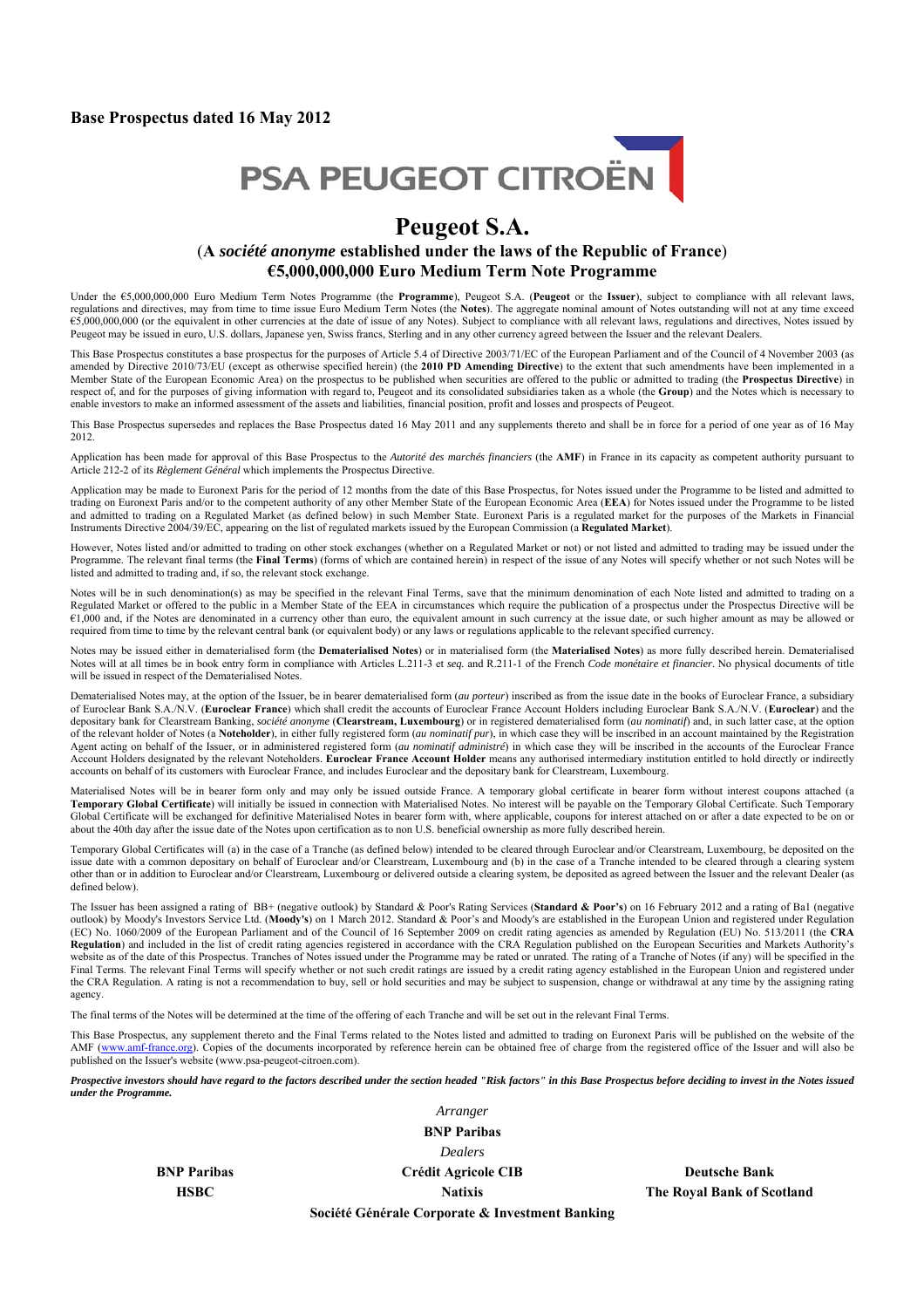**Base Prospectus dated 16 May 2012**

PSA PEUGEOT CITROËN

# Peugeot S.A.

## (A *société anonyme* established under the laws of the Republic of France)

## €5,000,000,000 Euro Medium Term Note Programme

Under the €5,000,000,000 Euro Medium Term Notes Programme (the **Programme**), Peugeot S.A. (**Peugeot** or the **Issuer**), subject to compliance with all relevant laws, regulations and directives, may from time to time issue Euro Medium Term Notes (the **Notes**). The aggregate nominal amount of Notes outstanding will not at any time exceed €5,000,000,000 (or the equivalent in other currencies at the date of issue of any Notes). Subject to compliance with all relevant laws, regulations and directives, Notes issued by Peugeot may be issued in euro, U.S. dollars, Japanese yen, Swiss francs, Sterling and in any other currency agreed between the Issuer and the relevant Dealers.

This Base Prospectus constitutes a base prospectus for the purposes of Article 5.4 of Directive 2003/71/EC of the European Parliament and of the Council of 4 November 2003 (as amended by Directive 2010/73/EU (except as otherwise specified herein) (the **2010 PD Amending Directive**) to the extent that such amendments have been implemented in a Member State of the European Economic Area) on the prospectus to be published when securities are offered to the public or admitted to trading (the **Prospectus Directive**) in respect of, and for the purposes of giving information with regard to, Peugeot and its consolidated subsidiaries taken as a whole (the **Group**) and the Notes which is necessary to enable investors to make an informed assessment of the assets and liabilities, financial position, profit and losses and prospects of Peugeot.

This Base Prospectus supersedes and replaces the Base Prospectus dated 16 May 2011 and any supplements thereto and shall be in force for a period of one year as of 16 May 2012.

Application has been made for approval of this Base Prospectus to the *Autorité des marchés financiers* (the **AMF**) in France in its capacity as competent authority pursuant to Article 212-2 of its *Règlement Général* which implements the Prospectus Directive.

Application may be made to Euronext Paris for the period of 12 months from the date of this Base Prospectus, for Notes issued under the Programme to be listed and admitted to trading on Euronext Paris and/or to the competent authority of any other Member State of the European Economic Area (**EEA**) for Notes issued under the Programme to be listed and admitted to trading on a Regulated Market (as defined below) in such Member State. Euronext Paris is a regulated market for the purposes of the Markets in Financial Instruments Directive 2004/39/EC, appearing on the list of regulated markets issued by the European Commission (a **Regulated Market**).

However, Notes listed and/or admitted to trading on other stock exchanges (whether on a Regulated Market or not) or not listed and admitted to trading may be issued under the Programme. The relevant final terms (the **Final Terms**) (forms of which are contained herein) in respect of the issue of any Notes will specify whether or not such Notes will be listed and admitted to trading and, if so, the relevant stock exchange.

Notes will be in such denomination(s) as may be specified in the relevant Final Terms, save that the minimum denomination of each Note listed and admitted to trading on a Regulated Market or offered to the public in a Member State of the EEA in circumstances which require the publication of a prospectus under the Prospectus Directive will be €1,000 and, if the Notes are denominated in a currency other than euro, the equivalent amount in such currency at the issue date, or such higher amount as may be allowed or required from time to time by the relevant central bank (or equivalent body) or any laws or regulations applicable to the relevant specified currency.

Notes may be issued either in dematerialised form (the **Dematerialised Notes**) or in materialised form (the **Materialised Notes**) as more fully described herein. Dematerialised Notes will at all times be in book entry form in compliance with Articles L.211-3 et *seq.* and R.211-1 of the French *Code monétaire et financier*. No physical documents of title will be issued in respect of the Dematerialised Notes.

Dematerialised Notes may, at the option of the Issuer, be in bearer dematerialised form (*au porteur*) inscribed as from the issue date in the books of Euroclear France, a subsidiary of Euroclear Bank S.A./N.V. (**Euroclear France**) which shall credit the accounts of Euroclear France Account Holders including Euroclear Bank S.A./N.V. (**Euroclear**) and the depositary bank for Clearstream Banking, *société anonyme* (**Clearstream, Luxembourg**) or in registered dematerialised form (*au nominatif*) and, in such latter case, at the option of the relevant holder of Notes (a **Noteholder**), in either fully registered form (*au nominatif pur*), in which case they will be inscribed in an account maintained by the Registration Agent acting on behalf of the Issuer, or in administered registered form (*au nominatif administré*) in which case they will be inscribed in the accounts of the Euroclear France Account Holders designated by the relevant Noteholders. **Euroclear France Account Holder** means any authorised intermediary institution entitled to hold directly or indirectly accounts on behalf of its customers with Euroclear France, and includes Euroclear and the depositary bank for Clearstream, Luxembourg.

Materialised Notes will be in bearer form only and may only be issued outside France. A temporary global certificate in bearer form without interest coupons attached (a **Temporary Global Certificate**) will initially be issued in connection with Materialised Notes. No interest will be payable on the Temporary Global Certificate. Such Temporary Global Certificate will be exchanged for definitive Materialised Notes in bearer form with, where applicable, coupons for interest attached on or after a date expected to be on or about the 40th day after the issue date of the Notes upon certification as to non U.S. beneficial ownership as more fully described herein.

Temporary Global Certificates will (a) in the case of a Tranche (as defined below) intended to be cleared through Euroclear and/or Clearstream, Luxembourg, be deposited on the issue date with a common depositary on behalf of Euroclear and/or Clearstream, Luxembourg and (b) in the case of a Tranche intended to be cleared through a clearing system other than or in addition to Euroclear and/or Clearstream, Luxembourg or delivered outside a clearing system, be deposited as agreed between the Issuer and the relevant Dealer (as defined below).

The Issuer has been assigned a rating of BB+ (negative outlook) by Standard & Poor's Rating Services (**Standard & Poor's**) on 16 February 2012 and a rating of Ba1 (negative outlook) by Moody's Investors Service Ltd. (**Moody's**) on 1 March 2012. Standard & Poor's and Moody's are established in the European Union and registered under Regulation (EC) No. 1060/2009 of the European Parliament and of the Council of 16 September 2009 on credit rating agencies as amended by Regulation (EU) No. 513/2011 (the **CRA Regulation**) and included in the list of credit rating agencies registered in accordance with the CRA Regulation published on the European Securities and Markets Authority's website as of the date of this Prospectus. Tranches of Notes issued under the Programme may be rated or unrated. The rating of a Tranche of Notes (if any) will be specified in the Final Terms. The relevant Final Terms will specify whether or not such credit ratings are issued by a credit rating agency established in the European Union and registered under the CRA Regulation. A rating is not a recommendation to buy, sell or hold securities and may be subject to suspension, change or withdrawal at any time by the assigning rating agency.

The final terms of the Notes will be determined at the time of the offering of each Tranche and will be set out in the relevant Final Terms.

This Base Prospectus, any supplement thereto and the Final Terms related to the Notes listed and admitted to trading on Euronext Paris will be published on the website of the AMF (www.amf-france.org). Copies of the documents incorporated by reference herein can be obtained free of charge from the registered office of the Issuer and will also be published on the Issuer's website (www.psa-peugeot-citroen.com).

***Prospective investors should have regard to the factors described under the section headed "Risk factors" in this Base Prospectus before deciding to invest in the Notes issued under the Programme.***

*Arranger*

**BNP Paribas**

*Dealers*

**BNP Paribas** | **Crédit Agricole CIB** | **Deutsche Bank**

**HSBC** | **Natixis** | **The Royal Bank of Scotland**

**Société Générale Corporate & Investment Banking**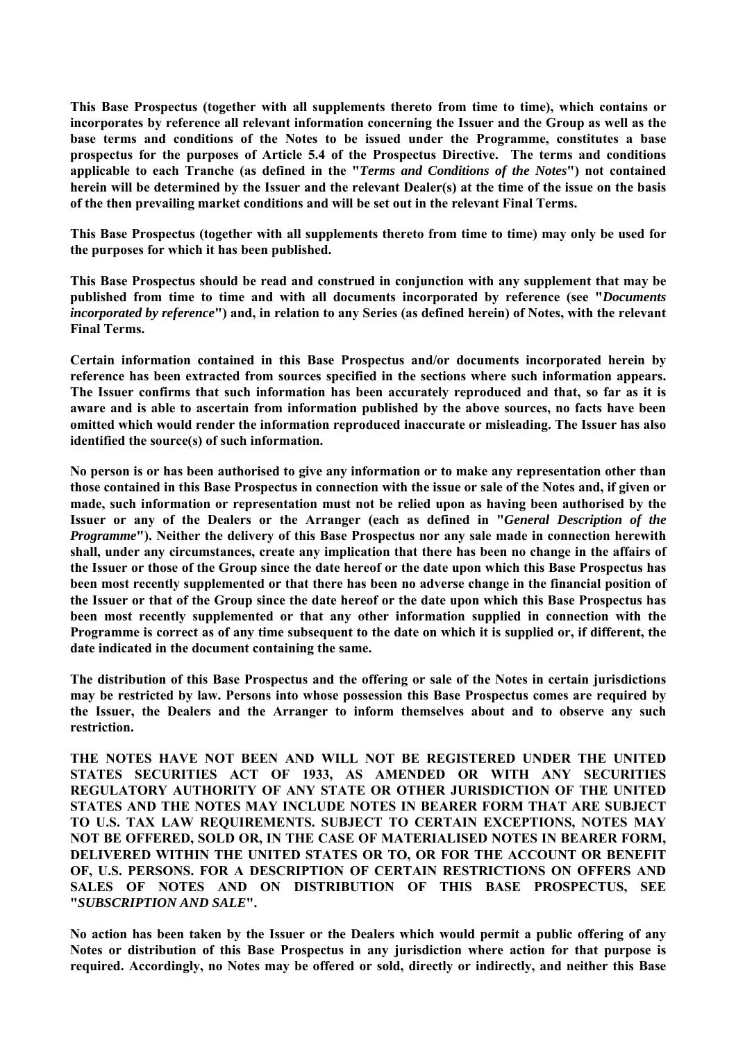**This Base Prospectus (together with all supplements thereto from time to time), which contains or incorporates by reference all relevant information concerning the Issuer and the Group as well as the base terms and conditions of the Notes to be issued under the Programme, constitutes a base prospectus for the purposes of Article 5.4 of the Prospectus Directive. The terms and conditions applicable to each Tranche (as defined in the "*Terms and Conditions of the Notes*") not contained herein will be determined by the Issuer and the relevant Dealer(s) at the time of the issue on the basis of the then prevailing market conditions and will be set out in the relevant Final Terms.**

**This Base Prospectus (together with all supplements thereto from time to time) may only be used for the purposes for which it has been published.**

**This Base Prospectus should be read and construed in conjunction with any supplement that may be published from time to time and with all documents incorporated by reference (see "*Documents incorporated by reference*") and, in relation to any Series (as defined herein) of Notes, with the relevant Final Terms.**

**Certain information contained in this Base Prospectus and/or documents incorporated herein by reference has been extracted from sources specified in the sections where such information appears. The Issuer confirms that such information has been accurately reproduced and that, so far as it is aware and is able to ascertain from information published by the above sources, no facts have been omitted which would render the information reproduced inaccurate or misleading. The Issuer has also identified the source(s) of such information.**

**No person is or has been authorised to give any information or to make any representation other than those contained in this Base Prospectus in connection with the issue or sale of the Notes and, if given or made, such information or representation must not be relied upon as having been authorised by the Issuer or any of the Dealers or the Arranger (each as defined in "*General Description of the Programme*"). Neither the delivery of this Base Prospectus nor any sale made in connection herewith shall, under any circumstances, create any implication that there has been no change in the affairs of the Issuer or those of the Group since the date hereof or the date upon which this Base Prospectus has been most recently supplemented or that there has been no adverse change in the financial position of the Issuer or that of the Group since the date hereof or the date upon which this Base Prospectus has been most recently supplemented or that any other information supplied in connection with the Programme is correct as of any time subsequent to the date on which it is supplied or, if different, the date indicated in the document containing the same.**

**The distribution of this Base Prospectus and the offering or sale of the Notes in certain jurisdictions may be restricted by law. Persons into whose possession this Base Prospectus comes are required by the Issuer, the Dealers and the Arranger to inform themselves about and to observe any such restriction.**

**THE NOTES HAVE NOT BEEN AND WILL NOT BE REGISTERED UNDER THE UNITED STATES SECURITIES ACT OF 1933, AS AMENDED OR WITH ANY SECURITIES REGULATORY AUTHORITY OF ANY STATE OR OTHER JURISDICTION OF THE UNITED STATES AND THE NOTES MAY INCLUDE NOTES IN BEARER FORM THAT ARE SUBJECT TO U.S. TAX LAW REQUIREMENTS. SUBJECT TO CERTAIN EXCEPTIONS, NOTES MAY NOT BE OFFERED, SOLD OR, IN THE CASE OF MATERIALISED NOTES IN BEARER FORM, DELIVERED WITHIN THE UNITED STATES OR TO, OR FOR THE ACCOUNT OR BENEFIT OF, U.S. PERSONS. FOR A DESCRIPTION OF CERTAIN RESTRICTIONS ON OFFERS AND SALES OF NOTES AND ON DISTRIBUTION OF THIS BASE PROSPECTUS, SEE "*SUBSCRIPTION AND SALE*".**

**No action has been taken by the Issuer or the Dealers which would permit a public offering of any Notes or distribution of this Base Prospectus in any jurisdiction where action for that purpose is required. Accordingly, no Notes may be offered or sold, directly or indirectly, and neither this Base**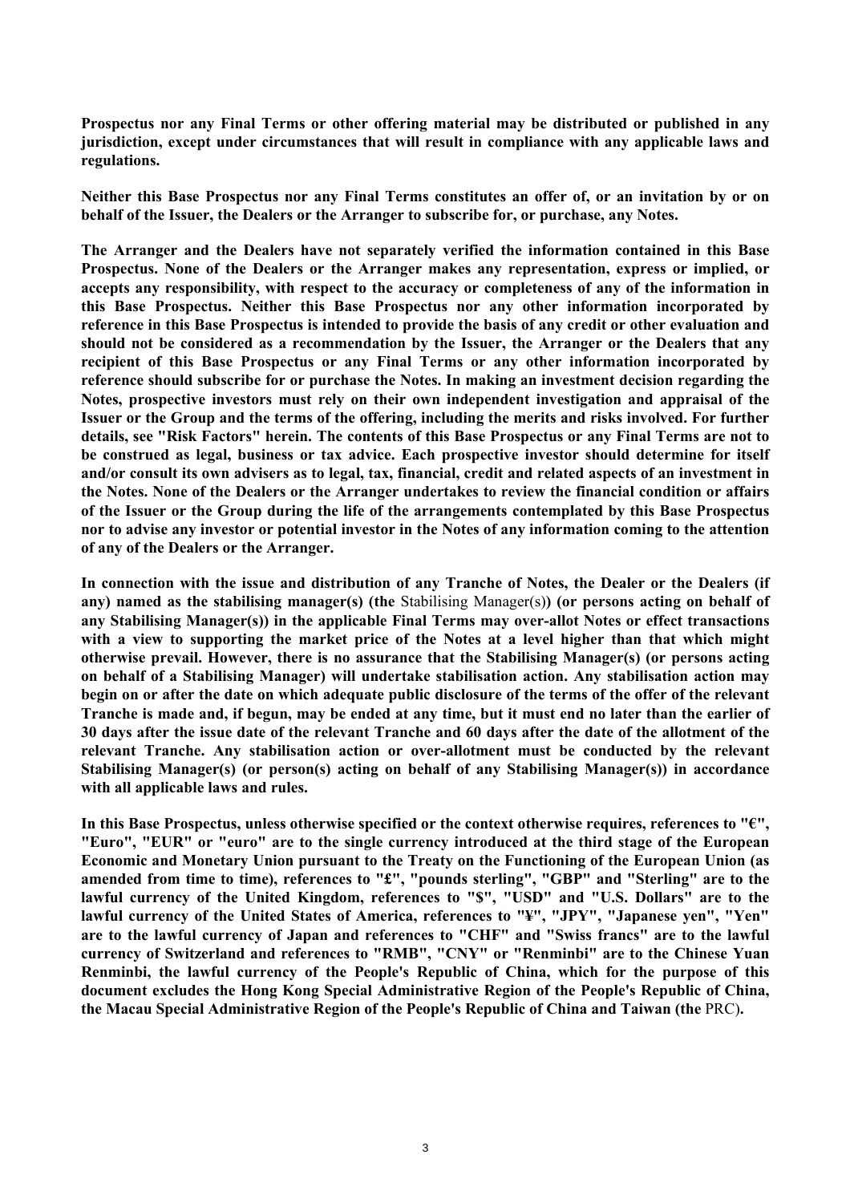**Prospectus nor any Final Terms or other offering material may be distributed or published in any jurisdiction, except under circumstances that will result in compliance with any applicable laws and regulations.**

**Neither this Base Prospectus nor any Final Terms constitutes an offer of, or an invitation by or on behalf of the Issuer, the Dealers or the Arranger to subscribe for, or purchase, any Notes.**

**The Arranger and the Dealers have not separately verified the information contained in this Base Prospectus. None of the Dealers or the Arranger makes any representation, express or implied, or accepts any responsibility, with respect to the accuracy or completeness of any of the information in this Base Prospectus. Neither this Base Prospectus nor any other information incorporated by reference in this Base Prospectus is intended to provide the basis of any credit or other evaluation and should not be considered as a recommendation by the Issuer, the Arranger or the Dealers that any recipient of this Base Prospectus or any Final Terms or any other information incorporated by reference should subscribe for or purchase the Notes. In making an investment decision regarding the Notes, prospective investors must rely on their own independent investigation and appraisal of the Issuer or the Group and the terms of the offering, including the merits and risks involved. For further details, see "Risk Factors" herein. The contents of this Base Prospectus or any Final Terms are not to be construed as legal, business or tax advice. Each prospective investor should determine for itself and/or consult its own advisers as to legal, tax, financial, credit and related aspects of an investment in the Notes. None of the Dealers or the Arranger undertakes to review the financial condition or affairs of the Issuer or the Group during the life of the arrangements contemplated by this Base Prospectus nor to advise any investor or potential investor in the Notes of any information coming to the attention of any of the Dealers or the Arranger.**

**In connection with the issue and distribution of any Tranche of Notes, the Dealer or the Dealers (if any) named as the stabilising manager(s) (the** Stabilising Manager(s)**) (or persons acting on behalf of any Stabilising Manager(s)) in the applicable Final Terms may over-allot Notes or effect transactions with a view to supporting the market price of the Notes at a level higher than that which might otherwise prevail. However, there is no assurance that the Stabilising Manager(s) (or persons acting on behalf of a Stabilising Manager) will undertake stabilisation action. Any stabilisation action may begin on or after the date on which adequate public disclosure of the terms of the offer of the relevant Tranche is made and, if begun, may be ended at any time, but it must end no later than the earlier of 30 days after the issue date of the relevant Tranche and 60 days after the date of the allotment of the relevant Tranche. Any stabilisation action or over-allotment must be conducted by the relevant Stabilising Manager(s) (or person(s) acting on behalf of any Stabilising Manager(s)) in accordance with all applicable laws and rules.**

**In this Base Prospectus, unless otherwise specified or the context otherwise requires, references to "€", "Euro", "EUR" or "euro" are to the single currency introduced at the third stage of the European Economic and Monetary Union pursuant to the Treaty on the Functioning of the European Union (as amended from time to time), references to "£", "pounds sterling", "GBP" and "Sterling" are to the lawful currency of the United Kingdom, references to "$", "USD" and "U.S. Dollars" are to the lawful currency of the United States of America, references to "¥", "JPY", "Japanese yen", "Yen" are to the lawful currency of Japan and references to "CHF" and "Swiss francs" are to the lawful currency of Switzerland and references to "RMB", "CNY" or "Renminbi" are to the Chinese Yuan Renminbi, the lawful currency of the People's Republic of China, which for the purpose of this document excludes the Hong Kong Special Administrative Region of the People's Republic of China, the Macau Special Administrative Region of the People's Republic of China and Taiwan (the** PRC**).**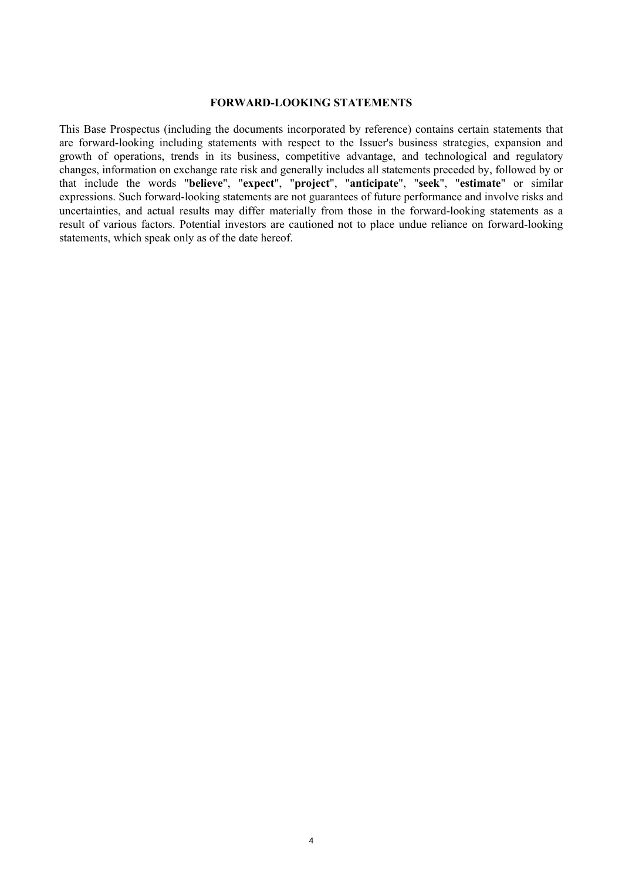## FORWARD-LOOKING STATEMENTS

This Base Prospectus (including the documents incorporated by reference) contains certain statements that are forward-looking including statements with respect to the Issuer's business strategies, expansion and growth of operations, trends in its business, competitive advantage, and technological and regulatory changes, information on exchange rate risk and generally includes all statements preceded by, followed by or that include the words "**believe**", "**expect**", "**project**", "**anticipate**", "**seek**", "**estimate**" or similar expressions. Such forward-looking statements are not guarantees of future performance and involve risks and uncertainties, and actual results may differ materially from those in the forward-looking statements as a result of various factors. Potential investors are cautioned not to place undue reliance on forward-looking statements, which speak only as of the date hereof.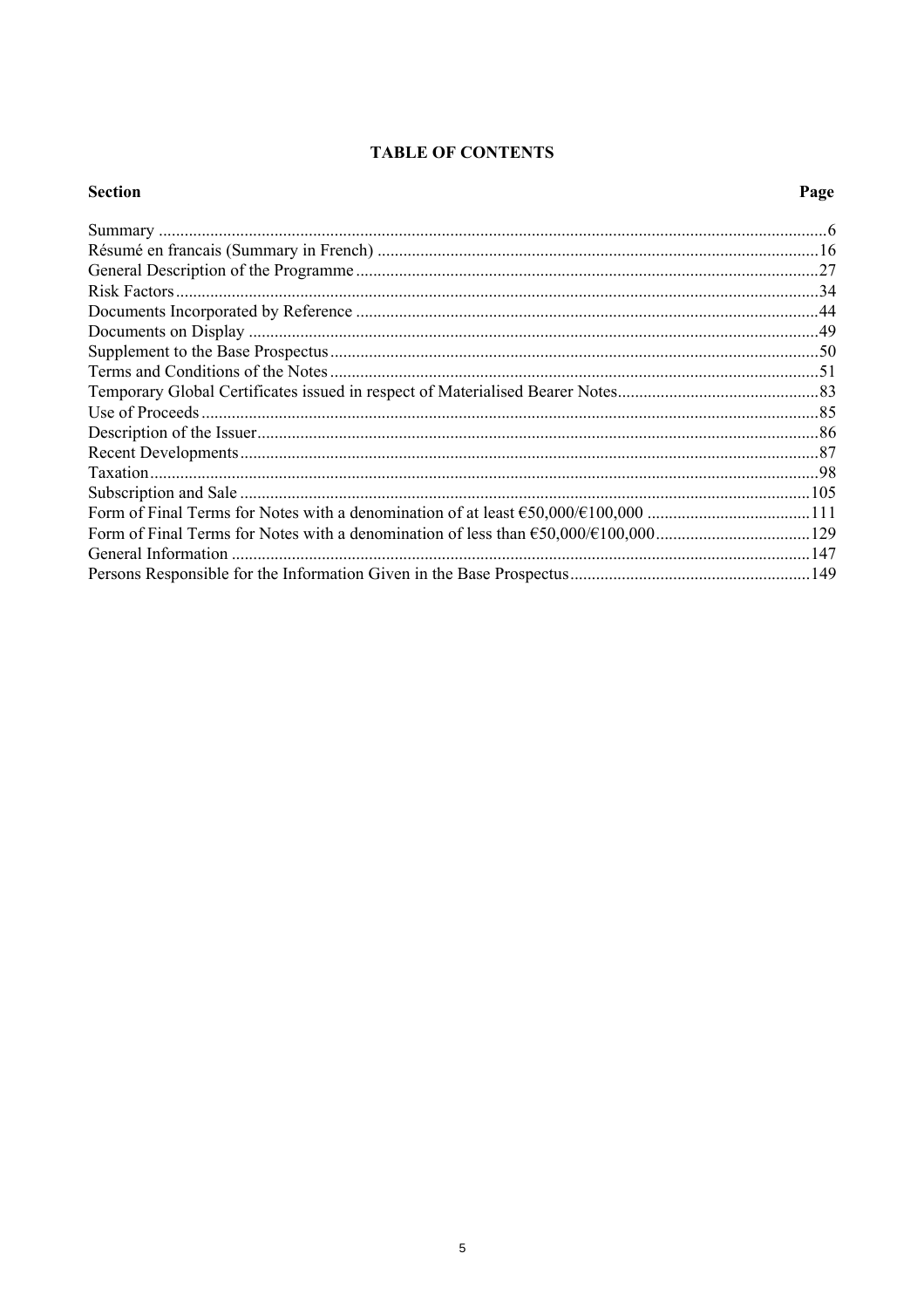## TABLE OF CONTENTS

| Section | Page |
|---|---|
| Summary | 6 |
| Résumé en francais (Summary in French) | 16 |
| General Description of the Programme | 27 |
| Risk Factors | 34 |
| Documents Incorporated by Reference | 44 |
| Documents on Display | 49 |
| Supplement to the Base Prospectus | 50 |
| Terms and Conditions of the Notes | 51 |
| Temporary Global Certificates issued in respect of Materialised Bearer Notes | 83 |
| Use of Proceeds | 85 |
| Description of the Issuer | 86 |
| Recent Developments | 87 |
| Taxation | 98 |
| Subscription and Sale | 105 |
| Form of Final Terms for Notes with a denomination of at least €50,000/€100,000 | 111 |
| Form of Final Terms for Notes with a denomination of less than €50,000/€100,000 | 129 |
| General Information | 147 |
| Persons Responsible for the Information Given in the Base Prospectus | 149 |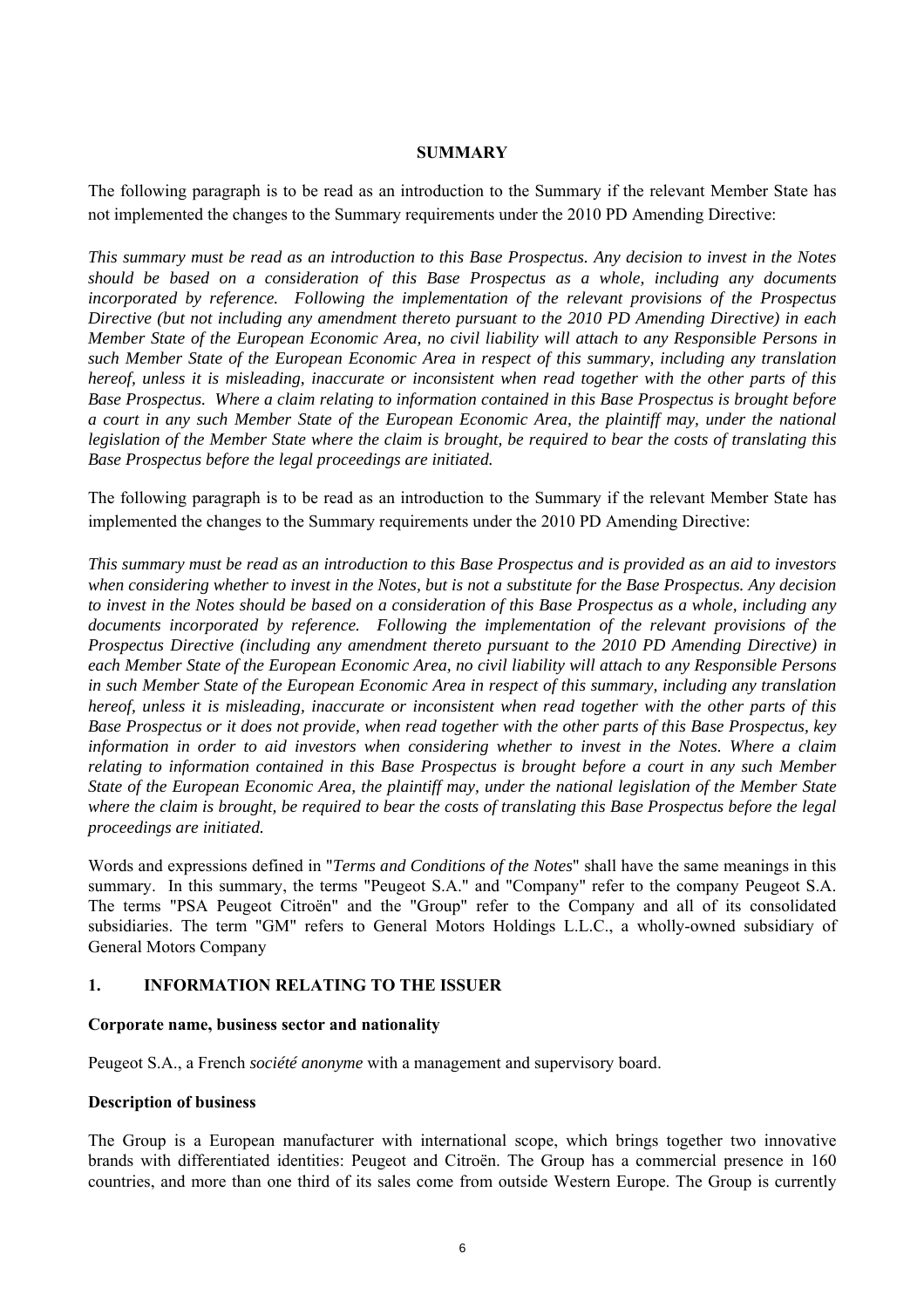# SUMMARY

The following paragraph is to be read as an introduction to the Summary if the relevant Member State has not implemented the changes to the Summary requirements under the 2010 PD Amending Directive:

*This summary must be read as an introduction to this Base Prospectus. Any decision to invest in the Notes should be based on a consideration of this Base Prospectus as a whole, including any documents incorporated by reference. Following the implementation of the relevant provisions of the Prospectus Directive (but not including any amendment thereto pursuant to the 2010 PD Amending Directive) in each Member State of the European Economic Area, no civil liability will attach to any Responsible Persons in such Member State of the European Economic Area in respect of this summary, including any translation hereof, unless it is misleading, inaccurate or inconsistent when read together with the other parts of this Base Prospectus. Where a claim relating to information contained in this Base Prospectus is brought before a court in any such Member State of the European Economic Area, the plaintiff may, under the national legislation of the Member State where the claim is brought, be required to bear the costs of translating this Base Prospectus before the legal proceedings are initiated.*

The following paragraph is to be read as an introduction to the Summary if the relevant Member State has implemented the changes to the Summary requirements under the 2010 PD Amending Directive:

*This summary must be read as an introduction to this Base Prospectus and is provided as an aid to investors when considering whether to invest in the Notes, but is not a substitute for the Base Prospectus. Any decision to invest in the Notes should be based on a consideration of this Base Prospectus as a whole, including any documents incorporated by reference. Following the implementation of the relevant provisions of the Prospectus Directive (including any amendment thereto pursuant to the 2010 PD Amending Directive) in each Member State of the European Economic Area, no civil liability will attach to any Responsible Persons in such Member State of the European Economic Area in respect of this summary, including any translation hereof, unless it is misleading, inaccurate or inconsistent when read together with the other parts of this Base Prospectus or it does not provide, when read together with the other parts of this Base Prospectus, key information in order to aid investors when considering whether to invest in the Notes. Where a claim relating to information contained in this Base Prospectus is brought before a court in any such Member State of the European Economic Area, the plaintiff may, under the national legislation of the Member State where the claim is brought, be required to bear the costs of translating this Base Prospectus before the legal proceedings are initiated.*

Words and expressions defined in "*Terms and Conditions of the Notes*" shall have the same meanings in this summary. In this summary, the terms "Peugeot S.A." and "Company" refer to the company Peugeot S.A. The terms "PSA Peugeot Citroën" and the "Group" refer to the Company and all of its consolidated subsidiaries. The term "GM" refers to General Motors Holdings L.L.C., a wholly-owned subsidiary of General Motors Company

## 1. INFORMATION RELATING TO THE ISSUER

### Corporate name, business sector and nationality

Peugeot S.A., a French *société anonyme* with a management and supervisory board.

### Description of business

The Group is a European manufacturer with international scope, which brings together two innovative brands with differentiated identities: Peugeot and Citroën. The Group has a commercial presence in 160 countries, and more than one third of its sales come from outside Western Europe. The Group is currently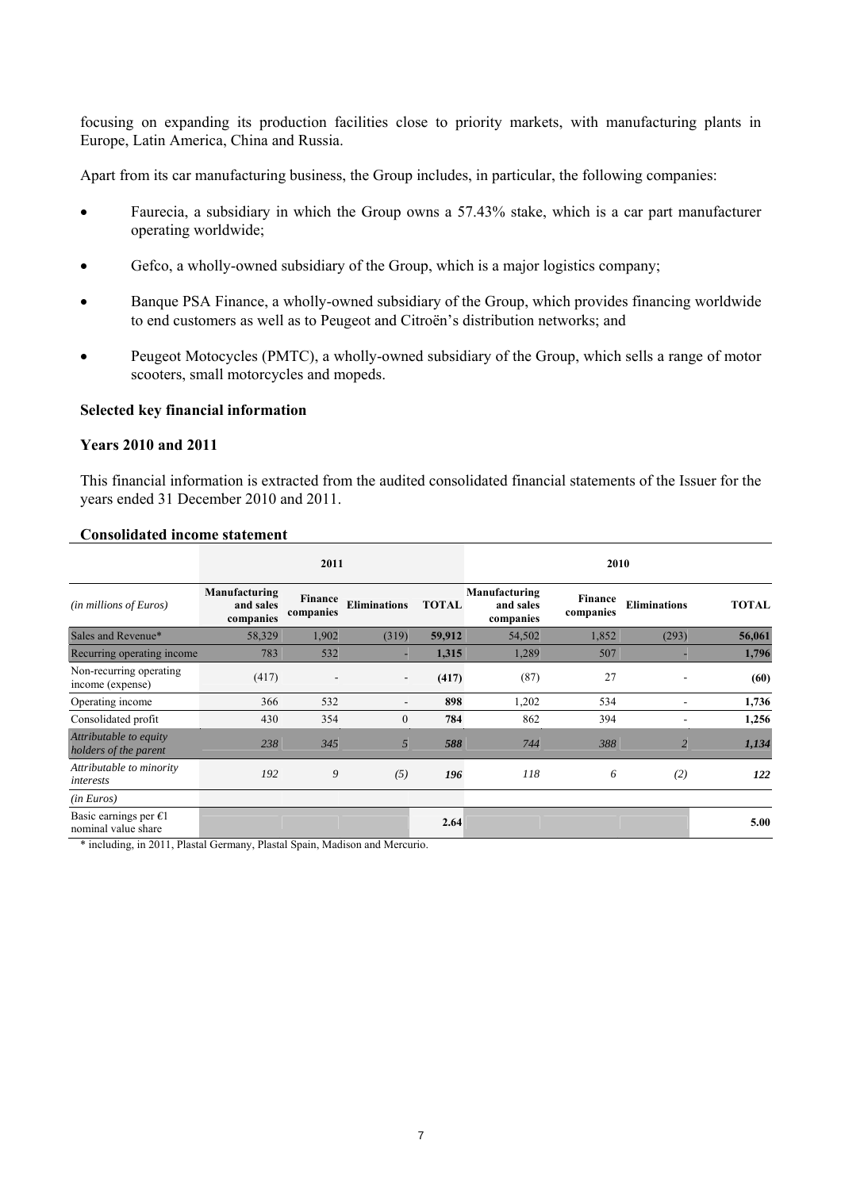focusing on expanding its production facilities close to priority markets, with manufacturing plants in Europe, Latin America, China and Russia.

Apart from its car manufacturing business, the Group includes, in particular, the following companies:

- Faurecia, a subsidiary in which the Group owns a 57.43% stake, which is a car part manufacturer operating worldwide;
- Gefco, a wholly-owned subsidiary of the Group, which is a major logistics company;
- Banque PSA Finance, a wholly-owned subsidiary of the Group, which provides financing worldwide to end customers as well as to Peugeot and Citroën's distribution networks; and
- Peugeot Motocycles (PMTC), a wholly-owned subsidiary of the Group, which sells a range of motor scooters, small motorcycles and mopeds.

**Selected key financial information**

**Years 2010 and 2011**

This financial information is extracted from the audited consolidated financial statements of the Issuer for the years ended 31 December 2010 and 2011.

**Consolidated income statement**

| | 2011 | | | | 2010 | | | |
|---|---|---|---|---|---|---|---|---|
| *(in millions of Euros)* | **Manufacturing and sales companies** | **Finance companies** | **Eliminations** | **TOTAL** | **Manufacturing and sales companies** | **Finance companies** | **Eliminations** | **TOTAL** |
| Sales and Revenue* | 58,329 | 1,902 | (319) | **59,912** | 54,502 | 1,852 | (293) | **56,061** |
| Recurring operating income | 783 | 532 | - | **1,315** | 1,289 | 507 | - | **1,796** |
| Non-recurring operating income (expense) | (417) | - | - | **(417)** | (87) | 27 | - | **(60)** |
| Operating income | 366 | 532 | - | **898** | 1,202 | 534 | - | **1,736** |
| Consolidated profit | 430 | 354 | 0 | **784** | 862 | 394 | - | **1,256** |
| *Attributable to equity holders of the parent* | *238* | *345* | *5* | ***588*** | *744* | *388* | *2* | ***1,134*** |
| *Attributable to minority interests* | *192* | *9* | *(5)* | ***196*** | *118* | *6* | *(2)* | ***122*** |
| *(in Euros)* | | | | | | | | |
| Basic earnings per €1 nominal value share | | | | **2.64** | | | | **5.00** |

\* including, in 2011, Plastal Germany, Plastal Spain, Madison and Mercurio.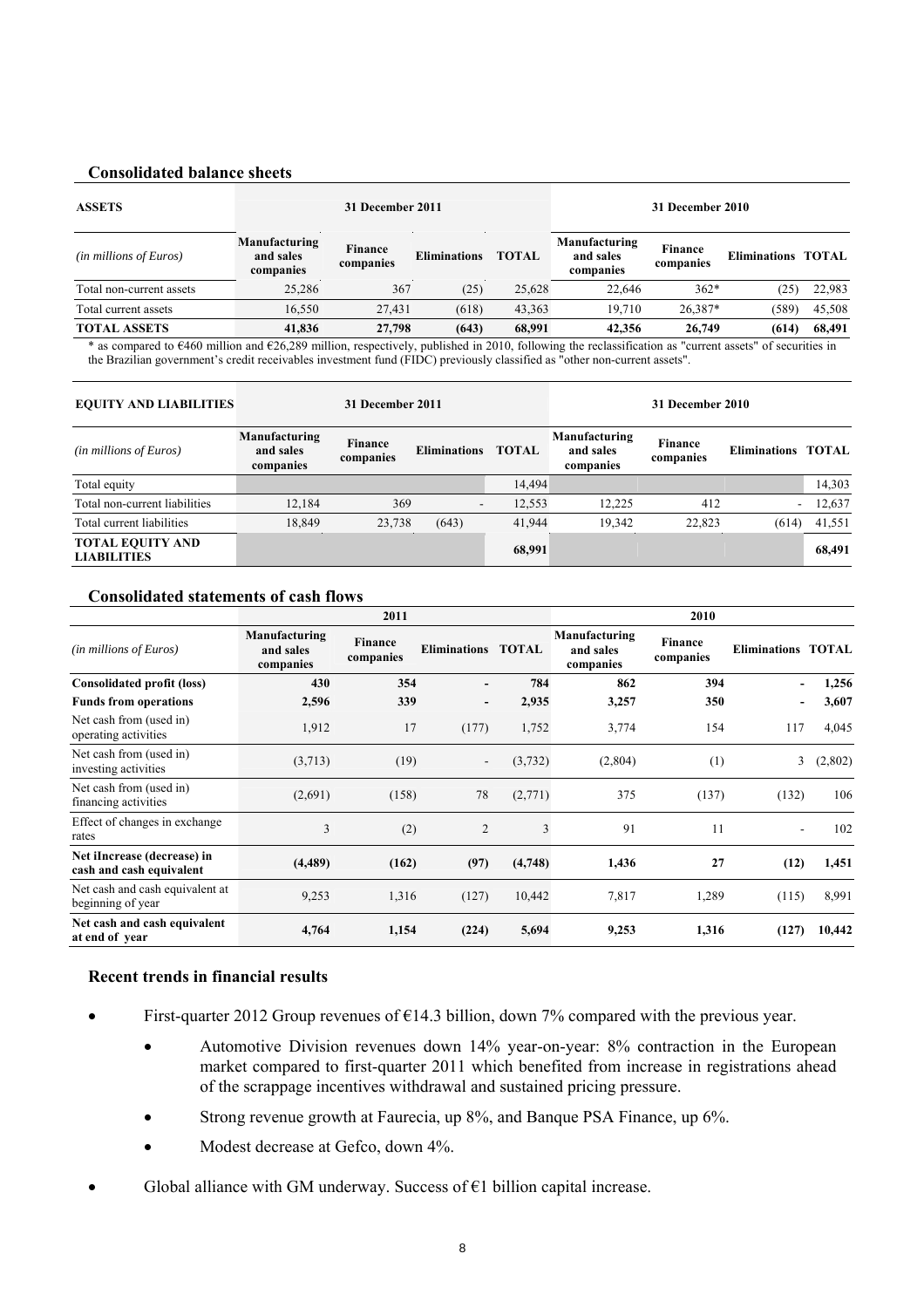### Consolidated balance sheets

| ASSETS | 31 December 2011 | | | | 31 December 2010 | | | |
|---|---|---|---|---|---|---|---|---|
| *(in millions of Euros)* | Manufacturing and sales companies | Finance companies | Eliminations | TOTAL | Manufacturing and sales companies | Finance companies | Eliminations | TOTAL |
| Total non-current assets | 25,286 | 367 | (25) | 25,628 | 22,646 | 362* | (25) | 22,983 |
| Total current assets | 16,550 | 27,431 | (618) | 43,363 | 19,710 | 26,387* | (589) | 45,508 |
| **TOTAL ASSETS** | **41,836** | **27,798** | **(643)** | **68,991** | **42,356** | **26,749** | **(614)** | **68,491** |

\* as compared to €460 million and €26,289 million, respectively, published in 2010, following the reclassification as "current assets" of securities in the Brazilian government's credit receivables investment fund (FIDC) previously classified as "other non-current assets".

| EQUITY AND LIABILITIES | 31 December 2011 | | | | 31 December 2010 | | | |
|---|---|---|---|---|---|---|---|---|
| *(in millions of Euros)* | Manufacturing and sales companies | Finance companies | Eliminations | TOTAL | Manufacturing and sales companies | Finance companies | Eliminations | TOTAL |
| Total equity | | | | 14,494 | | | | 14,303 |
| Total non-current liabilities | 12,184 | 369 | - | 12,553 | 12,225 | 412 | - | 12,637 |
| Total current liabilities | 18,849 | 23,738 | (643) | 41,944 | 19,342 | 22,823 | (614) | 41,551 |
| **TOTAL EQUITY AND LIABILITIES** | | | | **68,991** | | | | **68,491** |

### Consolidated statements of cash flows

| | 2011 | | | | 2010 | | | |
|---|---|---|---|---|---|---|---|---|
| *(in millions of Euros)* | Manufacturing and sales companies | Finance companies | Eliminations | TOTAL | Manufacturing and sales companies | Finance companies | Eliminations | TOTAL |
| **Consolidated profit (loss)** | **430** | **354** | **-** | **784** | **862** | **394** | **-** | **1,256** |
| **Funds from operations** | **2,596** | **339** | **-** | **2,935** | **3,257** | **350** | **-** | **3,607** |
| Net cash from (used in) operating activities | 1,912 | 17 | (177) | 1,752 | 3,774 | 154 | 117 | 4,045 |
| Net cash from (used in) investing activities | (3,713) | (19) | - | (3,732) | (2,804) | (1) | 3 | (2,802) |
| Net cash from (used in) financing activities | (2,691) | (158) | 78 | (2,771) | 375 | (137) | (132) | 106 |
| Effect of changes in exchange rates | 3 | (2) | 2 | 3 | 91 | 11 | - | 102 |
| **Net iIncrease (decrease) in cash and cash equivalent** | **(4,489)** | **(162)** | **(97)** | **(4,748)** | **1,436** | **27** | **(12)** | **1,451** |
| Net cash and cash equivalent at beginning of year | 9,253 | 1,316 | (127) | 10,442 | 7,817 | 1,289 | (115) | 8,991 |
| **Net cash and cash equivalent at end of year** | **4,764** | **1,154** | **(224)** | **5,694** | **9,253** | **1,316** | **(127)** | **10,442** |

### Recent trends in financial results

- First-quarter 2012 Group revenues of €14.3 billion, down 7% compared with the previous year.
  - Automotive Division revenues down 14% year-on-year: 8% contraction in the European market compared to first-quarter 2011 which benefited from increase in registrations ahead of the scrappage incentives withdrawal and sustained pricing pressure.
  - Strong revenue growth at Faurecia, up 8%, and Banque PSA Finance, up 6%.
  - Modest decrease at Gefco, down 4%.
- Global alliance with GM underway. Success of €1 billion capital increase.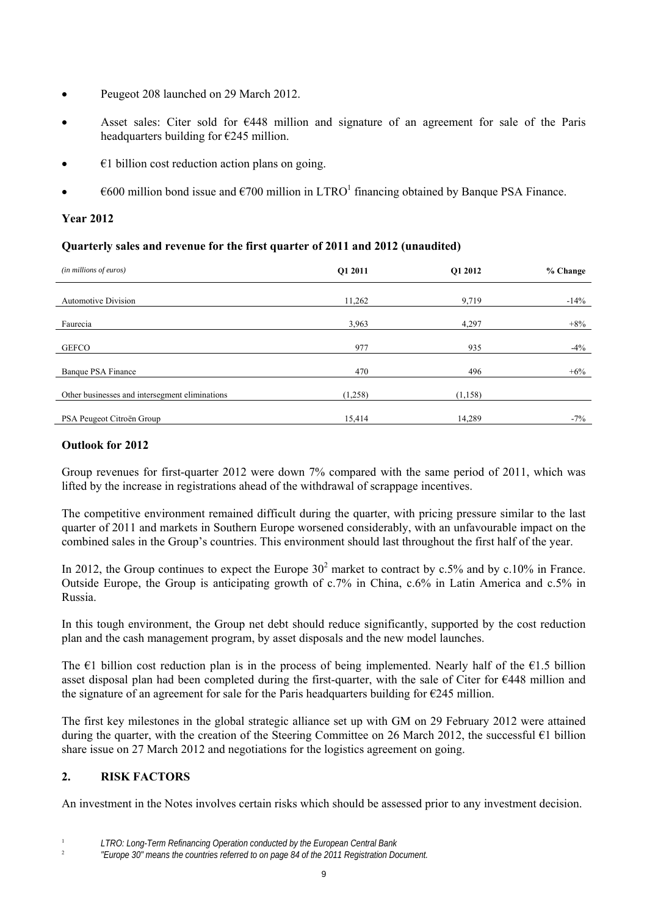- Peugeot 208 launched on 29 March 2012.
- Asset sales: Citer sold for €448 million and signature of an agreement for sale of the Paris headquarters building for €245 million.
- €1 billion cost reduction action plans on going.
- €600 million bond issue and €700 million in LTRO[1] financing obtained by Banque PSA Finance.

**Year 2012**

**Quarterly sales and revenue for the first quarter of 2011 and 2012 (unaudited)**

| *(in millions of euros)* | Q1 2011 | Q1 2012 | % Change |
|---|---|---|---|
| Automotive Division | 11,262 | 9,719 | -14% |
| Faurecia | 3,963 | 4,297 | +8% |
| GEFCO | 977 | 935 | -4% |
| Banque PSA Finance | 470 | 496 | +6% |
| Other businesses and intersegment eliminations | (1,258) | (1,158) | |
| PSA Peugeot Citroën Group | 15,414 | 14,289 | -7% |

**Outlook for 2012**

Group revenues for first-quarter 2012 were down 7% compared with the same period of 2011, which was lifted by the increase in registrations ahead of the withdrawal of scrappage incentives.

The competitive environment remained difficult during the quarter, with pricing pressure similar to the last quarter of 2011 and markets in Southern Europe worsened considerably, with an unfavourable impact on the combined sales in the Group's countries. This environment should last throughout the first half of the year.

In 2012, the Group continues to expect the Europe 30[2] market to contract by c.5% and by c.10% in France. Outside Europe, the Group is anticipating growth of c.7% in China, c.6% in Latin America and c.5% in Russia.

In this tough environment, the Group net debt should reduce significantly, supported by the cost reduction plan and the cash management program, by asset disposals and the new model launches.

The €1 billion cost reduction plan is in the process of being implemented. Nearly half of the €1.5 billion asset disposal plan had been completed during the first-quarter, with the sale of Citer for €448 million and the signature of an agreement for sale for the Paris headquarters building for €245 million.

The first key milestones in the global strategic alliance set up with GM on 29 February 2012 were attained during the quarter, with the creation of the Steering Committee on 26 March 2012, the successful €1 billion share issue on 27 March 2012 and negotiations for the logistics agreement on going.

## 2. RISK FACTORS

An investment in the Notes involves certain risks which should be assessed prior to any investment decision.

[1] *LTRO: Long-Term Refinancing Operation conducted by the European Central Bank*

[2] *"Europe 30" means the countries referred to on page 84 of the 2011 Registration Document.*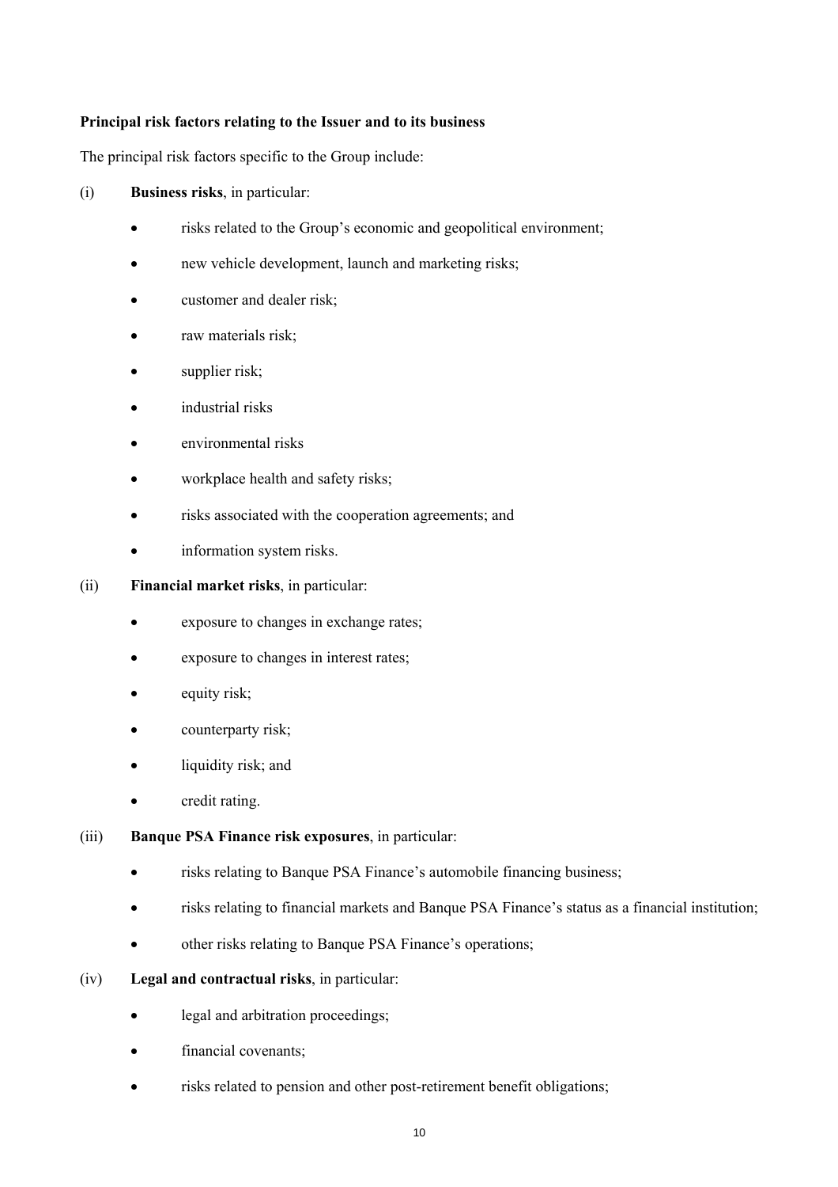**Principal risk factors relating to the Issuer and to its business**

The principal risk factors specific to the Group include:

(i) **Business risks**, in particular:

- risks related to the Group's economic and geopolitical environment;
- new vehicle development, launch and marketing risks;
- customer and dealer risk;
- raw materials risk;
- supplier risk;
- industrial risks
- environmental risks
- workplace health and safety risks;
- risks associated with the cooperation agreements; and
- information system risks.

(ii) **Financial market risks**, in particular:

- exposure to changes in exchange rates;
- exposure to changes in interest rates;
- equity risk;
- counterparty risk;
- liquidity risk; and
- credit rating.

(iii) **Banque PSA Finance risk exposures**, in particular:

- risks relating to Banque PSA Finance's automobile financing business;
- risks relating to financial markets and Banque PSA Finance's status as a financial institution;
- other risks relating to Banque PSA Finance's operations;

(iv) **Legal and contractual risks**, in particular:

- legal and arbitration proceedings;
- financial covenants;
- risks related to pension and other post-retirement benefit obligations;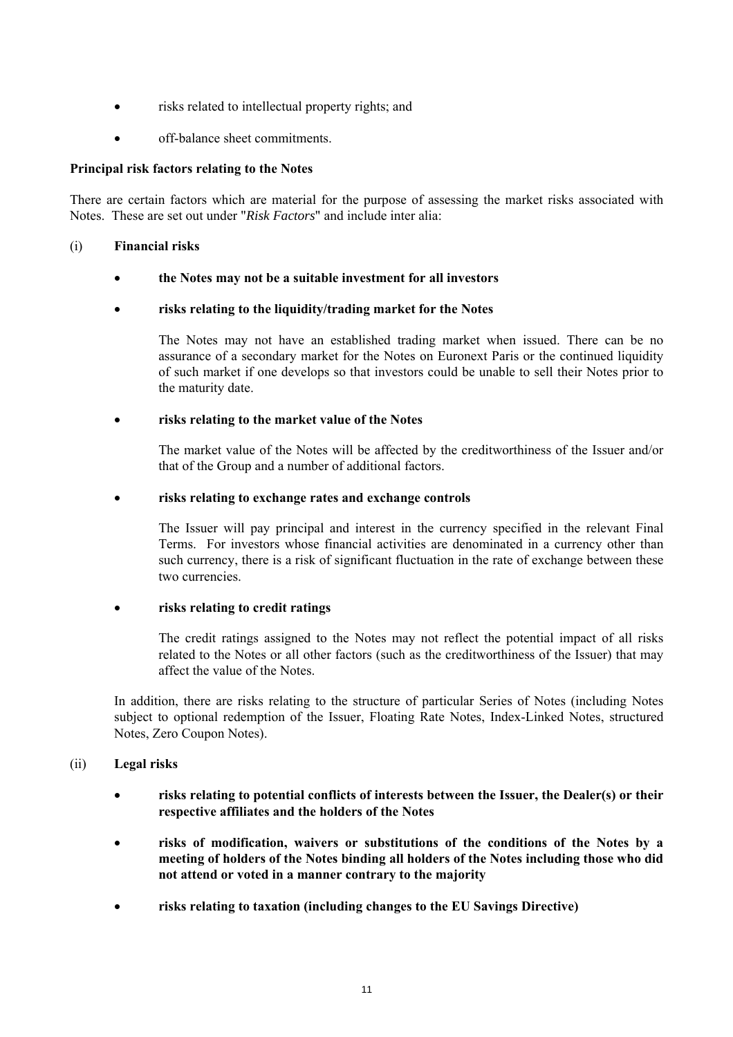- risks related to intellectual property rights; and
- off-balance sheet commitments.

**Principal risk factors relating to the Notes**

There are certain factors which are material for the purpose of assessing the market risks associated with Notes. These are set out under "*Risk Factors*" and include inter alia:

(i) **Financial risks**

- **the Notes may not be a suitable investment for all investors**
- **risks relating to the liquidity/trading market for the Notes**

  The Notes may not have an established trading market when issued. There can be no assurance of a secondary market for the Notes on Euronext Paris or the continued liquidity of such market if one develops so that investors could be unable to sell their Notes prior to the maturity date.

- **risks relating to the market value of the Notes**

  The market value of the Notes will be affected by the creditworthiness of the Issuer and/or that of the Group and a number of additional factors.

- **risks relating to exchange rates and exchange controls**

  The Issuer will pay principal and interest in the currency specified in the relevant Final Terms. For investors whose financial activities are denominated in a currency other than such currency, there is a risk of significant fluctuation in the rate of exchange between these two currencies.

- **risks relating to credit ratings**

  The credit ratings assigned to the Notes may not reflect the potential impact of all risks related to the Notes or all other factors (such as the creditworthiness of the Issuer) that may affect the value of the Notes.

In addition, there are risks relating to the structure of particular Series of Notes (including Notes subject to optional redemption of the Issuer, Floating Rate Notes, Index-Linked Notes, structured Notes, Zero Coupon Notes).

(ii) **Legal risks**

- **risks relating to potential conflicts of interests between the Issuer, the Dealer(s) or their respective affiliates and the holders of the Notes**
- **risks of modification, waivers or substitutions of the conditions of the Notes by a meeting of holders of the Notes binding all holders of the Notes including those who did not attend or voted in a manner contrary to the majority**
- **risks relating to taxation (including changes to the EU Savings Directive)**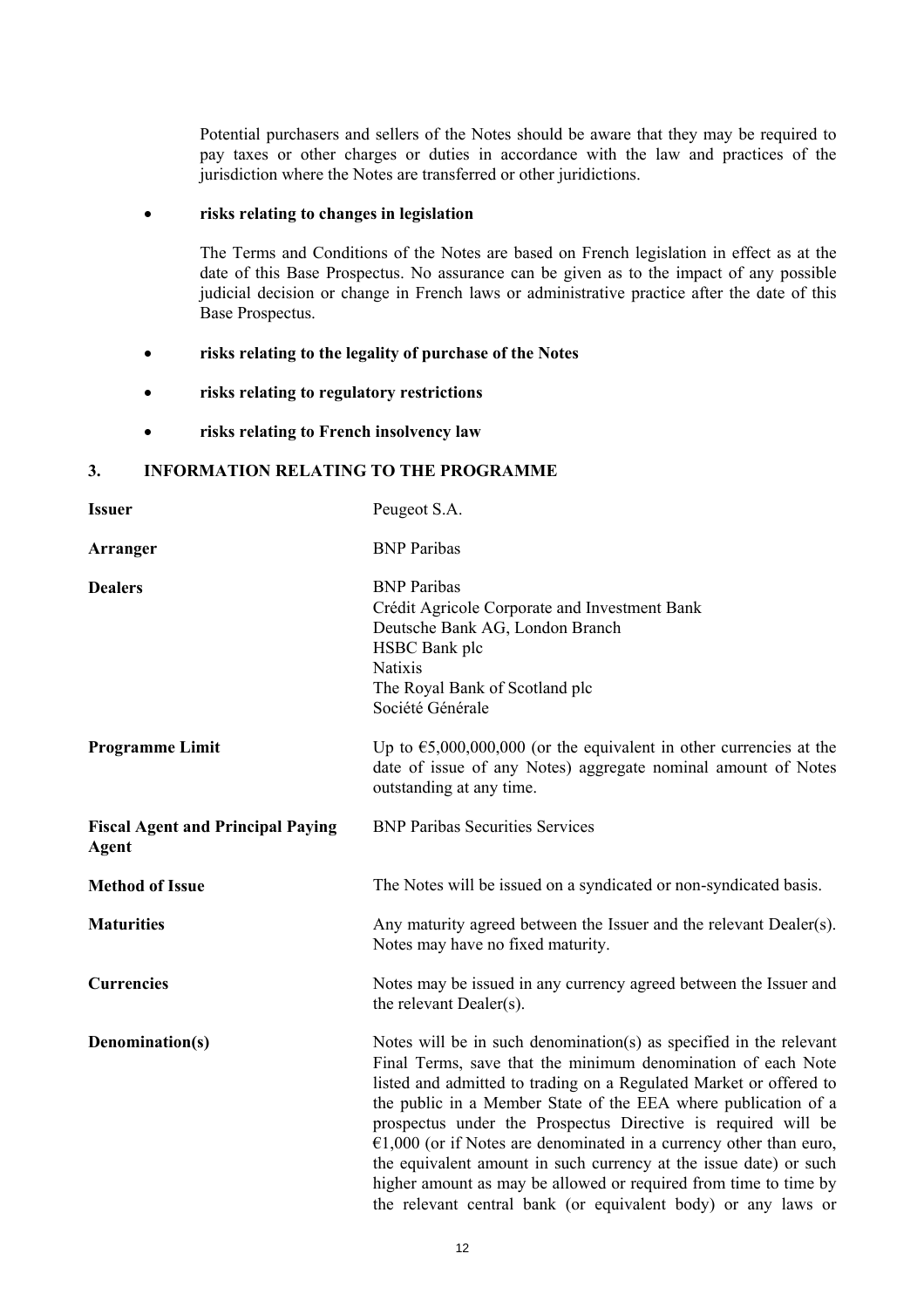Potential purchasers and sellers of the Notes should be aware that they may be required to pay taxes or other charges or duties in accordance with the law and practices of the jurisdiction where the Notes are transferred or other juridictions.

- **risks relating to changes in legislation**

  The Terms and Conditions of the Notes are based on French legislation in effect as at the date of this Base Prospectus. No assurance can be given as to the impact of any possible judicial decision or change in French laws or administrative practice after the date of this Base Prospectus.

- **risks relating to the legality of purchase of the Notes**
- **risks relating to regulatory restrictions**
- **risks relating to French insolvency law**

## 3. INFORMATION RELATING TO THE PROGRAMME

| | |
|---|---|
| **Issuer** | Peugeot S.A. |
| **Arranger** | BNP Paribas |
| **Dealers** | BNP Paribas<br>Crédit Agricole Corporate and Investment Bank<br>Deutsche Bank AG, London Branch<br>HSBC Bank plc<br>Natixis<br>The Royal Bank of Scotland plc<br>Société Générale |
| **Programme Limit** | Up to €5,000,000,000 (or the equivalent in other currencies at the date of issue of any Notes) aggregate nominal amount of Notes outstanding at any time. |
| **Fiscal Agent and Principal Paying Agent** | BNP Paribas Securities Services |
| **Method of Issue** | The Notes will be issued on a syndicated or non-syndicated basis. |
| **Maturities** | Any maturity agreed between the Issuer and the relevant Dealer(s). Notes may have no fixed maturity. |
| **Currencies** | Notes may be issued in any currency agreed between the Issuer and the relevant Dealer(s). |
| **Denomination(s)** | Notes will be in such denomination(s) as specified in the relevant Final Terms, save that the minimum denomination of each Note listed and admitted to trading on a Regulated Market or offered to the public in a Member State of the EEA where publication of a prospectus under the Prospectus Directive is required will be €1,000 (or if Notes are denominated in a currency other than euro, the equivalent amount in such currency at the issue date) or such higher amount as may be allowed or required from time to time by the relevant central bank (or equivalent body) or any laws or |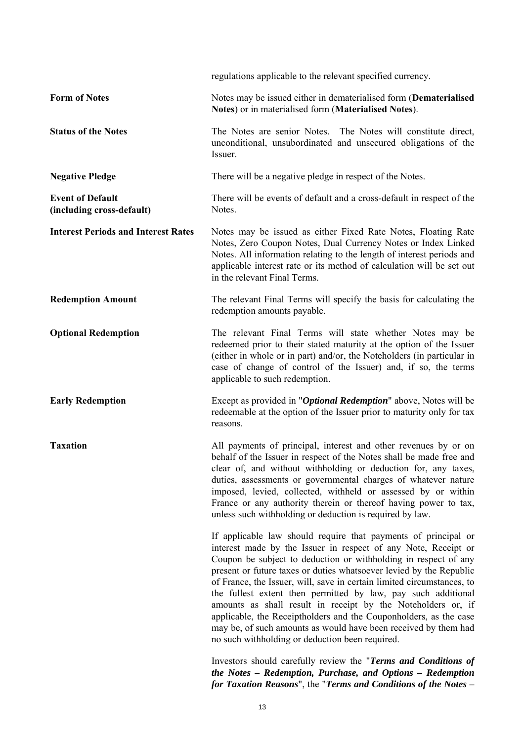| | |
|---|---|
| | regulations applicable to the relevant specified currency. |
| **Form of Notes** | Notes may be issued either in dematerialised form (**Dematerialised Notes**) or in materialised form (**Materialised Notes**). |
| **Status of the Notes** | The Notes are senior Notes. The Notes will constitute direct, unconditional, unsubordinated and unsecured obligations of the Issuer. |
| **Negative Pledge** | There will be a negative pledge in respect of the Notes. |
| **Event of Default (including cross-default)** | There will be events of default and a cross-default in respect of the Notes. |
| **Interest Periods and Interest Rates** | Notes may be issued as either Fixed Rate Notes, Floating Rate Notes, Zero Coupon Notes, Dual Currency Notes or Index Linked Notes. All information relating to the length of interest periods and applicable interest rate or its method of calculation will be set out in the relevant Final Terms. |
| **Redemption Amount** | The relevant Final Terms will specify the basis for calculating the redemption amounts payable. |
| **Optional Redemption** | The relevant Final Terms will state whether Notes may be redeemed prior to their stated maturity at the option of the Issuer (either in whole or in part) and/or, the Noteholders (in particular in case of change of control of the Issuer) and, if so, the terms applicable to such redemption. |
| **Early Redemption** | Except as provided in "***Optional Redemption***" above, Notes will be redeemable at the option of the Issuer prior to maturity only for tax reasons. |
| **Taxation** | All payments of principal, interest and other revenues by or on behalf of the Issuer in respect of the Notes shall be made free and clear of, and without withholding or deduction for, any taxes, duties, assessments or governmental charges of whatever nature imposed, levied, collected, withheld or assessed by or within France or any authority therein or thereof having power to tax, unless such withholding or deduction is required by law. |
| | If applicable law should require that payments of principal or interest made by the Issuer in respect of any Note, Receipt or Coupon be subject to deduction or withholding in respect of any present or future taxes or duties whatsoever levied by the Republic of France, the Issuer, will, save in certain limited circumstances, to the fullest extent then permitted by law, pay such additional amounts as shall result in receipt by the Noteholders or, if applicable, the Receiptholders and the Couponholders, as the case may be, of such amounts as would have been received by them had no such withholding or deduction been required. |
| | Investors should carefully review the "***Terms and Conditions of the Notes – Redemption, Purchase, and Options – Redemption for Taxation Reasons***", the "***Terms and Conditions of the Notes –*** |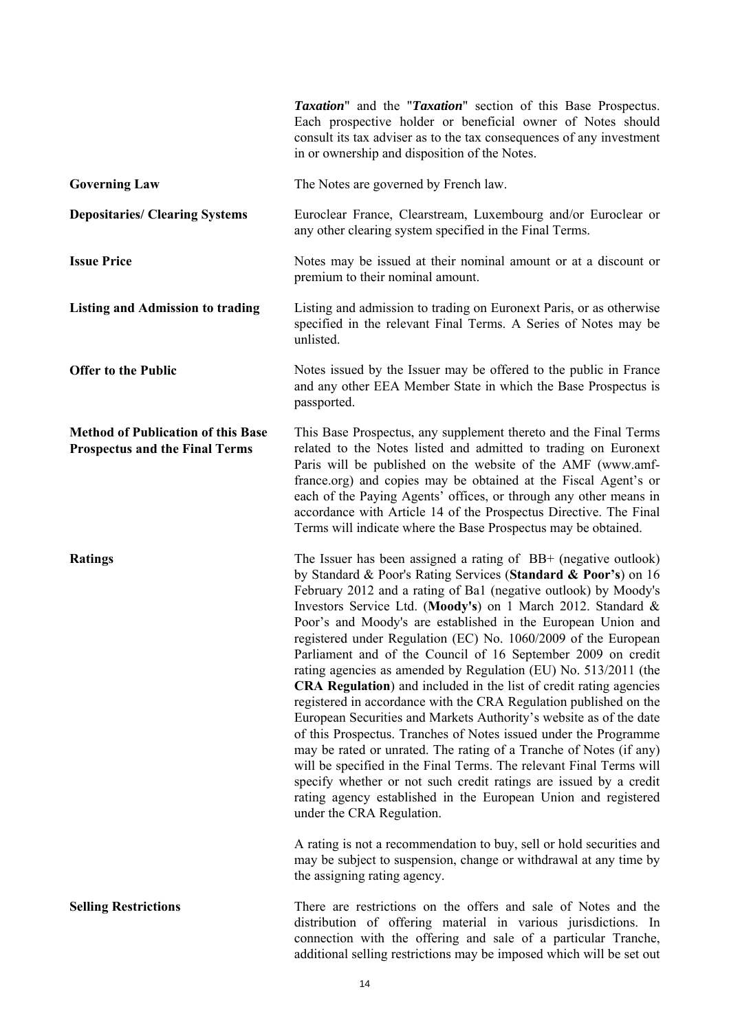***Taxation*" and the "*Taxation*" section of this Base Prospectus. Each prospective holder or beneficial owner of Notes should consult its tax adviser as to the tax consequences of any investment in or ownership and disposition of the Notes.

| | |
|---|---|
| **Governing Law** | The Notes are governed by French law. |
| **Depositaries/ Clearing Systems** | Euroclear France, Clearstream, Luxembourg and/or Euroclear or any other clearing system specified in the Final Terms. |
| **Issue Price** | Notes may be issued at their nominal amount or at a discount or premium to their nominal amount. |
| **Listing and Admission to trading** | Listing and admission to trading on Euronext Paris, or as otherwise specified in the relevant Final Terms. A Series of Notes may be unlisted. |
| **Offer to the Public** | Notes issued by the Issuer may be offered to the public in France and any other EEA Member State in which the Base Prospectus is passported. |
| **Method of Publication of this Base Prospectus and the Final Terms** | This Base Prospectus, any supplement thereto and the Final Terms related to the Notes listed and admitted to trading on Euronext Paris will be published on the website of the AMF (www.amf-france.org) and copies may be obtained at the Fiscal Agent's or each of the Paying Agents' offices, or through any other means in accordance with Article 14 of the Prospectus Directive. The Final Terms will indicate where the Base Prospectus may be obtained. |
| **Ratings** | The Issuer has been assigned a rating of BB+ (negative outlook) by Standard & Poor's Rating Services (**Standard & Poor's**) on 16 February 2012 and a rating of Ba1 (negative outlook) by Moody's Investors Service Ltd. (**Moody's**) on 1 March 2012. Standard & Poor's and Moody's are established in the European Union and registered under Regulation (EC) No. 1060/2009 of the European Parliament and of the Council of 16 September 2009 on credit rating agencies as amended by Regulation (EU) No. 513/2011 (the **CRA Regulation**) and included in the list of credit rating agencies registered in accordance with the CRA Regulation published on the European Securities and Markets Authority's website as of the date of this Prospectus. Tranches of Notes issued under the Programme may be rated or unrated. The rating of a Tranche of Notes (if any) will be specified in the Final Terms. The relevant Final Terms will specify whether or not such credit ratings are issued by a credit rating agency established in the European Union and registered under the CRA Regulation.<br><br>A rating is not a recommendation to buy, sell or hold securities and may be subject to suspension, change or withdrawal at any time by the assigning rating agency. |
| **Selling Restrictions** | There are restrictions on the offers and sale of Notes and the distribution of offering material in various jurisdictions. In connection with the offering and sale of a particular Tranche, additional selling restrictions may be imposed which will be set out |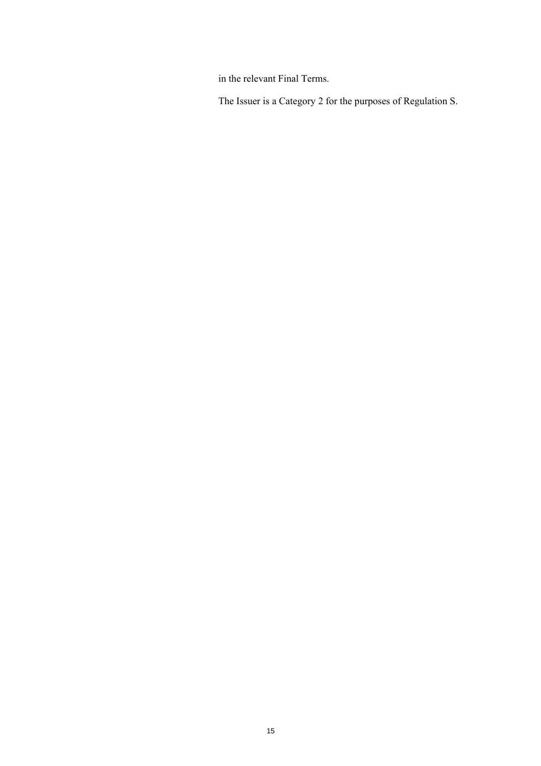in the relevant Final Terms.

The Issuer is a Category 2 for the purposes of Regulation S.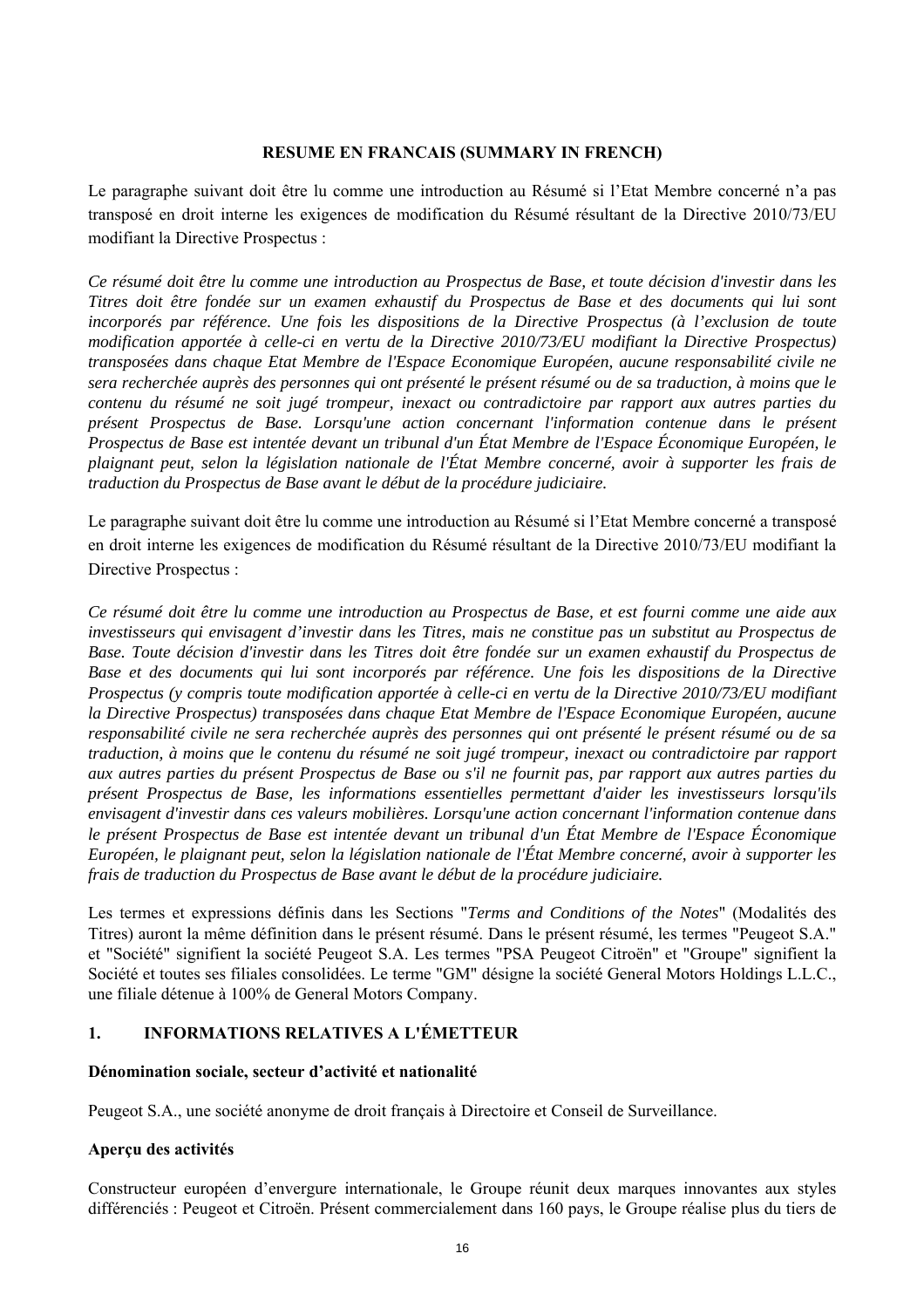**RESUME EN FRANCAIS (SUMMARY IN FRENCH)**

Le paragraphe suivant doit être lu comme une introduction au Résumé si l'Etat Membre concerné n'a pas transposé en droit interne les exigences de modification du Résumé résultant de la Directive 2010/73/EU modifiant la Directive Prospectus :

*Ce résumé doit être lu comme une introduction au Prospectus de Base, et toute décision d'investir dans les Titres doit être fondée sur un examen exhaustif du Prospectus de Base et des documents qui lui sont incorporés par référence. Une fois les dispositions de la Directive Prospectus (à l'exclusion de toute modification apportée à celle-ci en vertu de la Directive 2010/73/EU modifiant la Directive Prospectus) transposées dans chaque Etat Membre de l'Espace Economique Européen, aucune responsabilité civile ne sera recherchée auprès des personnes qui ont présenté le présent résumé ou de sa traduction, à moins que le contenu du résumé ne soit jugé trompeur, inexact ou contradictoire par rapport aux autres parties du présent Prospectus de Base. Lorsqu'une action concernant l'information contenue dans le présent Prospectus de Base est intentée devant un tribunal d'un État Membre de l'Espace Économique Européen, le plaignant peut, selon la législation nationale de l'État Membre concerné, avoir à supporter les frais de traduction du Prospectus de Base avant le début de la procédure judiciaire.*

Le paragraphe suivant doit être lu comme une introduction au Résumé si l'Etat Membre concerné a transposé en droit interne les exigences de modification du Résumé résultant de la Directive 2010/73/EU modifiant la Directive Prospectus :

*Ce résumé doit être lu comme une introduction au Prospectus de Base, et est fourni comme une aide aux investisseurs qui envisagent d'investir dans les Titres, mais ne constitue pas un substitut au Prospectus de Base. Toute décision d'investir dans les Titres doit être fondée sur un examen exhaustif du Prospectus de Base et des documents qui lui sont incorporés par référence. Une fois les dispositions de la Directive Prospectus (y compris toute modification apportée à celle-ci en vertu de la Directive 2010/73/EU modifiant la Directive Prospectus) transposées dans chaque Etat Membre de l'Espace Economique Européen, aucune responsabilité civile ne sera recherchée auprès des personnes qui ont présenté le présent résumé ou de sa traduction, à moins que le contenu du résumé ne soit jugé trompeur, inexact ou contradictoire par rapport aux autres parties du présent Prospectus de Base ou s'il ne fournit pas, par rapport aux autres parties du présent Prospectus de Base, les informations essentielles permettant d'aider les investisseurs lorsqu'ils envisagent d'investir dans ces valeurs mobilières. Lorsqu'une action concernant l'information contenue dans le présent Prospectus de Base est intentée devant un tribunal d'un État Membre de l'Espace Économique Européen, le plaignant peut, selon la législation nationale de l'État Membre concerné, avoir à supporter les frais de traduction du Prospectus de Base avant le début de la procédure judiciaire.*

Les termes et expressions définis dans les Sections "*Terms and Conditions of the Notes*" (Modalités des Titres) auront la même définition dans le présent résumé. Dans le présent résumé, les termes "Peugeot S.A." et "Société" signifient la société Peugeot S.A. Les termes "PSA Peugeot Citroën" et "Groupe" signifient la Société et toutes ses filiales consolidées. Le terme "GM" désigne la société General Motors Holdings L.L.C., une filiale détenue à 100% de General Motors Company.

## 1. INFORMATIONS RELATIVES A L'ÉMETTEUR

**Dénomination sociale, secteur d'activité et nationalité**

Peugeot S.A., une société anonyme de droit français à Directoire et Conseil de Surveillance.

**Aperçu des activités**

Constructeur européen d'envergure internationale, le Groupe réunit deux marques innovantes aux styles différenciés : Peugeot et Citroën. Présent commercialement dans 160 pays, le Groupe réalise plus du tiers de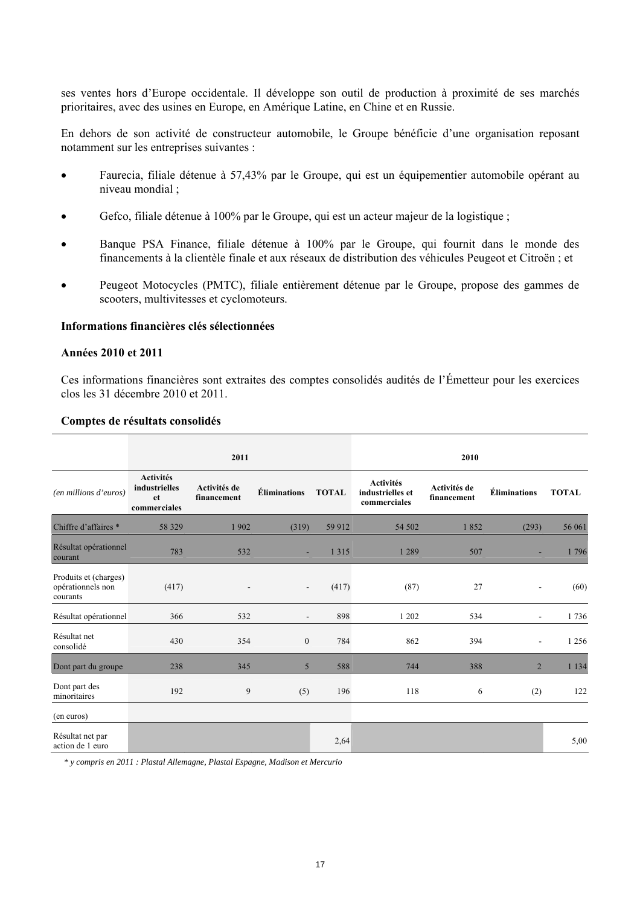ses ventes hors d'Europe occidentale. Il développe son outil de production à proximité de ses marchés prioritaires, avec des usines en Europe, en Amérique Latine, en Chine et en Russie.

En dehors de son activité de constructeur automobile, le Groupe bénéficie d'une organisation reposant notamment sur les entreprises suivantes :

- Faurecia, filiale détenue à 57,43% par le Groupe, qui est un équipementier automobile opérant au niveau mondial ;
- Gefco, filiale détenue à 100% par le Groupe, qui est un acteur majeur de la logistique ;
- Banque PSA Finance, filiale détenue à 100% par le Groupe, qui fournit dans le monde des financements à la clientèle finale et aux réseaux de distribution des véhicules Peugeot et Citroën ; et
- Peugeot Motocycles (PMTC), filiale entièrement détenue par le Groupe, propose des gammes de scooters, multivitesses et cyclomoteurs.

**Informations financières clés sélectionnées**

**Années 2010 et 2011**

Ces informations financières sont extraites des comptes consolidés audités de l'Émetteur pour les exercices clos les 31 décembre 2010 et 2011.

**Comptes de résultats consolidés**

| | 2011 | | | | 2010 | | | |
|---|---|---|---|---|---|---|---|---|
| *(en millions d'euros)* | **Activités industrielles et commerciales** | **Activités de financement** | **Éliminations** | **TOTAL** | **Activités industrielles et commerciales** | **Activités de financement** | **Éliminations** | **TOTAL** |
| Chiffre d'affaires * | 58 329 | 1 902 | (319) | 59 912 | 54 502 | 1 852 | (293) | 56 061 |
| Résultat opérationnel courant | 783 | 532 | - | 1 315 | 1 289 | 507 | - | 1 796 |
| Produits et (charges) opérationnels non courants | (417) | - | - | (417) | (87) | 27 | - | (60) |
| Résultat opérationnel | 366 | 532 | - | 898 | 1 202 | 534 | - | 1 736 |
| Résultat net consolidé | 430 | 354 | 0 | 784 | 862 | 394 | - | 1 256 |
| Dont part du groupe | 238 | 345 | 5 | 588 | 744 | 388 | 2 | 1 134 |
| Dont part des minoritaires | 192 | 9 | (5) | 196 | 118 | 6 | (2) | 122 |
| (en euros) | | | | | | | | |
| Résultat net par action de 1 euro | | | | 2,64 | | | | 5,00 |

*\* y compris en 2011 : Plastal Allemagne, Plastal Espagne, Madison et Mercurio*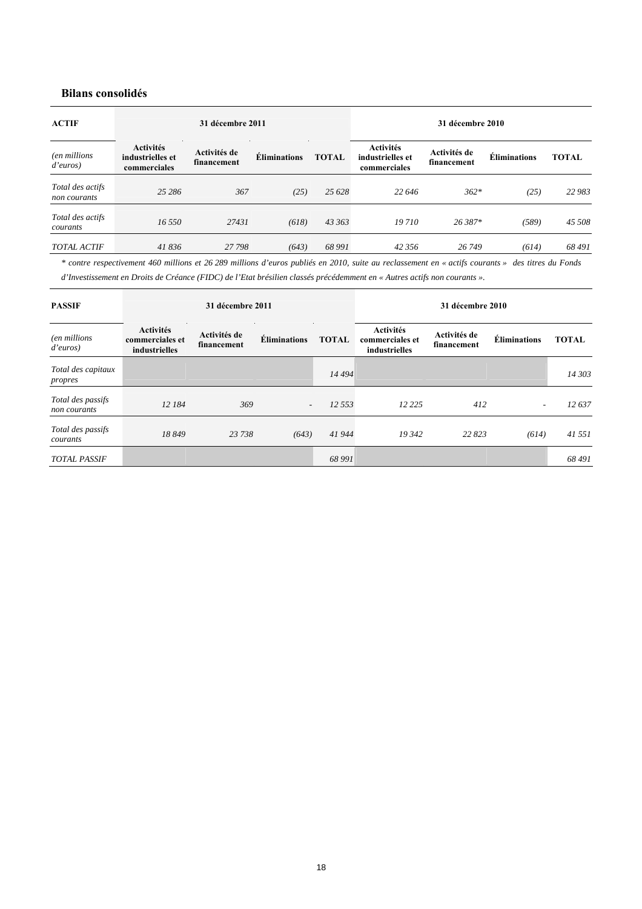## Bilans consolidés

| ACTIF | 31 décembre 2011 | | | | 31 décembre 2010 | | | |
|---|---|---|---|---|---|---|---|---|
| *(en millions d'euros)* | **Activités industrielles et commerciales** | **Activités de financement** | **Éliminations** | **TOTAL** | **Activités industrielles et commerciales** | **Activités de financement** | **Éliminations** | **TOTAL** |
| *Total des actifs non courants* | *25 286* | *367* | *(25)* | *25 628* | *22 646* | *362\** | *(25)* | *22 983* |
| *Total des actifs courants* | *16 550* | *27431* | *(618)* | *43 363* | *19 710* | *26 387\** | *(589)* | *45 508* |
| *TOTAL ACTIF* | *41 836* | *27 798* | *(643)* | *68 991* | *42 356* | *26 749* | *(614)* | *68 491* |

*\* contre respectivement 460 millions et 26 289 millions d'euros publiés en 2010, suite au reclassement en « actifs courants » des titres du Fonds d'Investissement en Droits de Créance (FIDC) de l'Etat brésilien classés précédemment en « Autres actifs non courants ».*

| PASSIF | 31 décembre 2011 | | | | 31 décembre 2010 | | | |
|---|---|---|---|---|---|---|---|---|
| *(en millions d'euros)* | **Activités commerciales et industrielles** | **Activités de financement** | **Éliminations** | **TOTAL** | **Activités commerciales et industrielles** | **Activités de financement** | **Éliminations** | **TOTAL** |
| *Total des capitaux propres* | | | | *14 494* | | | | *14 303* |
| *Total des passifs non courants* | *12 184* | *369* | *-* | *12 553* | *12 225* | *412* | *-* | *12 637* |
| *Total des passifs courants* | *18 849* | *23 738* | *(643)* | *41 944* | *19 342* | *22 823* | *(614)* | *41 551* |
| *TOTAL PASSIF* | | | | *68 991* | | | | *68 491* |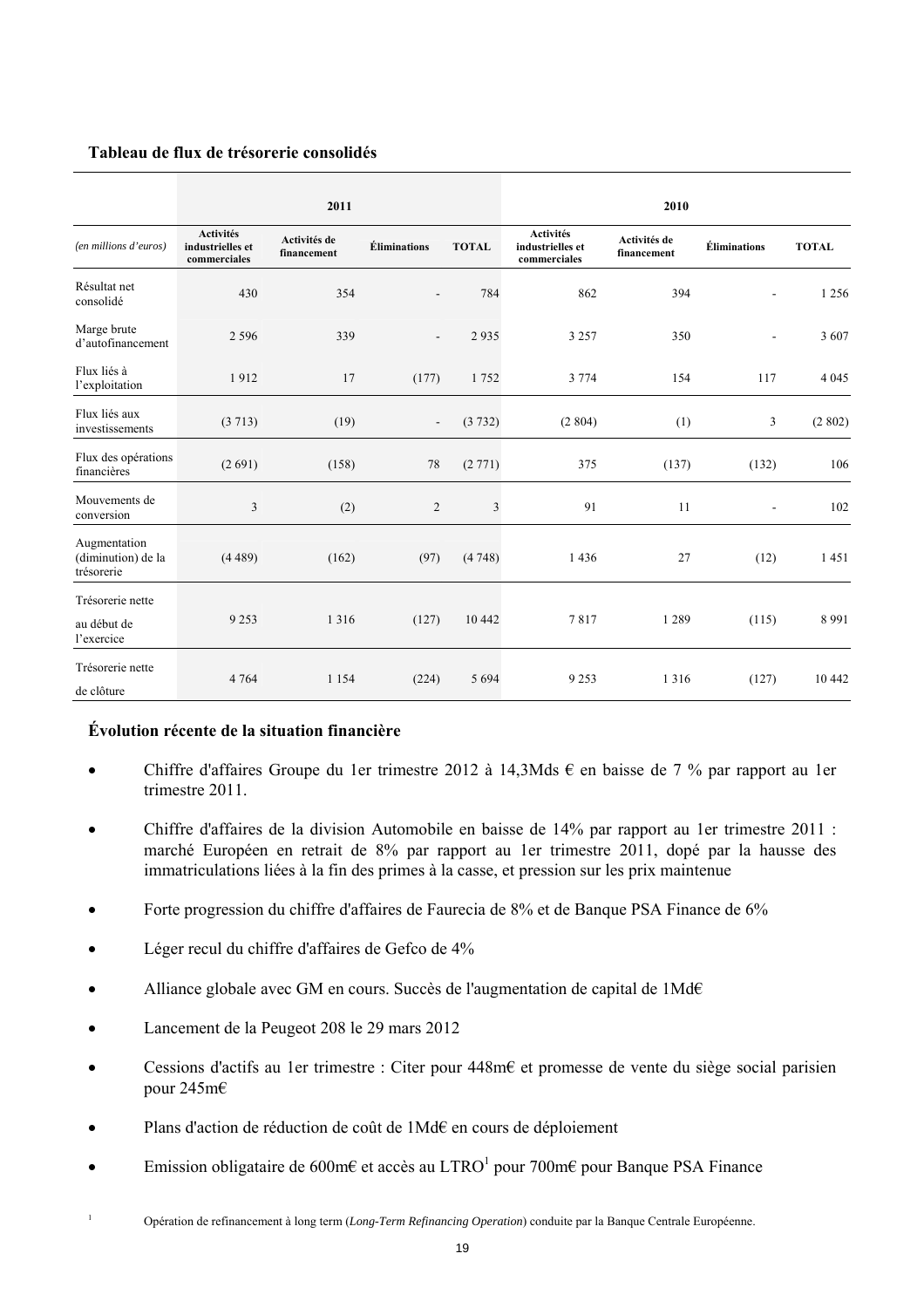**Tableau de flux de trésorerie consolidés**

| *(en millions d'euros)* | 2011 | | | | 2010 | | | |
|---|---|---|---|---|---|---|---|---|
| | Activités industrielles et commerciales | Activités de financement | Éliminations | TOTAL | Activités industrielles et commerciales | Activités de financement | Éliminations | TOTAL |
| Résultat net consolidé | 430 | 354 | - | 784 | 862 | 394 | - | 1 256 |
| Marge brute d'autofinancement | 2 596 | 339 | - | 2 935 | 3 257 | 350 | - | 3 607 |
| Flux liés à l'exploitation | 1 912 | 17 | (177) | 1 752 | 3 774 | 154 | 117 | 4 045 |
| Flux liés aux investissements | (3 713) | (19) | - | (3 732) | (2 804) | (1) | 3 | (2 802) |
| Flux des opérations financières | (2 691) | (158) | 78 | (2 771) | 375 | (137) | (132) | 106 |
| Mouvements de conversion | 3 | (2) | 2 | 3 | 91 | 11 | - | 102 |
| Augmentation (diminution) de la trésorerie | (4 489) | (162) | (97) | (4 748) | 1 436 | 27 | (12) | 1 451 |
| Trésorerie nette au début de l'exercice | 9 253 | 1 316 | (127) | 10 442 | 7 817 | 1 289 | (115) | 8 991 |
| Trésorerie nette de clôture | 4 764 | 1 154 | (224) | 5 694 | 9 253 | 1 316 | (127) | 10 442 |

**Évolution récente de la situation financière**

- Chiffre d'affaires Groupe du 1er trimestre 2012 à 14,3Mds € en baisse de 7 % par rapport au 1er trimestre 2011.
- Chiffre d'affaires de la division Automobile en baisse de 14% par rapport au 1er trimestre 2011 : marché Européen en retrait de 8% par rapport au 1er trimestre 2011, dopé par la hausse des immatriculations liées à la fin des primes à la casse, et pression sur les prix maintenue
- Forte progression du chiffre d'affaires de Faurecia de 8% et de Banque PSA Finance de 6%
- Léger recul du chiffre d'affaires de Gefco de 4%
- Alliance globale avec GM en cours. Succès de l'augmentation de capital de 1Md€
- Lancement de la Peugeot 208 le 29 mars 2012
- Cessions d'actifs au 1er trimestre : Citer pour 448m€ et promesse de vente du siège social parisien pour 245m€
- Plans d'action de réduction de coût de 1Md€ en cours de déploiement
- Emission obligataire de 600m€ et accès au LTRO[1] pour 700m€ pour Banque PSA Finance

[1] Opération de refinancement à long term (*Long-Term Refinancing Operation*) conduite par la Banque Centrale Européenne.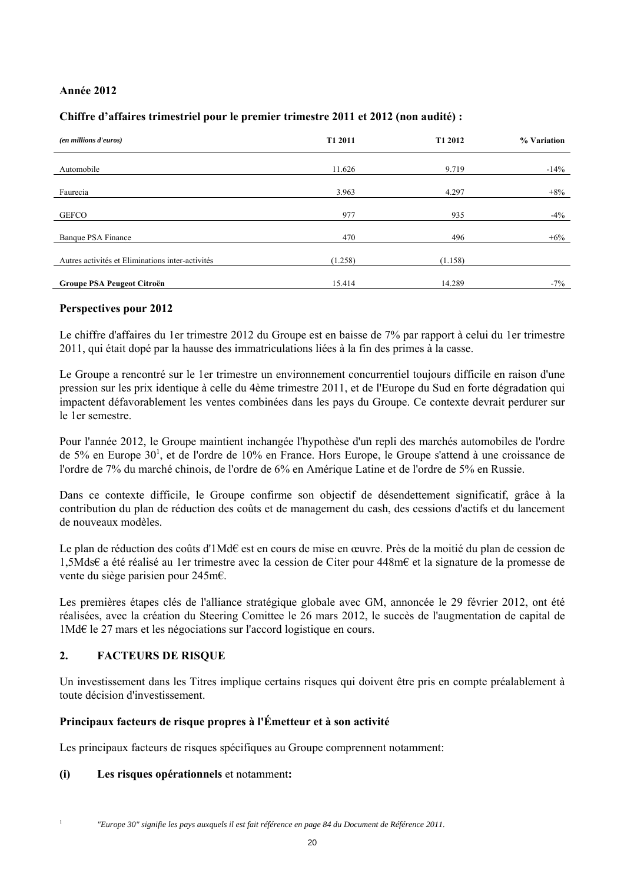**Année 2012**

**Chiffre d'affaires trimestriel pour le premier trimestre 2011 et 2012 (non audité) :**

| *(en millions d'euros)* | T1 2011 | T1 2012 | % Variation |
|---|---|---|---|
| Automobile | 11.626 | 9.719 | -14% |
| Faurecia | 3.963 | 4.297 | +8% |
| GEFCO | 977 | 935 | -4% |
| Banque PSA Finance | 470 | 496 | +6% |
| Autres activités et Eliminations inter-activités | (1.258) | (1.158) | |
| **Groupe PSA Peugeot Citroën** | 15.414 | 14.289 | -7% |

**Perspectives pour 2012**

Le chiffre d'affaires du 1er trimestre 2012 du Groupe est en baisse de 7% par rapport à celui du 1er trimestre 2011, qui était dopé par la hausse des immatriculations liées à la fin des primes à la casse.

Le Groupe a rencontré sur le 1er trimestre un environnement concurrentiel toujours difficile en raison d'une pression sur les prix identique à celle du 4ème trimestre 2011, et de l'Europe du Sud en forte dégradation qui impactent défavorablement les ventes combinées dans les pays du Groupe. Ce contexte devrait perdurer sur le 1er semestre.

Pour l'année 2012, le Groupe maintient inchangée l'hypothèse d'un repli des marchés automobiles de l'ordre de 5% en Europe 30[1], et de l'ordre de 10% en France. Hors Europe, le Groupe s'attend à une croissance de l'ordre de 7% du marché chinois, de l'ordre de 6% en Amérique Latine et de l'ordre de 5% en Russie.

Dans ce contexte difficile, le Groupe confirme son objectif de désendettement significatif, grâce à la contribution du plan de réduction des coûts et de management du cash, des cessions d'actifs et du lancement de nouveaux modèles.

Le plan de réduction des coûts d'1Md€ est en cours de mise en œuvre. Près de la moitié du plan de cession de 1,5Mds€ a été réalisé au 1er trimestre avec la cession de Citer pour 448m€ et la signature de la promesse de vente du siège parisien pour 245m€.

Les premières étapes clés de l'alliance stratégique globale avec GM, annoncée le 29 février 2012, ont été réalisées, avec la création du Steering Comittee le 26 mars 2012, le succès de l'augmentation de capital de 1Md€ le 27 mars et les négociations sur l'accord logistique en cours.

## 2. FACTEURS DE RISQUE

Un investissement dans les Titres implique certains risques qui doivent être pris en compte préalablement à toute décision d'investissement.

**Principaux facteurs de risque propres à l'Émetteur et à son activité**

Les principaux facteurs de risques spécifiques au Groupe comprennent notamment:

**(i) Les risques opérationnels** et notamment**:**

[1] *"Europe 30" signifie les pays auxquels il est fait référence en page 84 du Document de Référence 2011.*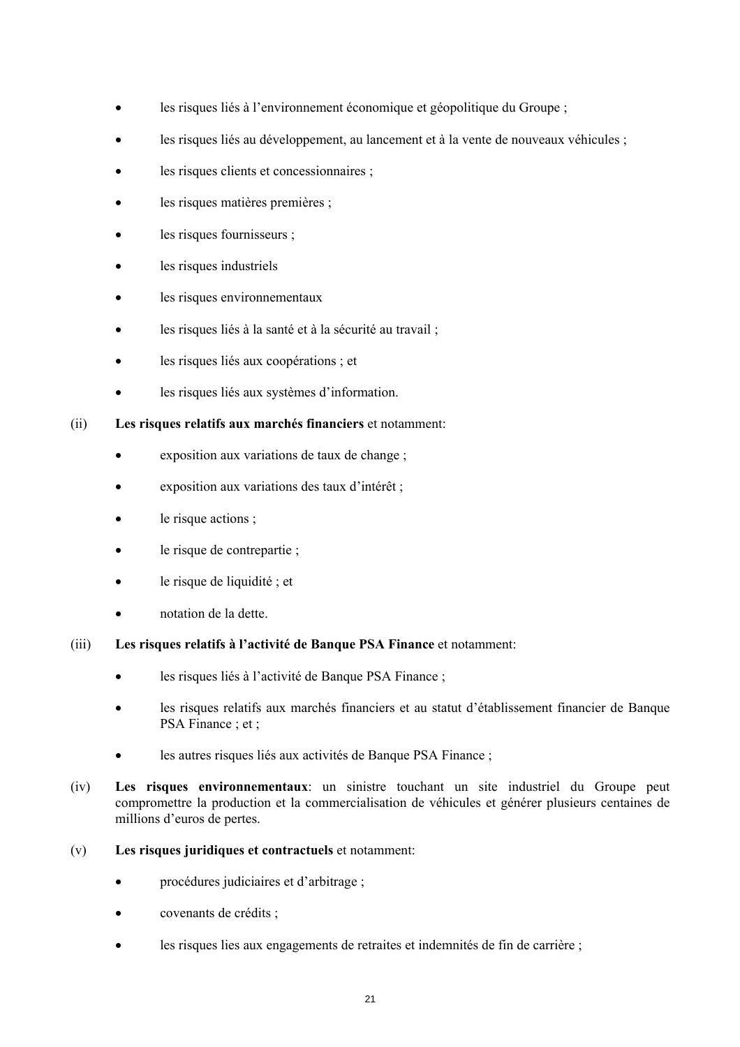- les risques liés à l'environnement économique et géopolitique du Groupe ;
- les risques liés au développement, au lancement et à la vente de nouveaux véhicules ;
- les risques clients et concessionnaires ;
- les risques matières premières ;
- les risques fournisseurs ;
- les risques industriels
- les risques environnementaux
- les risques liés à la santé et à la sécurité au travail ;
- les risques liés aux coopérations ; et
- les risques liés aux systèmes d'information.

(ii) **Les risques relatifs aux marchés financiers** et notamment:

- exposition aux variations de taux de change ;
- exposition aux variations des taux d'intérêt ;
- le risque actions ;
- le risque de contrepartie ;
- le risque de liquidité ; et
- notation de la dette.

(iii) **Les risques relatifs à l'activité de Banque PSA Finance** et notamment:

- les risques liés à l'activité de Banque PSA Finance ;
- les risques relatifs aux marchés financiers et au statut d'établissement financier de Banque PSA Finance ; et ;
- les autres risques liés aux activités de Banque PSA Finance ;

(iv) **Les risques environnementaux**: un sinistre touchant un site industriel du Groupe peut compromettre la production et la commercialisation de véhicules et générer plusieurs centaines de millions d'euros de pertes.

(v) **Les risques juridiques et contractuels** et notamment:

- procédures judiciaires et d'arbitrage ;
- covenants de crédits ;
- les risques lies aux engagements de retraites et indemnités de fin de carrière ;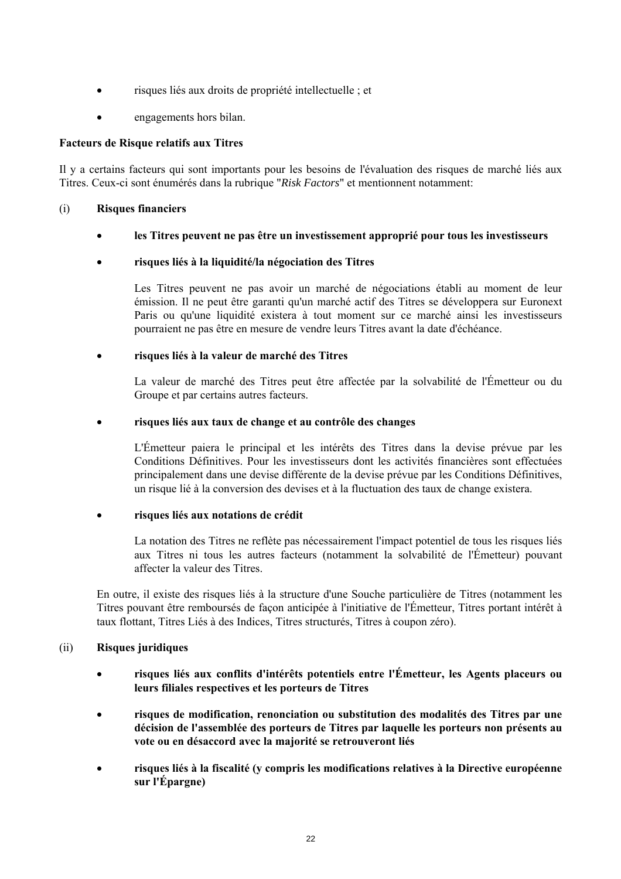- risques liés aux droits de propriété intellectuelle ; et
- engagements hors bilan.

**Facteurs de Risque relatifs aux Titres**

Il y a certains facteurs qui sont importants pour les besoins de l'évaluation des risques de marché liés aux Titres. Ceux-ci sont énumérés dans la rubrique "*Risk Factors*" et mentionnent notamment:

(i) **Risques financiers**

- **les Titres peuvent ne pas être un investissement approprié pour tous les investisseurs**

- **risques liés à la liquidité/la négociation des Titres**

  Les Titres peuvent ne pas avoir un marché de négociations établi au moment de leur émission. Il ne peut être garanti qu'un marché actif des Titres se développera sur Euronext Paris ou qu'une liquidité existera à tout moment sur ce marché ainsi les investisseurs pourraient ne pas être en mesure de vendre leurs Titres avant la date d'échéance.

- **risques liés à la valeur de marché des Titres**

  La valeur de marché des Titres peut être affectée par la solvabilité de l'Émetteur ou du Groupe et par certains autres facteurs.

- **risques liés aux taux de change et au contrôle des changes**

  L'Émetteur paiera le principal et les intérêts des Titres dans la devise prévue par les Conditions Définitives. Pour les investisseurs dont les activités financières sont effectuées principalement dans une devise différente de la devise prévue par les Conditions Définitives, un risque lié à la conversion des devises et à la fluctuation des taux de change existera.

- **risques liés aux notations de crédit**

  La notation des Titres ne reflète pas nécessairement l'impact potentiel de tous les risques liés aux Titres ni tous les autres facteurs (notamment la solvabilité de l'Émetteur) pouvant affecter la valeur des Titres.

En outre, il existe des risques liés à la structure d'une Souche particulière de Titres (notamment les Titres pouvant être remboursés de façon anticipée à l'initiative de l'Émetteur, Titres portant intérêt à taux flottant, Titres Liés à des Indices, Titres structurés, Titres à coupon zéro).

(ii) **Risques juridiques**

- **risques liés aux conflits d'intérêts potentiels entre l'Émetteur, les Agents placeurs ou leurs filiales respectives et les porteurs de Titres**

- **risques de modification, renonciation ou substitution des modalités des Titres par une décision de l'assemblée des porteurs de Titres par laquelle les porteurs non présents au vote ou en désaccord avec la majorité se retrouveront liés**

- **risques liés à la fiscalité (y compris les modifications relatives à la Directive européenne sur l'Épargne)**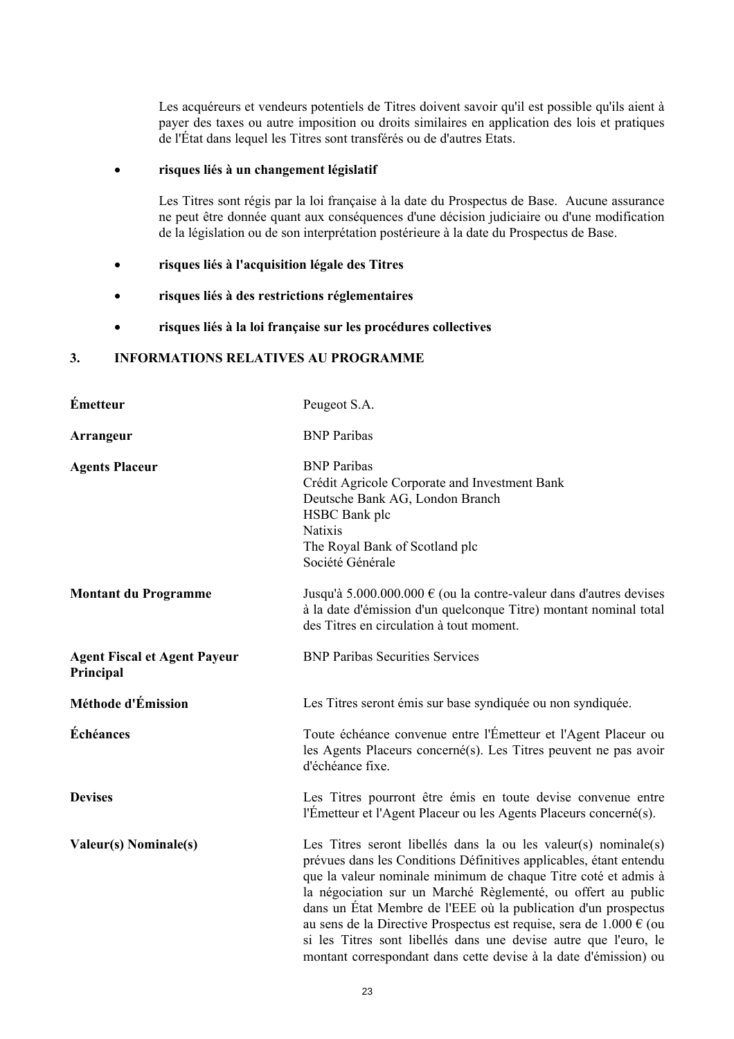Les acquéreurs et vendeurs potentiels de Titres doivent savoir qu'il est possible qu'ils aient à payer des taxes ou autre imposition ou droits similaires en application des lois et pratiques de l'État dans lequel les Titres sont transférés ou de d'autres Etats.

- **risques liés à un changement législatif**

  Les Titres sont régis par la loi française à la date du Prospectus de Base. Aucune assurance ne peut être donnée quant aux conséquences d'une décision judiciaire ou d'une modification de la législation ou de son interprétation postérieure à la date du Prospectus de Base.

- **risques liés à l'acquisition légale des Titres**

- **risques liés à des restrictions réglementaires**

- **risques liés à la loi française sur les procédures collectives**

## 3. INFORMATIONS RELATIVES AU PROGRAMME

| | |
|---|---|
| **Émetteur** | Peugeot S.A. |
| **Arrangeur** | BNP Paribas |
| **Agents Placeur** | BNP Paribas<br>Crédit Agricole Corporate and Investment Bank<br>Deutsche Bank AG, London Branch<br>HSBC Bank plc<br>Natixis<br>The Royal Bank of Scotland plc<br>Société Générale |
| **Montant du Programme** | Jusqu'à 5.000.000.000 € (ou la contre-valeur dans d'autres devises à la date d'émission d'un quelconque Titre) montant nominal total des Titres en circulation à tout moment. |
| **Agent Fiscal et Agent Payeur Principal** | BNP Paribas Securities Services |
| **Méthode d'Émission** | Les Titres seront émis sur base syndiquée ou non syndiquée. |
| **Échéances** | Toute échéance convenue entre l'Émetteur et l'Agent Placeur ou les Agents Placeurs concerné(s). Les Titres peuvent ne pas avoir d'échéance fixe. |
| **Devises** | Les Titres pourront être émis en toute devise convenue entre l'Émetteur et l'Agent Placeur ou les Agents Placeurs concerné(s). |
| **Valeur(s) Nominale(s)** | Les Titres seront libellés dans la ou les valeur(s) nominale(s) prévues dans les Conditions Définitives applicables, étant entendu que la valeur nominale minimum de chaque Titre coté et admis à la négociation sur un Marché Règlementé, ou offert au public dans un État Membre de l'EEE où la publication d'un prospectus au sens de la Directive Prospectus est requise, sera de 1.000 € (ou si les Titres sont libellés dans une devise autre que l'euro, le montant correspondant dans cette devise à la date d'émission) ou |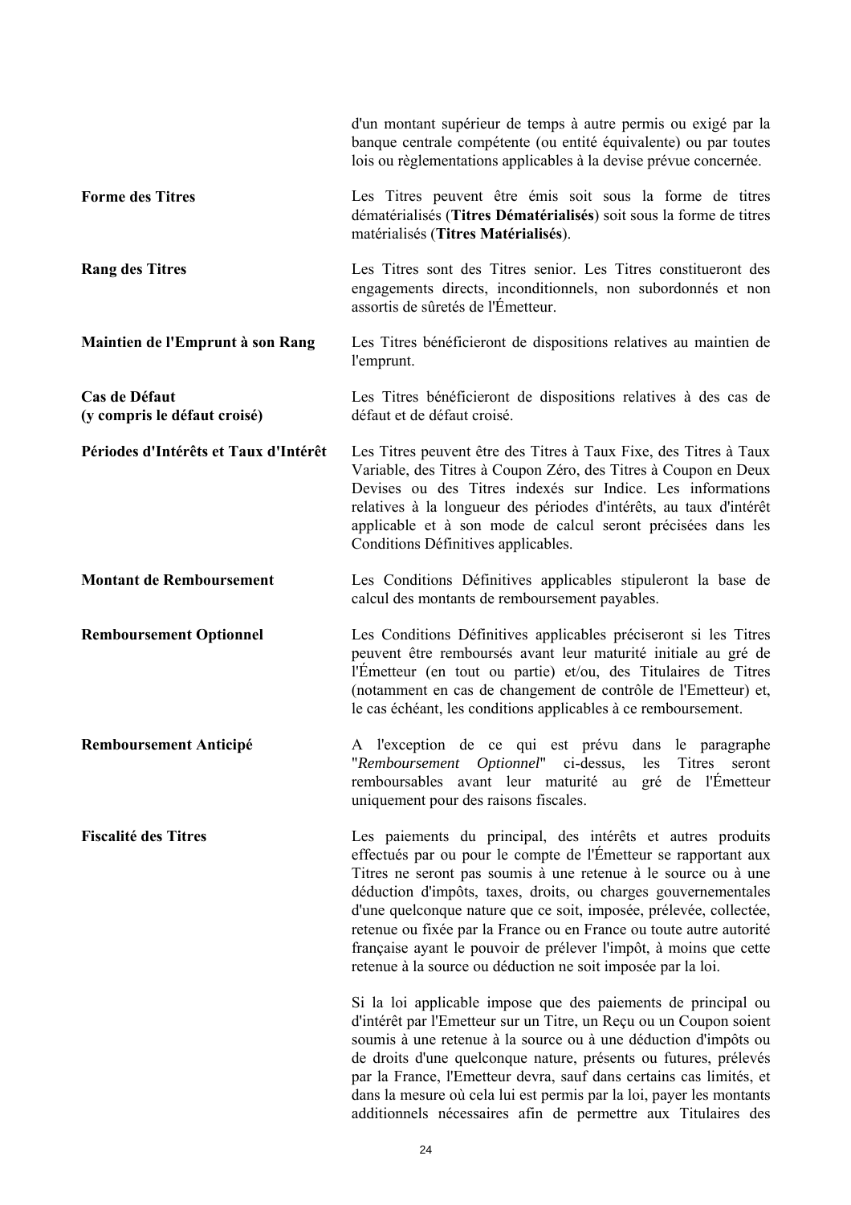d'un montant supérieur de temps à autre permis ou exigé par la banque centrale compétente (ou entité équivalente) ou par toutes lois ou règlementations applicables à la devise prévue concernée.

**Forme des Titres**

Les Titres peuvent être émis soit sous la forme de titres dématérialisés (**Titres Dématérialisés**) soit sous la forme de titres matérialisés (**Titres Matérialisés**).

**Rang des Titres**

Les Titres sont des Titres senior. Les Titres constitueront des engagements directs, inconditionnels, non subordonnés et non assortis de sûretés de l'Émetteur.

**Maintien de l'Emprunt à son Rang**

Les Titres bénéficieront de dispositions relatives au maintien de l'emprunt.

**Cas de Défaut (y compris le défaut croisé)**

Les Titres bénéficieront de dispositions relatives à des cas de défaut et de défaut croisé.

**Périodes d'Intérêts et Taux d'Intérêt**

Les Titres peuvent être des Titres à Taux Fixe, des Titres à Taux Variable, des Titres à Coupon Zéro, des Titres à Coupon en Deux Devises ou des Titres indexés sur Indice. Les informations relatives à la longueur des périodes d'intérêts, au taux d'intérêt applicable et à son mode de calcul seront précisées dans les Conditions Définitives applicables.

**Montant de Remboursement**

Les Conditions Définitives applicables stipuleront la base de calcul des montants de remboursement payables.

**Remboursement Optionnel**

Les Conditions Définitives applicables préciseront si les Titres peuvent être remboursés avant leur maturité initiale au gré de l'Émetteur (en tout ou partie) et/ou, des Titulaires de Titres (notamment en cas de changement de contrôle de l'Emetteur) et, le cas échéant, les conditions applicables à ce remboursement.

**Remboursement Anticipé**

A l'exception de ce qui est prévu dans le paragraphe "*Remboursement Optionnel*" ci-dessus, les Titres seront remboursables avant leur maturité au gré de l'Émetteur uniquement pour des raisons fiscales.

**Fiscalité des Titres**

Les paiements du principal, des intérêts et autres produits effectués par ou pour le compte de l'Émetteur se rapportant aux Titres ne seront pas soumis à une retenue à le source ou à une déduction d'impôts, taxes, droits, ou charges gouvernementales d'une quelconque nature que ce soit, imposée, prélevée, collectée, retenue ou fixée par la France ou en France ou toute autre autorité française ayant le pouvoir de prélever l'impôt, à moins que cette retenue à la source ou déduction ne soit imposée par la loi.

Si la loi applicable impose que des paiements de principal ou d'intérêt par l'Emetteur sur un Titre, un Reçu ou un Coupon soient soumis à une retenue à la source ou à une déduction d'impôts ou de droits d'une quelconque nature, présents ou futures, prélevés par la France, l'Emetteur devra, sauf dans certains cas limités, et dans la mesure où cela lui est permis par la loi, payer les montants additionnels nécessaires afin de permettre aux Titulaires des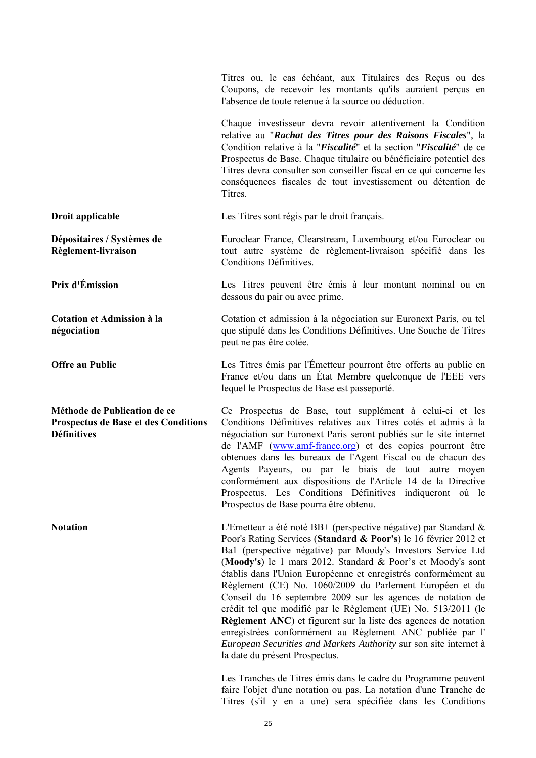Titres ou, le cas échéant, aux Titulaires des Reçus ou des Coupons, de recevoir les montants qu'ils auraient perçus en l'absence de toute retenue à la source ou déduction.

Chaque investisseur devra revoir attentivement la Condition relative au "***Rachat des Titres pour des Raisons Fiscales***", la Condition relative à la "***Fiscalité***" et la section "***Fiscalité***" de ce Prospectus de Base. Chaque titulaire ou bénéficiaire potentiel des Titres devra consulter son conseiller fiscal en ce qui concerne les conséquences fiscales de tout investissement ou détention de Titres.

| | |
|---|---|
| **Droit applicable** | Les Titres sont régis par le droit français. |
| **Dépositaires / Systèmes de Règlement-livraison** | Euroclear France, Clearstream, Luxembourg et/ou Euroclear ou tout autre système de règlement-livraison spécifié dans les Conditions Définitives. |
| **Prix d'Émission** | Les Titres peuvent être émis à leur montant nominal ou en dessous du pair ou avec prime. |
| **Cotation et Admission à la négociation** | Cotation et admission à la négociation sur Euronext Paris, ou tel que stipulé dans les Conditions Définitives. Une Souche de Titres peut ne pas être cotée. |
| **Offre au Public** | Les Titres émis par l'Émetteur pourront être offerts au public en France et/ou dans un État Membre quelconque de l'EEE vers lequel le Prospectus de Base est passeporté. |
| **Méthode de Publication de ce Prospectus de Base et des Conditions Définitives** | Ce Prospectus de Base, tout supplément à celui-ci et les Conditions Définitives relatives aux Titres cotés et admis à la négociation sur Euronext Paris seront publiés sur le site internet de l'AMF (www.amf-france.org) et des copies pourront être obtenues dans les bureaux de l'Agent Fiscal ou de chacun des Agents Payeurs, ou par le biais de tout autre moyen conformément aux dispositions de l'Article 14 de la Directive Prospectus. Les Conditions Définitives indiqueront où le Prospectus de Base pourra être obtenu. |
| **Notation** | L'Emetteur a été noté BB+ (perspective négative) par Standard & Poor's Rating Services (**Standard & Poor's**) le 16 février 2012 et Ba1 (perspective négative) par Moody's Investors Service Ltd (**Moody's**) le 1 mars 2012. Standard & Poor's et Moody's sont établis dans l'Union Européenne et enregistrés conformément au Règlement (CE) No. 1060/2009 du Parlement Européen et du Conseil du 16 septembre 2009 sur les agences de notation de crédit tel que modifié par le Règlement (UE) No. 513/2011 (le **Règlement ANC**) et figurent sur la liste des agences de notation enregistrées conformément au Règlement ANC publiée par l' *European Securities and Markets Authority* sur son site internet à la date du présent Prospectus. |

Les Tranches de Titres émis dans le cadre du Programme peuvent faire l'objet d'une notation ou pas. La notation d'une Tranche de Titres (s'il y en a une) sera spécifiée dans les Conditions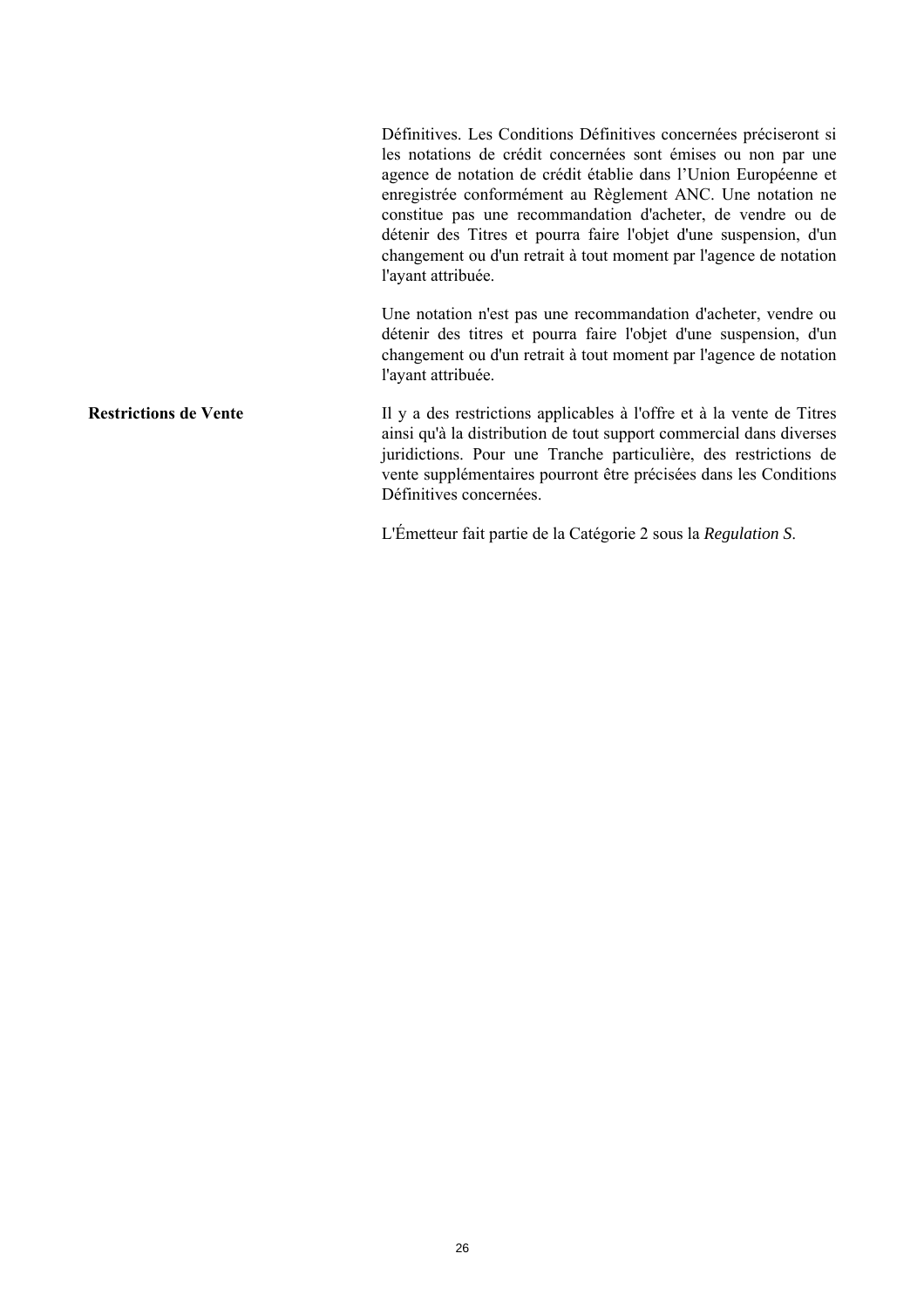Définitives. Les Conditions Définitives concernées préciseront si les notations de crédit concernées sont émises ou non par une agence de notation de crédit établie dans l'Union Européenne et enregistrée conformément au Règlement ANC. Une notation ne constitue pas une recommandation d'acheter, de vendre ou de détenir des Titres et pourra faire l'objet d'une suspension, d'un changement ou d'un retrait à tout moment par l'agence de notation l'ayant attribuée.

Une notation n'est pas une recommandation d'acheter, vendre ou détenir des titres et pourra faire l'objet d'une suspension, d'un changement ou d'un retrait à tout moment par l'agence de notation l'ayant attribuée.

**Restrictions de Vente**

Il y a des restrictions applicables à l'offre et à la vente de Titres ainsi qu'à la distribution de tout support commercial dans diverses juridictions. Pour une Tranche particulière, des restrictions de vente supplémentaires pourront être précisées dans les Conditions Définitives concernées.

L'Émetteur fait partie de la Catégorie 2 sous la *Regulation S*.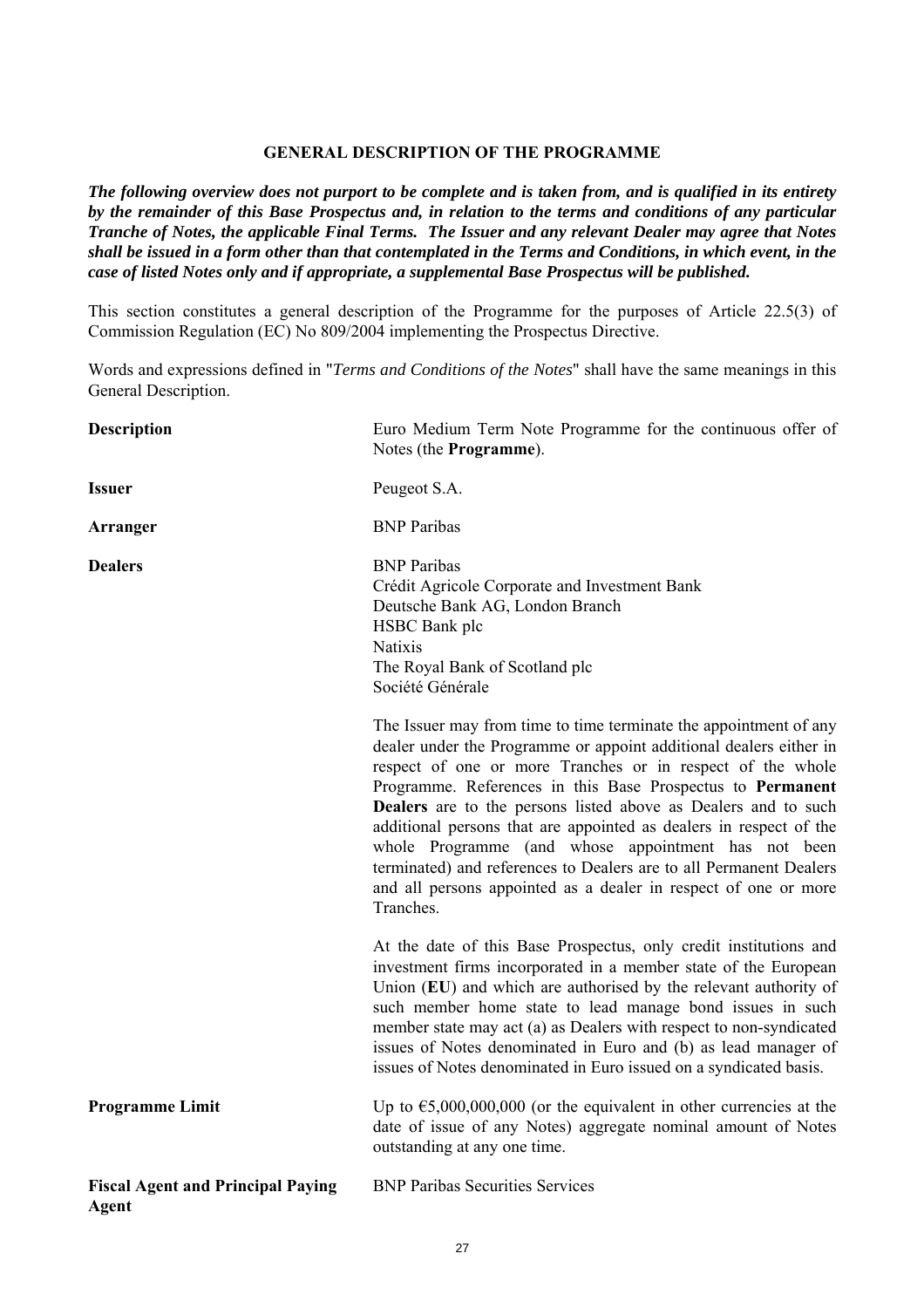## GENERAL DESCRIPTION OF THE PROGRAMME

***The following overview does not purport to be complete and is taken from, and is qualified in its entirety by the remainder of this Base Prospectus and, in relation to the terms and conditions of any particular Tranche of Notes, the applicable Final Terms. The Issuer and any relevant Dealer may agree that Notes shall be issued in a form other than that contemplated in the Terms and Conditions, in which event, in the case of listed Notes only and if appropriate, a supplemental Base Prospectus will be published.***

This section constitutes a general description of the Programme for the purposes of Article 22.5(3) of Commission Regulation (EC) No 809/2004 implementing the Prospectus Directive.

Words and expressions defined in "*Terms and Conditions of the Notes*" shall have the same meanings in this General Description.

| | |
|---|---|
| **Description** | Euro Medium Term Note Programme for the continuous offer of Notes (the **Programme**). |
| **Issuer** | Peugeot S.A. |
| **Arranger** | BNP Paribas |
| **Dealers** | BNP Paribas<br>Crédit Agricole Corporate and Investment Bank<br>Deutsche Bank AG, London Branch<br>HSBC Bank plc<br>Natixis<br>The Royal Bank of Scotland plc<br>Société Générale<br><br>The Issuer may from time to time terminate the appointment of any dealer under the Programme or appoint additional dealers either in respect of one or more Tranches or in respect of the whole Programme. References in this Base Prospectus to **Permanent Dealers** are to the persons listed above as Dealers and to such additional persons that are appointed as dealers in respect of the whole Programme (and whose appointment has not been terminated) and references to Dealers are to all Permanent Dealers and all persons appointed as a dealer in respect of one or more Tranches.<br><br>At the date of this Base Prospectus, only credit institutions and investment firms incorporated in a member state of the European Union (**EU**) and which are authorised by the relevant authority of such member home state to lead manage bond issues in such member state may act (a) as Dealers with respect to non-syndicated issues of Notes denominated in Euro and (b) as lead manager of issues of Notes denominated in Euro issued on a syndicated basis. |
| **Programme Limit** | Up to €5,000,000,000 (or the equivalent in other currencies at the date of issue of any Notes) aggregate nominal amount of Notes outstanding at any one time. |
| **Fiscal Agent and Principal Paying Agent** | BNP Paribas Securities Services |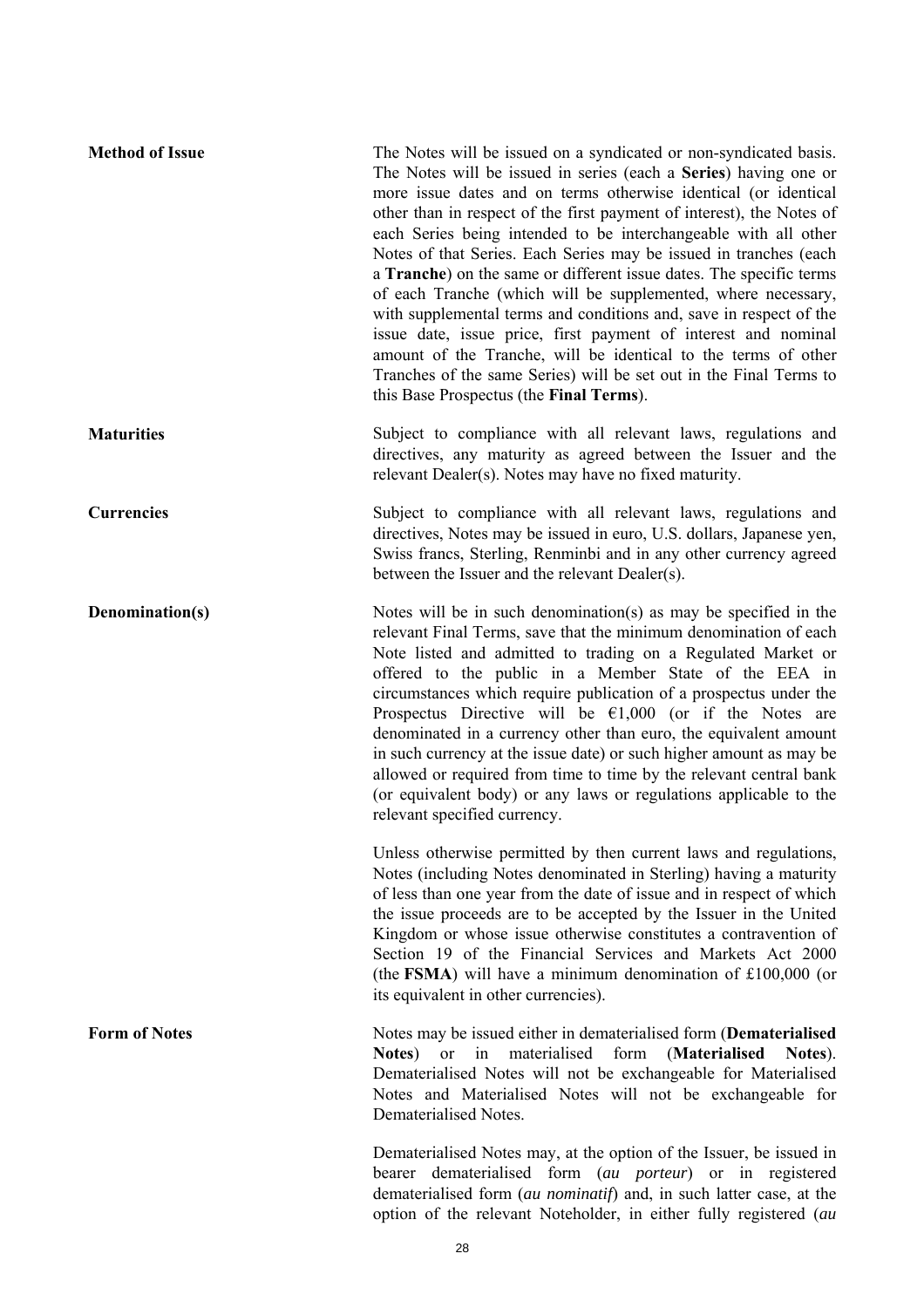**Method of Issue**

The Notes will be issued on a syndicated or non-syndicated basis. The Notes will be issued in series (each a **Series**) having one or more issue dates and on terms otherwise identical (or identical other than in respect of the first payment of interest), the Notes of each Series being intended to be interchangeable with all other Notes of that Series. Each Series may be issued in tranches (each a **Tranche**) on the same or different issue dates. The specific terms of each Tranche (which will be supplemented, where necessary, with supplemental terms and conditions and, save in respect of the issue date, issue price, first payment of interest and nominal amount of the Tranche, will be identical to the terms of other Tranches of the same Series) will be set out in the Final Terms to this Base Prospectus (the **Final Terms**).

**Maturities**

Subject to compliance with all relevant laws, regulations and directives, any maturity as agreed between the Issuer and the relevant Dealer(s). Notes may have no fixed maturity.

**Currencies**

Subject to compliance with all relevant laws, regulations and directives, Notes may be issued in euro, U.S. dollars, Japanese yen, Swiss francs, Sterling, Renminbi and in any other currency agreed between the Issuer and the relevant Dealer(s).

**Denomination(s)**

Notes will be in such denomination(s) as may be specified in the relevant Final Terms, save that the minimum denomination of each Note listed and admitted to trading on a Regulated Market or offered to the public in a Member State of the EEA in circumstances which require publication of a prospectus under the Prospectus Directive will be €1,000 (or if the Notes are denominated in a currency other than euro, the equivalent amount in such currency at the issue date) or such higher amount as may be allowed or required from time to time by the relevant central bank (or equivalent body) or any laws or regulations applicable to the relevant specified currency.

Unless otherwise permitted by then current laws and regulations, Notes (including Notes denominated in Sterling) having a maturity of less than one year from the date of issue and in respect of which the issue proceeds are to be accepted by the Issuer in the United Kingdom or whose issue otherwise constitutes a contravention of Section 19 of the Financial Services and Markets Act 2000 (the **FSMA**) will have a minimum denomination of £100,000 (or its equivalent in other currencies).

**Form of Notes**

Notes may be issued either in dematerialised form (**Dematerialised Notes**) or in materialised form (**Materialised Notes**). Dematerialised Notes will not be exchangeable for Materialised Notes and Materialised Notes will not be exchangeable for Dematerialised Notes.

Dematerialised Notes may, at the option of the Issuer, be issued in bearer dematerialised form (*au porteur*) or in registered dematerialised form (*au nominatif*) and, in such latter case, at the option of the relevant Noteholder, in either fully registered (*au*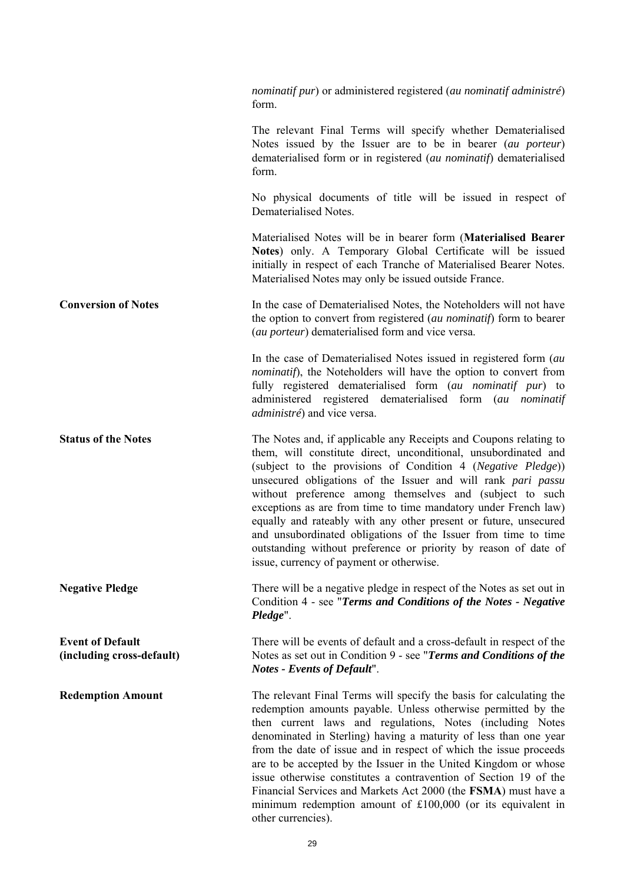*nominatif pur*) or administered registered (*au nominatif administré*) form.

The relevant Final Terms will specify whether Dematerialised Notes issued by the Issuer are to be in bearer (*au porteur*) dematerialised form or in registered (*au nominatif*) dematerialised form.

No physical documents of title will be issued in respect of Dematerialised Notes.

Materialised Notes will be in bearer form (**Materialised Bearer Notes**) only. A Temporary Global Certificate will be issued initially in respect of each Tranche of Materialised Bearer Notes. Materialised Notes may only be issued outside France.

**Conversion of Notes**

In the case of Dematerialised Notes, the Noteholders will not have the option to convert from registered (*au nominatif*) form to bearer (*au porteur*) dematerialised form and vice versa.

In the case of Dematerialised Notes issued in registered form (*au nominatif*), the Noteholders will have the option to convert from fully registered dematerialised form (*au nominatif pur*) to administered registered dematerialised form (*au nominatif administré*) and vice versa.

**Status of the Notes**

The Notes and, if applicable any Receipts and Coupons relating to them, will constitute direct, unconditional, unsubordinated and (subject to the provisions of Condition 4 (*Negative Pledge*)) unsecured obligations of the Issuer and will rank *pari passu* without preference among themselves and (subject to such exceptions as are from time to time mandatory under French law) equally and rateably with any other present or future, unsecured and unsubordinated obligations of the Issuer from time to time outstanding without preference or priority by reason of date of issue, currency of payment or otherwise.

**Negative Pledge**

There will be a negative pledge in respect of the Notes as set out in Condition 4 - see "***Terms and Conditions of the Notes - Negative Pledge***".

**Event of Default (including cross-default)**

There will be events of default and a cross-default in respect of the Notes as set out in Condition 9 - see "***Terms and Conditions of the Notes - Events of Default***".

**Redemption Amount**

The relevant Final Terms will specify the basis for calculating the redemption amounts payable. Unless otherwise permitted by the then current laws and regulations, Notes (including Notes denominated in Sterling) having a maturity of less than one year from the date of issue and in respect of which the issue proceeds are to be accepted by the Issuer in the United Kingdom or whose issue otherwise constitutes a contravention of Section 19 of the Financial Services and Markets Act 2000 (the **FSMA**) must have a minimum redemption amount of £100,000 (or its equivalent in other currencies).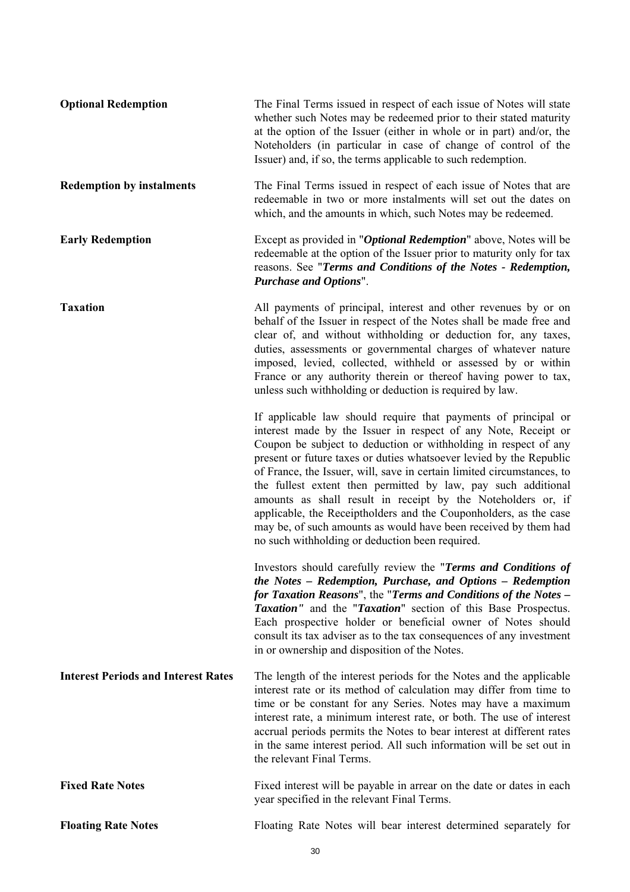**Optional Redemption**

The Final Terms issued in respect of each issue of Notes will state whether such Notes may be redeemed prior to their stated maturity at the option of the Issuer (either in whole or in part) and/or, the Noteholders (in particular in case of change of control of the Issuer) and, if so, the terms applicable to such redemption.

**Redemption by instalments**

The Final Terms issued in respect of each issue of Notes that are redeemable in two or more instalments will set out the dates on which, and the amounts in which, such Notes may be redeemed.

**Early Redemption**

Except as provided in "***Optional Redemption***" above, Notes will be redeemable at the option of the Issuer prior to maturity only for tax reasons. See "***Terms and Conditions of the Notes - Redemption, Purchase and Options***".

**Taxation**

All payments of principal, interest and other revenues by or on behalf of the Issuer in respect of the Notes shall be made free and clear of, and without withholding or deduction for, any taxes, duties, assessments or governmental charges of whatever nature imposed, levied, collected, withheld or assessed by or within France or any authority therein or thereof having power to tax, unless such withholding or deduction is required by law.

If applicable law should require that payments of principal or interest made by the Issuer in respect of any Note, Receipt or Coupon be subject to deduction or withholding in respect of any present or future taxes or duties whatsoever levied by the Republic of France, the Issuer, will, save in certain limited circumstances, to the fullest extent then permitted by law, pay such additional amounts as shall result in receipt by the Noteholders or, if applicable, the Receiptholders and the Couponholders, as the case may be, of such amounts as would have been received by them had no such withholding or deduction been required.

Investors should carefully review the "***Terms and Conditions of the Notes – Redemption, Purchase, and Options – Redemption for Taxation Reasons***", the "***Terms and Conditions of the Notes – Taxation"*** and the "***Taxation***" section of this Base Prospectus. Each prospective holder or beneficial owner of Notes should consult its tax adviser as to the tax consequences of any investment in or ownership and disposition of the Notes.

**Interest Periods and Interest Rates**

The length of the interest periods for the Notes and the applicable interest rate or its method of calculation may differ from time to time or be constant for any Series. Notes may have a maximum interest rate, a minimum interest rate, or both. The use of interest accrual periods permits the Notes to bear interest at different rates in the same interest period. All such information will be set out in the relevant Final Terms.

**Fixed Rate Notes**

Fixed interest will be payable in arrear on the date or dates in each year specified in the relevant Final Terms.

**Floating Rate Notes**

Floating Rate Notes will bear interest determined separately for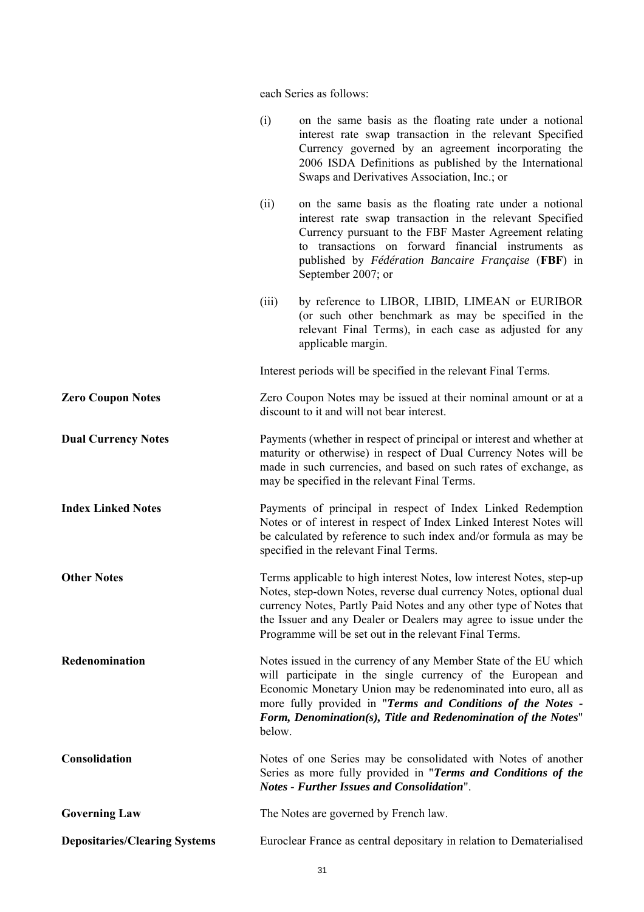each Series as follows:

(i) on the same basis as the floating rate under a notional interest rate swap transaction in the relevant Specified Currency governed by an agreement incorporating the 2006 ISDA Definitions as published by the International Swaps and Derivatives Association, Inc.; or

(ii) on the same basis as the floating rate under a notional interest rate swap transaction in the relevant Specified Currency pursuant to the FBF Master Agreement relating to transactions on forward financial instruments as published by *Fédération Bancaire Française* (**FBF**) in September 2007; or

(iii) by reference to LIBOR, LIBID, LIMEAN or EURIBOR (or such other benchmark as may be specified in the relevant Final Terms), in each case as adjusted for any applicable margin.

Interest periods will be specified in the relevant Final Terms.

**Zero Coupon Notes**

Zero Coupon Notes may be issued at their nominal amount or at a discount to it and will not bear interest.

**Dual Currency Notes**

Payments (whether in respect of principal or interest and whether at maturity or otherwise) in respect of Dual Currency Notes will be made in such currencies, and based on such rates of exchange, as may be specified in the relevant Final Terms.

**Index Linked Notes**

Payments of principal in respect of Index Linked Redemption Notes or of interest in respect of Index Linked Interest Notes will be calculated by reference to such index and/or formula as may be specified in the relevant Final Terms.

**Other Notes**

Terms applicable to high interest Notes, low interest Notes, step-up Notes, step-down Notes, reverse dual currency Notes, optional dual currency Notes, Partly Paid Notes and any other type of Notes that the Issuer and any Dealer or Dealers may agree to issue under the Programme will be set out in the relevant Final Terms.

**Redenomination**

Notes issued in the currency of any Member State of the EU which will participate in the single currency of the European and Economic Monetary Union may be redenominated into euro, all as more fully provided in "***Terms and Conditions of the Notes - Form, Denomination(s), Title and Redenomination of the Notes***" below.

**Consolidation**

Notes of one Series may be consolidated with Notes of another Series as more fully provided in "***Terms and Conditions of the Notes - Further Issues and Consolidation***".

**Governing Law**

The Notes are governed by French law.

**Depositaries/Clearing Systems**

Euroclear France as central depositary in relation to Dematerialised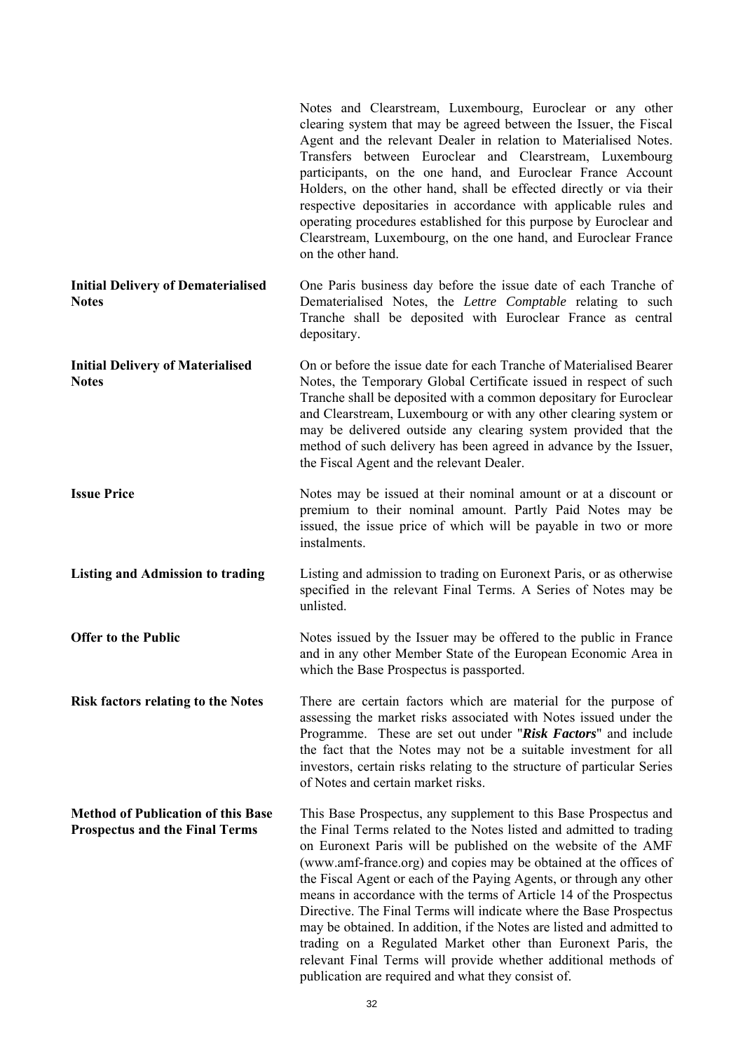| | |
|---|---|
| | Notes and Clearstream, Luxembourg, Euroclear or any other clearing system that may be agreed between the Issuer, the Fiscal Agent and the relevant Dealer in relation to Materialised Notes. Transfers between Euroclear and Clearstream, Luxembourg participants, on the one hand, and Euroclear France Account Holders, on the other hand, shall be effected directly or via their respective depositaries in accordance with applicable rules and operating procedures established for this purpose by Euroclear and Clearstream, Luxembourg, on the one hand, and Euroclear France on the other hand. |
| **Initial Delivery of Dematerialised Notes** | One Paris business day before the issue date of each Tranche of Dematerialised Notes, the *Lettre Comptable* relating to such Tranche shall be deposited with Euroclear France as central depositary. |
| **Initial Delivery of Materialised Notes** | On or before the issue date for each Tranche of Materialised Bearer Notes, the Temporary Global Certificate issued in respect of such Tranche shall be deposited with a common depositary for Euroclear and Clearstream, Luxembourg or with any other clearing system or may be delivered outside any clearing system provided that the method of such delivery has been agreed in advance by the Issuer, the Fiscal Agent and the relevant Dealer. |
| **Issue Price** | Notes may be issued at their nominal amount or at a discount or premium to their nominal amount. Partly Paid Notes may be issued, the issue price of which will be payable in two or more instalments. |
| **Listing and Admission to trading** | Listing and admission to trading on Euronext Paris, or as otherwise specified in the relevant Final Terms. A Series of Notes may be unlisted. |
| **Offer to the Public** | Notes issued by the Issuer may be offered to the public in France and in any other Member State of the European Economic Area in which the Base Prospectus is passported. |
| **Risk factors relating to the Notes** | There are certain factors which are material for the purpose of assessing the market risks associated with Notes issued under the Programme. These are set out under "***Risk Factors***" and include the fact that the Notes may not be a suitable investment for all investors, certain risks relating to the structure of particular Series of Notes and certain market risks. |
| **Method of Publication of this Base Prospectus and the Final Terms** | This Base Prospectus, any supplement to this Base Prospectus and the Final Terms related to the Notes listed and admitted to trading on Euronext Paris will be published on the website of the AMF (www.amf-france.org) and copies may be obtained at the offices of the Fiscal Agent or each of the Paying Agents, or through any other means in accordance with the terms of Article 14 of the Prospectus Directive. The Final Terms will indicate where the Base Prospectus may be obtained. In addition, if the Notes are listed and admitted to trading on a Regulated Market other than Euronext Paris, the relevant Final Terms will provide whether additional methods of publication are required and what they consist of. |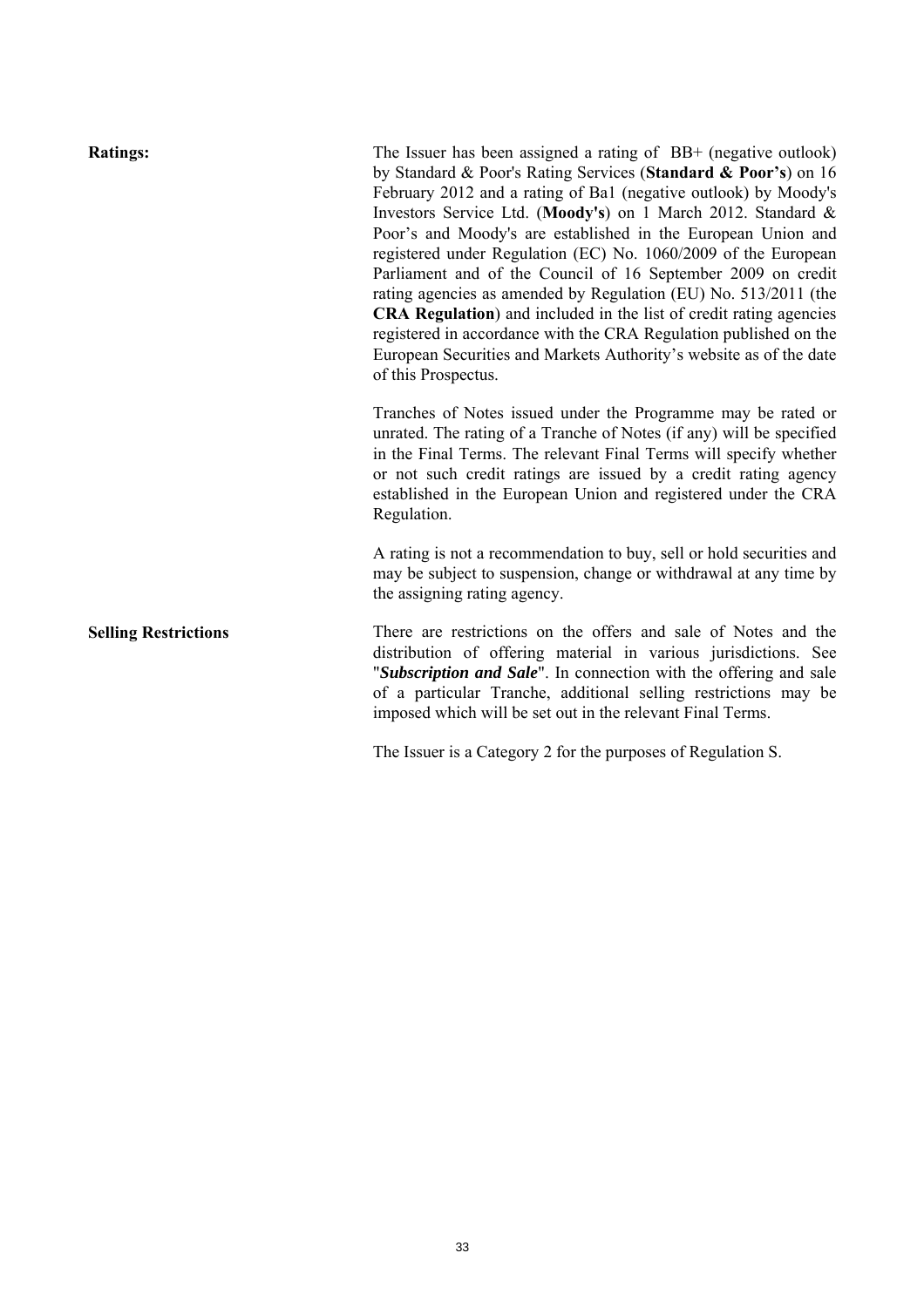**Ratings:**

The Issuer has been assigned a rating of BB+ (negative outlook) by Standard & Poor's Rating Services (**Standard & Poor's**) on 16 February 2012 and a rating of Ba1 (negative outlook) by Moody's Investors Service Ltd. (**Moody's**) on 1 March 2012. Standard & Poor's and Moody's are established in the European Union and registered under Regulation (EC) No. 1060/2009 of the European Parliament and of the Council of 16 September 2009 on credit rating agencies as amended by Regulation (EU) No. 513/2011 (the **CRA Regulation**) and included in the list of credit rating agencies registered in accordance with the CRA Regulation published on the European Securities and Markets Authority's website as of the date of this Prospectus.

Tranches of Notes issued under the Programme may be rated or unrated. The rating of a Tranche of Notes (if any) will be specified in the Final Terms. The relevant Final Terms will specify whether or not such credit ratings are issued by a credit rating agency established in the European Union and registered under the CRA Regulation.

A rating is not a recommendation to buy, sell or hold securities and may be subject to suspension, change or withdrawal at any time by the assigning rating agency.

**Selling Restrictions**

There are restrictions on the offers and sale of Notes and the distribution of offering material in various jurisdictions. See "***Subscription and Sale***". In connection with the offering and sale of a particular Tranche, additional selling restrictions may be imposed which will be set out in the relevant Final Terms.

The Issuer is a Category 2 for the purposes of Regulation S.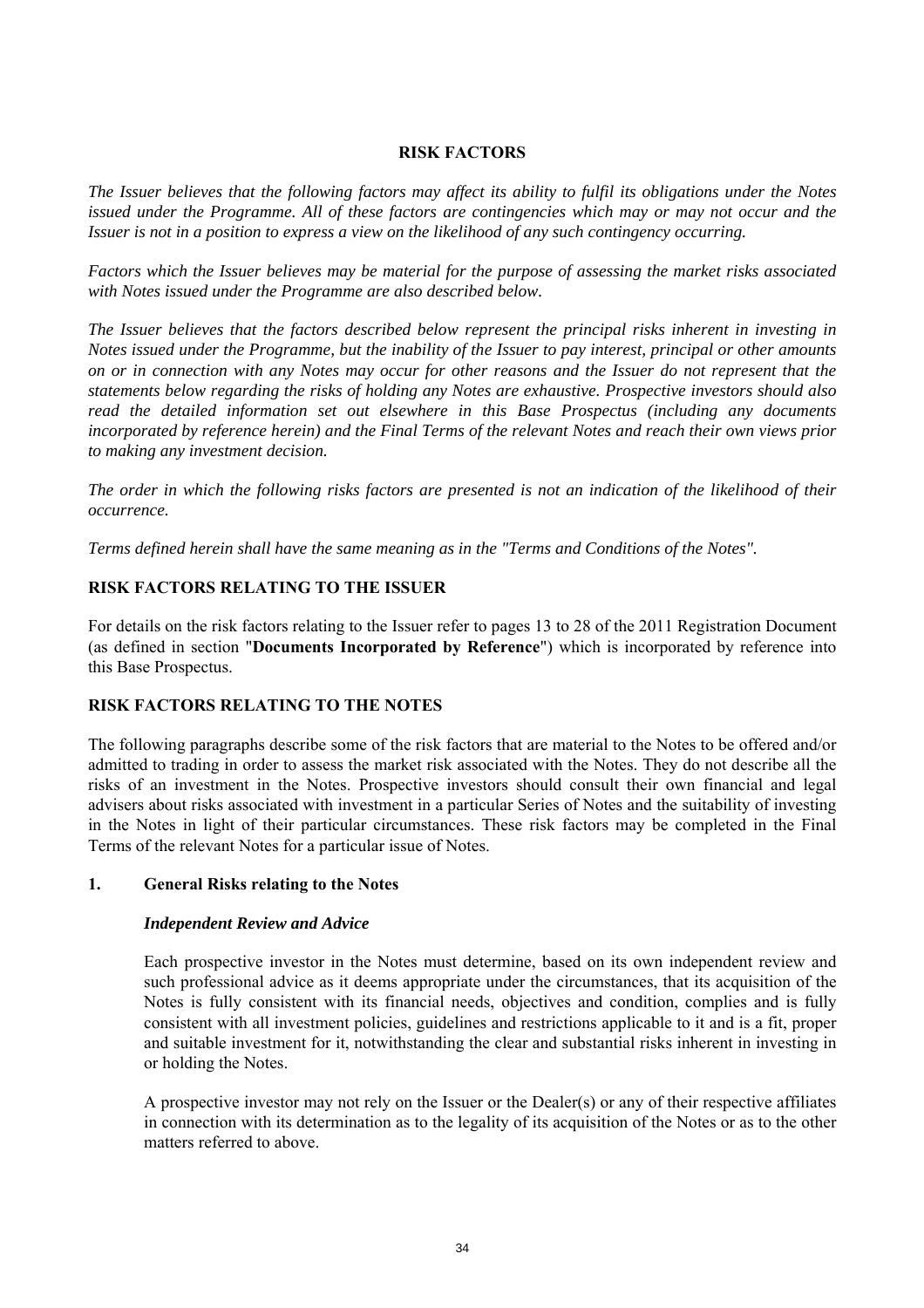# RISK FACTORS

*The Issuer believes that the following factors may affect its ability to fulfil its obligations under the Notes issued under the Programme. All of these factors are contingencies which may or may not occur and the Issuer is not in a position to express a view on the likelihood of any such contingency occurring.*

*Factors which the Issuer believes may be material for the purpose of assessing the market risks associated with Notes issued under the Programme are also described below.*

*The Issuer believes that the factors described below represent the principal risks inherent in investing in Notes issued under the Programme, but the inability of the Issuer to pay interest, principal or other amounts on or in connection with any Notes may occur for other reasons and the Issuer do not represent that the statements below regarding the risks of holding any Notes are exhaustive. Prospective investors should also read the detailed information set out elsewhere in this Base Prospectus (including any documents incorporated by reference herein) and the Final Terms of the relevant Notes and reach their own views prior to making any investment decision.*

*The order in which the following risks factors are presented is not an indication of the likelihood of their occurrence.*

*Terms defined herein shall have the same meaning as in the "Terms and Conditions of the Notes".*

## RISK FACTORS RELATING TO THE ISSUER

For details on the risk factors relating to the Issuer refer to pages 13 to 28 of the 2011 Registration Document (as defined in section "**Documents Incorporated by Reference**") which is incorporated by reference into this Base Prospectus.

## RISK FACTORS RELATING TO THE NOTES

The following paragraphs describe some of the risk factors that are material to the Notes to be offered and/or admitted to trading in order to assess the market risk associated with the Notes. They do not describe all the risks of an investment in the Notes. Prospective investors should consult their own financial and legal advisers about risks associated with investment in a particular Series of Notes and the suitability of investing in the Notes in light of their particular circumstances. These risk factors may be completed in the Final Terms of the relevant Notes for a particular issue of Notes.

### 1. General Risks relating to the Notes

***Independent Review and Advice***

Each prospective investor in the Notes must determine, based on its own independent review and such professional advice as it deems appropriate under the circumstances, that its acquisition of the Notes is fully consistent with its financial needs, objectives and condition, complies and is fully consistent with all investment policies, guidelines and restrictions applicable to it and is a fit, proper and suitable investment for it, notwithstanding the clear and substantial risks inherent in investing in or holding the Notes.

A prospective investor may not rely on the Issuer or the Dealer(s) or any of their respective affiliates in connection with its determination as to the legality of its acquisition of the Notes or as to the other matters referred to above.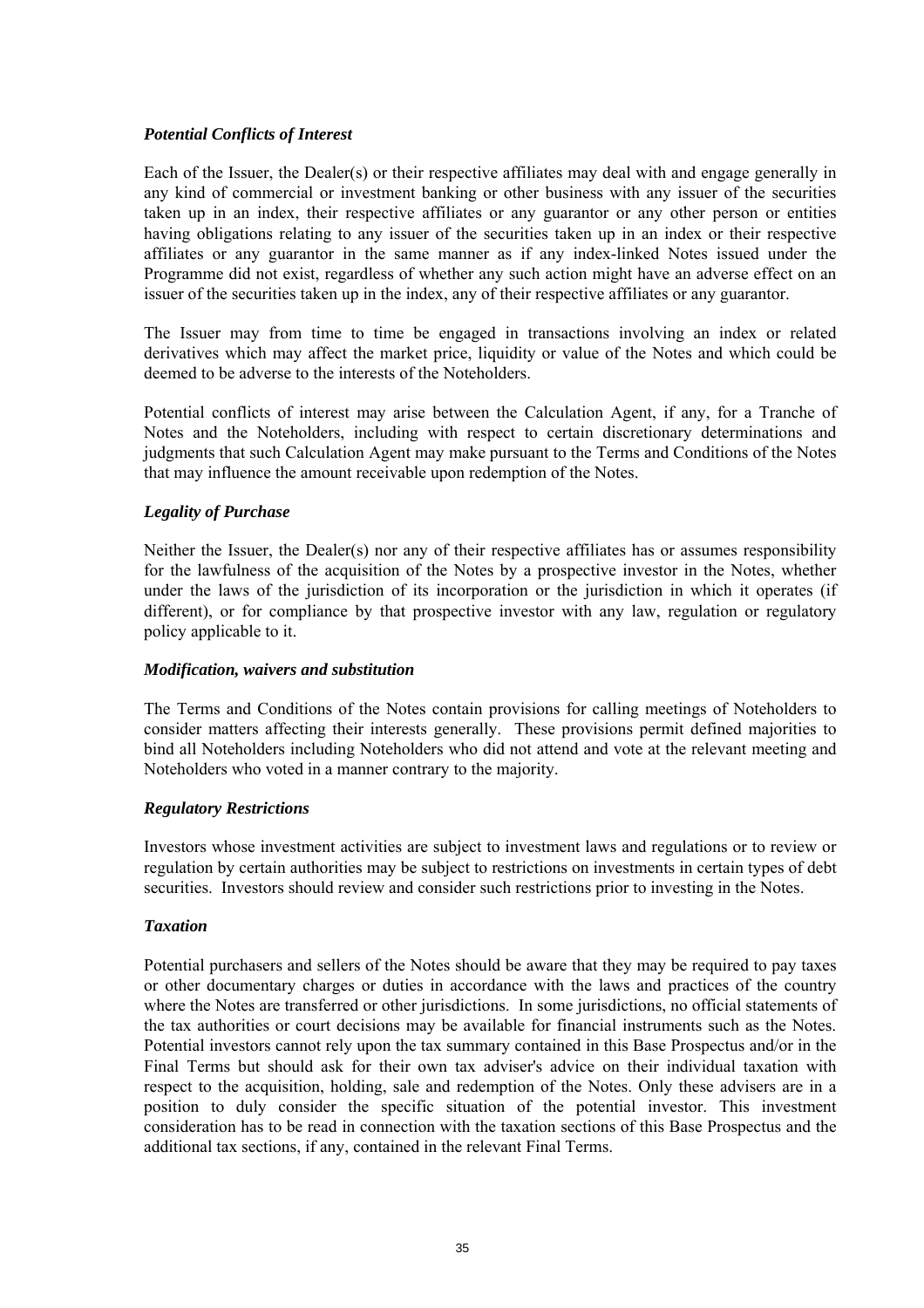### *Potential Conflicts of Interest*

Each of the Issuer, the Dealer(s) or their respective affiliates may deal with and engage generally in any kind of commercial or investment banking or other business with any issuer of the securities taken up in an index, their respective affiliates or any guarantor or any other person or entities having obligations relating to any issuer of the securities taken up in an index or their respective affiliates or any guarantor in the same manner as if any index-linked Notes issued under the Programme did not exist, regardless of whether any such action might have an adverse effect on an issuer of the securities taken up in the index, any of their respective affiliates or any guarantor.

The Issuer may from time to time be engaged in transactions involving an index or related derivatives which may affect the market price, liquidity or value of the Notes and which could be deemed to be adverse to the interests of the Noteholders.

Potential conflicts of interest may arise between the Calculation Agent, if any, for a Tranche of Notes and the Noteholders, including with respect to certain discretionary determinations and judgments that such Calculation Agent may make pursuant to the Terms and Conditions of the Notes that may influence the amount receivable upon redemption of the Notes.

### *Legality of Purchase*

Neither the Issuer, the Dealer(s) nor any of their respective affiliates has or assumes responsibility for the lawfulness of the acquisition of the Notes by a prospective investor in the Notes, whether under the laws of the jurisdiction of its incorporation or the jurisdiction in which it operates (if different), or for compliance by that prospective investor with any law, regulation or regulatory policy applicable to it.

### *Modification, waivers and substitution*

The Terms and Conditions of the Notes contain provisions for calling meetings of Noteholders to consider matters affecting their interests generally. These provisions permit defined majorities to bind all Noteholders including Noteholders who did not attend and vote at the relevant meeting and Noteholders who voted in a manner contrary to the majority.

### *Regulatory Restrictions*

Investors whose investment activities are subject to investment laws and regulations or to review or regulation by certain authorities may be subject to restrictions on investments in certain types of debt securities. Investors should review and consider such restrictions prior to investing in the Notes.

### *Taxation*

Potential purchasers and sellers of the Notes should be aware that they may be required to pay taxes or other documentary charges or duties in accordance with the laws and practices of the country where the Notes are transferred or other jurisdictions. In some jurisdictions, no official statements of the tax authorities or court decisions may be available for financial instruments such as the Notes. Potential investors cannot rely upon the tax summary contained in this Base Prospectus and/or in the Final Terms but should ask for their own tax adviser's advice on their individual taxation with respect to the acquisition, holding, sale and redemption of the Notes. Only these advisers are in a position to duly consider the specific situation of the potential investor. This investment consideration has to be read in connection with the taxation sections of this Base Prospectus and the additional tax sections, if any, contained in the relevant Final Terms.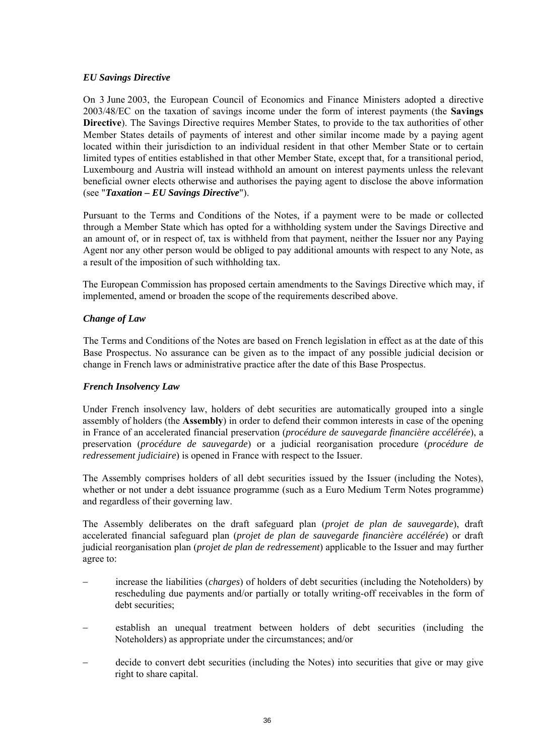*EU Savings Directive*

On 3 June 2003, the European Council of Economics and Finance Ministers adopted a directive 2003/48/EC on the taxation of savings income under the form of interest payments (the **Savings Directive**). The Savings Directive requires Member States, to provide to the tax authorities of other Member States details of payments of interest and other similar income made by a paying agent located within their jurisdiction to an individual resident in that other Member State or to certain limited types of entities established in that other Member State, except that, for a transitional period, Luxembourg and Austria will instead withhold an amount on interest payments unless the relevant beneficial owner elects otherwise and authorises the paying agent to disclose the above information (see "***Taxation – EU Savings Directive***").

Pursuant to the Terms and Conditions of the Notes, if a payment were to be made or collected through a Member State which has opted for a withholding system under the Savings Directive and an amount of, or in respect of, tax is withheld from that payment, neither the Issuer nor any Paying Agent nor any other person would be obliged to pay additional amounts with respect to any Note, as a result of the imposition of such withholding tax.

The European Commission has proposed certain amendments to the Savings Directive which may, if implemented, amend or broaden the scope of the requirements described above.

*Change of Law*

The Terms and Conditions of the Notes are based on French legislation in effect as at the date of this Base Prospectus. No assurance can be given as to the impact of any possible judicial decision or change in French laws or administrative practice after the date of this Base Prospectus.

*French Insolvency Law*

Under French insolvency law, holders of debt securities are automatically grouped into a single assembly of holders (the **Assembly**) in order to defend their common interests in case of the opening in France of an accelerated financial preservation (*procédure de sauvegarde financière accélérée*), a preservation (*procédure de sauvegarde*) or a judicial reorganisation procedure (*procédure de redressement judiciaire*) is opened in France with respect to the Issuer.

The Assembly comprises holders of all debt securities issued by the Issuer (including the Notes), whether or not under a debt issuance programme (such as a Euro Medium Term Notes programme) and regardless of their governing law.

The Assembly deliberates on the draft safeguard plan (*projet de plan de sauvegarde*), draft accelerated financial safeguard plan (*projet de plan de sauvegarde financière accélérée*) or draft judicial reorganisation plan (*projet de plan de redressement*) applicable to the Issuer and may further agree to:

- increase the liabilities (*charges*) of holders of debt securities (including the Noteholders) by rescheduling due payments and/or partially or totally writing-off receivables in the form of debt securities;
- establish an unequal treatment between holders of debt securities (including the Noteholders) as appropriate under the circumstances; and/or
- decide to convert debt securities (including the Notes) into securities that give or may give right to share capital.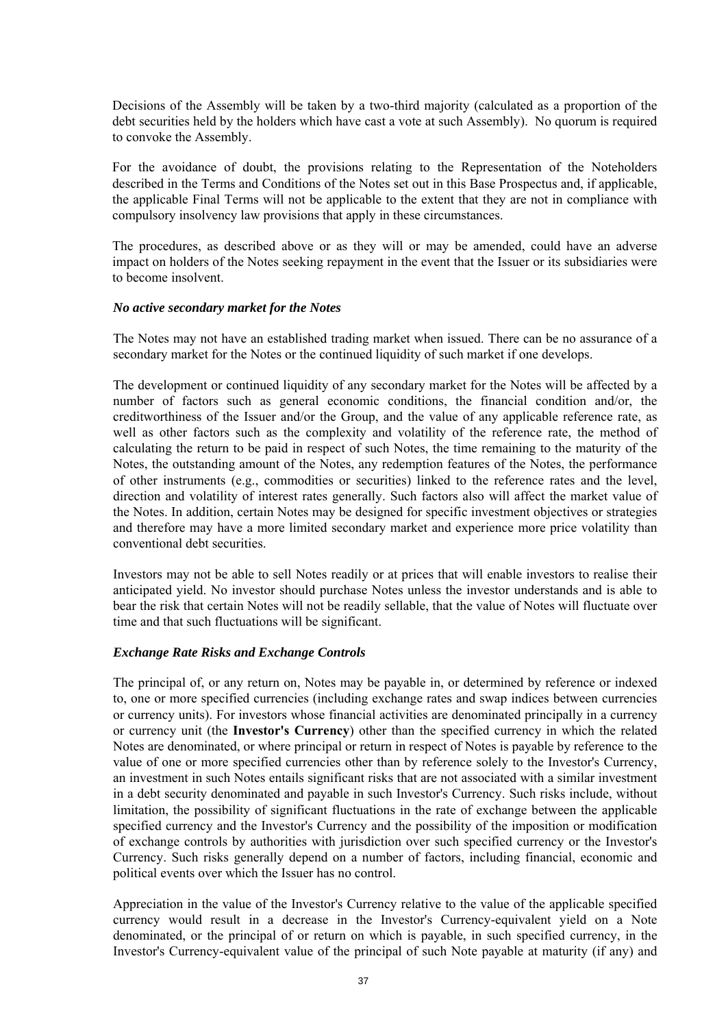Decisions of the Assembly will be taken by a two-third majority (calculated as a proportion of the debt securities held by the holders which have cast a vote at such Assembly). No quorum is required to convoke the Assembly.

For the avoidance of doubt, the provisions relating to the Representation of the Noteholders described in the Terms and Conditions of the Notes set out in this Base Prospectus and, if applicable, the applicable Final Terms will not be applicable to the extent that they are not in compliance with compulsory insolvency law provisions that apply in these circumstances.

The procedures, as described above or as they will or may be amended, could have an adverse impact on holders of the Notes seeking repayment in the event that the Issuer or its subsidiaries were to become insolvent.

***No active secondary market for the Notes***

The Notes may not have an established trading market when issued. There can be no assurance of a secondary market for the Notes or the continued liquidity of such market if one develops.

The development or continued liquidity of any secondary market for the Notes will be affected by a number of factors such as general economic conditions, the financial condition and/or, the creditworthiness of the Issuer and/or the Group, and the value of any applicable reference rate, as well as other factors such as the complexity and volatility of the reference rate, the method of calculating the return to be paid in respect of such Notes, the time remaining to the maturity of the Notes, the outstanding amount of the Notes, any redemption features of the Notes, the performance of other instruments (e.g., commodities or securities) linked to the reference rates and the level, direction and volatility of interest rates generally. Such factors also will affect the market value of the Notes. In addition, certain Notes may be designed for specific investment objectives or strategies and therefore may have a more limited secondary market and experience more price volatility than conventional debt securities.

Investors may not be able to sell Notes readily or at prices that will enable investors to realise their anticipated yield. No investor should purchase Notes unless the investor understands and is able to bear the risk that certain Notes will not be readily sellable, that the value of Notes will fluctuate over time and that such fluctuations will be significant.

***Exchange Rate Risks and Exchange Controls***

The principal of, or any return on, Notes may be payable in, or determined by reference or indexed to, one or more specified currencies (including exchange rates and swap indices between currencies or currency units). For investors whose financial activities are denominated principally in a currency or currency unit (the **Investor's Currency**) other than the specified currency in which the related Notes are denominated, or where principal or return in respect of Notes is payable by reference to the value of one or more specified currencies other than by reference solely to the Investor's Currency, an investment in such Notes entails significant risks that are not associated with a similar investment in a debt security denominated and payable in such Investor's Currency. Such risks include, without limitation, the possibility of significant fluctuations in the rate of exchange between the applicable specified currency and the Investor's Currency and the possibility of the imposition or modification of exchange controls by authorities with jurisdiction over such specified currency or the Investor's Currency. Such risks generally depend on a number of factors, including financial, economic and political events over which the Issuer has no control.

Appreciation in the value of the Investor's Currency relative to the value of the applicable specified currency would result in a decrease in the Investor's Currency-equivalent yield on a Note denominated, or the principal of or return on which is payable, in such specified currency, in the Investor's Currency-equivalent value of the principal of such Note payable at maturity (if any) and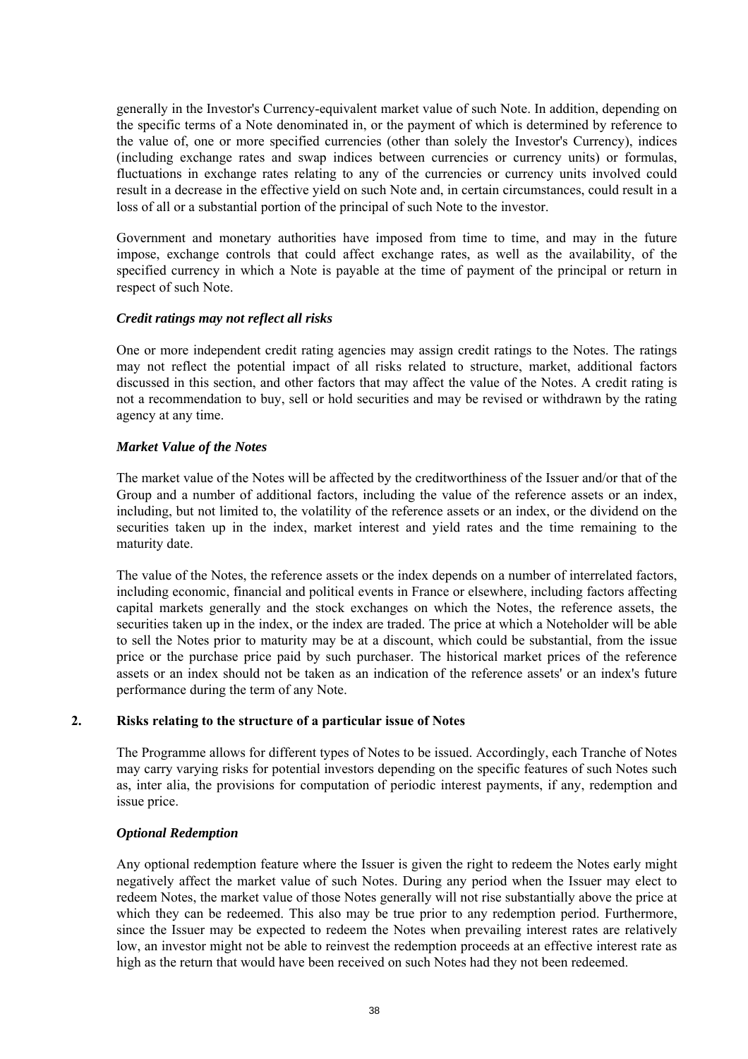generally in the Investor's Currency-equivalent market value of such Note. In addition, depending on the specific terms of a Note denominated in, or the payment of which is determined by reference to the value of, one or more specified currencies (other than solely the Investor's Currency), indices (including exchange rates and swap indices between currencies or currency units) or formulas, fluctuations in exchange rates relating to any of the currencies or currency units involved could result in a decrease in the effective yield on such Note and, in certain circumstances, could result in a loss of all or a substantial portion of the principal of such Note to the investor.

Government and monetary authorities have imposed from time to time, and may in the future impose, exchange controls that could affect exchange rates, as well as the availability, of the specified currency in which a Note is payable at the time of payment of the principal or return in respect of such Note.

***Credit ratings may not reflect all risks***

One or more independent credit rating agencies may assign credit ratings to the Notes. The ratings may not reflect the potential impact of all risks related to structure, market, additional factors discussed in this section, and other factors that may affect the value of the Notes. A credit rating is not a recommendation to buy, sell or hold securities and may be revised or withdrawn by the rating agency at any time.

***Market Value of the Notes***

The market value of the Notes will be affected by the creditworthiness of the Issuer and/or that of the Group and a number of additional factors, including the value of the reference assets or an index, including, but not limited to, the volatility of the reference assets or an index, or the dividend on the securities taken up in the index, market interest and yield rates and the time remaining to the maturity date.

The value of the Notes, the reference assets or the index depends on a number of interrelated factors, including economic, financial and political events in France or elsewhere, including factors affecting capital markets generally and the stock exchanges on which the Notes, the reference assets, the securities taken up in the index, or the index are traded. The price at which a Noteholder will be able to sell the Notes prior to maturity may be at a discount, which could be substantial, from the issue price or the purchase price paid by such purchaser. The historical market prices of the reference assets or an index should not be taken as an indication of the reference assets' or an index's future performance during the term of any Note.

## 2. Risks relating to the structure of a particular issue of Notes

The Programme allows for different types of Notes to be issued. Accordingly, each Tranche of Notes may carry varying risks for potential investors depending on the specific features of such Notes such as, inter alia, the provisions for computation of periodic interest payments, if any, redemption and issue price.

***Optional Redemption***

Any optional redemption feature where the Issuer is given the right to redeem the Notes early might negatively affect the market value of such Notes. During any period when the Issuer may elect to redeem Notes, the market value of those Notes generally will not rise substantially above the price at which they can be redeemed. This also may be true prior to any redemption period. Furthermore, since the Issuer may be expected to redeem the Notes when prevailing interest rates are relatively low, an investor might not be able to reinvest the redemption proceeds at an effective interest rate as high as the return that would have been received on such Notes had they not been redeemed.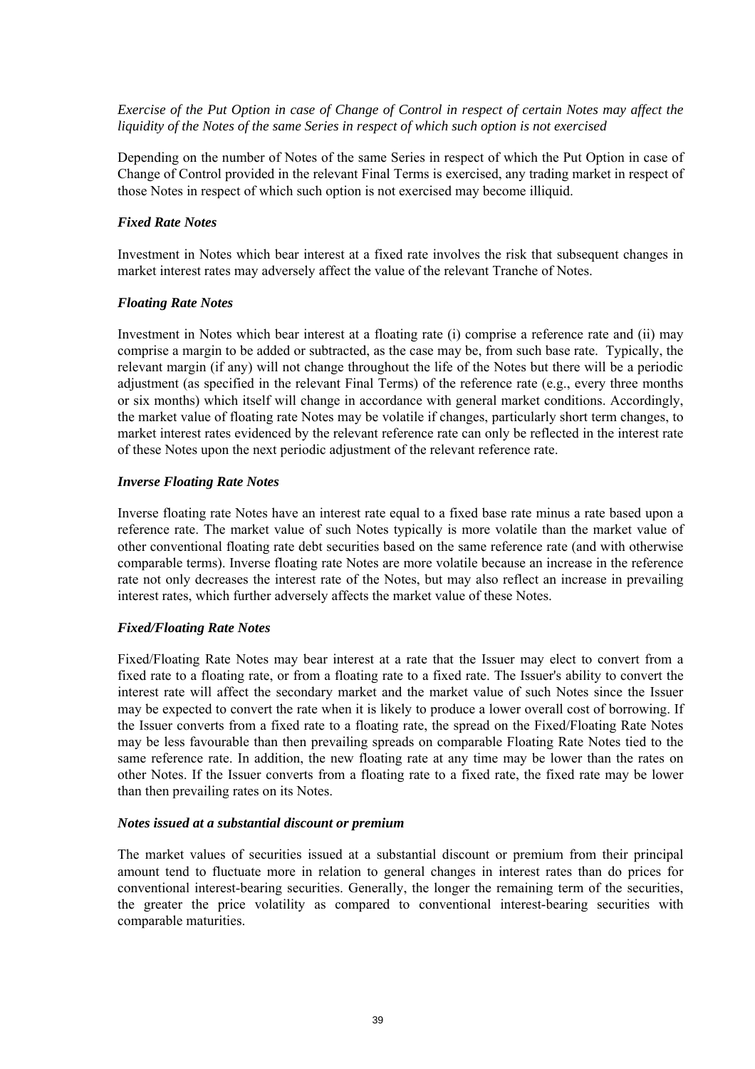*Exercise of the Put Option in case of Change of Control in respect of certain Notes may affect the liquidity of the Notes of the same Series in respect of which such option is not exercised*

Depending on the number of Notes of the same Series in respect of which the Put Option in case of Change of Control provided in the relevant Final Terms is exercised, any trading market in respect of those Notes in respect of which such option is not exercised may become illiquid.

***Fixed Rate Notes***

Investment in Notes which bear interest at a fixed rate involves the risk that subsequent changes in market interest rates may adversely affect the value of the relevant Tranche of Notes.

***Floating Rate Notes***

Investment in Notes which bear interest at a floating rate (i) comprise a reference rate and (ii) may comprise a margin to be added or subtracted, as the case may be, from such base rate. Typically, the relevant margin (if any) will not change throughout the life of the Notes but there will be a periodic adjustment (as specified in the relevant Final Terms) of the reference rate (e.g., every three months or six months) which itself will change in accordance with general market conditions. Accordingly, the market value of floating rate Notes may be volatile if changes, particularly short term changes, to market interest rates evidenced by the relevant reference rate can only be reflected in the interest rate of these Notes upon the next periodic adjustment of the relevant reference rate.

***Inverse Floating Rate Notes***

Inverse floating rate Notes have an interest rate equal to a fixed base rate minus a rate based upon a reference rate. The market value of such Notes typically is more volatile than the market value of other conventional floating rate debt securities based on the same reference rate (and with otherwise comparable terms). Inverse floating rate Notes are more volatile because an increase in the reference rate not only decreases the interest rate of the Notes, but may also reflect an increase in prevailing interest rates, which further adversely affects the market value of these Notes.

***Fixed/Floating Rate Notes***

Fixed/Floating Rate Notes may bear interest at a rate that the Issuer may elect to convert from a fixed rate to a floating rate, or from a floating rate to a fixed rate. The Issuer's ability to convert the interest rate will affect the secondary market and the market value of such Notes since the Issuer may be expected to convert the rate when it is likely to produce a lower overall cost of borrowing. If the Issuer converts from a fixed rate to a floating rate, the spread on the Fixed/Floating Rate Notes may be less favourable than then prevailing spreads on comparable Floating Rate Notes tied to the same reference rate. In addition, the new floating rate at any time may be lower than the rates on other Notes. If the Issuer converts from a floating rate to a fixed rate, the fixed rate may be lower than then prevailing rates on its Notes.

***Notes issued at a substantial discount or premium***

The market values of securities issued at a substantial discount or premium from their principal amount tend to fluctuate more in relation to general changes in interest rates than do prices for conventional interest-bearing securities. Generally, the longer the remaining term of the securities, the greater the price volatility as compared to conventional interest-bearing securities with comparable maturities.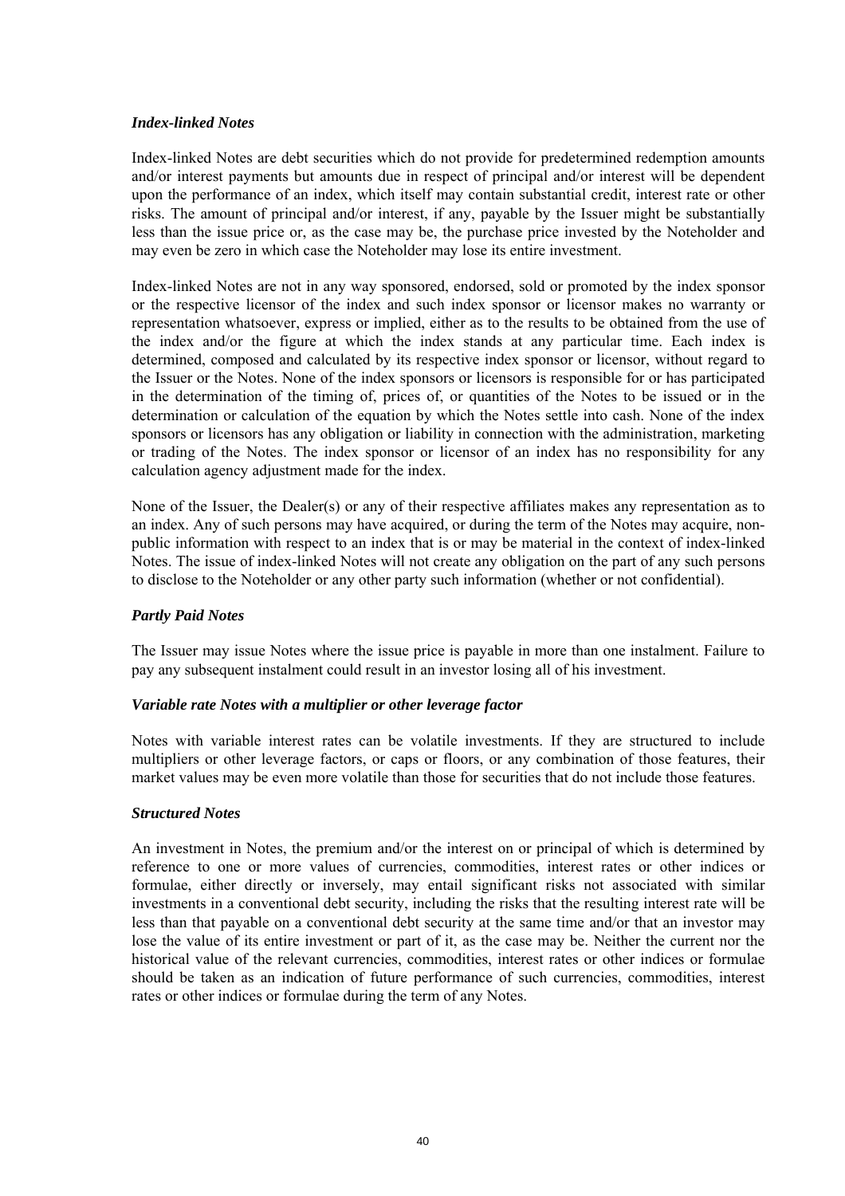### *Index-linked Notes*

Index-linked Notes are debt securities which do not provide for predetermined redemption amounts and/or interest payments but amounts due in respect of principal and/or interest will be dependent upon the performance of an index, which itself may contain substantial credit, interest rate or other risks. The amount of principal and/or interest, if any, payable by the Issuer might be substantially less than the issue price or, as the case may be, the purchase price invested by the Noteholder and may even be zero in which case the Noteholder may lose its entire investment.

Index-linked Notes are not in any way sponsored, endorsed, sold or promoted by the index sponsor or the respective licensor of the index and such index sponsor or licensor makes no warranty or representation whatsoever, express or implied, either as to the results to be obtained from the use of the index and/or the figure at which the index stands at any particular time. Each index is determined, composed and calculated by its respective index sponsor or licensor, without regard to the Issuer or the Notes. None of the index sponsors or licensors is responsible for or has participated in the determination of the timing of, prices of, or quantities of the Notes to be issued or in the determination or calculation of the equation by which the Notes settle into cash. None of the index sponsors or licensors has any obligation or liability in connection with the administration, marketing or trading of the Notes. The index sponsor or licensor of an index has no responsibility for any calculation agency adjustment made for the index.

None of the Issuer, the Dealer(s) or any of their respective affiliates makes any representation as to an index. Any of such persons may have acquired, or during the term of the Notes may acquire, non-public information with respect to an index that is or may be material in the context of index-linked Notes. The issue of index-linked Notes will not create any obligation on the part of any such persons to disclose to the Noteholder or any other party such information (whether or not confidential).

### *Partly Paid Notes*

The Issuer may issue Notes where the issue price is payable in more than one instalment. Failure to pay any subsequent instalment could result in an investor losing all of his investment.

### *Variable rate Notes with a multiplier or other leverage factor*

Notes with variable interest rates can be volatile investments. If they are structured to include multipliers or other leverage factors, or caps or floors, or any combination of those features, their market values may be even more volatile than those for securities that do not include those features.

### *Structured Notes*

An investment in Notes, the premium and/or the interest on or principal of which is determined by reference to one or more values of currencies, commodities, interest rates or other indices or formulae, either directly or inversely, may entail significant risks not associated with similar investments in a conventional debt security, including the risks that the resulting interest rate will be less than that payable on a conventional debt security at the same time and/or that an investor may lose the value of its entire investment or part of it, as the case may be. Neither the current nor the historical value of the relevant currencies, commodities, interest rates or other indices or formulae should be taken as an indication of future performance of such currencies, commodities, interest rates or other indices or formulae during the term of any Notes.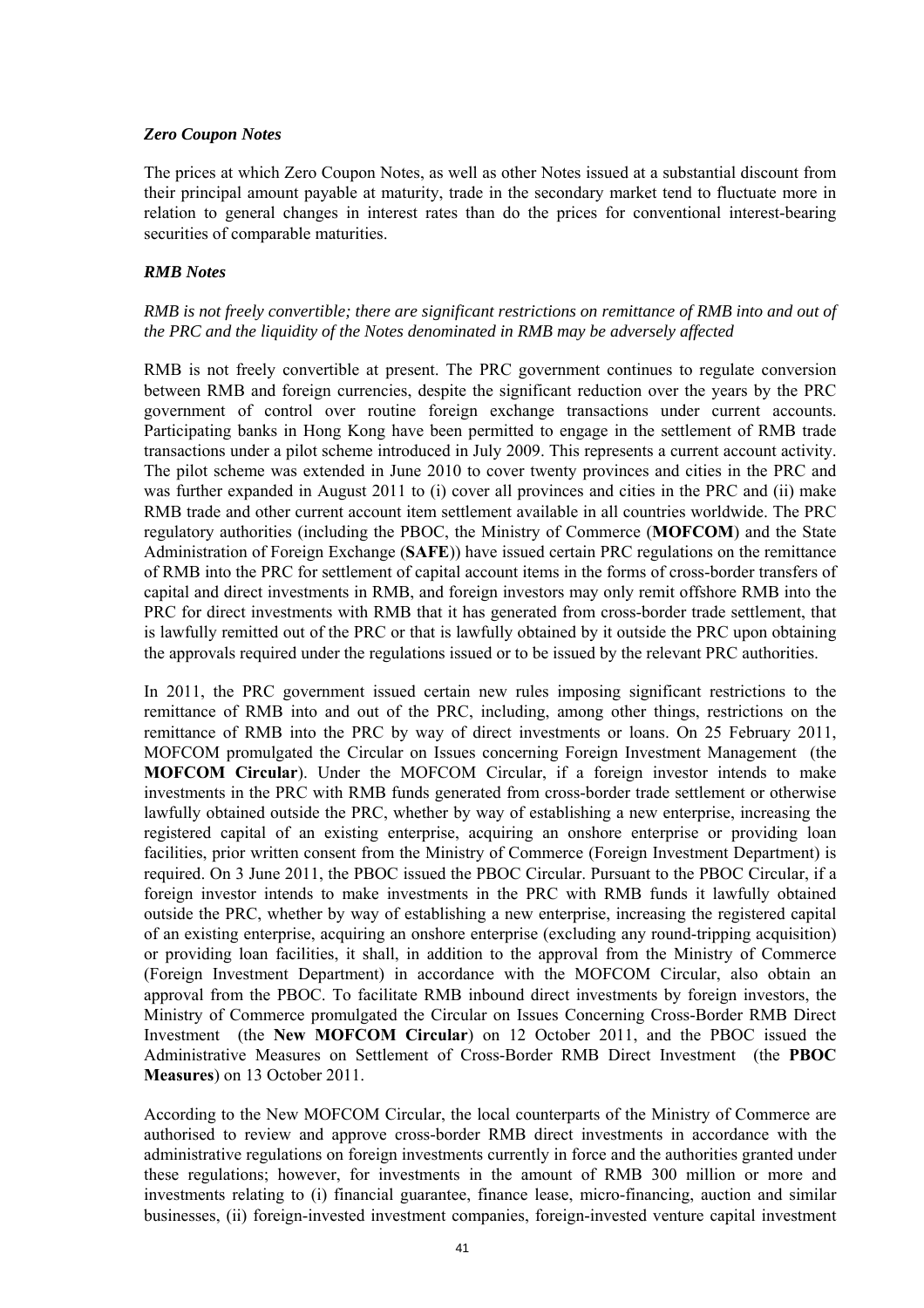***Zero Coupon Notes***

The prices at which Zero Coupon Notes, as well as other Notes issued at a substantial discount from their principal amount payable at maturity, trade in the secondary market tend to fluctuate more in relation to general changes in interest rates than do the prices for conventional interest-bearing securities of comparable maturities.

***RMB Notes***

*RMB is not freely convertible; there are significant restrictions on remittance of RMB into and out of the PRC and the liquidity of the Notes denominated in RMB may be adversely affected*

RMB is not freely convertible at present. The PRC government continues to regulate conversion between RMB and foreign currencies, despite the significant reduction over the years by the PRC government of control over routine foreign exchange transactions under current accounts. Participating banks in Hong Kong have been permitted to engage in the settlement of RMB trade transactions under a pilot scheme introduced in July 2009. This represents a current account activity. The pilot scheme was extended in June 2010 to cover twenty provinces and cities in the PRC and was further expanded in August 2011 to (i) cover all provinces and cities in the PRC and (ii) make RMB trade and other current account item settlement available in all countries worldwide. The PRC regulatory authorities (including the PBOC, the Ministry of Commerce (**MOFCOM**) and the State Administration of Foreign Exchange (**SAFE**)) have issued certain PRC regulations on the remittance of RMB into the PRC for settlement of capital account items in the forms of cross-border transfers of capital and direct investments in RMB, and foreign investors may only remit offshore RMB into the PRC for direct investments with RMB that it has generated from cross-border trade settlement, that is lawfully remitted out of the PRC or that is lawfully obtained by it outside the PRC upon obtaining the approvals required under the regulations issued or to be issued by the relevant PRC authorities.

In 2011, the PRC government issued certain new rules imposing significant restrictions to the remittance of RMB into and out of the PRC, including, among other things, restrictions on the remittance of RMB into the PRC by way of direct investments or loans. On 25 February 2011, MOFCOM promulgated the Circular on Issues concerning Foreign Investment Management (the **MOFCOM Circular**). Under the MOFCOM Circular, if a foreign investor intends to make investments in the PRC with RMB funds generated from cross-border trade settlement or otherwise lawfully obtained outside the PRC, whether by way of establishing a new enterprise, increasing the registered capital of an existing enterprise, acquiring an onshore enterprise or providing loan facilities, prior written consent from the Ministry of Commerce (Foreign Investment Department) is required. On 3 June 2011, the PBOC issued the PBOC Circular. Pursuant to the PBOC Circular, if a foreign investor intends to make investments in the PRC with RMB funds it lawfully obtained outside the PRC, whether by way of establishing a new enterprise, increasing the registered capital of an existing enterprise, acquiring an onshore enterprise (excluding any round-tripping acquisition) or providing loan facilities, it shall, in addition to the approval from the Ministry of Commerce (Foreign Investment Department) in accordance with the MOFCOM Circular, also obtain an approval from the PBOC. To facilitate RMB inbound direct investments by foreign investors, the Ministry of Commerce promulgated the Circular on Issues Concerning Cross-Border RMB Direct Investment (the **New MOFCOM Circular**) on 12 October 2011, and the PBOC issued the Administrative Measures on Settlement of Cross-Border RMB Direct Investment (the **PBOC Measures**) on 13 October 2011.

According to the New MOFCOM Circular, the local counterparts of the Ministry of Commerce are authorised to review and approve cross-border RMB direct investments in accordance with the administrative regulations on foreign investments currently in force and the authorities granted under these regulations; however, for investments in the amount of RMB 300 million or more and investments relating to (i) financial guarantee, finance lease, micro-financing, auction and similar businesses, (ii) foreign-invested investment companies, foreign-invested venture capital investment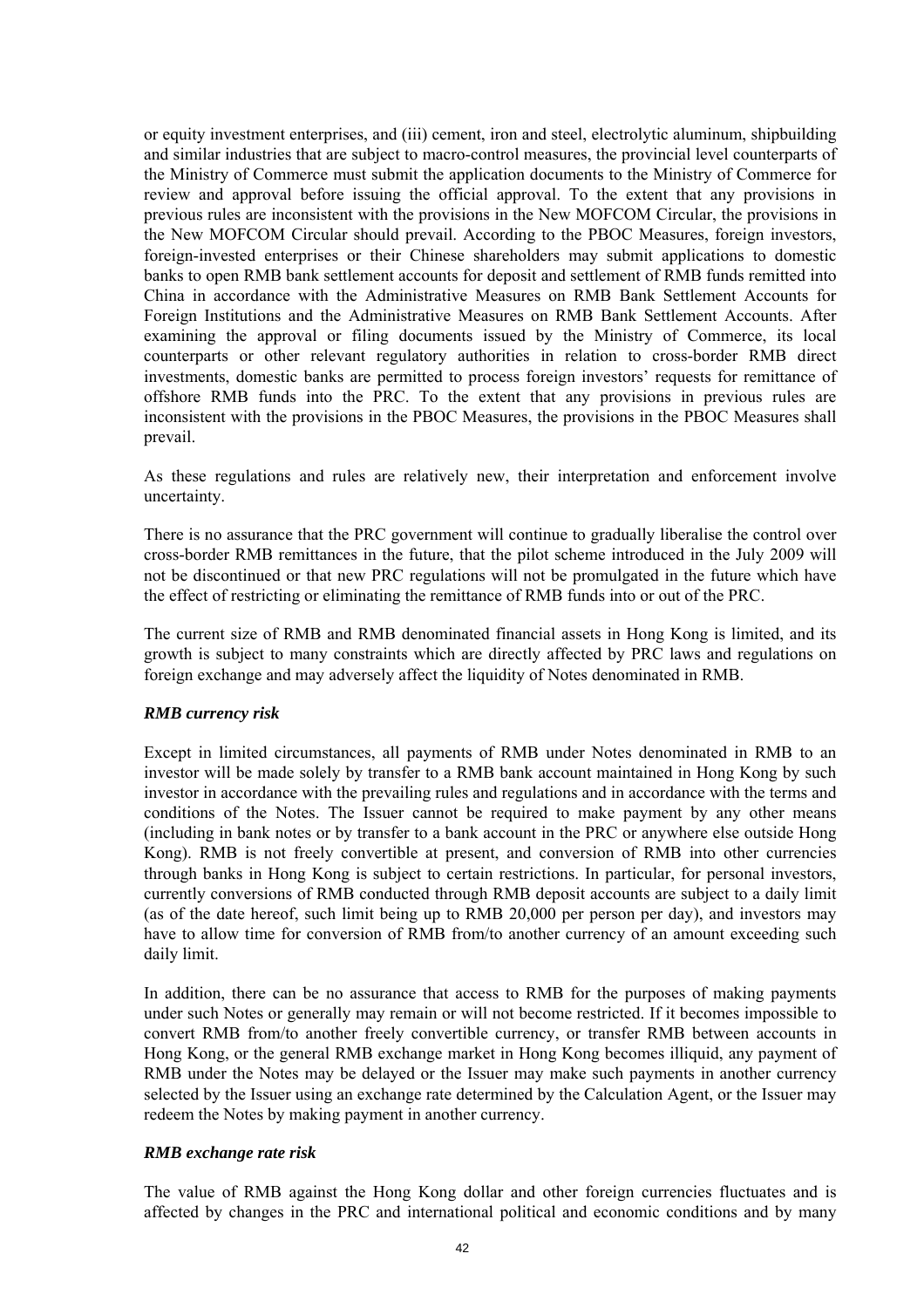or equity investment enterprises, and (iii) cement, iron and steel, electrolytic aluminum, shipbuilding and similar industries that are subject to macro-control measures, the provincial level counterparts of the Ministry of Commerce must submit the application documents to the Ministry of Commerce for review and approval before issuing the official approval. To the extent that any provisions in previous rules are inconsistent with the provisions in the New MOFCOM Circular, the provisions in the New MOFCOM Circular should prevail. According to the PBOC Measures, foreign investors, foreign-invested enterprises or their Chinese shareholders may submit applications to domestic banks to open RMB bank settlement accounts for deposit and settlement of RMB funds remitted into China in accordance with the Administrative Measures on RMB Bank Settlement Accounts for Foreign Institutions and the Administrative Measures on RMB Bank Settlement Accounts. After examining the approval or filing documents issued by the Ministry of Commerce, its local counterparts or other relevant regulatory authorities in relation to cross-border RMB direct investments, domestic banks are permitted to process foreign investors' requests for remittance of offshore RMB funds into the PRC. To the extent that any provisions in previous rules are inconsistent with the provisions in the PBOC Measures, the provisions in the PBOC Measures shall prevail.

As these regulations and rules are relatively new, their interpretation and enforcement involve uncertainty.

There is no assurance that the PRC government will continue to gradually liberalise the control over cross-border RMB remittances in the future, that the pilot scheme introduced in the July 2009 will not be discontinued or that new PRC regulations will not be promulgated in the future which have the effect of restricting or eliminating the remittance of RMB funds into or out of the PRC.

The current size of RMB and RMB denominated financial assets in Hong Kong is limited, and its growth is subject to many constraints which are directly affected by PRC laws and regulations on foreign exchange and may adversely affect the liquidity of Notes denominated in RMB.

***RMB currency risk***

Except in limited circumstances, all payments of RMB under Notes denominated in RMB to an investor will be made solely by transfer to a RMB bank account maintained in Hong Kong by such investor in accordance with the prevailing rules and regulations and in accordance with the terms and conditions of the Notes. The Issuer cannot be required to make payment by any other means (including in bank notes or by transfer to a bank account in the PRC or anywhere else outside Hong Kong). RMB is not freely convertible at present, and conversion of RMB into other currencies through banks in Hong Kong is subject to certain restrictions. In particular, for personal investors, currently conversions of RMB conducted through RMB deposit accounts are subject to a daily limit (as of the date hereof, such limit being up to RMB 20,000 per person per day), and investors may have to allow time for conversion of RMB from/to another currency of an amount exceeding such daily limit.

In addition, there can be no assurance that access to RMB for the purposes of making payments under such Notes or generally may remain or will not become restricted. If it becomes impossible to convert RMB from/to another freely convertible currency, or transfer RMB between accounts in Hong Kong, or the general RMB exchange market in Hong Kong becomes illiquid, any payment of RMB under the Notes may be delayed or the Issuer may make such payments in another currency selected by the Issuer using an exchange rate determined by the Calculation Agent, or the Issuer may redeem the Notes by making payment in another currency.

***RMB exchange rate risk***

The value of RMB against the Hong Kong dollar and other foreign currencies fluctuates and is affected by changes in the PRC and international political and economic conditions and by many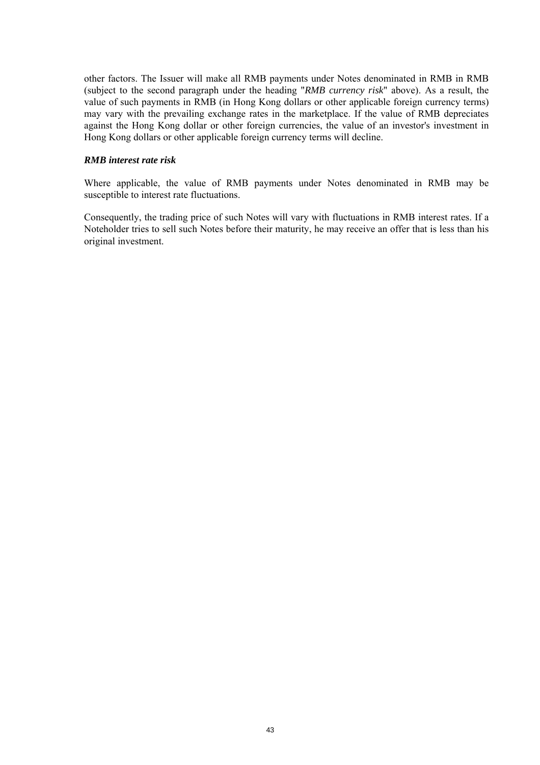other factors. The Issuer will make all RMB payments under Notes denominated in RMB in RMB (subject to the second paragraph under the heading "*RMB currency risk*" above). As a result, the value of such payments in RMB (in Hong Kong dollars or other applicable foreign currency terms) may vary with the prevailing exchange rates in the marketplace. If the value of RMB depreciates against the Hong Kong dollar or other foreign currencies, the value of an investor's investment in Hong Kong dollars or other applicable foreign currency terms will decline.

***RMB interest rate risk***

Where applicable, the value of RMB payments under Notes denominated in RMB may be susceptible to interest rate fluctuations.

Consequently, the trading price of such Notes will vary with fluctuations in RMB interest rates. If a Noteholder tries to sell such Notes before their maturity, he may receive an offer that is less than his original investment.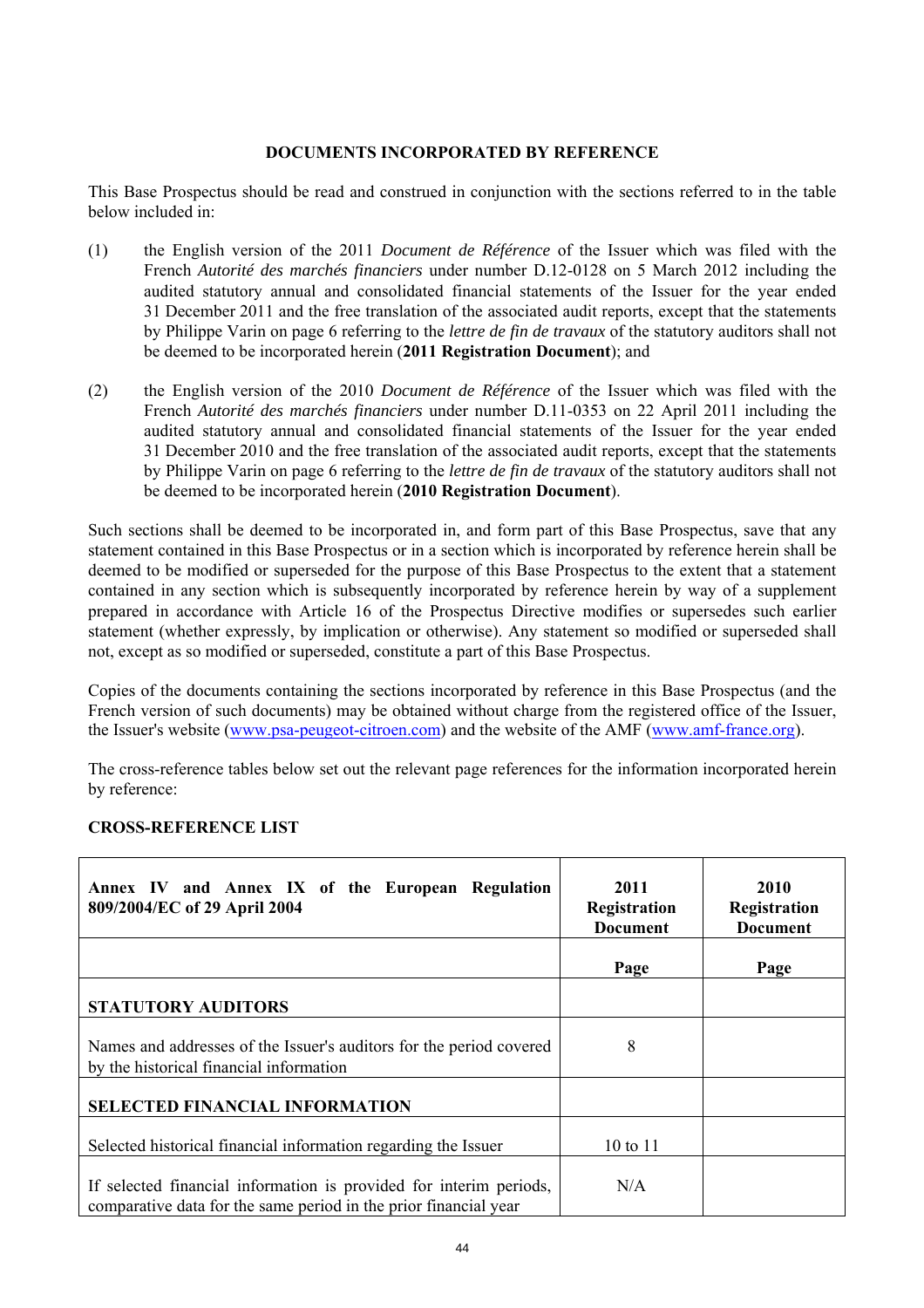## DOCUMENTS INCORPORATED BY REFERENCE

This Base Prospectus should be read and construed in conjunction with the sections referred to in the table below included in:

(1) the English version of the 2011 *Document de Référence* of the Issuer which was filed with the French *Autorité des marchés financiers* under number D.12-0128 on 5 March 2012 including the audited statutory annual and consolidated financial statements of the Issuer for the year ended 31 December 2011 and the free translation of the associated audit reports, except that the statements by Philippe Varin on page 6 referring to the *lettre de fin de travaux* of the statutory auditors shall not be deemed to be incorporated herein (**2011 Registration Document**); and

(2) the English version of the 2010 *Document de Référence* of the Issuer which was filed with the French *Autorité des marchés financiers* under number D.11-0353 on 22 April 2011 including the audited statutory annual and consolidated financial statements of the Issuer for the year ended 31 December 2010 and the free translation of the associated audit reports, except that the statements by Philippe Varin on page 6 referring to the *lettre de fin de travaux* of the statutory auditors shall not be deemed to be incorporated herein (**2010 Registration Document**).

Such sections shall be deemed to be incorporated in, and form part of this Base Prospectus, save that any statement contained in this Base Prospectus or in a section which is incorporated by reference herein shall be deemed to be modified or superseded for the purpose of this Base Prospectus to the extent that a statement contained in any section which is subsequently incorporated by reference herein by way of a supplement prepared in accordance with Article 16 of the Prospectus Directive modifies or supersedes such earlier statement (whether expressly, by implication or otherwise). Any statement so modified or superseded shall not, except as so modified or superseded, constitute a part of this Base Prospectus.

Copies of the documents containing the sections incorporated by reference in this Base Prospectus (and the French version of such documents) may be obtained without charge from the registered office of the Issuer, the Issuer's website (www.psa-peugeot-citroen.com) and the website of the AMF (www.amf-france.org).

The cross-reference tables below set out the relevant page references for the information incorporated herein by reference:

**CROSS-REFERENCE LIST**

| **Annex IV and Annex IX of the European Regulation 809/2004/EC of 29 April 2004** | **2011 Registration Document** | **2010 Registration Document** |
|---|---|---|
| | **Page** | **Page** |
| **STATUTORY AUDITORS** | | |
| Names and addresses of the Issuer's auditors for the period covered by the historical financial information | 8 | |
| **SELECTED FINANCIAL INFORMATION** | | |
| Selected historical financial information regarding the Issuer | 10 to 11 | |
| If selected financial information is provided for interim periods, comparative data for the same period in the prior financial year | N/A | |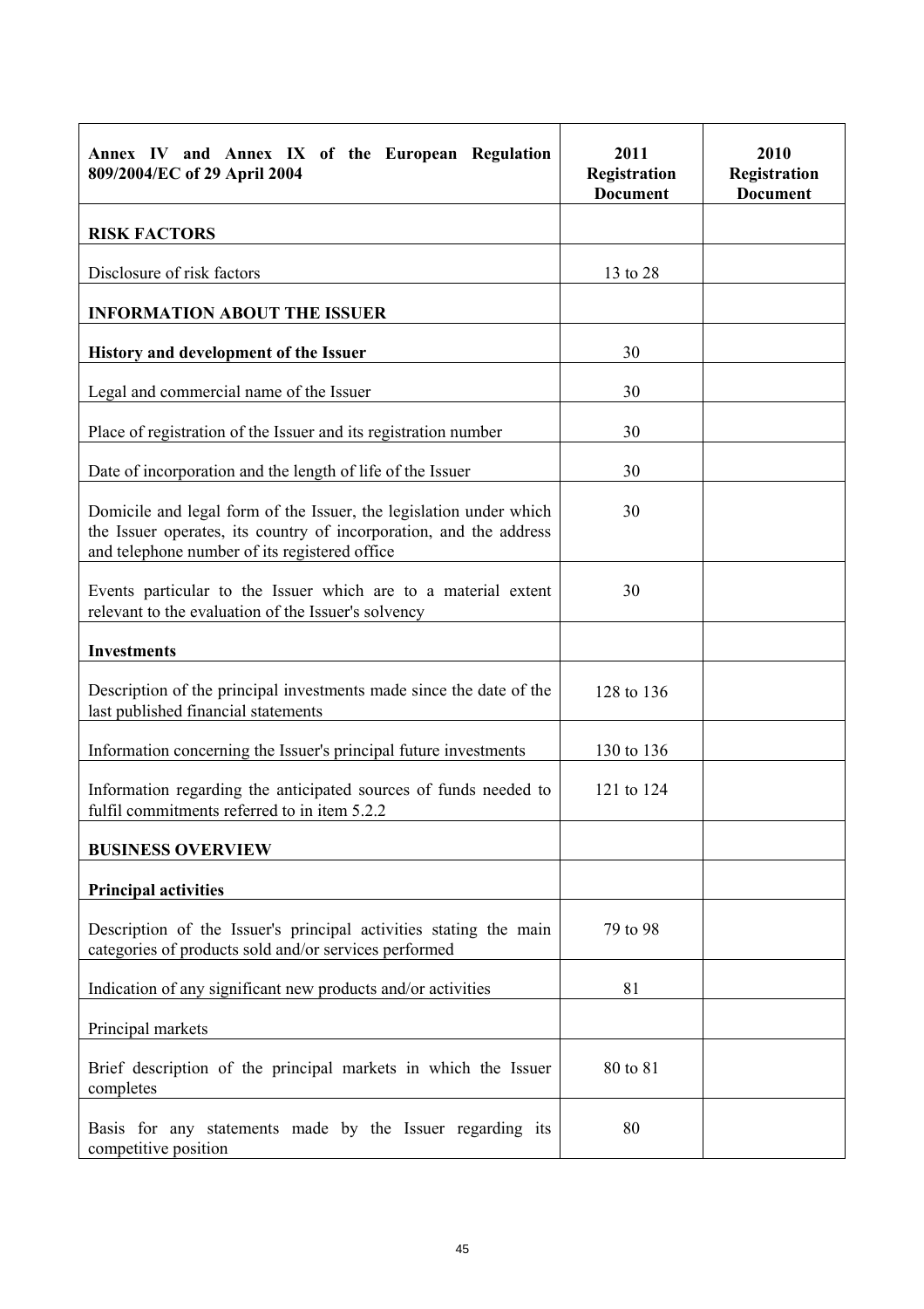| Annex IV and Annex IX of the European Regulation 809/2004/EC of 29 April 2004 | 2011 Registration Document | 2010 Registration Document |
|---|---|---|
| **RISK FACTORS** | | |
| Disclosure of risk factors | 13 to 28 | |
| **INFORMATION ABOUT THE ISSUER** | | |
| **History and development of the Issuer** | 30 | |
| Legal and commercial name of the Issuer | 30 | |
| Place of registration of the Issuer and its registration number | 30 | |
| Date of incorporation and the length of life of the Issuer | 30 | |
| Domicile and legal form of the Issuer, the legislation under which the Issuer operates, its country of incorporation, and the address and telephone number of its registered office | 30 | |
| Events particular to the Issuer which are to a material extent relevant to the evaluation of the Issuer's solvency | 30 | |
| **Investments** | | |
| Description of the principal investments made since the date of the last published financial statements | 128 to 136 | |
| Information concerning the Issuer's principal future investments | 130 to 136 | |
| Information regarding the anticipated sources of funds needed to fulfil commitments referred to in item 5.2.2 | 121 to 124 | |
| **BUSINESS OVERVIEW** | | |
| **Principal activities** | | |
| Description of the Issuer's principal activities stating the main categories of products sold and/or services performed | 79 to 98 | |
| Indication of any significant new products and/or activities | 81 | |
| Principal markets | | |
| Brief description of the principal markets in which the Issuer completes | 80 to 81 | |
| Basis for any statements made by the Issuer regarding its competitive position | 80 | |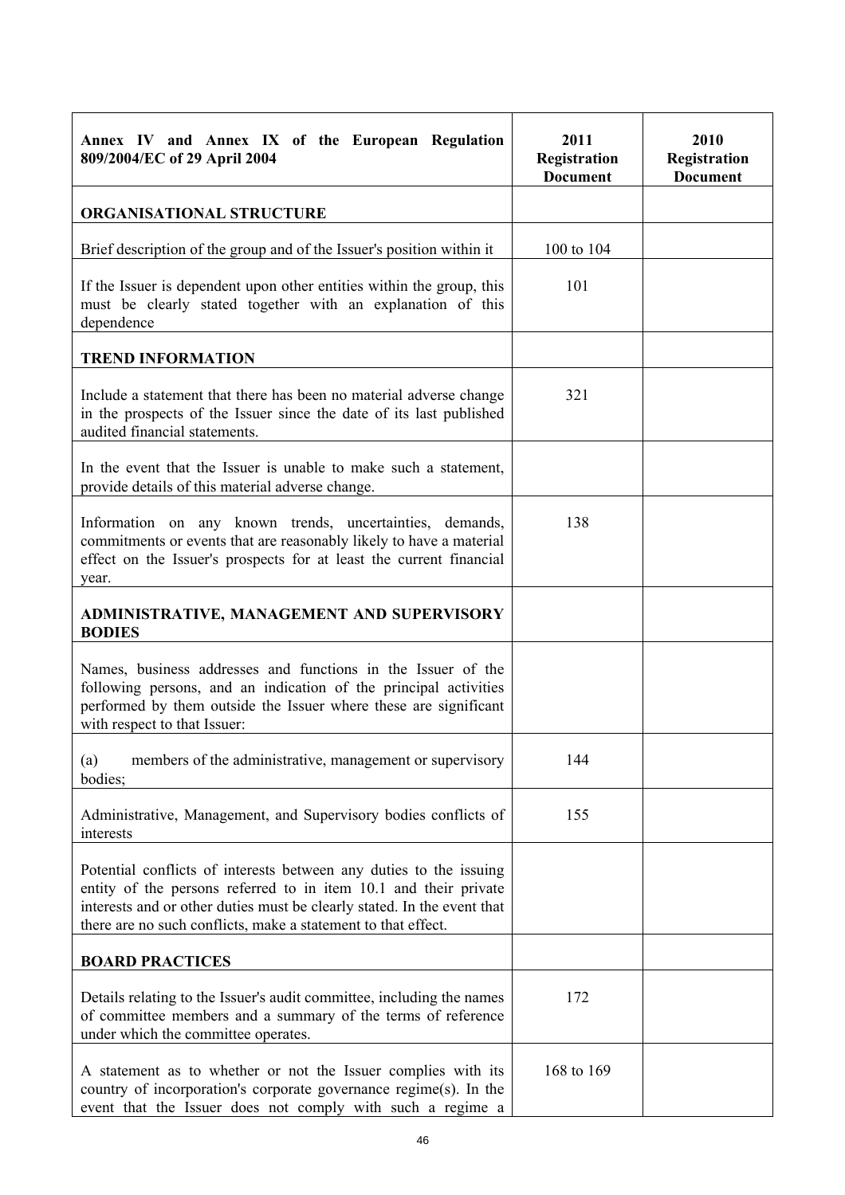| Annex IV and Annex IX of the European Regulation 809/2004/EC of 29 April 2004 | 2011 Registration Document | 2010 Registration Document |
|---|---|---|
| **ORGANISATIONAL STRUCTURE** | | |
| Brief description of the group and of the Issuer's position within it | 100 to 104 | |
| If the Issuer is dependent upon other entities within the group, this must be clearly stated together with an explanation of this dependence | 101 | |
| **TREND INFORMATION** | | |
| Include a statement that there has been no material adverse change in the prospects of the Issuer since the date of its last published audited financial statements. | 321 | |
| In the event that the Issuer is unable to make such a statement, provide details of this material adverse change. | | |
| Information on any known trends, uncertainties, demands, commitments or events that are reasonably likely to have a material effect on the Issuer's prospects for at least the current financial year. | 138 | |
| **ADMINISTRATIVE, MANAGEMENT AND SUPERVISORY BODIES** | | |
| Names, business addresses and functions in the Issuer of the following persons, and an indication of the principal activities performed by them outside the Issuer where these are significant with respect to that Issuer: | | |
| (a) members of the administrative, management or supervisory bodies; | 144 | |
| Administrative, Management, and Supervisory bodies conflicts of interests | 155 | |
| Potential conflicts of interests between any duties to the issuing entity of the persons referred to in item 10.1 and their private interests and or other duties must be clearly stated. In the event that there are no such conflicts, make a statement to that effect. | | |
| **BOARD PRACTICES** | | |
| Details relating to the Issuer's audit committee, including the names of committee members and a summary of the terms of reference under which the committee operates. | 172 | |
| A statement as to whether or not the Issuer complies with its country of incorporation's corporate governance regime(s). In the event that the Issuer does not comply with such a regime a | 168 to 169 | |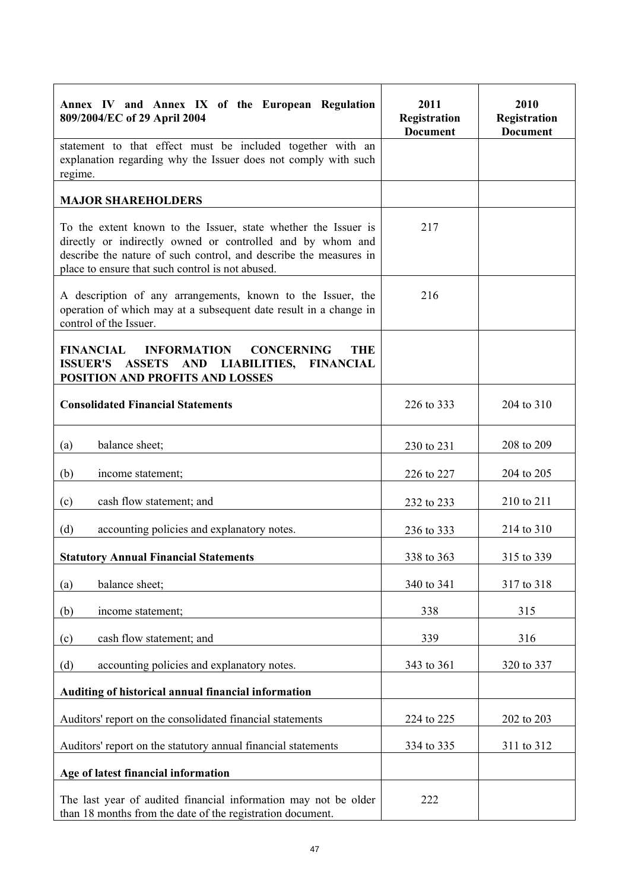| Annex IV and Annex IX of the European Regulation 809/2004/EC of 29 April 2004 | 2011 Registration Document | 2010 Registration Document |
|---|---|---|
| statement to that effect must be included together with an explanation regarding why the Issuer does not comply with such regime. | | |
| **MAJOR SHAREHOLDERS** | | |
| To the extent known to the Issuer, state whether the Issuer is directly or indirectly owned or controlled and by whom and describe the nature of such control, and describe the measures in place to ensure that such control is not abused. | 217 | |
| A description of any arrangements, known to the Issuer, the operation of which may at a subsequent date result in a change in control of the Issuer. | 216 | |
| **FINANCIAL INFORMATION CONCERNING THE ISSUER'S ASSETS AND LIABILITIES, FINANCIAL POSITION AND PROFITS AND LOSSES** | | |
| **Consolidated Financial Statements** | 226 to 333 | 204 to 310 |
| (a) balance sheet; | 230 to 231 | 208 to 209 |
| (b) income statement; | 226 to 227 | 204 to 205 |
| (c) cash flow statement; and | 232 to 233 | 210 to 211 |
| (d) accounting policies and explanatory notes. | 236 to 333 | 214 to 310 |
| **Statutory Annual Financial Statements** | 338 to 363 | 315 to 339 |
| (a) balance sheet; | 340 to 341 | 317 to 318 |
| (b) income statement; | 338 | 315 |
| (c) cash flow statement; and | 339 | 316 |
| (d) accounting policies and explanatory notes. | 343 to 361 | 320 to 337 |
| **Auditing of historical annual financial information** | | |
| Auditors' report on the consolidated financial statements | 224 to 225 | 202 to 203 |
| Auditors' report on the statutory annual financial statements | 334 to 335 | 311 to 312 |
| **Age of latest financial information** | | |
| The last year of audited financial information may not be older than 18 months from the date of the registration document. | 222 | |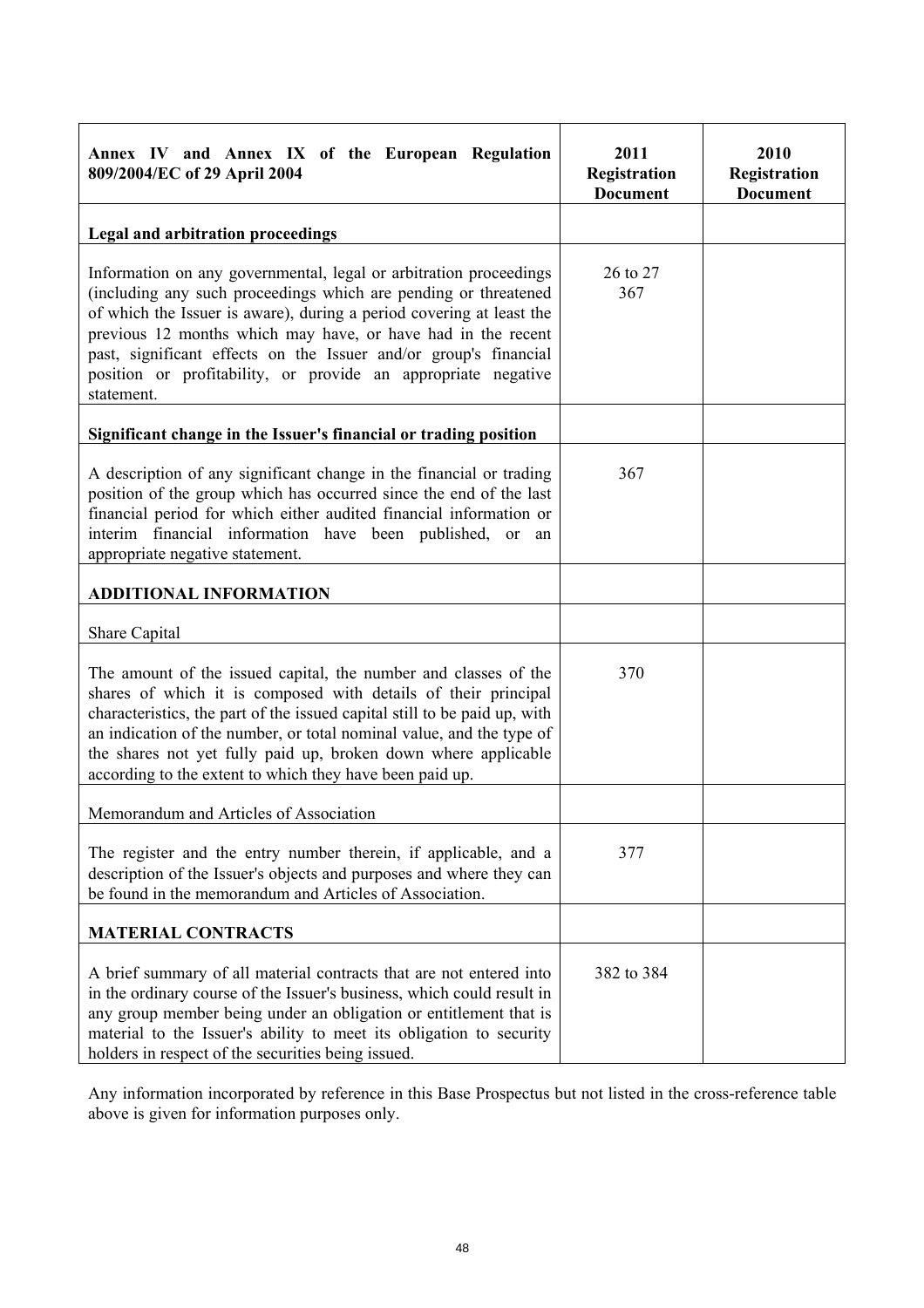| Annex IV and Annex IX of the European Regulation 809/2004/EC of 29 April 2004 | 2011 Registration Document | 2010 Registration Document |
|---|---|---|
| **Legal and arbitration proceedings** | | |
| Information on any governmental, legal or arbitration proceedings (including any such proceedings which are pending or threatened of which the Issuer is aware), during a period covering at least the previous 12 months which may have, or have had in the recent past, significant effects on the Issuer and/or group's financial position or profitability, or provide an appropriate negative statement. | 26 to 27<br>367 | |
| **Significant change in the Issuer's financial or trading position** | | |
| A description of any significant change in the financial or trading position of the group which has occurred since the end of the last financial period for which either audited financial information or interim financial information have been published, or an appropriate negative statement. | 367 | |
| **ADDITIONAL INFORMATION** | | |
| Share Capital | | |
| The amount of the issued capital, the number and classes of the shares of which it is composed with details of their principal characteristics, the part of the issued capital still to be paid up, with an indication of the number, or total nominal value, and the type of the shares not yet fully paid up, broken down where applicable according to the extent to which they have been paid up. | 370 | |
| Memorandum and Articles of Association | | |
| The register and the entry number therein, if applicable, and a description of the Issuer's objects and purposes and where they can be found in the memorandum and Articles of Association. | 377 | |
| **MATERIAL CONTRACTS** | | |
| A brief summary of all material contracts that are not entered into in the ordinary course of the Issuer's business, which could result in any group member being under an obligation or entitlement that is material to the Issuer's ability to meet its obligation to security holders in respect of the securities being issued. | 382 to 384 | |

Any information incorporated by reference in this Base Prospectus but not listed in the cross-reference table above is given for information purposes only.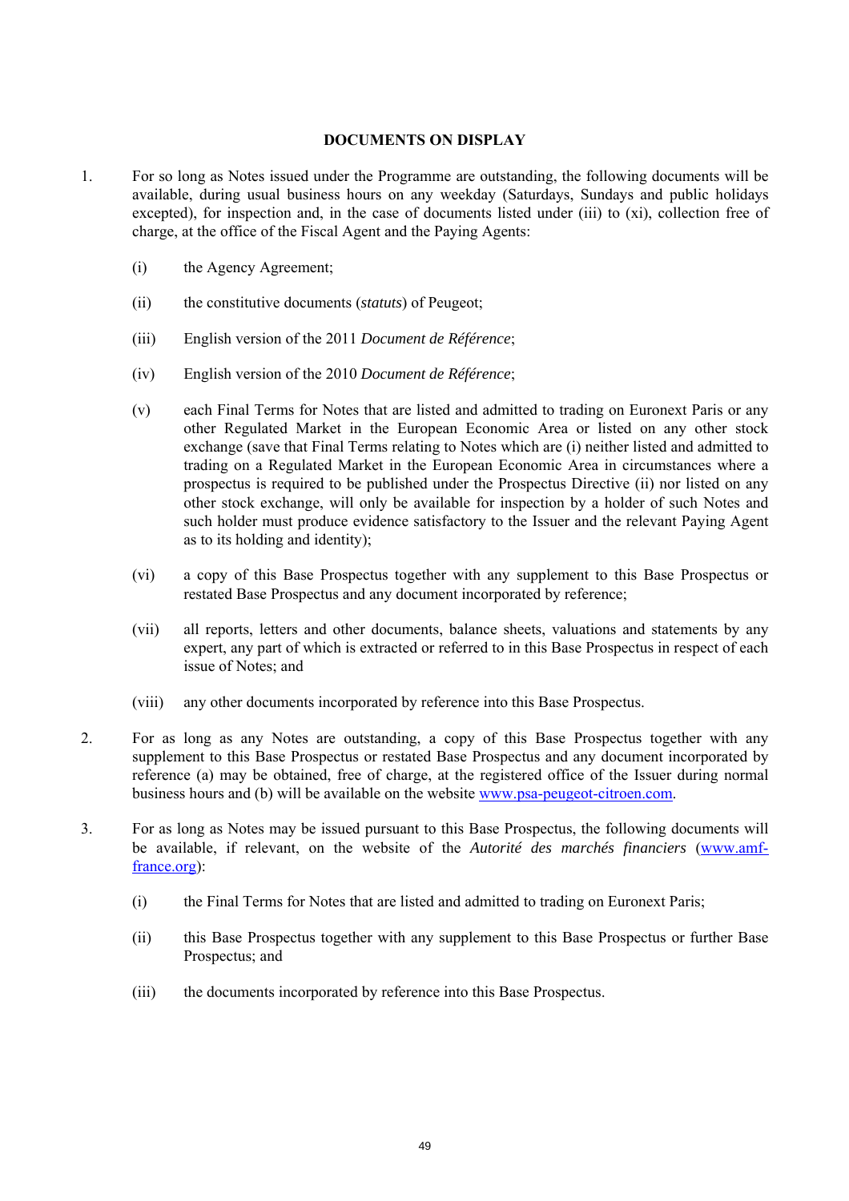## DOCUMENTS ON DISPLAY

1. For so long as Notes issued under the Programme are outstanding, the following documents will be available, during usual business hours on any weekday (Saturdays, Sundays and public holidays excepted), for inspection and, in the case of documents listed under (iii) to (xi), collection free of charge, at the office of the Fiscal Agent and the Paying Agents:

   (i) the Agency Agreement;

   (ii) the constitutive documents (*statuts*) of Peugeot;

   (iii) English version of the 2011 *Document de Référence*;

   (iv) English version of the 2010 *Document de Référence*;

   (v) each Final Terms for Notes that are listed and admitted to trading on Euronext Paris or any other Regulated Market in the European Economic Area or listed on any other stock exchange (save that Final Terms relating to Notes which are (i) neither listed and admitted to trading on a Regulated Market in the European Economic Area in circumstances where a prospectus is required to be published under the Prospectus Directive (ii) nor listed on any other stock exchange, will only be available for inspection by a holder of such Notes and such holder must produce evidence satisfactory to the Issuer and the relevant Paying Agent as to its holding and identity);

   (vi) a copy of this Base Prospectus together with any supplement to this Base Prospectus or restated Base Prospectus and any document incorporated by reference;

   (vii) all reports, letters and other documents, balance sheets, valuations and statements by any expert, any part of which is extracted or referred to in this Base Prospectus in respect of each issue of Notes; and

   (viii) any other documents incorporated by reference into this Base Prospectus.

2. For as long as any Notes are outstanding, a copy of this Base Prospectus together with any supplement to this Base Prospectus or restated Base Prospectus and any document incorporated by reference (a) may be obtained, free of charge, at the registered office of the Issuer during normal business hours and (b) will be available on the website www.psa-peugeot-citroen.com.

3. For as long as Notes may be issued pursuant to this Base Prospectus, the following documents will be available, if relevant, on the website of the *Autorité des marchés financiers* (www.amf-france.org):

   (i) the Final Terms for Notes that are listed and admitted to trading on Euronext Paris;

   (ii) this Base Prospectus together with any supplement to this Base Prospectus or further Base Prospectus; and

   (iii) the documents incorporated by reference into this Base Prospectus.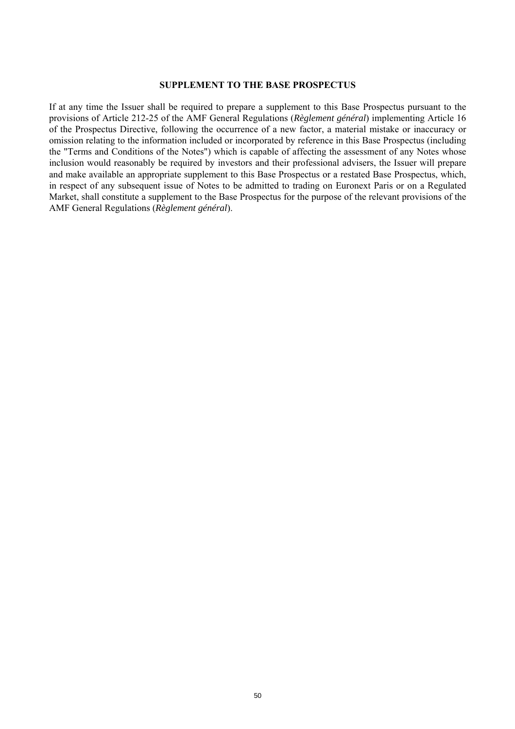## SUPPLEMENT TO THE BASE PROSPECTUS

If at any time the Issuer shall be required to prepare a supplement to this Base Prospectus pursuant to the provisions of Article 212-25 of the AMF General Regulations (*Règlement général*) implementing Article 16 of the Prospectus Directive, following the occurrence of a new factor, a material mistake or inaccuracy or omission relating to the information included or incorporated by reference in this Base Prospectus (including the "Terms and Conditions of the Notes") which is capable of affecting the assessment of any Notes whose inclusion would reasonably be required by investors and their professional advisers, the Issuer will prepare and make available an appropriate supplement to this Base Prospectus or a restated Base Prospectus, which, in respect of any subsequent issue of Notes to be admitted to trading on Euronext Paris or on a Regulated Market, shall constitute a supplement to the Base Prospectus for the purpose of the relevant provisions of the AMF General Regulations (*Règlement général*).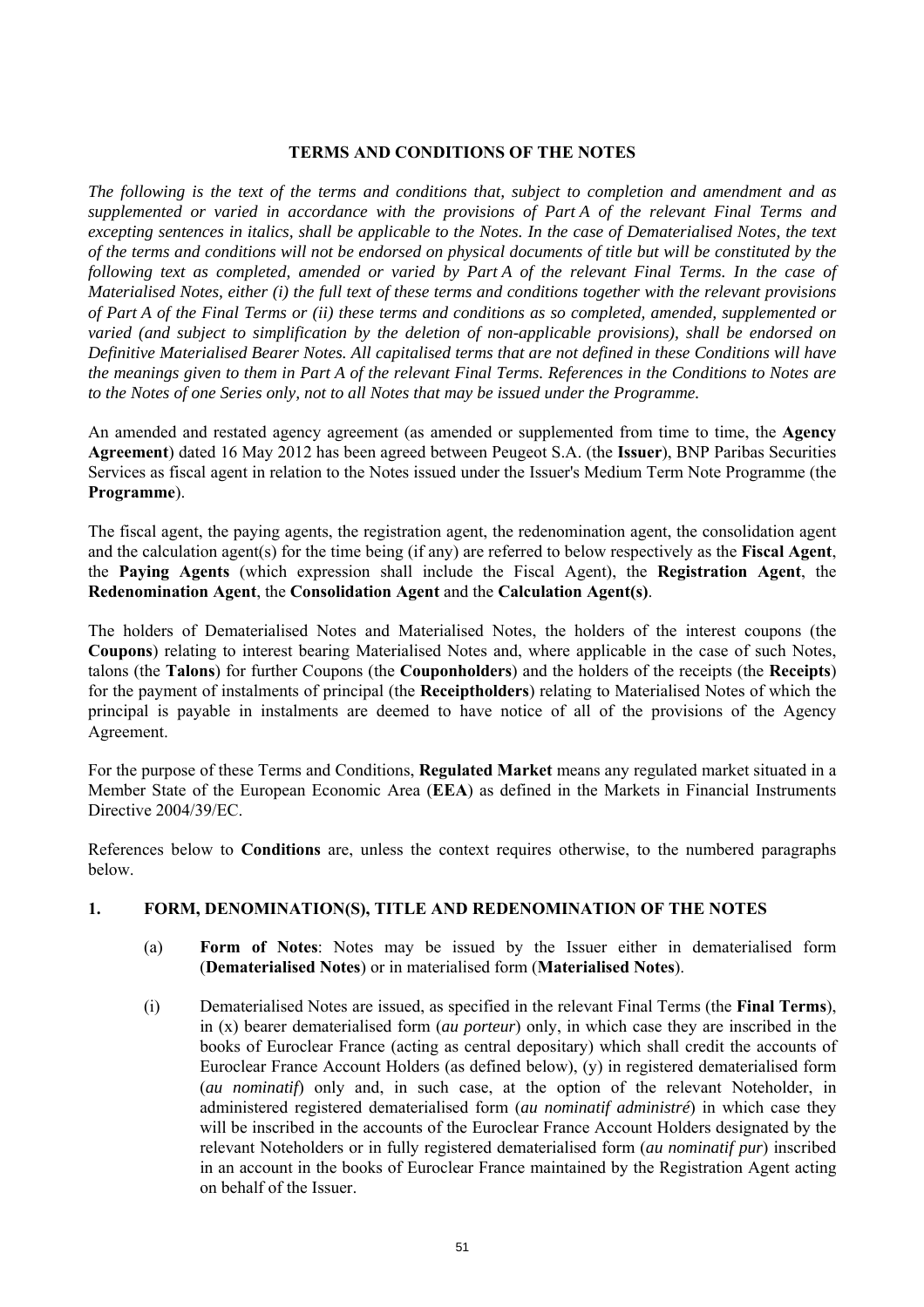## TERMS AND CONDITIONS OF THE NOTES

*The following is the text of the terms and conditions that, subject to completion and amendment and as supplemented or varied in accordance with the provisions of Part A of the relevant Final Terms and excepting sentences in italics, shall be applicable to the Notes. In the case of Dematerialised Notes, the text of the terms and conditions will not be endorsed on physical documents of title but will be constituted by the following text as completed, amended or varied by Part A of the relevant Final Terms. In the case of Materialised Notes, either (i) the full text of these terms and conditions together with the relevant provisions of Part A of the Final Terms or (ii) these terms and conditions as so completed, amended, supplemented or varied (and subject to simplification by the deletion of non-applicable provisions), shall be endorsed on Definitive Materialised Bearer Notes. All capitalised terms that are not defined in these Conditions will have the meanings given to them in Part A of the relevant Final Terms. References in the Conditions to Notes are to the Notes of one Series only, not to all Notes that may be issued under the Programme.*

An amended and restated agency agreement (as amended or supplemented from time to time, the **Agency Agreement**) dated 16 May 2012 has been agreed between Peugeot S.A. (the **Issuer**), BNP Paribas Securities Services as fiscal agent in relation to the Notes issued under the Issuer's Medium Term Note Programme (the **Programme**).

The fiscal agent, the paying agents, the registration agent, the redenomination agent, the consolidation agent and the calculation agent(s) for the time being (if any) are referred to below respectively as the **Fiscal Agent**, the **Paying Agents** (which expression shall include the Fiscal Agent), the **Registration Agent**, the **Redenomination Agent**, the **Consolidation Agent** and the **Calculation Agent(s)**.

The holders of Dematerialised Notes and Materialised Notes, the holders of the interest coupons (the **Coupons**) relating to interest bearing Materialised Notes and, where applicable in the case of such Notes, talons (the **Talons**) for further Coupons (the **Couponholders**) and the holders of the receipts (the **Receipts**) for the payment of instalments of principal (the **Receiptholders**) relating to Materialised Notes of which the principal is payable in instalments are deemed to have notice of all of the provisions of the Agency Agreement.

For the purpose of these Terms and Conditions, **Regulated Market** means any regulated market situated in a Member State of the European Economic Area (**EEA**) as defined in the Markets in Financial Instruments Directive 2004/39/EC.

References below to **Conditions** are, unless the context requires otherwise, to the numbered paragraphs below.

### 1. FORM, DENOMINATION(S), TITLE AND REDENOMINATION OF THE NOTES

(a) **Form of Notes**: Notes may be issued by the Issuer either in dematerialised form (**Dematerialised Notes**) or in materialised form (**Materialised Notes**).

(i) Dematerialised Notes are issued, as specified in the relevant Final Terms (the **Final Terms**), in (x) bearer dematerialised form (*au porteur*) only, in which case they are inscribed in the books of Euroclear France (acting as central depositary) which shall credit the accounts of Euroclear France Account Holders (as defined below), (y) in registered dematerialised form (*au nominatif*) only and, in such case, at the option of the relevant Noteholder, in administered registered dematerialised form (*au nominatif administré*) in which case they will be inscribed in the accounts of the Euroclear France Account Holders designated by the relevant Noteholders or in fully registered dematerialised form (*au nominatif pur*) inscribed in an account in the books of Euroclear France maintained by the Registration Agent acting on behalf of the Issuer.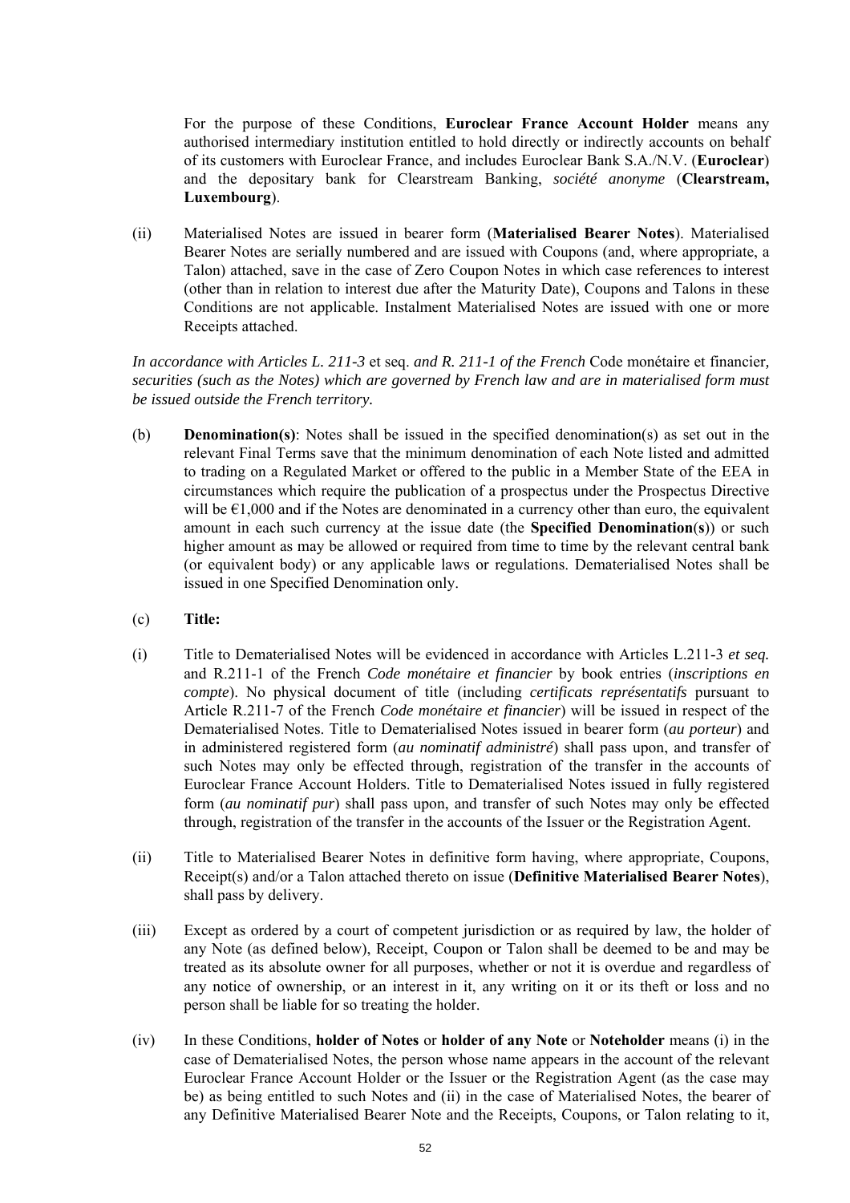For the purpose of these Conditions, **Euroclear France Account Holder** means any authorised intermediary institution entitled to hold directly or indirectly accounts on behalf of its customers with Euroclear France, and includes Euroclear Bank S.A./N.V. (**Euroclear**) and the depositary bank for Clearstream Banking, *société anonyme* (**Clearstream, Luxembourg**).

(ii) Materialised Notes are issued in bearer form (**Materialised Bearer Notes**). Materialised Bearer Notes are serially numbered and are issued with Coupons (and, where appropriate, a Talon) attached, save in the case of Zero Coupon Notes in which case references to interest (other than in relation to interest due after the Maturity Date), Coupons and Talons in these Conditions are not applicable. Instalment Materialised Notes are issued with one or more Receipts attached.

*In accordance with Articles L. 211-3* et seq. *and R. 211-1 of the French* Code monétaire et financier*, securities (such as the Notes) which are governed by French law and are in materialised form must be issued outside the French territory.*

(b) **Denomination(s)**: Notes shall be issued in the specified denomination(s) as set out in the relevant Final Terms save that the minimum denomination of each Note listed and admitted to trading on a Regulated Market or offered to the public in a Member State of the EEA in circumstances which require the publication of a prospectus under the Prospectus Directive will be €1,000 and if the Notes are denominated in a currency other than euro, the equivalent amount in each such currency at the issue date (the **Specified Denomination(s)**) or such higher amount as may be allowed or required from time to time by the relevant central bank (or equivalent body) or any applicable laws or regulations. Dematerialised Notes shall be issued in one Specified Denomination only.

(c) **Title:**

(i) Title to Dematerialised Notes will be evidenced in accordance with Articles L.211-3 *et seq.* and R.211-1 of the French *Code monétaire et financier* by book entries (*inscriptions en compte*). No physical document of title (including *certificats représentatifs* pursuant to Article R.211-7 of the French *Code monétaire et financier*) will be issued in respect of the Dematerialised Notes. Title to Dematerialised Notes issued in bearer form (*au porteur*) and in administered registered form (*au nominatif administré*) shall pass upon, and transfer of such Notes may only be effected through, registration of the transfer in the accounts of Euroclear France Account Holders. Title to Dematerialised Notes issued in fully registered form (*au nominatif pur*) shall pass upon, and transfer of such Notes may only be effected through, registration of the transfer in the accounts of the Issuer or the Registration Agent.

(ii) Title to Materialised Bearer Notes in definitive form having, where appropriate, Coupons, Receipt(s) and/or a Talon attached thereto on issue (**Definitive Materialised Bearer Notes**), shall pass by delivery.

(iii) Except as ordered by a court of competent jurisdiction or as required by law, the holder of any Note (as defined below), Receipt, Coupon or Talon shall be deemed to be and may be treated as its absolute owner for all purposes, whether or not it is overdue and regardless of any notice of ownership, or an interest in it, any writing on it or its theft or loss and no person shall be liable for so treating the holder.

(iv) In these Conditions, **holder of Notes** or **holder of any Note** or **Noteholder** means (i) in the case of Dematerialised Notes, the person whose name appears in the account of the relevant Euroclear France Account Holder or the Issuer or the Registration Agent (as the case may be) as being entitled to such Notes and (ii) in the case of Materialised Notes, the bearer of any Definitive Materialised Bearer Note and the Receipts, Coupons, or Talon relating to it,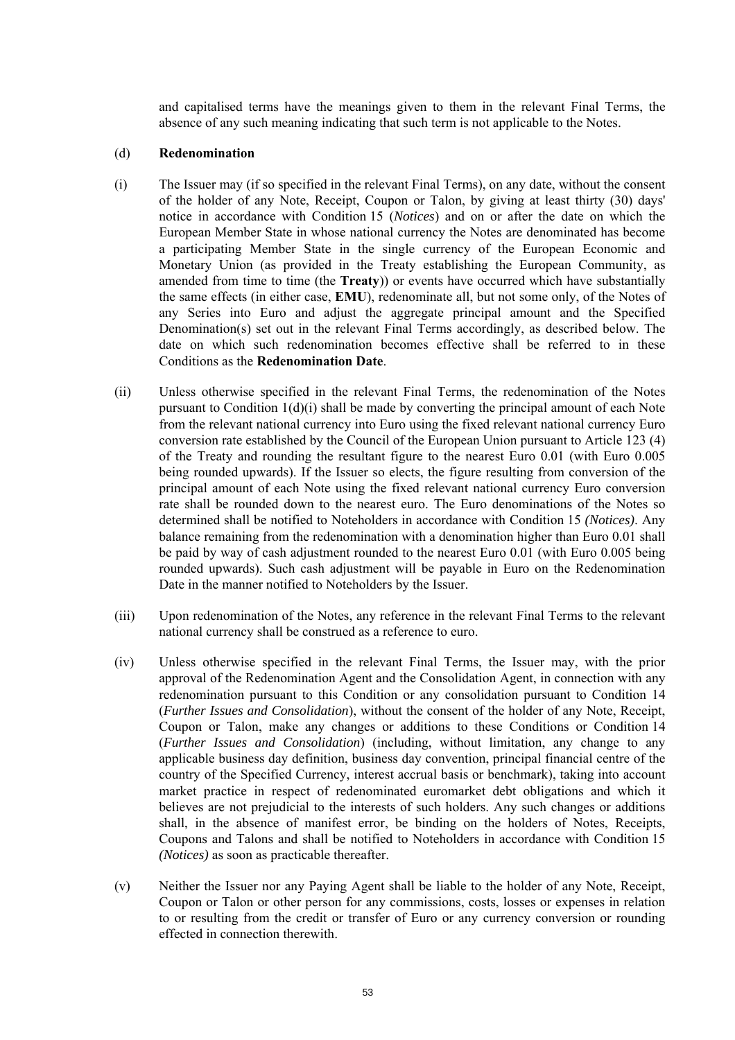and capitalised terms have the meanings given to them in the relevant Final Terms, the absence of any such meaning indicating that such term is not applicable to the Notes.

(d) **Redenomination**

(i) The Issuer may (if so specified in the relevant Final Terms), on any date, without the consent of the holder of any Note, Receipt, Coupon or Talon, by giving at least thirty (30) days' notice in accordance with Condition 15 (*Notices*) and on or after the date on which the European Member State in whose national currency the Notes are denominated has become a participating Member State in the single currency of the European Economic and Monetary Union (as provided in the Treaty establishing the European Community, as amended from time to time (the **Treaty**)) or events have occurred which have substantially the same effects (in either case, **EMU**), redenominate all, but not some only, of the Notes of any Series into Euro and adjust the aggregate principal amount and the Specified Denomination(s) set out in the relevant Final Terms accordingly, as described below. The date on which such redenomination becomes effective shall be referred to in these Conditions as the **Redenomination Date**.

(ii) Unless otherwise specified in the relevant Final Terms, the redenomination of the Notes pursuant to Condition 1(d)(i) shall be made by converting the principal amount of each Note from the relevant national currency into Euro using the fixed relevant national currency Euro conversion rate established by the Council of the European Union pursuant to Article 123 (4) of the Treaty and rounding the resultant figure to the nearest Euro 0.01 (with Euro 0.005 being rounded upwards). If the Issuer so elects, the figure resulting from conversion of the principal amount of each Note using the fixed relevant national currency Euro conversion rate shall be rounded down to the nearest euro. The Euro denominations of the Notes so determined shall be notified to Noteholders in accordance with Condition 15 *(Notices)*. Any balance remaining from the redenomination with a denomination higher than Euro 0.01 shall be paid by way of cash adjustment rounded to the nearest Euro 0.01 (with Euro 0.005 being rounded upwards). Such cash adjustment will be payable in Euro on the Redenomination Date in the manner notified to Noteholders by the Issuer.

(iii) Upon redenomination of the Notes, any reference in the relevant Final Terms to the relevant national currency shall be construed as a reference to euro.

(iv) Unless otherwise specified in the relevant Final Terms, the Issuer may, with the prior approval of the Redenomination Agent and the Consolidation Agent, in connection with any redenomination pursuant to this Condition or any consolidation pursuant to Condition 14 (*Further Issues and Consolidation*), without the consent of the holder of any Note, Receipt, Coupon or Talon, make any changes or additions to these Conditions or Condition 14 (*Further Issues and Consolidation*) (including, without limitation, any change to any applicable business day definition, business day convention, principal financial centre of the country of the Specified Currency, interest accrual basis or benchmark), taking into account market practice in respect of redenominated euromarket debt obligations and which it believes are not prejudicial to the interests of such holders. Any such changes or additions shall, in the absence of manifest error, be binding on the holders of Notes, Receipts, Coupons and Talons and shall be notified to Noteholders in accordance with Condition 15 *(Notices)* as soon as practicable thereafter.

(v) Neither the Issuer nor any Paying Agent shall be liable to the holder of any Note, Receipt, Coupon or Talon or other person for any commissions, costs, losses or expenses in relation to or resulting from the credit or transfer of Euro or any currency conversion or rounding effected in connection therewith.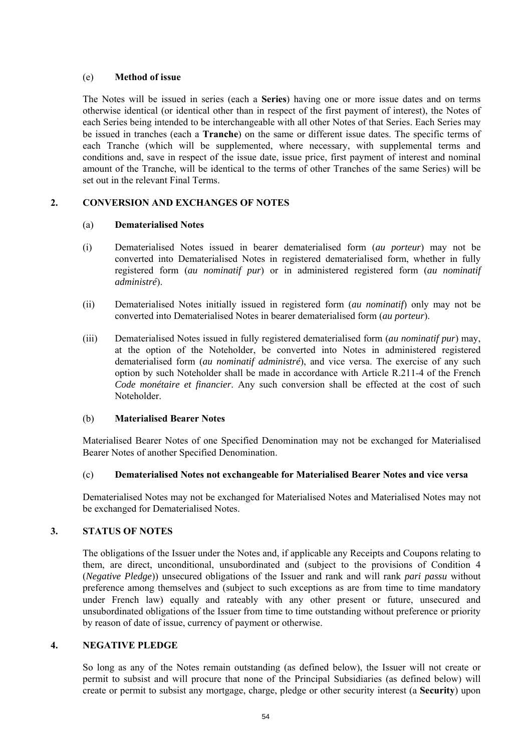(e) **Method of issue**

The Notes will be issued in series (each a **Series**) having one or more issue dates and on terms otherwise identical (or identical other than in respect of the first payment of interest), the Notes of each Series being intended to be interchangeable with all other Notes of that Series. Each Series may be issued in tranches (each a **Tranche**) on the same or different issue dates. The specific terms of each Tranche (which will be supplemented, where necessary, with supplemental terms and conditions and, save in respect of the issue date, issue price, first payment of interest and nominal amount of the Tranche, will be identical to the terms of other Tranches of the same Series) will be set out in the relevant Final Terms.

## 2. CONVERSION AND EXCHANGES OF NOTES

(a) **Dematerialised Notes**

(i) Dematerialised Notes issued in bearer dematerialised form (*au porteur*) may not be converted into Dematerialised Notes in registered dematerialised form, whether in fully registered form (*au nominatif pur*) or in administered registered form (*au nominatif administré*).

(ii) Dematerialised Notes initially issued in registered form (*au nominatif*) only may not be converted into Dematerialised Notes in bearer dematerialised form (*au porteur*).

(iii) Dematerialised Notes issued in fully registered dematerialised form (*au nominatif pur*) may, at the option of the Noteholder, be converted into Notes in administered registered dematerialised form (*au nominatif administré*), and vice versa. The exercise of any such option by such Noteholder shall be made in accordance with Article R.211-4 of the French *Code monétaire et financier*. Any such conversion shall be effected at the cost of such Noteholder.

(b) **Materialised Bearer Notes**

Materialised Bearer Notes of one Specified Denomination may not be exchanged for Materialised Bearer Notes of another Specified Denomination.

(c) **Dematerialised Notes not exchangeable for Materialised Bearer Notes and vice versa**

Dematerialised Notes may not be exchanged for Materialised Notes and Materialised Notes may not be exchanged for Dematerialised Notes.

## 3. STATUS OF NOTES

The obligations of the Issuer under the Notes and, if applicable any Receipts and Coupons relating to them, are direct, unconditional, unsubordinated and (subject to the provisions of Condition 4 (*Negative Pledge*)) unsecured obligations of the Issuer and rank and will rank *pari passu* without preference among themselves and (subject to such exceptions as are from time to time mandatory under French law) equally and rateably with any other present or future, unsecured and unsubordinated obligations of the Issuer from time to time outstanding without preference or priority by reason of date of issue, currency of payment or otherwise.

## 4. NEGATIVE PLEDGE

So long as any of the Notes remain outstanding (as defined below), the Issuer will not create or permit to subsist and will procure that none of the Principal Subsidiaries (as defined below) will create or permit to subsist any mortgage, charge, pledge or other security interest (a **Security**) upon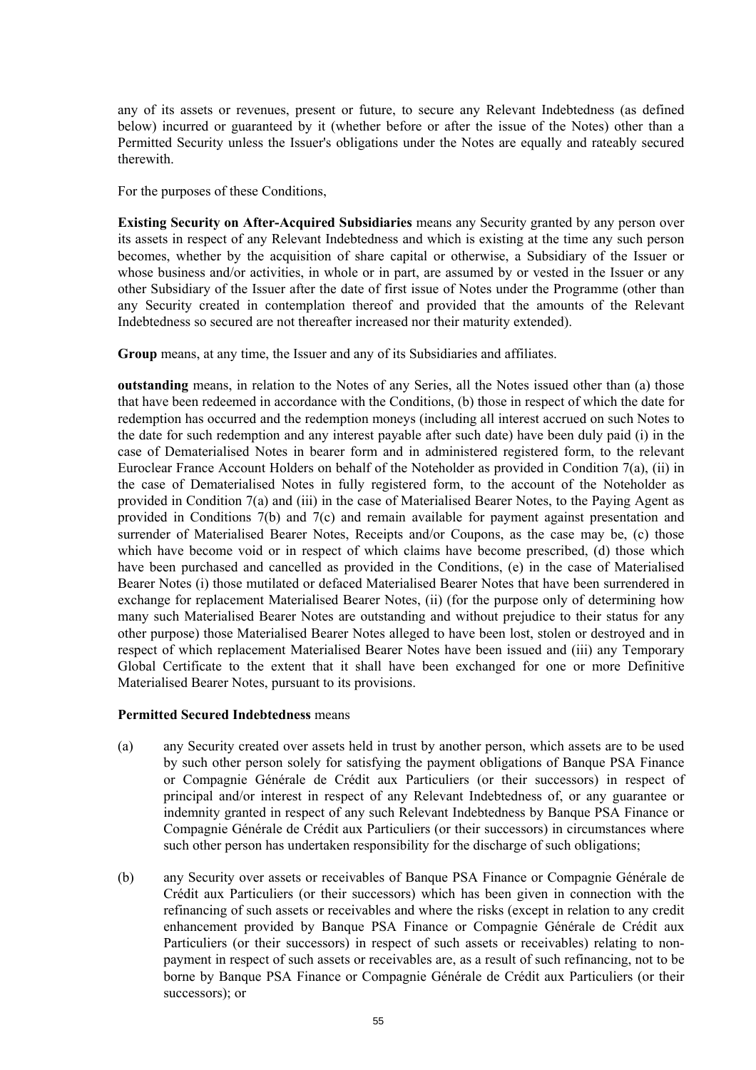any of its assets or revenues, present or future, to secure any Relevant Indebtedness (as defined below) incurred or guaranteed by it (whether before or after the issue of the Notes) other than a Permitted Security unless the Issuer's obligations under the Notes are equally and rateably secured therewith.

For the purposes of these Conditions,

**Existing Security on After-Acquired Subsidiaries** means any Security granted by any person over its assets in respect of any Relevant Indebtedness and which is existing at the time any such person becomes, whether by the acquisition of share capital or otherwise, a Subsidiary of the Issuer or whose business and/or activities, in whole or in part, are assumed by or vested in the Issuer or any other Subsidiary of the Issuer after the date of first issue of Notes under the Programme (other than any Security created in contemplation thereof and provided that the amounts of the Relevant Indebtedness so secured are not thereafter increased nor their maturity extended).

**Group** means, at any time, the Issuer and any of its Subsidiaries and affiliates.

**outstanding** means, in relation to the Notes of any Series, all the Notes issued other than (a) those that have been redeemed in accordance with the Conditions, (b) those in respect of which the date for redemption has occurred and the redemption moneys (including all interest accrued on such Notes to the date for such redemption and any interest payable after such date) have been duly paid (i) in the case of Dematerialised Notes in bearer form and in administered registered form, to the relevant Euroclear France Account Holders on behalf of the Noteholder as provided in Condition 7(a), (ii) in the case of Dematerialised Notes in fully registered form, to the account of the Noteholder as provided in Condition 7(a) and (iii) in the case of Materialised Bearer Notes, to the Paying Agent as provided in Conditions 7(b) and 7(c) and remain available for payment against presentation and surrender of Materialised Bearer Notes, Receipts and/or Coupons, as the case may be, (c) those which have become void or in respect of which claims have become prescribed, (d) those which have been purchased and cancelled as provided in the Conditions, (e) in the case of Materialised Bearer Notes (i) those mutilated or defaced Materialised Bearer Notes that have been surrendered in exchange for replacement Materialised Bearer Notes, (ii) (for the purpose only of determining how many such Materialised Bearer Notes are outstanding and without prejudice to their status for any other purpose) those Materialised Bearer Notes alleged to have been lost, stolen or destroyed and in respect of which replacement Materialised Bearer Notes have been issued and (iii) any Temporary Global Certificate to the extent that it shall have been exchanged for one or more Definitive Materialised Bearer Notes, pursuant to its provisions.

**Permitted Secured Indebtedness** means

(a) any Security created over assets held in trust by another person, which assets are to be used by such other person solely for satisfying the payment obligations of Banque PSA Finance or Compagnie Générale de Crédit aux Particuliers (or their successors) in respect of principal and/or interest in respect of any Relevant Indebtedness of, or any guarantee or indemnity granted in respect of any such Relevant Indebtedness by Banque PSA Finance or Compagnie Générale de Crédit aux Particuliers (or their successors) in circumstances where such other person has undertaken responsibility for the discharge of such obligations;

(b) any Security over assets or receivables of Banque PSA Finance or Compagnie Générale de Crédit aux Particuliers (or their successors) which has been given in connection with the refinancing of such assets or receivables and where the risks (except in relation to any credit enhancement provided by Banque PSA Finance or Compagnie Générale de Crédit aux Particuliers (or their successors) in respect of such assets or receivables) relating to non-payment in respect of such assets or receivables are, as a result of such refinancing, not to be borne by Banque PSA Finance or Compagnie Générale de Crédit aux Particuliers (or their successors); or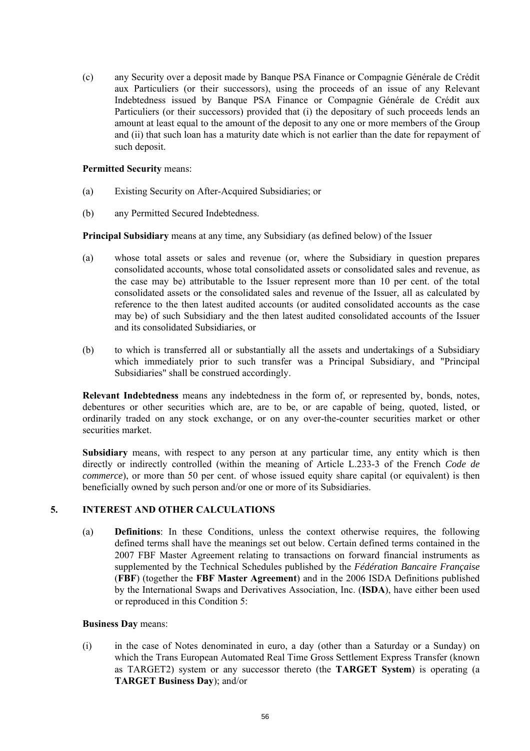(c) any Security over a deposit made by Banque PSA Finance or Compagnie Générale de Crédit aux Particuliers (or their successors), using the proceeds of an issue of any Relevant Indebtedness issued by Banque PSA Finance or Compagnie Générale de Crédit aux Particuliers (or their successors) provided that (i) the depositary of such proceeds lends an amount at least equal to the amount of the deposit to any one or more members of the Group and (ii) that such loan has a maturity date which is not earlier than the date for repayment of such deposit.

**Permitted Security** means:

(a) Existing Security on After-Acquired Subsidiaries; or

(b) any Permitted Secured Indebtedness.

**Principal Subsidiary** means at any time, any Subsidiary (as defined below) of the Issuer

(a) whose total assets or sales and revenue (or, where the Subsidiary in question prepares consolidated accounts, whose total consolidated assets or consolidated sales and revenue, as the case may be) attributable to the Issuer represent more than 10 per cent. of the total consolidated assets or the consolidated sales and revenue of the Issuer, all as calculated by reference to the then latest audited accounts (or audited consolidated accounts as the case may be) of such Subsidiary and the then latest audited consolidated accounts of the Issuer and its consolidated Subsidiaries, or

(b) to which is transferred all or substantially all the assets and undertakings of a Subsidiary which immediately prior to such transfer was a Principal Subsidiary, and "Principal Subsidiaries" shall be construed accordingly.

**Relevant Indebtedness** means any indebtedness in the form of, or represented by, bonds, notes, debentures or other securities which are, are to be, or are capable of being, quoted, listed, or ordinarily traded on any stock exchange, or on any over-the-counter securities market or other securities market.

**Subsidiary** means, with respect to any person at any particular time, any entity which is then directly or indirectly controlled (within the meaning of Article L.233-3 of the French *Code de commerce*), or more than 50 per cent. of whose issued equity share capital (or equivalent) is then beneficially owned by such person and/or one or more of its Subsidiaries.

## 5. INTEREST AND OTHER CALCULATIONS

(a) **Definitions**: In these Conditions, unless the context otherwise requires, the following defined terms shall have the meanings set out below. Certain defined terms contained in the 2007 FBF Master Agreement relating to transactions on forward financial instruments as supplemented by the Technical Schedules published by the *Fédération Bancaire Française* (**FBF**) (together the **FBF Master Agreement**) and in the 2006 ISDA Definitions published by the International Swaps and Derivatives Association, Inc. (**ISDA**), have either been used or reproduced in this Condition 5:

**Business Day** means:

(i) in the case of Notes denominated in euro, a day (other than a Saturday or a Sunday) on which the Trans European Automated Real Time Gross Settlement Express Transfer (known as TARGET2) system or any successor thereto (the **TARGET System**) is operating (a **TARGET Business Day**); and/or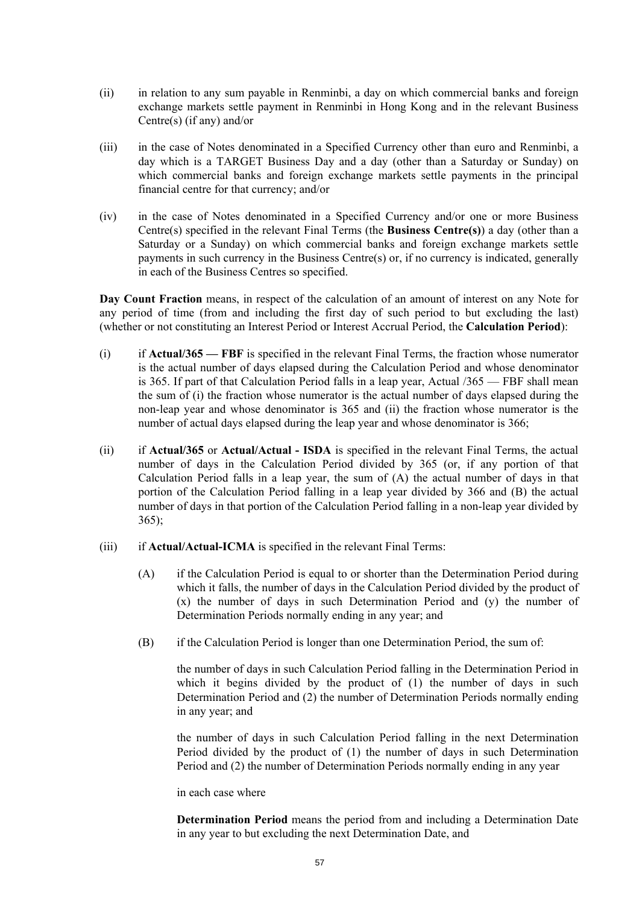(ii) in relation to any sum payable in Renminbi, a day on which commercial banks and foreign exchange markets settle payment in Renminbi in Hong Kong and in the relevant Business Centre(s) (if any) and/or

(iii) in the case of Notes denominated in a Specified Currency other than euro and Renminbi, a day which is a TARGET Business Day and a day (other than a Saturday or Sunday) on which commercial banks and foreign exchange markets settle payments in the principal financial centre for that currency; and/or

(iv) in the case of Notes denominated in a Specified Currency and/or one or more Business Centre(s) specified in the relevant Final Terms (the **Business Centre(s)**) a day (other than a Saturday or a Sunday) on which commercial banks and foreign exchange markets settle payments in such currency in the Business Centre(s) or, if no currency is indicated, generally in each of the Business Centres so specified.

**Day Count Fraction** means, in respect of the calculation of an amount of interest on any Note for any period of time (from and including the first day of such period to but excluding the last) (whether or not constituting an Interest Period or Interest Accrual Period, the **Calculation Period**):

(i) if **Actual/365 — FBF** is specified in the relevant Final Terms, the fraction whose numerator is the actual number of days elapsed during the Calculation Period and whose denominator is 365. If part of that Calculation Period falls in a leap year, Actual /365 — FBF shall mean the sum of (i) the fraction whose numerator is the actual number of days elapsed during the non-leap year and whose denominator is 365 and (ii) the fraction whose numerator is the number of actual days elapsed during the leap year and whose denominator is 366;

(ii) if **Actual/365** or **Actual/Actual - ISDA** is specified in the relevant Final Terms, the actual number of days in the Calculation Period divided by 365 (or, if any portion of that Calculation Period falls in a leap year, the sum of (A) the actual number of days in that portion of the Calculation Period falling in a leap year divided by 366 and (B) the actual number of days in that portion of the Calculation Period falling in a non-leap year divided by 365);

(iii) if **Actual/Actual-ICMA** is specified in the relevant Final Terms:

(A) if the Calculation Period is equal to or shorter than the Determination Period during which it falls, the number of days in the Calculation Period divided by the product of (x) the number of days in such Determination Period and (y) the number of Determination Periods normally ending in any year; and

(B) if the Calculation Period is longer than one Determination Period, the sum of:

the number of days in such Calculation Period falling in the Determination Period in which it begins divided by the product of (1) the number of days in such Determination Period and (2) the number of Determination Periods normally ending in any year; and

the number of days in such Calculation Period falling in the next Determination Period divided by the product of (1) the number of days in such Determination Period and (2) the number of Determination Periods normally ending in any year

in each case where

**Determination Period** means the period from and including a Determination Date in any year to but excluding the next Determination Date, and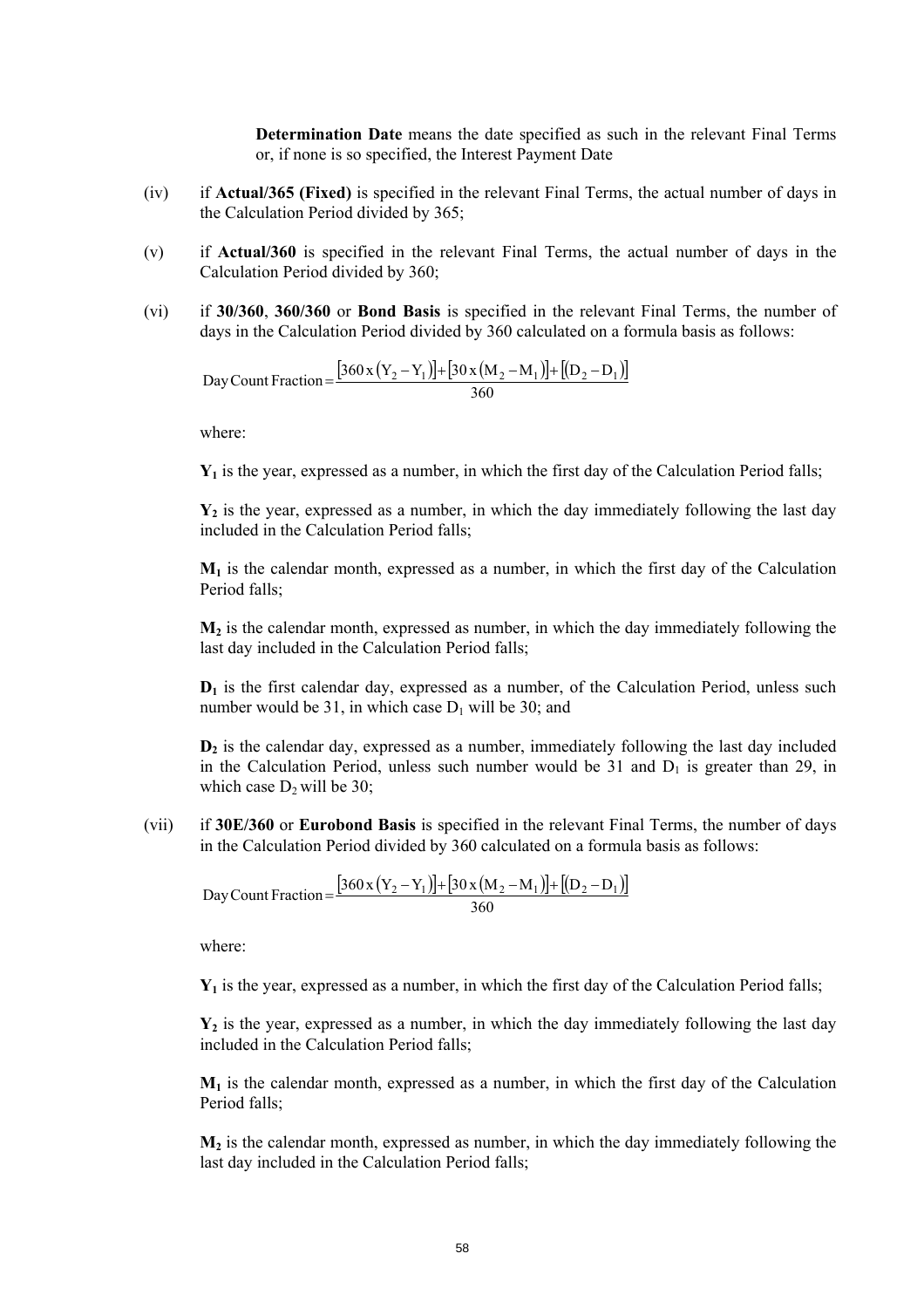**Determination Date** means the date specified as such in the relevant Final Terms or, if none is so specified, the Interest Payment Date

(iv) if **Actual/365 (Fixed)** is specified in the relevant Final Terms, the actual number of days in the Calculation Period divided by 365;

(v) if **Actual/360** is specified in the relevant Final Terms, the actual number of days in the Calculation Period divided by 360;

(vi) if **30/360**, **360/360** or **Bond Basis** is specified in the relevant Final Terms, the number of days in the Calculation Period divided by 360 calculated on a formula basis as follows:

$$\text{Day Count Fraction} = \frac{[360 \times (Y_2 - Y_1)] + [30 \times (M_2 - M_1)] + [(D_2 - D_1)]}{360}$$

where:

$\mathbf{Y_1}$ is the year, expressed as a number, in which the first day of the Calculation Period falls;

$\mathbf{Y_2}$ is the year, expressed as a number, in which the day immediately following the last day included in the Calculation Period falls;

$\mathbf{M_1}$ is the calendar month, expressed as a number, in which the first day of the Calculation Period falls;

$\mathbf{M_2}$ is the calendar month, expressed as number, in which the day immediately following the last day included in the Calculation Period falls;

$\mathbf{D_1}$ is the first calendar day, expressed as a number, of the Calculation Period, unless such number would be 31, in which case $D_1$ will be 30; and

$\mathbf{D_2}$ is the calendar day, expressed as a number, immediately following the last day included in the Calculation Period, unless such number would be 31 and $D_1$ is greater than 29, in which case $D_2$ will be 30;

(vii) if **30E/360** or **Eurobond Basis** is specified in the relevant Final Terms, the number of days in the Calculation Period divided by 360 calculated on a formula basis as follows:

$$\text{Day Count Fraction} = \frac{[360 \times (Y_2 - Y_1)] + [30 \times (M_2 - M_1)] + [(D_2 - D_1)]}{360}$$

where:

$\mathbf{Y_1}$ is the year, expressed as a number, in which the first day of the Calculation Period falls;

$\mathbf{Y_2}$ is the year, expressed as a number, in which the day immediately following the last day included in the Calculation Period falls;

$\mathbf{M_1}$ is the calendar month, expressed as a number, in which the first day of the Calculation Period falls;

$\mathbf{M_2}$ is the calendar month, expressed as number, in which the day immediately following the last day included in the Calculation Period falls;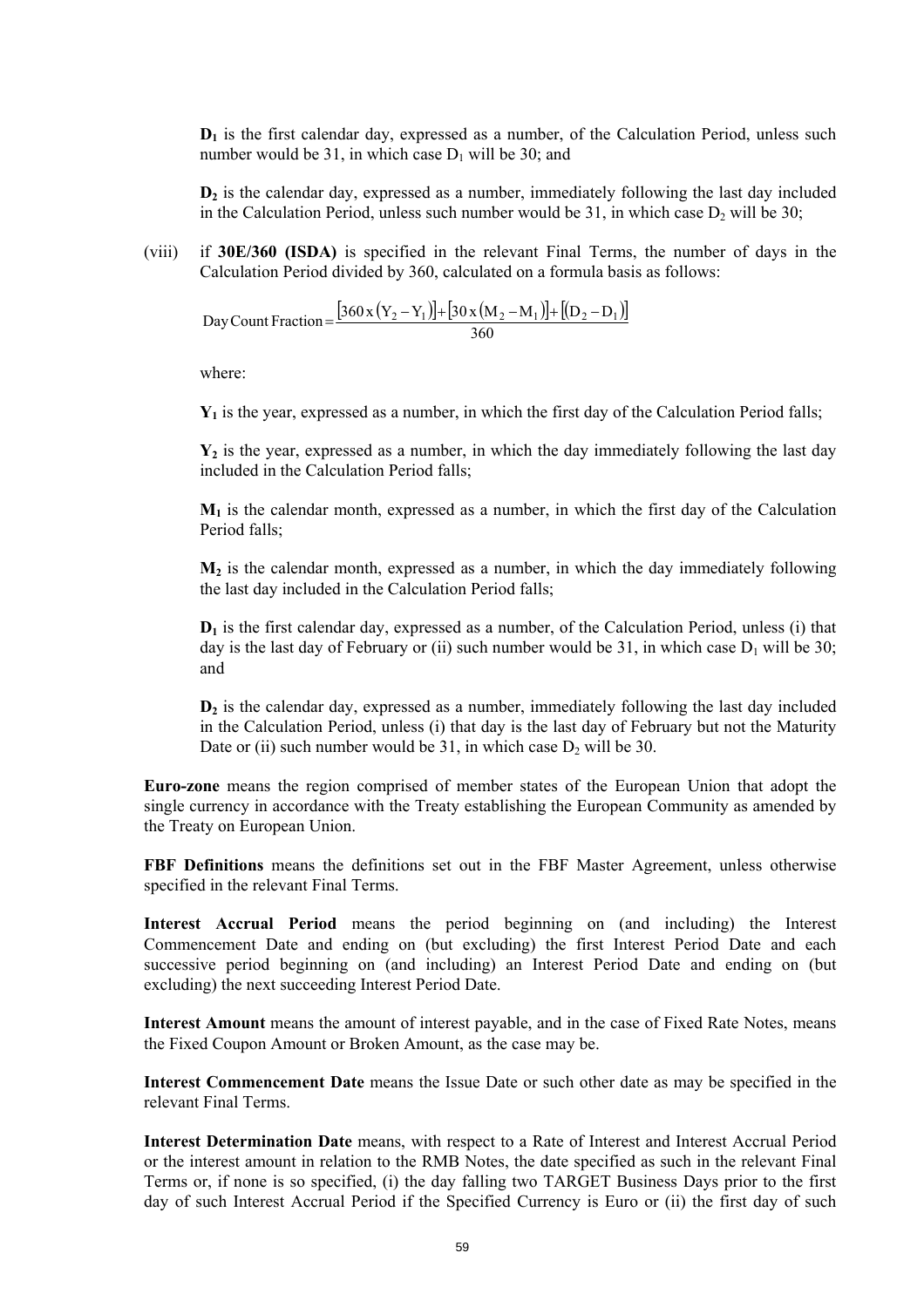$D_1$ is the first calendar day, expressed as a number, of the Calculation Period, unless such number would be 31, in which case $D_1$ will be 30; and

$D_2$ is the calendar day, expressed as a number, immediately following the last day included in the Calculation Period, unless such number would be 31, in which case $D_2$ will be 30;

(viii) if **30E/360 (ISDA)** is specified in the relevant Final Terms, the number of days in the Calculation Period divided by 360, calculated on a formula basis as follows:

$$\text{Day Count Fraction} = \frac{[360 \times (Y_2 - Y_1)] + [30 \times (M_2 - M_1)] + [(D_2 - D_1)]}{360}$$

where:

$Y_1$ is the year, expressed as a number, in which the first day of the Calculation Period falls;

$Y_2$ is the year, expressed as a number, in which the day immediately following the last day included in the Calculation Period falls;

$M_1$ is the calendar month, expressed as a number, in which the first day of the Calculation Period falls;

$M_2$ is the calendar month, expressed as a number, in which the day immediately following the last day included in the Calculation Period falls;

$D_1$ is the first calendar day, expressed as a number, of the Calculation Period, unless (i) that day is the last day of February or (ii) such number would be 31, in which case $D_1$ will be 30; and

$D_2$ is the calendar day, expressed as a number, immediately following the last day included in the Calculation Period, unless (i) that day is the last day of February but not the Maturity Date or (ii) such number would be 31, in which case $D_2$ will be 30.

**Euro-zone** means the region comprised of member states of the European Union that adopt the single currency in accordance with the Treaty establishing the European Community as amended by the Treaty on European Union.

**FBF Definitions** means the definitions set out in the FBF Master Agreement, unless otherwise specified in the relevant Final Terms.

**Interest Accrual Period** means the period beginning on (and including) the Interest Commencement Date and ending on (but excluding) the first Interest Period Date and each successive period beginning on (and including) an Interest Period Date and ending on (but excluding) the next succeeding Interest Period Date.

**Interest Amount** means the amount of interest payable, and in the case of Fixed Rate Notes, means the Fixed Coupon Amount or Broken Amount, as the case may be.

**Interest Commencement Date** means the Issue Date or such other date as may be specified in the relevant Final Terms.

**Interest Determination Date** means, with respect to a Rate of Interest and Interest Accrual Period or the interest amount in relation to the RMB Notes, the date specified as such in the relevant Final Terms or, if none is so specified, (i) the day falling two TARGET Business Days prior to the first day of such Interest Accrual Period if the Specified Currency is Euro or (ii) the first day of such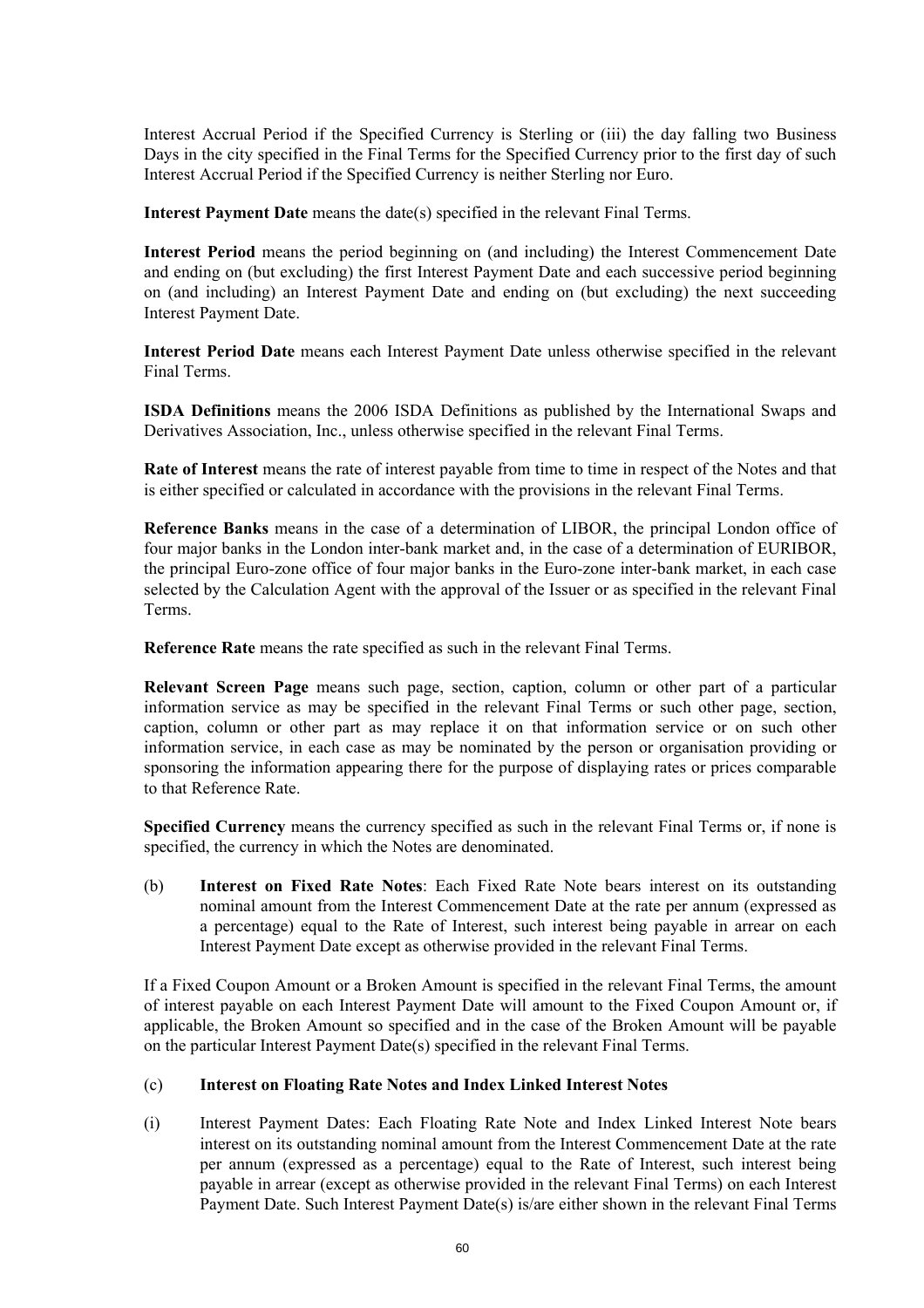Interest Accrual Period if the Specified Currency is Sterling or (iii) the day falling two Business Days in the city specified in the Final Terms for the Specified Currency prior to the first day of such Interest Accrual Period if the Specified Currency is neither Sterling nor Euro.

**Interest Payment Date** means the date(s) specified in the relevant Final Terms.

**Interest Period** means the period beginning on (and including) the Interest Commencement Date and ending on (but excluding) the first Interest Payment Date and each successive period beginning on (and including) an Interest Payment Date and ending on (but excluding) the next succeeding Interest Payment Date.

**Interest Period Date** means each Interest Payment Date unless otherwise specified in the relevant Final Terms.

**ISDA Definitions** means the 2006 ISDA Definitions as published by the International Swaps and Derivatives Association, Inc., unless otherwise specified in the relevant Final Terms.

**Rate of Interest** means the rate of interest payable from time to time in respect of the Notes and that is either specified or calculated in accordance with the provisions in the relevant Final Terms.

**Reference Banks** means in the case of a determination of LIBOR, the principal London office of four major banks in the London inter-bank market and, in the case of a determination of EURIBOR, the principal Euro-zone office of four major banks in the Euro-zone inter-bank market, in each case selected by the Calculation Agent with the approval of the Issuer or as specified in the relevant Final Terms.

**Reference Rate** means the rate specified as such in the relevant Final Terms.

**Relevant Screen Page** means such page, section, caption, column or other part of a particular information service as may be specified in the relevant Final Terms or such other page, section, caption, column or other part as may replace it on that information service or on such other information service, in each case as may be nominated by the person or organisation providing or sponsoring the information appearing there for the purpose of displaying rates or prices comparable to that Reference Rate.

**Specified Currency** means the currency specified as such in the relevant Final Terms or, if none is specified, the currency in which the Notes are denominated.

(b) **Interest on Fixed Rate Notes**: Each Fixed Rate Note bears interest on its outstanding nominal amount from the Interest Commencement Date at the rate per annum (expressed as a percentage) equal to the Rate of Interest, such interest being payable in arrear on each Interest Payment Date except as otherwise provided in the relevant Final Terms.

If a Fixed Coupon Amount or a Broken Amount is specified in the relevant Final Terms, the amount of interest payable on each Interest Payment Date will amount to the Fixed Coupon Amount or, if applicable, the Broken Amount so specified and in the case of the Broken Amount will be payable on the particular Interest Payment Date(s) specified in the relevant Final Terms.

(c) **Interest on Floating Rate Notes and Index Linked Interest Notes**

(i) Interest Payment Dates: Each Floating Rate Note and Index Linked Interest Note bears interest on its outstanding nominal amount from the Interest Commencement Date at the rate per annum (expressed as a percentage) equal to the Rate of Interest, such interest being payable in arrear (except as otherwise provided in the relevant Final Terms) on each Interest Payment Date. Such Interest Payment Date(s) is/are either shown in the relevant Final Terms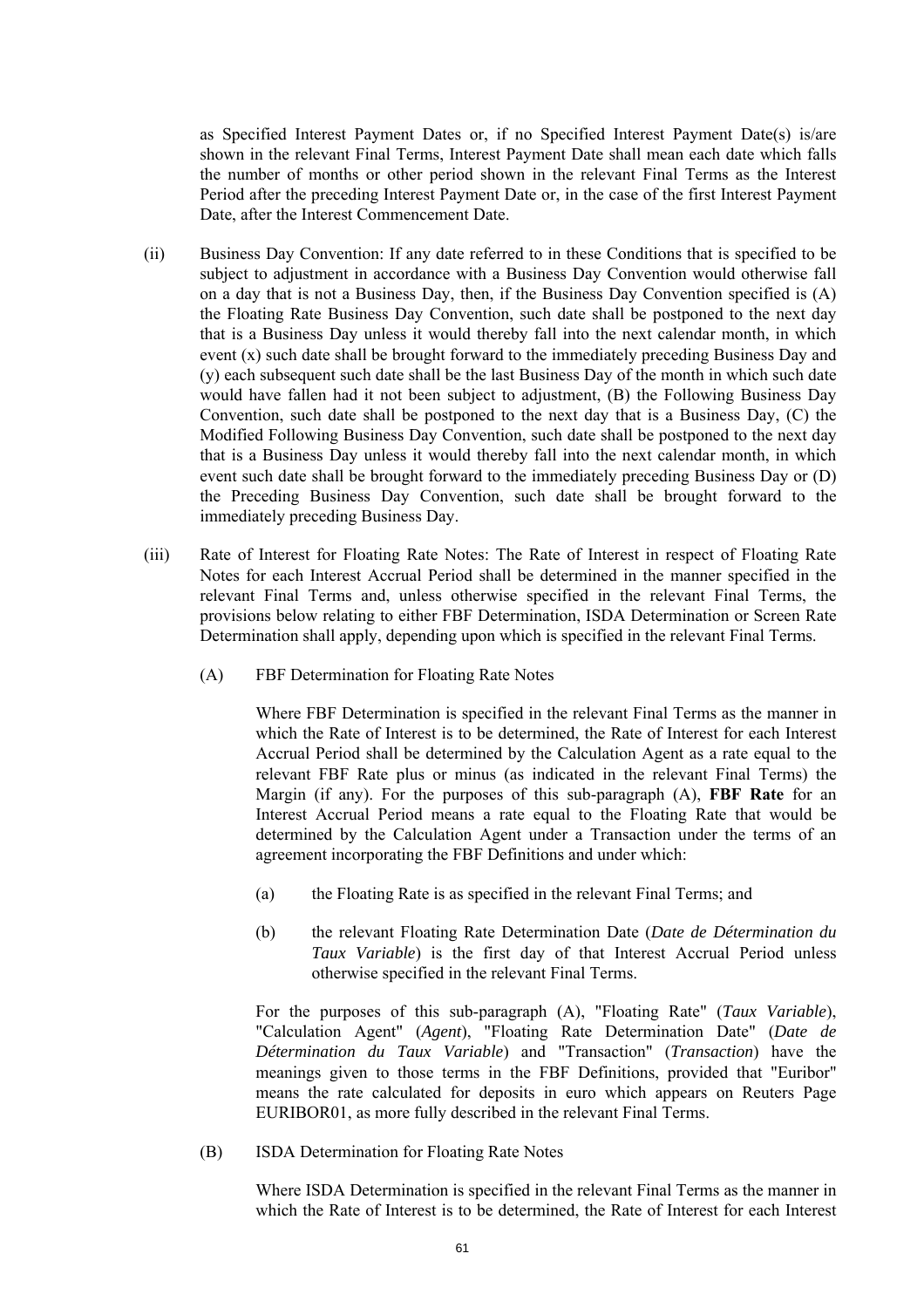as Specified Interest Payment Dates or, if no Specified Interest Payment Date(s) is/are shown in the relevant Final Terms, Interest Payment Date shall mean each date which falls the number of months or other period shown in the relevant Final Terms as the Interest Period after the preceding Interest Payment Date or, in the case of the first Interest Payment Date, after the Interest Commencement Date.

(ii) Business Day Convention: If any date referred to in these Conditions that is specified to be subject to adjustment in accordance with a Business Day Convention would otherwise fall on a day that is not a Business Day, then, if the Business Day Convention specified is (A) the Floating Rate Business Day Convention, such date shall be postponed to the next day that is a Business Day unless it would thereby fall into the next calendar month, in which event (x) such date shall be brought forward to the immediately preceding Business Day and (y) each subsequent such date shall be the last Business Day of the month in which such date would have fallen had it not been subject to adjustment, (B) the Following Business Day Convention, such date shall be postponed to the next day that is a Business Day, (C) the Modified Following Business Day Convention, such date shall be postponed to the next day that is a Business Day unless it would thereby fall into the next calendar month, in which event such date shall be brought forward to the immediately preceding Business Day or (D) the Preceding Business Day Convention, such date shall be brought forward to the immediately preceding Business Day.

(iii) Rate of Interest for Floating Rate Notes: The Rate of Interest in respect of Floating Rate Notes for each Interest Accrual Period shall be determined in the manner specified in the relevant Final Terms and, unless otherwise specified in the relevant Final Terms, the provisions below relating to either FBF Determination, ISDA Determination or Screen Rate Determination shall apply, depending upon which is specified in the relevant Final Terms.

(A) FBF Determination for Floating Rate Notes

Where FBF Determination is specified in the relevant Final Terms as the manner in which the Rate of Interest is to be determined, the Rate of Interest for each Interest Accrual Period shall be determined by the Calculation Agent as a rate equal to the relevant FBF Rate plus or minus (as indicated in the relevant Final Terms) the Margin (if any). For the purposes of this sub-paragraph (A), **FBF Rate** for an Interest Accrual Period means a rate equal to the Floating Rate that would be determined by the Calculation Agent under a Transaction under the terms of an agreement incorporating the FBF Definitions and under which:

(a) the Floating Rate is as specified in the relevant Final Terms; and

(b) the relevant Floating Rate Determination Date (*Date de Détermination du Taux Variable*) is the first day of that Interest Accrual Period unless otherwise specified in the relevant Final Terms.

For the purposes of this sub-paragraph (A), "Floating Rate" (*Taux Variable*), "Calculation Agent" (*Agent*), "Floating Rate Determination Date" (*Date de Détermination du Taux Variable*) and "Transaction" (*Transaction*) have the meanings given to those terms in the FBF Definitions, provided that "Euribor" means the rate calculated for deposits in euro which appears on Reuters Page EURIBOR01, as more fully described in the relevant Final Terms.

(B) ISDA Determination for Floating Rate Notes

Where ISDA Determination is specified in the relevant Final Terms as the manner in which the Rate of Interest is to be determined, the Rate of Interest for each Interest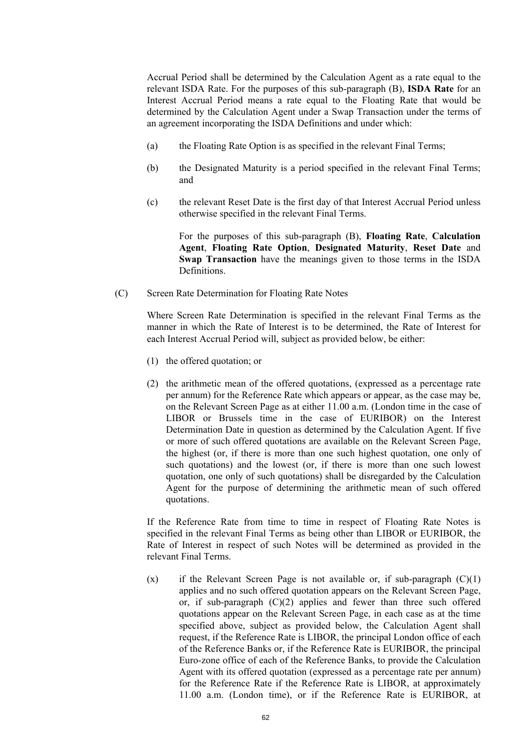Accrual Period shall be determined by the Calculation Agent as a rate equal to the relevant ISDA Rate. For the purposes of this sub-paragraph (B), **ISDA Rate** for an Interest Accrual Period means a rate equal to the Floating Rate that would be determined by the Calculation Agent under a Swap Transaction under the terms of an agreement incorporating the ISDA Definitions and under which:

(a) the Floating Rate Option is as specified in the relevant Final Terms;

(b) the Designated Maturity is a period specified in the relevant Final Terms; and

(c) the relevant Reset Date is the first day of that Interest Accrual Period unless otherwise specified in the relevant Final Terms.

For the purposes of this sub-paragraph (B), **Floating Rate**, **Calculation Agent**, **Floating Rate Option**, **Designated Maturity**, **Reset Date** and **Swap Transaction** have the meanings given to those terms in the ISDA Definitions.

(C) Screen Rate Determination for Floating Rate Notes

Where Screen Rate Determination is specified in the relevant Final Terms as the manner in which the Rate of Interest is to be determined, the Rate of Interest for each Interest Accrual Period will, subject as provided below, be either:

(1) the offered quotation; or

(2) the arithmetic mean of the offered quotations, (expressed as a percentage rate per annum) for the Reference Rate which appears or appear, as the case may be, on the Relevant Screen Page as at either 11.00 a.m. (London time in the case of LIBOR or Brussels time in the case of EURIBOR) on the Interest Determination Date in question as determined by the Calculation Agent. If five or more of such offered quotations are available on the Relevant Screen Page, the highest (or, if there is more than one such highest quotation, one only of such quotations) and the lowest (or, if there is more than one such lowest quotation, one only of such quotations) shall be disregarded by the Calculation Agent for the purpose of determining the arithmetic mean of such offered quotations.

If the Reference Rate from time to time in respect of Floating Rate Notes is specified in the relevant Final Terms as being other than LIBOR or EURIBOR, the Rate of Interest in respect of such Notes will be determined as provided in the relevant Final Terms.

(x) if the Relevant Screen Page is not available or, if sub-paragraph (C)(1) applies and no such offered quotation appears on the Relevant Screen Page, or, if sub-paragraph (C)(2) applies and fewer than three such offered quotations appear on the Relevant Screen Page, in each case as at the time specified above, subject as provided below, the Calculation Agent shall request, if the Reference Rate is LIBOR, the principal London office of each of the Reference Banks or, if the Reference Rate is EURIBOR, the principal Euro-zone office of each of the Reference Banks, to provide the Calculation Agent with its offered quotation (expressed as a percentage rate per annum) for the Reference Rate if the Reference Rate is LIBOR, at approximately 11.00 a.m. (London time), or if the Reference Rate is EURIBOR, at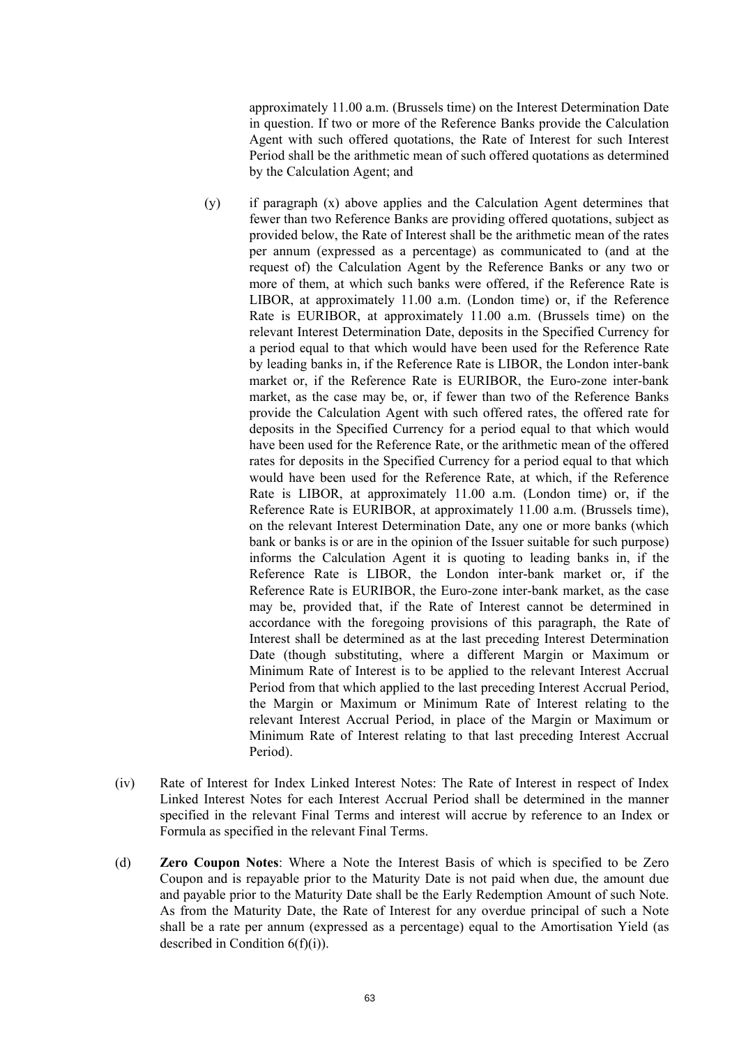approximately 11.00 a.m. (Brussels time) on the Interest Determination Date in question. If two or more of the Reference Banks provide the Calculation Agent with such offered quotations, the Rate of Interest for such Interest Period shall be the arithmetic mean of such offered quotations as determined by the Calculation Agent; and

(y) if paragraph (x) above applies and the Calculation Agent determines that fewer than two Reference Banks are providing offered quotations, subject as provided below, the Rate of Interest shall be the arithmetic mean of the rates per annum (expressed as a percentage) as communicated to (and at the request of) the Calculation Agent by the Reference Banks or any two or more of them, at which such banks were offered, if the Reference Rate is LIBOR, at approximately 11.00 a.m. (London time) or, if the Reference Rate is EURIBOR, at approximately 11.00 a.m. (Brussels time) on the relevant Interest Determination Date, deposits in the Specified Currency for a period equal to that which would have been used for the Reference Rate by leading banks in, if the Reference Rate is LIBOR, the London inter-bank market or, if the Reference Rate is EURIBOR, the Euro-zone inter-bank market, as the case may be, or, if fewer than two of the Reference Banks provide the Calculation Agent with such offered rates, the offered rate for deposits in the Specified Currency for a period equal to that which would have been used for the Reference Rate, or the arithmetic mean of the offered rates for deposits in the Specified Currency for a period equal to that which would have been used for the Reference Rate, at which, if the Reference Rate is LIBOR, at approximately 11.00 a.m. (London time) or, if the Reference Rate is EURIBOR, at approximately 11.00 a.m. (Brussels time), on the relevant Interest Determination Date, any one or more banks (which bank or banks is or are in the opinion of the Issuer suitable for such purpose) informs the Calculation Agent it is quoting to leading banks in, if the Reference Rate is LIBOR, the London inter-bank market or, if the Reference Rate is EURIBOR, the Euro-zone inter-bank market, as the case may be, provided that, if the Rate of Interest cannot be determined in accordance with the foregoing provisions of this paragraph, the Rate of Interest shall be determined as at the last preceding Interest Determination Date (though substituting, where a different Margin or Maximum or Minimum Rate of Interest is to be applied to the relevant Interest Accrual Period from that which applied to the last preceding Interest Accrual Period, the Margin or Maximum or Minimum Rate of Interest relating to the relevant Interest Accrual Period, in place of the Margin or Maximum or Minimum Rate of Interest relating to that last preceding Interest Accrual Period).

(iv) Rate of Interest for Index Linked Interest Notes: The Rate of Interest in respect of Index Linked Interest Notes for each Interest Accrual Period shall be determined in the manner specified in the relevant Final Terms and interest will accrue by reference to an Index or Formula as specified in the relevant Final Terms.

(d) **Zero Coupon Notes**: Where a Note the Interest Basis of which is specified to be Zero Coupon and is repayable prior to the Maturity Date is not paid when due, the amount due and payable prior to the Maturity Date shall be the Early Redemption Amount of such Note. As from the Maturity Date, the Rate of Interest for any overdue principal of such a Note shall be a rate per annum (expressed as a percentage) equal to the Amortisation Yield (as described in Condition 6(f)(i)).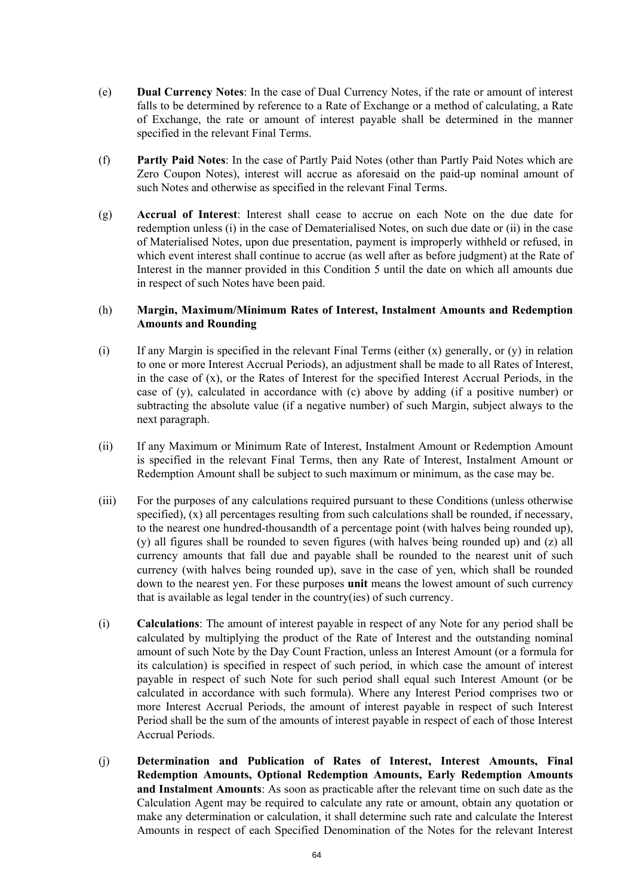(e) **Dual Currency Notes**: In the case of Dual Currency Notes, if the rate or amount of interest falls to be determined by reference to a Rate of Exchange or a method of calculating, a Rate of Exchange, the rate or amount of interest payable shall be determined in the manner specified in the relevant Final Terms.

(f) **Partly Paid Notes**: In the case of Partly Paid Notes (other than Partly Paid Notes which are Zero Coupon Notes), interest will accrue as aforesaid on the paid-up nominal amount of such Notes and otherwise as specified in the relevant Final Terms.

(g) **Accrual of Interest**: Interest shall cease to accrue on each Note on the due date for redemption unless (i) in the case of Dematerialised Notes, on such due date or (ii) in the case of Materialised Notes, upon due presentation, payment is improperly withheld or refused, in which event interest shall continue to accrue (as well after as before judgment) at the Rate of Interest in the manner provided in this Condition 5 until the date on which all amounts due in respect of such Notes have been paid.

(h) **Margin, Maximum/Minimum Rates of Interest, Instalment Amounts and Redemption Amounts and Rounding**

(i) If any Margin is specified in the relevant Final Terms (either (x) generally, or (y) in relation to one or more Interest Accrual Periods), an adjustment shall be made to all Rates of Interest, in the case of (x), or the Rates of Interest for the specified Interest Accrual Periods, in the case of (y), calculated in accordance with (c) above by adding (if a positive number) or subtracting the absolute value (if a negative number) of such Margin, subject always to the next paragraph.

(ii) If any Maximum or Minimum Rate of Interest, Instalment Amount or Redemption Amount is specified in the relevant Final Terms, then any Rate of Interest, Instalment Amount or Redemption Amount shall be subject to such maximum or minimum, as the case may be.

(iii) For the purposes of any calculations required pursuant to these Conditions (unless otherwise specified), (x) all percentages resulting from such calculations shall be rounded, if necessary, to the nearest one hundred-thousandth of a percentage point (with halves being rounded up), (y) all figures shall be rounded to seven figures (with halves being rounded up) and (z) all currency amounts that fall due and payable shall be rounded to the nearest unit of such currency (with halves being rounded up), save in the case of yen, which shall be rounded down to the nearest yen. For these purposes **unit** means the lowest amount of such currency that is available as legal tender in the country(ies) of such currency.

(i) **Calculations**: The amount of interest payable in respect of any Note for any period shall be calculated by multiplying the product of the Rate of Interest and the outstanding nominal amount of such Note by the Day Count Fraction, unless an Interest Amount (or a formula for its calculation) is specified in respect of such period, in which case the amount of interest payable in respect of such Note for such period shall equal such Interest Amount (or be calculated in accordance with such formula). Where any Interest Period comprises two or more Interest Accrual Periods, the amount of interest payable in respect of such Interest Period shall be the sum of the amounts of interest payable in respect of each of those Interest Accrual Periods.

(j) **Determination and Publication of Rates of Interest, Interest Amounts, Final Redemption Amounts, Optional Redemption Amounts, Early Redemption Amounts and Instalment Amounts**: As soon as practicable after the relevant time on such date as the Calculation Agent may be required to calculate any rate or amount, obtain any quotation or make any determination or calculation, it shall determine such rate and calculate the Interest Amounts in respect of each Specified Denomination of the Notes for the relevant Interest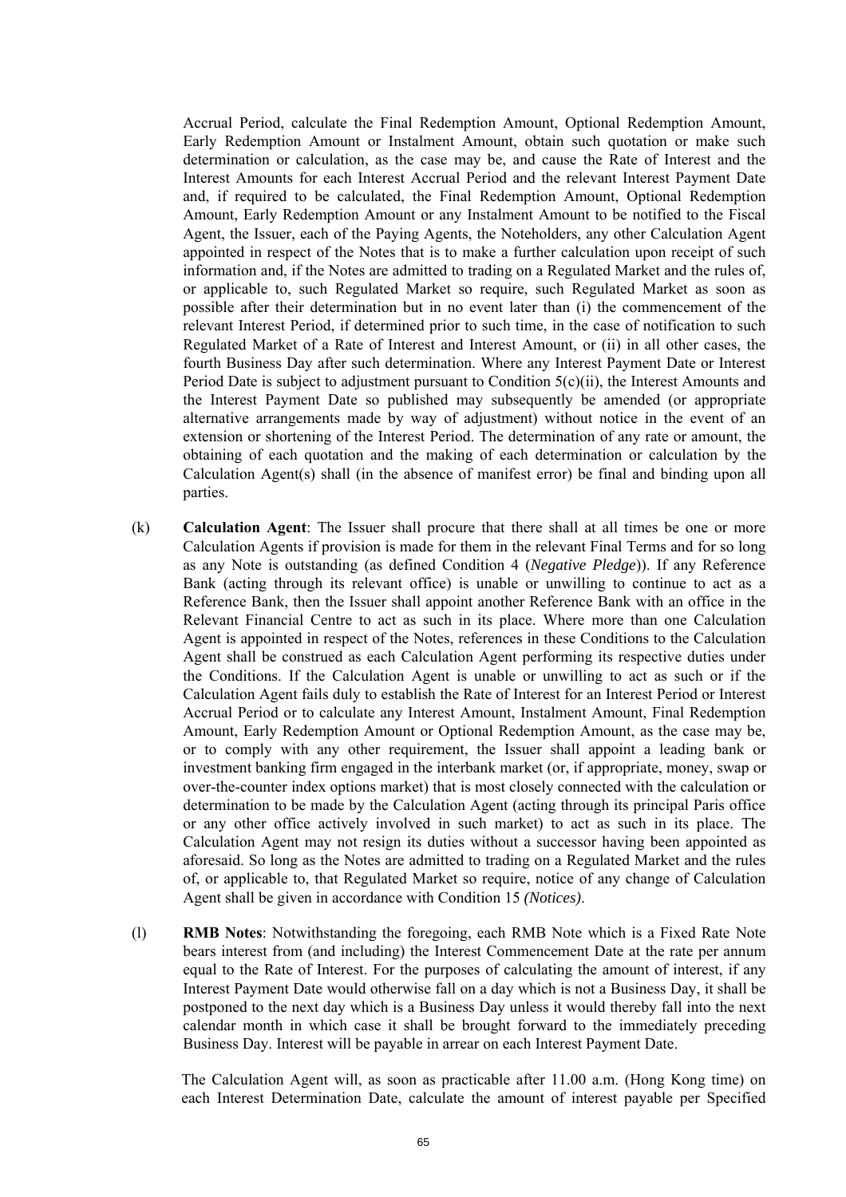Accrual Period, calculate the Final Redemption Amount, Optional Redemption Amount, Early Redemption Amount or Instalment Amount, obtain such quotation or make such determination or calculation, as the case may be, and cause the Rate of Interest and the Interest Amounts for each Interest Accrual Period and the relevant Interest Payment Date and, if required to be calculated, the Final Redemption Amount, Optional Redemption Amount, Early Redemption Amount or any Instalment Amount to be notified to the Fiscal Agent, the Issuer, each of the Paying Agents, the Noteholders, any other Calculation Agent appointed in respect of the Notes that is to make a further calculation upon receipt of such information and, if the Notes are admitted to trading on a Regulated Market and the rules of, or applicable to, such Regulated Market so require, such Regulated Market as soon as possible after their determination but in no event later than (i) the commencement of the relevant Interest Period, if determined prior to such time, in the case of notification to such Regulated Market of a Rate of Interest and Interest Amount, or (ii) in all other cases, the fourth Business Day after such determination. Where any Interest Payment Date or Interest Period Date is subject to adjustment pursuant to Condition 5(c)(ii), the Interest Amounts and the Interest Payment Date so published may subsequently be amended (or appropriate alternative arrangements made by way of adjustment) without notice in the event of an extension or shortening of the Interest Period. The determination of any rate or amount, the obtaining of each quotation and the making of each determination or calculation by the Calculation Agent(s) shall (in the absence of manifest error) be final and binding upon all parties.

(k) **Calculation Agent**: The Issuer shall procure that there shall at all times be one or more Calculation Agents if provision is made for them in the relevant Final Terms and for so long as any Note is outstanding (as defined Condition 4 (*Negative Pledge*)). If any Reference Bank (acting through its relevant office) is unable or unwilling to continue to act as a Reference Bank, then the Issuer shall appoint another Reference Bank with an office in the Relevant Financial Centre to act as such in its place. Where more than one Calculation Agent is appointed in respect of the Notes, references in these Conditions to the Calculation Agent shall be construed as each Calculation Agent performing its respective duties under the Conditions. If the Calculation Agent is unable or unwilling to act as such or if the Calculation Agent fails duly to establish the Rate of Interest for an Interest Period or Interest Accrual Period or to calculate any Interest Amount, Instalment Amount, Final Redemption Amount, Early Redemption Amount or Optional Redemption Amount, as the case may be, or to comply with any other requirement, the Issuer shall appoint a leading bank or investment banking firm engaged in the interbank market (or, if appropriate, money, swap or over-the-counter index options market) that is most closely connected with the calculation or determination to be made by the Calculation Agent (acting through its principal Paris office or any other office actively involved in such market) to act as such in its place. The Calculation Agent may not resign its duties without a successor having been appointed as aforesaid. So long as the Notes are admitted to trading on a Regulated Market and the rules of, or applicable to, that Regulated Market so require, notice of any change of Calculation Agent shall be given in accordance with Condition 15 *(Notices)*.

(l) **RMB Notes**: Notwithstanding the foregoing, each RMB Note which is a Fixed Rate Note bears interest from (and including) the Interest Commencement Date at the rate per annum equal to the Rate of Interest. For the purposes of calculating the amount of interest, if any Interest Payment Date would otherwise fall on a day which is not a Business Day, it shall be postponed to the next day which is a Business Day unless it would thereby fall into the next calendar month in which case it shall be brought forward to the immediately preceding Business Day. Interest will be payable in arrear on each Interest Payment Date.

The Calculation Agent will, as soon as practicable after 11.00 a.m. (Hong Kong time) on each Interest Determination Date, calculate the amount of interest payable per Specified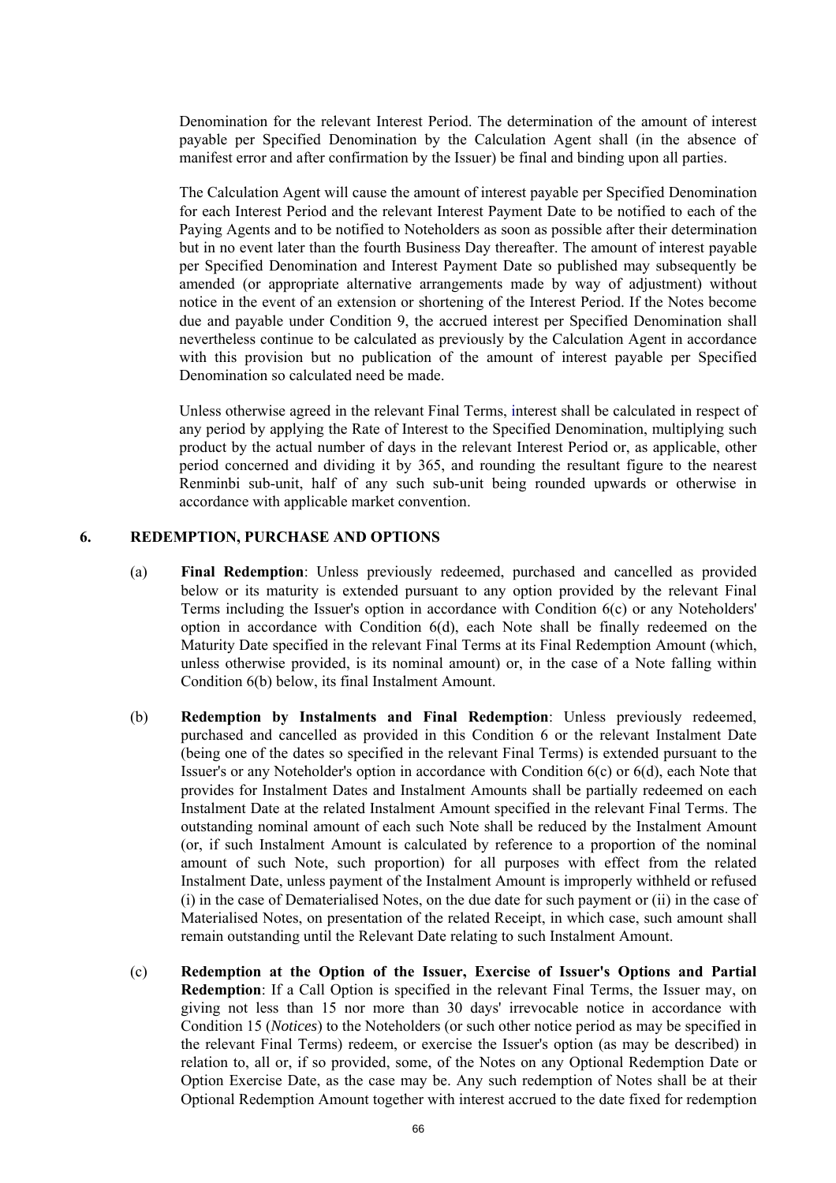Denomination for the relevant Interest Period. The determination of the amount of interest payable per Specified Denomination by the Calculation Agent shall (in the absence of manifest error and after confirmation by the Issuer) be final and binding upon all parties.

The Calculation Agent will cause the amount of interest payable per Specified Denomination for each Interest Period and the relevant Interest Payment Date to be notified to each of the Paying Agents and to be notified to Noteholders as soon as possible after their determination but in no event later than the fourth Business Day thereafter. The amount of interest payable per Specified Denomination and Interest Payment Date so published may subsequently be amended (or appropriate alternative arrangements made by way of adjustment) without notice in the event of an extension or shortening of the Interest Period. If the Notes become due and payable under Condition 9, the accrued interest per Specified Denomination shall nevertheless continue to be calculated as previously by the Calculation Agent in accordance with this provision but no publication of the amount of interest payable per Specified Denomination so calculated need be made.

Unless otherwise agreed in the relevant Final Terms, interest shall be calculated in respect of any period by applying the Rate of Interest to the Specified Denomination, multiplying such product by the actual number of days in the relevant Interest Period or, as applicable, other period concerned and dividing it by 365, and rounding the resultant figure to the nearest Renminbi sub-unit, half of any such sub-unit being rounded upwards or otherwise in accordance with applicable market convention.

## 6. REDEMPTION, PURCHASE AND OPTIONS

(a) **Final Redemption**: Unless previously redeemed, purchased and cancelled as provided below or its maturity is extended pursuant to any option provided by the relevant Final Terms including the Issuer's option in accordance with Condition 6(c) or any Noteholders' option in accordance with Condition 6(d), each Note shall be finally redeemed on the Maturity Date specified in the relevant Final Terms at its Final Redemption Amount (which, unless otherwise provided, is its nominal amount) or, in the case of a Note falling within Condition 6(b) below, its final Instalment Amount.

(b) **Redemption by Instalments and Final Redemption**: Unless previously redeemed, purchased and cancelled as provided in this Condition 6 or the relevant Instalment Date (being one of the dates so specified in the relevant Final Terms) is extended pursuant to the Issuer's or any Noteholder's option in accordance with Condition 6(c) or 6(d), each Note that provides for Instalment Dates and Instalment Amounts shall be partially redeemed on each Instalment Date at the related Instalment Amount specified in the relevant Final Terms. The outstanding nominal amount of each such Note shall be reduced by the Instalment Amount (or, if such Instalment Amount is calculated by reference to a proportion of the nominal amount of such Note, such proportion) for all purposes with effect from the related Instalment Date, unless payment of the Instalment Amount is improperly withheld or refused (i) in the case of Dematerialised Notes, on the due date for such payment or (ii) in the case of Materialised Notes, on presentation of the related Receipt, in which case, such amount shall remain outstanding until the Relevant Date relating to such Instalment Amount.

(c) **Redemption at the Option of the Issuer, Exercise of Issuer's Options and Partial Redemption**: If a Call Option is specified in the relevant Final Terms, the Issuer may, on giving not less than 15 nor more than 30 days' irrevocable notice in accordance with Condition 15 (*Notices*) to the Noteholders (or such other notice period as may be specified in the relevant Final Terms) redeem, or exercise the Issuer's option (as may be described) in relation to, all or, if so provided, some, of the Notes on any Optional Redemption Date or Option Exercise Date, as the case may be. Any such redemption of Notes shall be at their Optional Redemption Amount together with interest accrued to the date fixed for redemption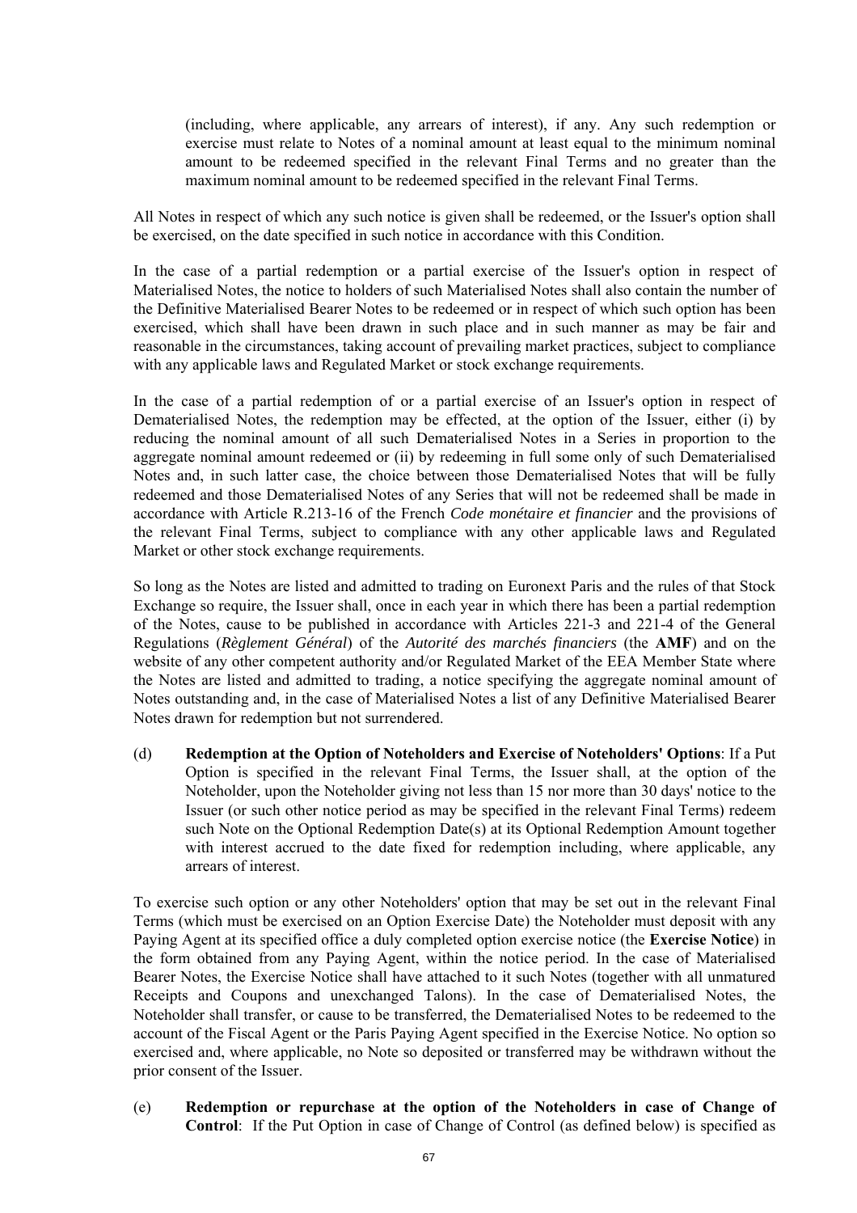(including, where applicable, any arrears of interest), if any. Any such redemption or exercise must relate to Notes of a nominal amount at least equal to the minimum nominal amount to be redeemed specified in the relevant Final Terms and no greater than the maximum nominal amount to be redeemed specified in the relevant Final Terms.

All Notes in respect of which any such notice is given shall be redeemed, or the Issuer's option shall be exercised, on the date specified in such notice in accordance with this Condition.

In the case of a partial redemption or a partial exercise of the Issuer's option in respect of Materialised Notes, the notice to holders of such Materialised Notes shall also contain the number of the Definitive Materialised Bearer Notes to be redeemed or in respect of which such option has been exercised, which shall have been drawn in such place and in such manner as may be fair and reasonable in the circumstances, taking account of prevailing market practices, subject to compliance with any applicable laws and Regulated Market or stock exchange requirements.

In the case of a partial redemption of or a partial exercise of an Issuer's option in respect of Dematerialised Notes, the redemption may be effected, at the option of the Issuer, either (i) by reducing the nominal amount of all such Dematerialised Notes in a Series in proportion to the aggregate nominal amount redeemed or (ii) by redeeming in full some only of such Dematerialised Notes and, in such latter case, the choice between those Dematerialised Notes that will be fully redeemed and those Dematerialised Notes of any Series that will not be redeemed shall be made in accordance with Article R.213-16 of the French *Code monétaire et financier* and the provisions of the relevant Final Terms, subject to compliance with any other applicable laws and Regulated Market or other stock exchange requirements.

So long as the Notes are listed and admitted to trading on Euronext Paris and the rules of that Stock Exchange so require, the Issuer shall, once in each year in which there has been a partial redemption of the Notes, cause to be published in accordance with Articles 221-3 and 221-4 of the General Regulations (*Règlement Général*) of the *Autorité des marchés financiers* (the **AMF**) and on the website of any other competent authority and/or Regulated Market of the EEA Member State where the Notes are listed and admitted to trading, a notice specifying the aggregate nominal amount of Notes outstanding and, in the case of Materialised Notes a list of any Definitive Materialised Bearer Notes drawn for redemption but not surrendered.

(d) **Redemption at the Option of Noteholders and Exercise of Noteholders' Options**: If a Put Option is specified in the relevant Final Terms, the Issuer shall, at the option of the Noteholder, upon the Noteholder giving not less than 15 nor more than 30 days' notice to the Issuer (or such other notice period as may be specified in the relevant Final Terms) redeem such Note on the Optional Redemption Date(s) at its Optional Redemption Amount together with interest accrued to the date fixed for redemption including, where applicable, any arrears of interest.

To exercise such option or any other Noteholders' option that may be set out in the relevant Final Terms (which must be exercised on an Option Exercise Date) the Noteholder must deposit with any Paying Agent at its specified office a duly completed option exercise notice (the **Exercise Notice**) in the form obtained from any Paying Agent, within the notice period. In the case of Materialised Bearer Notes, the Exercise Notice shall have attached to it such Notes (together with all unmatured Receipts and Coupons and unexchanged Talons). In the case of Dematerialised Notes, the Noteholder shall transfer, or cause to be transferred, the Dematerialised Notes to be redeemed to the account of the Fiscal Agent or the Paris Paying Agent specified in the Exercise Notice. No option so exercised and, where applicable, no Note so deposited or transferred may be withdrawn without the prior consent of the Issuer.

(e) **Redemption or repurchase at the option of the Noteholders in case of Change of Control**: If the Put Option in case of Change of Control (as defined below) is specified as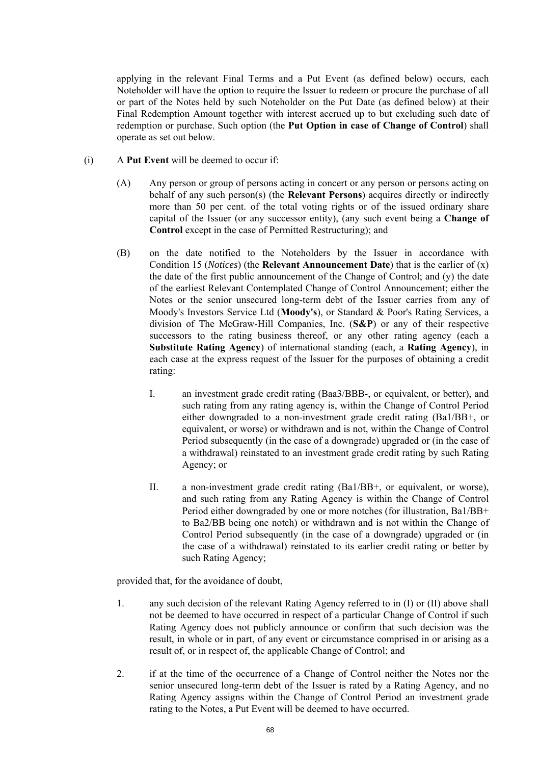applying in the relevant Final Terms and a Put Event (as defined below) occurs, each Noteholder will have the option to require the Issuer to redeem or procure the purchase of all or part of the Notes held by such Noteholder on the Put Date (as defined below) at their Final Redemption Amount together with interest accrued up to but excluding such date of redemption or purchase. Such option (the **Put Option in case of Change of Control**) shall operate as set out below.

(i) A **Put Event** will be deemed to occur if:

(A) Any person or group of persons acting in concert or any person or persons acting on behalf of any such person(s) (the **Relevant Persons**) acquires directly or indirectly more than 50 per cent. of the total voting rights or of the issued ordinary share capital of the Issuer (or any successor entity), (any such event being a **Change of Control** except in the case of Permitted Restructuring); and

(B) on the date notified to the Noteholders by the Issuer in accordance with Condition 15 (*Notices*) (the **Relevant Announcement Date**) that is the earlier of (x) the date of the first public announcement of the Change of Control; and (y) the date of the earliest Relevant Contemplated Change of Control Announcement; either the Notes or the senior unsecured long-term debt of the Issuer carries from any of Moody's Investors Service Ltd (**Moody's**), or Standard & Poor's Rating Services, a division of The McGraw-Hill Companies, Inc. (**S&P**) or any of their respective successors to the rating business thereof, or any other rating agency (each a **Substitute Rating Agency**) of international standing (each, a **Rating Agency**), in each case at the express request of the Issuer for the purposes of obtaining a credit rating:

I. an investment grade credit rating (Baa3/BBB-, or equivalent, or better), and such rating from any rating agency is, within the Change of Control Period either downgraded to a non-investment grade credit rating (Ba1/BB+, or equivalent, or worse) or withdrawn and is not, within the Change of Control Period subsequently (in the case of a downgrade) upgraded or (in the case of a withdrawal) reinstated to an investment grade credit rating by such Rating Agency; or

II. a non-investment grade credit rating (Ba1/BB+, or equivalent, or worse), and such rating from any Rating Agency is within the Change of Control Period either downgraded by one or more notches (for illustration, Ba1/BB+ to Ba2/BB being one notch) or withdrawn and is not within the Change of Control Period subsequently (in the case of a downgrade) upgraded or (in the case of a withdrawal) reinstated to its earlier credit rating or better by such Rating Agency;

provided that, for the avoidance of doubt,

1. any such decision of the relevant Rating Agency referred to in (I) or (II) above shall not be deemed to have occurred in respect of a particular Change of Control if such Rating Agency does not publicly announce or confirm that such decision was the result, in whole or in part, of any event or circumstance comprised in or arising as a result of, or in respect of, the applicable Change of Control; and

2. if at the time of the occurrence of a Change of Control neither the Notes nor the senior unsecured long-term debt of the Issuer is rated by a Rating Agency, and no Rating Agency assigns within the Change of Control Period an investment grade rating to the Notes, a Put Event will be deemed to have occurred.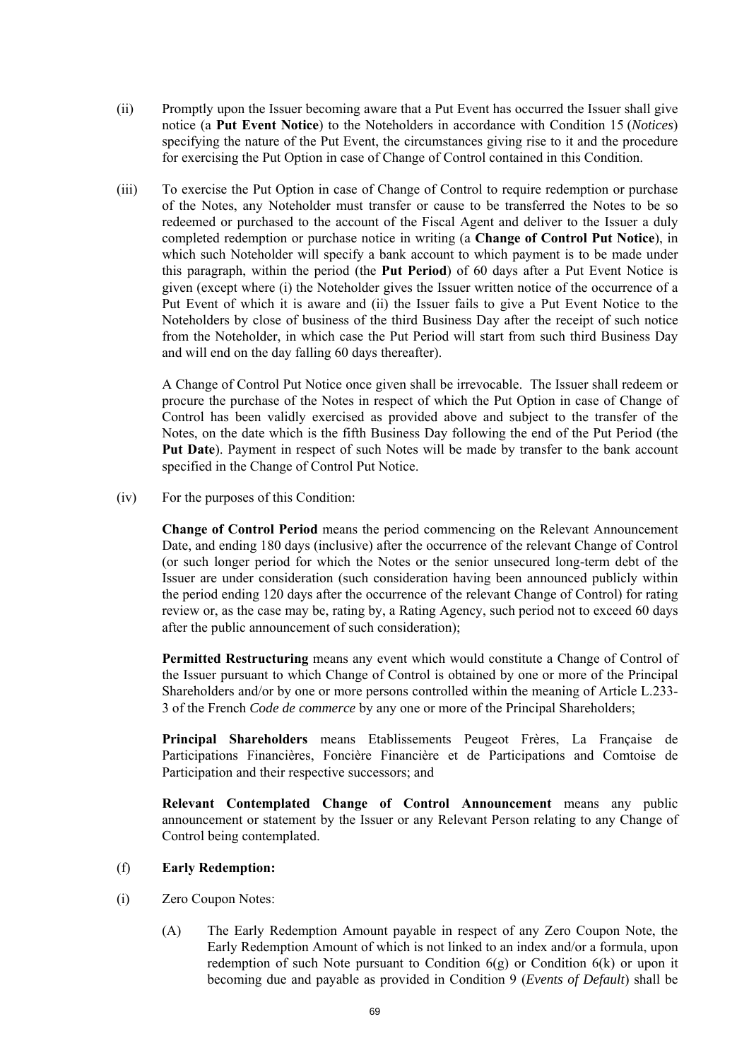(ii) Promptly upon the Issuer becoming aware that a Put Event has occurred the Issuer shall give notice (a **Put Event Notice**) to the Noteholders in accordance with Condition 15 (*Notices*) specifying the nature of the Put Event, the circumstances giving rise to it and the procedure for exercising the Put Option in case of Change of Control contained in this Condition.

(iii) To exercise the Put Option in case of Change of Control to require redemption or purchase of the Notes, any Noteholder must transfer or cause to be transferred the Notes to be so redeemed or purchased to the account of the Fiscal Agent and deliver to the Issuer a duly completed redemption or purchase notice in writing (a **Change of Control Put Notice**), in which such Noteholder will specify a bank account to which payment is to be made under this paragraph, within the period (the **Put Period**) of 60 days after a Put Event Notice is given (except where (i) the Noteholder gives the Issuer written notice of the occurrence of a Put Event of which it is aware and (ii) the Issuer fails to give a Put Event Notice to the Noteholders by close of business of the third Business Day after the receipt of such notice from the Noteholder, in which case the Put Period will start from such third Business Day and will end on the day falling 60 days thereafter).

A Change of Control Put Notice once given shall be irrevocable. The Issuer shall redeem or procure the purchase of the Notes in respect of which the Put Option in case of Change of Control has been validly exercised as provided above and subject to the transfer of the Notes, on the date which is the fifth Business Day following the end of the Put Period (the **Put Date**). Payment in respect of such Notes will be made by transfer to the bank account specified in the Change of Control Put Notice.

(iv) For the purposes of this Condition:

**Change of Control Period** means the period commencing on the Relevant Announcement Date, and ending 180 days (inclusive) after the occurrence of the relevant Change of Control (or such longer period for which the Notes or the senior unsecured long-term debt of the Issuer are under consideration (such consideration having been announced publicly within the period ending 120 days after the occurrence of the relevant Change of Control) for rating review or, as the case may be, rating by, a Rating Agency, such period not to exceed 60 days after the public announcement of such consideration);

**Permitted Restructuring** means any event which would constitute a Change of Control of the Issuer pursuant to which Change of Control is obtained by one or more of the Principal Shareholders and/or by one or more persons controlled within the meaning of Article L.233-3 of the French *Code de commerce* by any one or more of the Principal Shareholders;

**Principal Shareholders** means Etablissements Peugeot Frères, La Française de Participations Financières, Foncière Financière et de Participations and Comtoise de Participation and their respective successors; and

**Relevant Contemplated Change of Control Announcement** means any public announcement or statement by the Issuer or any Relevant Person relating to any Change of Control being contemplated.

(f) **Early Redemption:**

(i) Zero Coupon Notes:

(A) The Early Redemption Amount payable in respect of any Zero Coupon Note, the Early Redemption Amount of which is not linked to an index and/or a formula, upon redemption of such Note pursuant to Condition 6(g) or Condition 6(k) or upon it becoming due and payable as provided in Condition 9 (*Events of Default*) shall be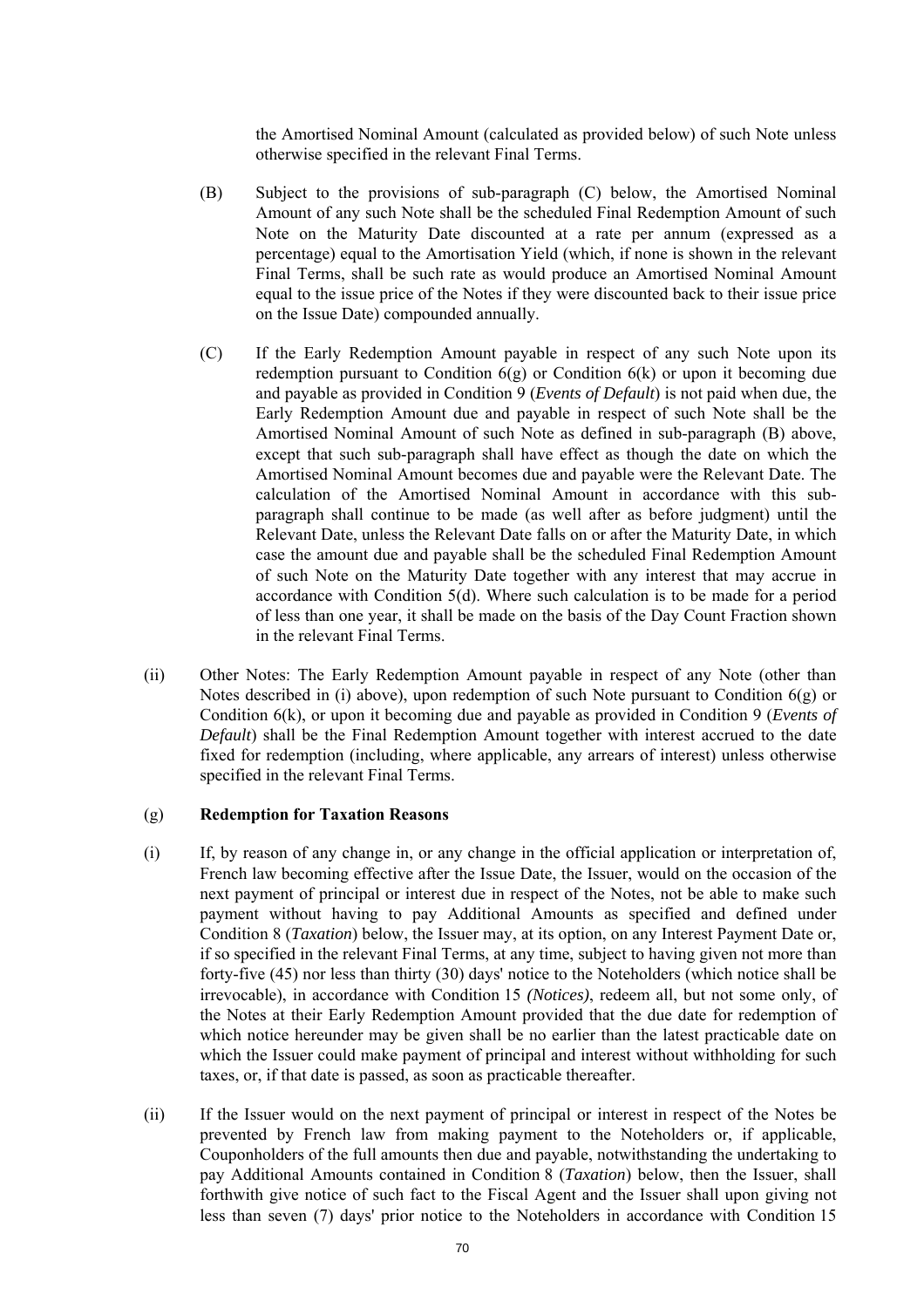the Amortised Nominal Amount (calculated as provided below) of such Note unless otherwise specified in the relevant Final Terms.

(B) Subject to the provisions of sub-paragraph (C) below, the Amortised Nominal Amount of any such Note shall be the scheduled Final Redemption Amount of such Note on the Maturity Date discounted at a rate per annum (expressed as a percentage) equal to the Amortisation Yield (which, if none is shown in the relevant Final Terms, shall be such rate as would produce an Amortised Nominal Amount equal to the issue price of the Notes if they were discounted back to their issue price on the Issue Date) compounded annually.

(C) If the Early Redemption Amount payable in respect of any such Note upon its redemption pursuant to Condition 6(g) or Condition 6(k) or upon it becoming due and payable as provided in Condition 9 (*Events of Default*) is not paid when due, the Early Redemption Amount due and payable in respect of such Note shall be the Amortised Nominal Amount of such Note as defined in sub-paragraph (B) above, except that such sub-paragraph shall have effect as though the date on which the Amortised Nominal Amount becomes due and payable were the Relevant Date. The calculation of the Amortised Nominal Amount in accordance with this sub-paragraph shall continue to be made (as well after as before judgment) until the Relevant Date, unless the Relevant Date falls on or after the Maturity Date, in which case the amount due and payable shall be the scheduled Final Redemption Amount of such Note on the Maturity Date together with any interest that may accrue in accordance with Condition 5(d). Where such calculation is to be made for a period of less than one year, it shall be made on the basis of the Day Count Fraction shown in the relevant Final Terms.

(ii) Other Notes: The Early Redemption Amount payable in respect of any Note (other than Notes described in (i) above), upon redemption of such Note pursuant to Condition 6(g) or Condition 6(k), or upon it becoming due and payable as provided in Condition 9 (*Events of Default*) shall be the Final Redemption Amount together with interest accrued to the date fixed for redemption (including, where applicable, any arrears of interest) unless otherwise specified in the relevant Final Terms.

(g) **Redemption for Taxation Reasons**

(i) If, by reason of any change in, or any change in the official application or interpretation of, French law becoming effective after the Issue Date, the Issuer, would on the occasion of the next payment of principal or interest due in respect of the Notes, not be able to make such payment without having to pay Additional Amounts as specified and defined under Condition 8 (*Taxation*) below, the Issuer may, at its option, on any Interest Payment Date or, if so specified in the relevant Final Terms, at any time, subject to having given not more than forty-five (45) nor less than thirty (30) days' notice to the Noteholders (which notice shall be irrevocable), in accordance with Condition 15 *(Notices)*, redeem all, but not some only, of the Notes at their Early Redemption Amount provided that the due date for redemption of which notice hereunder may be given shall be no earlier than the latest practicable date on which the Issuer could make payment of principal and interest without withholding for such taxes, or, if that date is passed, as soon as practicable thereafter.

(ii) If the Issuer would on the next payment of principal or interest in respect of the Notes be prevented by French law from making payment to the Noteholders or, if applicable, Couponholders of the full amounts then due and payable, notwithstanding the undertaking to pay Additional Amounts contained in Condition 8 (*Taxation*) below, then the Issuer, shall forthwith give notice of such fact to the Fiscal Agent and the Issuer shall upon giving not less than seven (7) days' prior notice to the Noteholders in accordance with Condition 15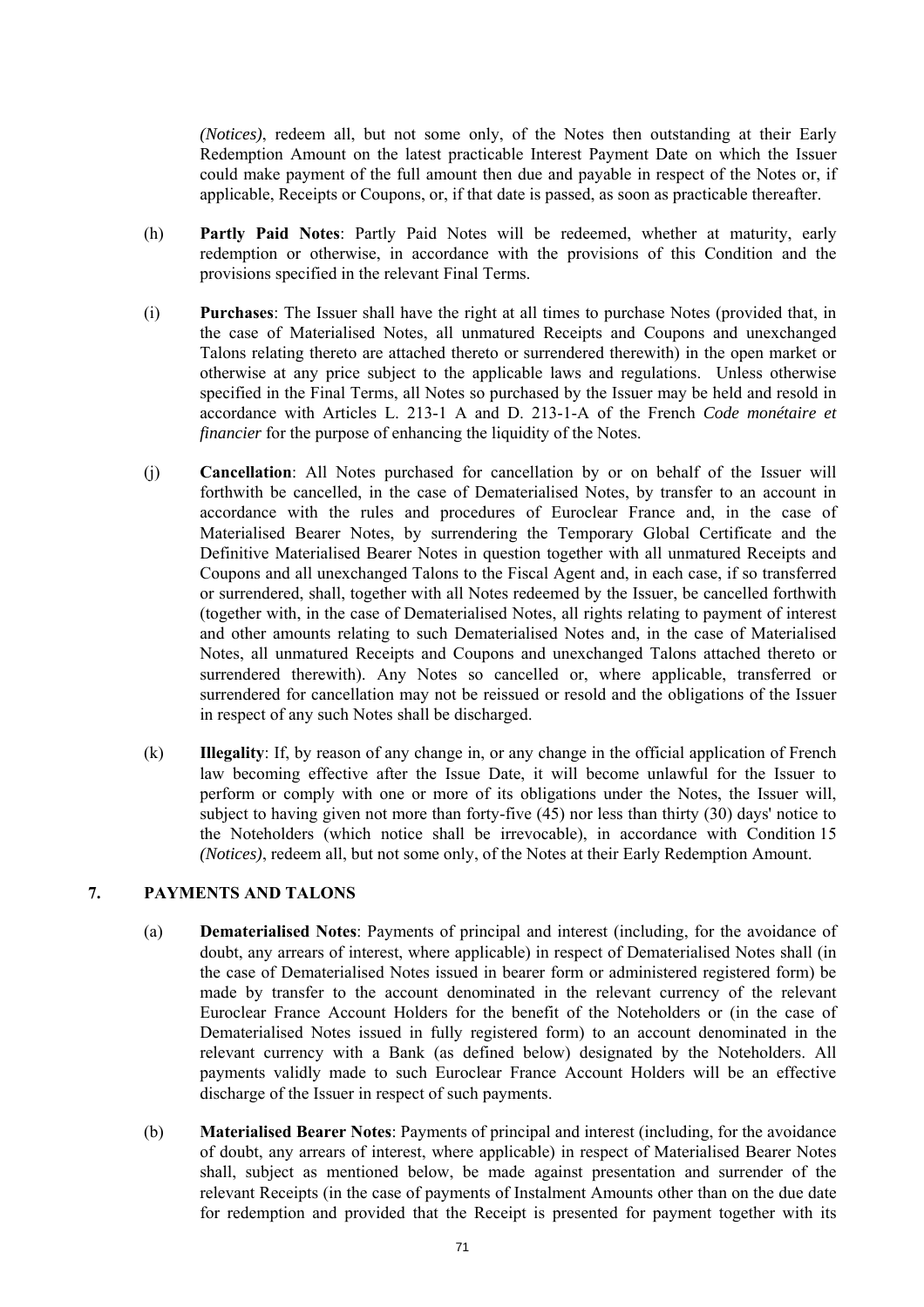*(Notices)*, redeem all, but not some only, of the Notes then outstanding at their Early Redemption Amount on the latest practicable Interest Payment Date on which the Issuer could make payment of the full amount then due and payable in respect of the Notes or, if applicable, Receipts or Coupons, or, if that date is passed, as soon as practicable thereafter.

(h) **Partly Paid Notes**: Partly Paid Notes will be redeemed, whether at maturity, early redemption or otherwise, in accordance with the provisions of this Condition and the provisions specified in the relevant Final Terms.

(i) **Purchases**: The Issuer shall have the right at all times to purchase Notes (provided that, in the case of Materialised Notes, all unmatured Receipts and Coupons and unexchanged Talons relating thereto are attached thereto or surrendered therewith) in the open market or otherwise at any price subject to the applicable laws and regulations. Unless otherwise specified in the Final Terms, all Notes so purchased by the Issuer may be held and resold in accordance with Articles L. 213-1 A and D. 213-1-A of the French *Code monétaire et financier* for the purpose of enhancing the liquidity of the Notes.

(j) **Cancellation**: All Notes purchased for cancellation by or on behalf of the Issuer will forthwith be cancelled, in the case of Dematerialised Notes, by transfer to an account in accordance with the rules and procedures of Euroclear France and, in the case of Materialised Bearer Notes, by surrendering the Temporary Global Certificate and the Definitive Materialised Bearer Notes in question together with all unmatured Receipts and Coupons and all unexchanged Talons to the Fiscal Agent and, in each case, if so transferred or surrendered, shall, together with all Notes redeemed by the Issuer, be cancelled forthwith (together with, in the case of Dematerialised Notes, all rights relating to payment of interest and other amounts relating to such Dematerialised Notes and, in the case of Materialised Notes, all unmatured Receipts and Coupons and unexchanged Talons attached thereto or surrendered therewith). Any Notes so cancelled or, where applicable, transferred or surrendered for cancellation may not be reissued or resold and the obligations of the Issuer in respect of any such Notes shall be discharged.

(k) **Illegality**: If, by reason of any change in, or any change in the official application of French law becoming effective after the Issue Date, it will become unlawful for the Issuer to perform or comply with one or more of its obligations under the Notes, the Issuer will, subject to having given not more than forty-five (45) nor less than thirty (30) days' notice to the Noteholders (which notice shall be irrevocable), in accordance with Condition 15 *(Notices)*, redeem all, but not some only, of the Notes at their Early Redemption Amount.

## 7. PAYMENTS AND TALONS

(a) **Dematerialised Notes**: Payments of principal and interest (including, for the avoidance of doubt, any arrears of interest, where applicable) in respect of Dematerialised Notes shall (in the case of Dematerialised Notes issued in bearer form or administered registered form) be made by transfer to the account denominated in the relevant currency of the relevant Euroclear France Account Holders for the benefit of the Noteholders or (in the case of Dematerialised Notes issued in fully registered form) to an account denominated in the relevant currency with a Bank (as defined below) designated by the Noteholders. All payments validly made to such Euroclear France Account Holders will be an effective discharge of the Issuer in respect of such payments.

(b) **Materialised Bearer Notes**: Payments of principal and interest (including, for the avoidance of doubt, any arrears of interest, where applicable) in respect of Materialised Bearer Notes shall, subject as mentioned below, be made against presentation and surrender of the relevant Receipts (in the case of payments of Instalment Amounts other than on the due date for redemption and provided that the Receipt is presented for payment together with its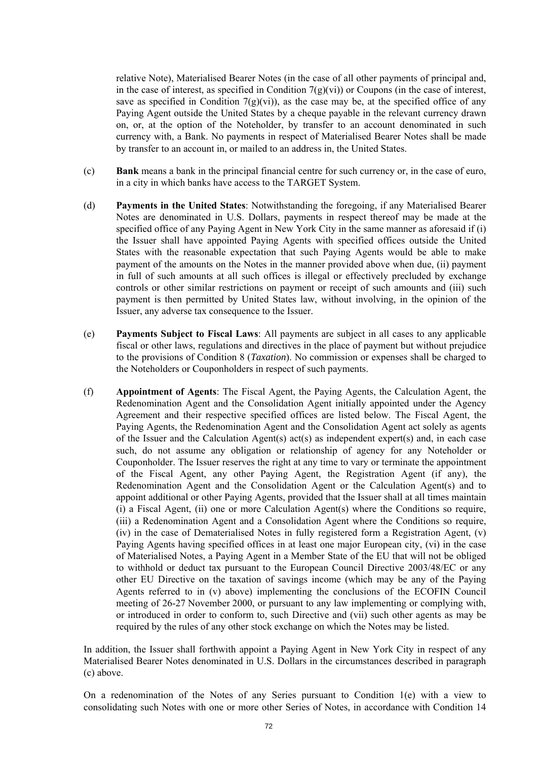relative Note), Materialised Bearer Notes (in the case of all other payments of principal and, in the case of interest, as specified in Condition 7(g)(vi)) or Coupons (in the case of interest, save as specified in Condition 7(g)(vi)), as the case may be, at the specified office of any Paying Agent outside the United States by a cheque payable in the relevant currency drawn on, or, at the option of the Noteholder, by transfer to an account denominated in such currency with, a Bank. No payments in respect of Materialised Bearer Notes shall be made by transfer to an account in, or mailed to an address in, the United States.

(c) **Bank** means a bank in the principal financial centre for such currency or, in the case of euro, in a city in which banks have access to the TARGET System.

(d) **Payments in the United States**: Notwithstanding the foregoing, if any Materialised Bearer Notes are denominated in U.S. Dollars, payments in respect thereof may be made at the specified office of any Paying Agent in New York City in the same manner as aforesaid if (i) the Issuer shall have appointed Paying Agents with specified offices outside the United States with the reasonable expectation that such Paying Agents would be able to make payment of the amounts on the Notes in the manner provided above when due, (ii) payment in full of such amounts at all such offices is illegal or effectively precluded by exchange controls or other similar restrictions on payment or receipt of such amounts and (iii) such payment is then permitted by United States law, without involving, in the opinion of the Issuer, any adverse tax consequence to the Issuer.

(e) **Payments Subject to Fiscal Laws**: All payments are subject in all cases to any applicable fiscal or other laws, regulations and directives in the place of payment but without prejudice to the provisions of Condition 8 (*Taxation*). No commission or expenses shall be charged to the Noteholders or Couponholders in respect of such payments.

(f) **Appointment of Agents**: The Fiscal Agent, the Paying Agents, the Calculation Agent, the Redenomination Agent and the Consolidation Agent initially appointed under the Agency Agreement and their respective specified offices are listed below. The Fiscal Agent, the Paying Agents, the Redenomination Agent and the Consolidation Agent act solely as agents of the Issuer and the Calculation Agent(s) act(s) as independent expert(s) and, in each case such, do not assume any obligation or relationship of agency for any Noteholder or Couponholder. The Issuer reserves the right at any time to vary or terminate the appointment of the Fiscal Agent, any other Paying Agent, the Registration Agent (if any), the Redenomination Agent and the Consolidation Agent or the Calculation Agent(s) and to appoint additional or other Paying Agents, provided that the Issuer shall at all times maintain (i) a Fiscal Agent, (ii) one or more Calculation Agent(s) where the Conditions so require, (iii) a Redenomination Agent and a Consolidation Agent where the Conditions so require, (iv) in the case of Dematerialised Notes in fully registered form a Registration Agent, (v) Paying Agents having specified offices in at least one major European city, (vi) in the case of Materialised Notes, a Paying Agent in a Member State of the EU that will not be obliged to withhold or deduct tax pursuant to the European Council Directive 2003/48/EC or any other EU Directive on the taxation of savings income (which may be any of the Paying Agents referred to in (v) above) implementing the conclusions of the ECOFIN Council meeting of 26-27 November 2000, or pursuant to any law implementing or complying with, or introduced in order to conform to, such Directive and (vii) such other agents as may be required by the rules of any other stock exchange on which the Notes may be listed.

In addition, the Issuer shall forthwith appoint a Paying Agent in New York City in respect of any Materialised Bearer Notes denominated in U.S. Dollars in the circumstances described in paragraph (c) above.

On a redenomination of the Notes of any Series pursuant to Condition 1(e) with a view to consolidating such Notes with one or more other Series of Notes, in accordance with Condition 14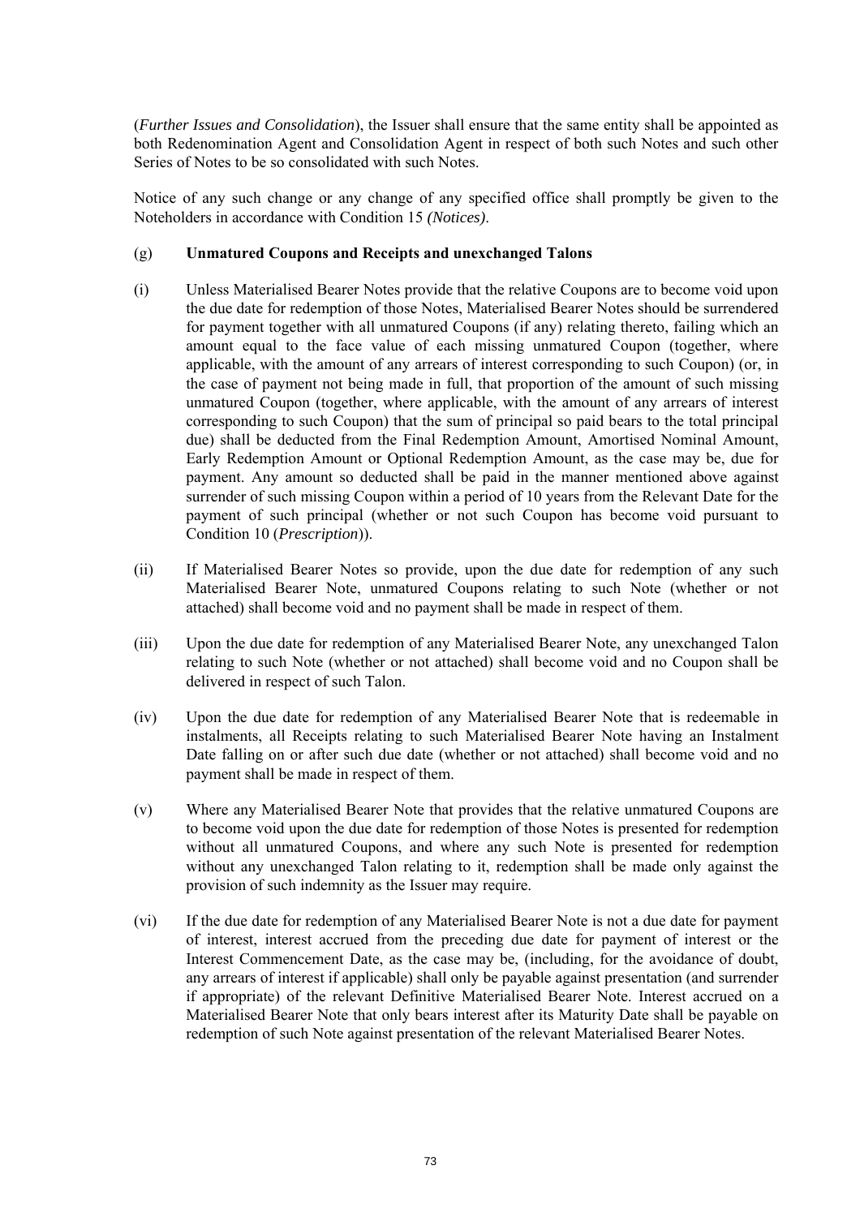(*Further Issues and Consolidation*), the Issuer shall ensure that the same entity shall be appointed as both Redenomination Agent and Consolidation Agent in respect of both such Notes and such other Series of Notes to be so consolidated with such Notes.

Notice of any such change or any change of any specified office shall promptly be given to the Noteholders in accordance with Condition 15 *(Notices)*.

(g) **Unmatured Coupons and Receipts and unexchanged Talons**

(i) Unless Materialised Bearer Notes provide that the relative Coupons are to become void upon the due date for redemption of those Notes, Materialised Bearer Notes should be surrendered for payment together with all unmatured Coupons (if any) relating thereto, failing which an amount equal to the face value of each missing unmatured Coupon (together, where applicable, with the amount of any arrears of interest corresponding to such Coupon) (or, in the case of payment not being made in full, that proportion of the amount of such missing unmatured Coupon (together, where applicable, with the amount of any arrears of interest corresponding to such Coupon) that the sum of principal so paid bears to the total principal due) shall be deducted from the Final Redemption Amount, Amortised Nominal Amount, Early Redemption Amount or Optional Redemption Amount, as the case may be, due for payment. Any amount so deducted shall be paid in the manner mentioned above against surrender of such missing Coupon within a period of 10 years from the Relevant Date for the payment of such principal (whether or not such Coupon has become void pursuant to Condition 10 (*Prescription*)).

(ii) If Materialised Bearer Notes so provide, upon the due date for redemption of any such Materialised Bearer Note, unmatured Coupons relating to such Note (whether or not attached) shall become void and no payment shall be made in respect of them.

(iii) Upon the due date for redemption of any Materialised Bearer Note, any unexchanged Talon relating to such Note (whether or not attached) shall become void and no Coupon shall be delivered in respect of such Talon.

(iv) Upon the due date for redemption of any Materialised Bearer Note that is redeemable in instalments, all Receipts relating to such Materialised Bearer Note having an Instalment Date falling on or after such due date (whether or not attached) shall become void and no payment shall be made in respect of them.

(v) Where any Materialised Bearer Note that provides that the relative unmatured Coupons are to become void upon the due date for redemption of those Notes is presented for redemption without all unmatured Coupons, and where any such Note is presented for redemption without any unexchanged Talon relating to it, redemption shall be made only against the provision of such indemnity as the Issuer may require.

(vi) If the due date for redemption of any Materialised Bearer Note is not a due date for payment of interest, interest accrued from the preceding due date for payment of interest or the Interest Commencement Date, as the case may be, (including, for the avoidance of doubt, any arrears of interest if applicable) shall only be payable against presentation (and surrender if appropriate) of the relevant Definitive Materialised Bearer Note. Interest accrued on a Materialised Bearer Note that only bears interest after its Maturity Date shall be payable on redemption of such Note against presentation of the relevant Materialised Bearer Notes.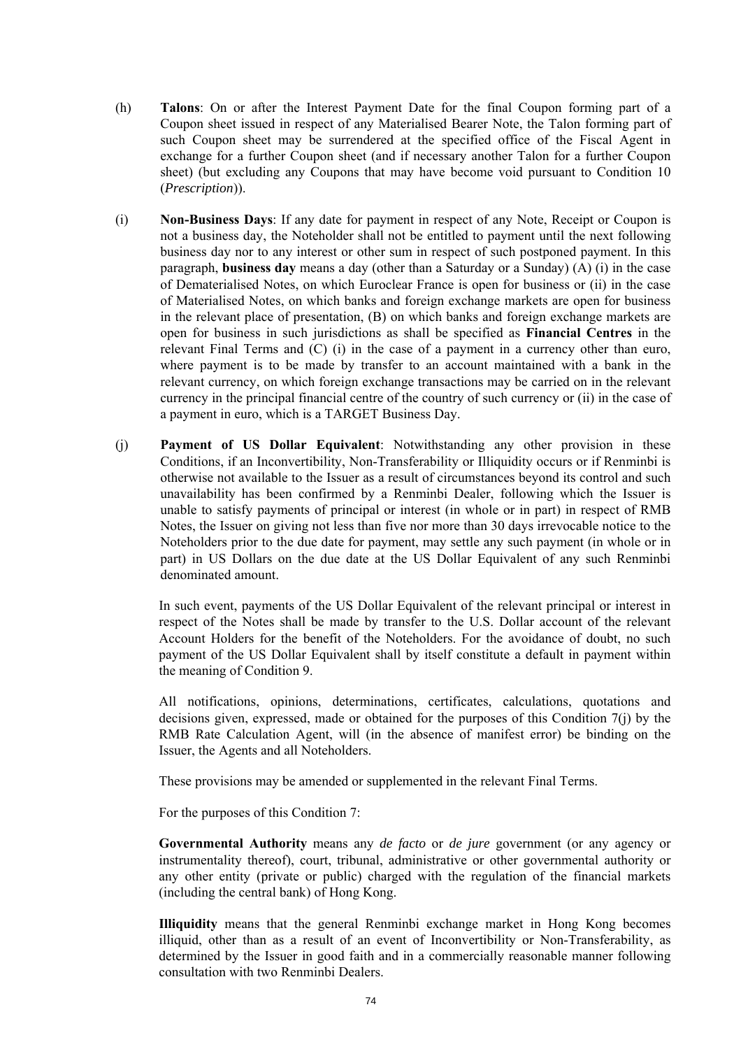(h) **Talons**: On or after the Interest Payment Date for the final Coupon forming part of a Coupon sheet issued in respect of any Materialised Bearer Note, the Talon forming part of such Coupon sheet may be surrendered at the specified office of the Fiscal Agent in exchange for a further Coupon sheet (and if necessary another Talon for a further Coupon sheet) (but excluding any Coupons that may have become void pursuant to Condition 10 (*Prescription*)).

(i) **Non-Business Days**: If any date for payment in respect of any Note, Receipt or Coupon is not a business day, the Noteholder shall not be entitled to payment until the next following business day nor to any interest or other sum in respect of such postponed payment. In this paragraph, **business day** means a day (other than a Saturday or a Sunday) (A) (i) in the case of Dematerialised Notes, on which Euroclear France is open for business or (ii) in the case of Materialised Notes, on which banks and foreign exchange markets are open for business in the relevant place of presentation, (B) on which banks and foreign exchange markets are open for business in such jurisdictions as shall be specified as **Financial Centres** in the relevant Final Terms and (C) (i) in the case of a payment in a currency other than euro, where payment is to be made by transfer to an account maintained with a bank in the relevant currency, on which foreign exchange transactions may be carried on in the relevant currency in the principal financial centre of the country of such currency or (ii) in the case of a payment in euro, which is a TARGET Business Day.

(j) **Payment of US Dollar Equivalent**: Notwithstanding any other provision in these Conditions, if an Inconvertibility, Non-Transferability or Illiquidity occurs or if Renminbi is otherwise not available to the Issuer as a result of circumstances beyond its control and such unavailability has been confirmed by a Renminbi Dealer, following which the Issuer is unable to satisfy payments of principal or interest (in whole or in part) in respect of RMB Notes, the Issuer on giving not less than five nor more than 30 days irrevocable notice to the Noteholders prior to the due date for payment, may settle any such payment (in whole or in part) in US Dollars on the due date at the US Dollar Equivalent of any such Renminbi denominated amount.

In such event, payments of the US Dollar Equivalent of the relevant principal or interest in respect of the Notes shall be made by transfer to the U.S. Dollar account of the relevant Account Holders for the benefit of the Noteholders. For the avoidance of doubt, no such payment of the US Dollar Equivalent shall by itself constitute a default in payment within the meaning of Condition 9.

All notifications, opinions, determinations, certificates, calculations, quotations and decisions given, expressed, made or obtained for the purposes of this Condition 7(j) by the RMB Rate Calculation Agent, will (in the absence of manifest error) be binding on the Issuer, the Agents and all Noteholders.

These provisions may be amended or supplemented in the relevant Final Terms.

For the purposes of this Condition 7:

**Governmental Authority** means any *de facto* or *de jure* government (or any agency or instrumentality thereof), court, tribunal, administrative or other governmental authority or any other entity (private or public) charged with the regulation of the financial markets (including the central bank) of Hong Kong.

**Illiquidity** means that the general Renminbi exchange market in Hong Kong becomes illiquid, other than as a result of an event of Inconvertibility or Non-Transferability, as determined by the Issuer in good faith and in a commercially reasonable manner following consultation with two Renminbi Dealers.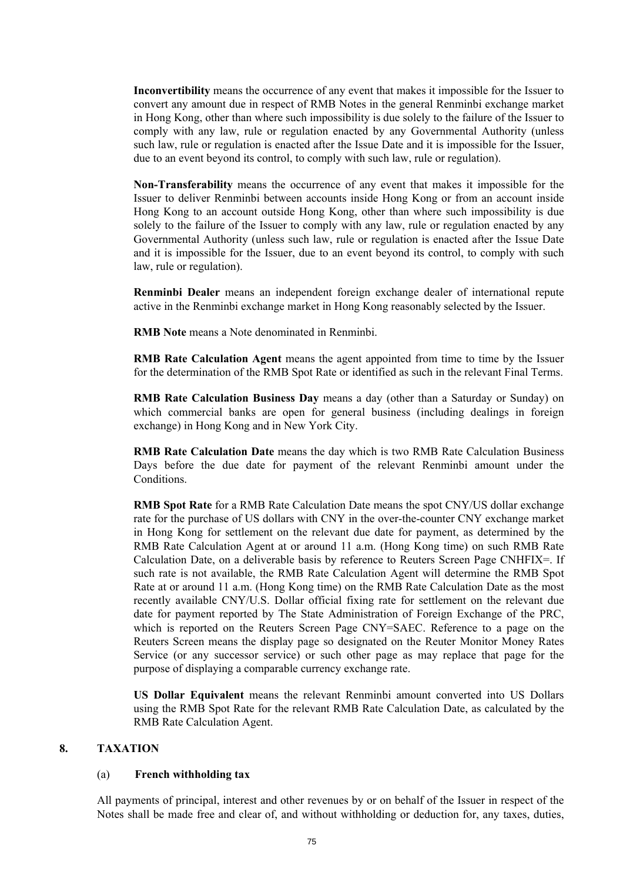**Inconvertibility** means the occurrence of any event that makes it impossible for the Issuer to convert any amount due in respect of RMB Notes in the general Renminbi exchange market in Hong Kong, other than where such impossibility is due solely to the failure of the Issuer to comply with any law, rule or regulation enacted by any Governmental Authority (unless such law, rule or regulation is enacted after the Issue Date and it is impossible for the Issuer, due to an event beyond its control, to comply with such law, rule or regulation).

**Non-Transferability** means the occurrence of any event that makes it impossible for the Issuer to deliver Renminbi between accounts inside Hong Kong or from an account inside Hong Kong to an account outside Hong Kong, other than where such impossibility is due solely to the failure of the Issuer to comply with any law, rule or regulation enacted by any Governmental Authority (unless such law, rule or regulation is enacted after the Issue Date and it is impossible for the Issuer, due to an event beyond its control, to comply with such law, rule or regulation).

**Renminbi Dealer** means an independent foreign exchange dealer of international repute active in the Renminbi exchange market in Hong Kong reasonably selected by the Issuer.

**RMB Note** means a Note denominated in Renminbi.

**RMB Rate Calculation Agent** means the agent appointed from time to time by the Issuer for the determination of the RMB Spot Rate or identified as such in the relevant Final Terms.

**RMB Rate Calculation Business Day** means a day (other than a Saturday or Sunday) on which commercial banks are open for general business (including dealings in foreign exchange) in Hong Kong and in New York City.

**RMB Rate Calculation Date** means the day which is two RMB Rate Calculation Business Days before the due date for payment of the relevant Renminbi amount under the Conditions.

**RMB Spot Rate** for a RMB Rate Calculation Date means the spot CNY/US dollar exchange rate for the purchase of US dollars with CNY in the over-the-counter CNY exchange market in Hong Kong for settlement on the relevant due date for payment, as determined by the RMB Rate Calculation Agent at or around 11 a.m. (Hong Kong time) on such RMB Rate Calculation Date, on a deliverable basis by reference to Reuters Screen Page CNHFIX=. If such rate is not available, the RMB Rate Calculation Agent will determine the RMB Spot Rate at or around 11 a.m. (Hong Kong time) on the RMB Rate Calculation Date as the most recently available CNY/U.S. Dollar official fixing rate for settlement on the relevant due date for payment reported by The State Administration of Foreign Exchange of the PRC, which is reported on the Reuters Screen Page CNY=SAEC. Reference to a page on the Reuters Screen means the display page so designated on the Reuter Monitor Money Rates Service (or any successor service) or such other page as may replace that page for the purpose of displaying a comparable currency exchange rate.

**US Dollar Equivalent** means the relevant Renminbi amount converted into US Dollars using the RMB Spot Rate for the relevant RMB Rate Calculation Date, as calculated by the RMB Rate Calculation Agent.

## 8. TAXATION

### (a) French withholding tax

All payments of principal, interest and other revenues by or on behalf of the Issuer in respect of the Notes shall be made free and clear of, and without withholding or deduction for, any taxes, duties,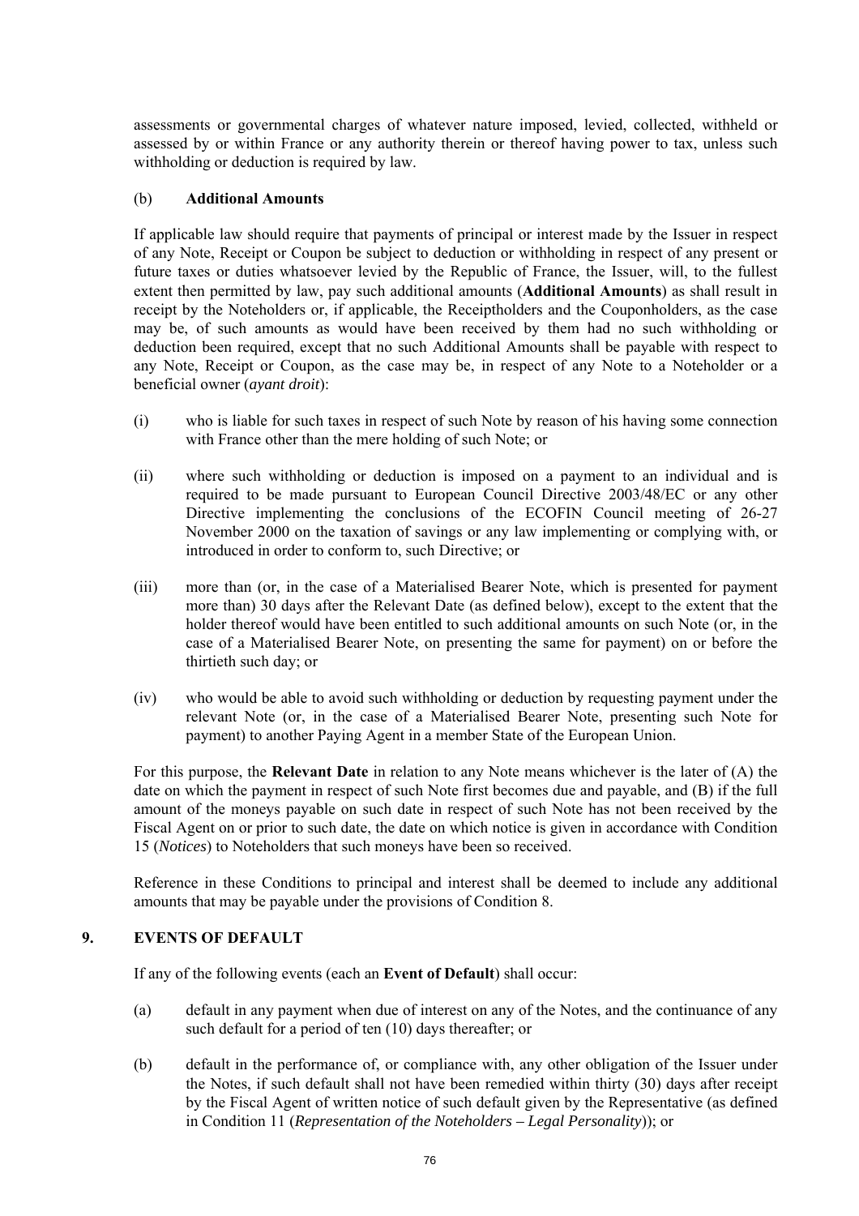assessments or governmental charges of whatever nature imposed, levied, collected, withheld or assessed by or within France or any authority therein or thereof having power to tax, unless such withholding or deduction is required by law.

(b) **Additional Amounts**

If applicable law should require that payments of principal or interest made by the Issuer in respect of any Note, Receipt or Coupon be subject to deduction or withholding in respect of any present or future taxes or duties whatsoever levied by the Republic of France, the Issuer, will, to the fullest extent then permitted by law, pay such additional amounts (**Additional Amounts**) as shall result in receipt by the Noteholders or, if applicable, the Receiptholders and the Couponholders, as the case may be, of such amounts as would have been received by them had no such withholding or deduction been required, except that no such Additional Amounts shall be payable with respect to any Note, Receipt or Coupon, as the case may be, in respect of any Note to a Noteholder or a beneficial owner (*ayant droit*):

(i) who is liable for such taxes in respect of such Note by reason of his having some connection with France other than the mere holding of such Note; or

(ii) where such withholding or deduction is imposed on a payment to an individual and is required to be made pursuant to European Council Directive 2003/48/EC or any other Directive implementing the conclusions of the ECOFIN Council meeting of 26-27 November 2000 on the taxation of savings or any law implementing or complying with, or introduced in order to conform to, such Directive; or

(iii) more than (or, in the case of a Materialised Bearer Note, which is presented for payment more than) 30 days after the Relevant Date (as defined below), except to the extent that the holder thereof would have been entitled to such additional amounts on such Note (or, in the case of a Materialised Bearer Note, on presenting the same for payment) on or before the thirtieth such day; or

(iv) who would be able to avoid such withholding or deduction by requesting payment under the relevant Note (or, in the case of a Materialised Bearer Note, presenting such Note for payment) to another Paying Agent in a member State of the European Union.

For this purpose, the **Relevant Date** in relation to any Note means whichever is the later of (A) the date on which the payment in respect of such Note first becomes due and payable, and (B) if the full amount of the moneys payable on such date in respect of such Note has not been received by the Fiscal Agent on or prior to such date, the date on which notice is given in accordance with Condition 15 (*Notices*) to Noteholders that such moneys have been so received.

Reference in these Conditions to principal and interest shall be deemed to include any additional amounts that may be payable under the provisions of Condition 8.

## 9. EVENTS OF DEFAULT

If any of the following events (each an **Event of Default**) shall occur:

(a) default in any payment when due of interest on any of the Notes, and the continuance of any such default for a period of ten (10) days thereafter; or

(b) default in the performance of, or compliance with, any other obligation of the Issuer under the Notes, if such default shall not have been remedied within thirty (30) days after receipt by the Fiscal Agent of written notice of such default given by the Representative (as defined in Condition 11 (*Representation of the Noteholders – Legal Personality*)); or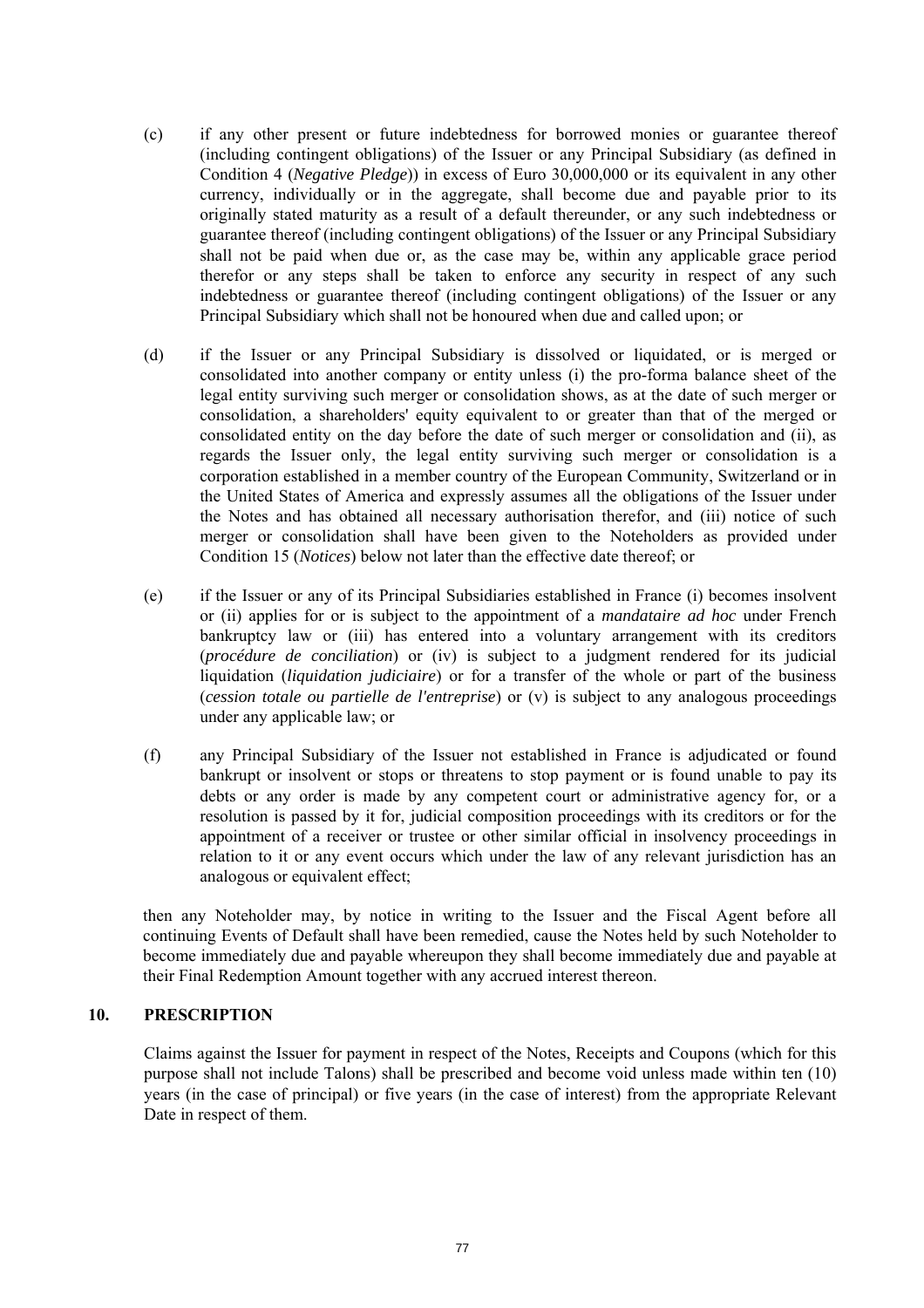(c) if any other present or future indebtedness for borrowed monies or guarantee thereof (including contingent obligations) of the Issuer or any Principal Subsidiary (as defined in Condition 4 (*Negative Pledge*)) in excess of Euro 30,000,000 or its equivalent in any other currency, individually or in the aggregate, shall become due and payable prior to its originally stated maturity as a result of a default thereunder, or any such indebtedness or guarantee thereof (including contingent obligations) of the Issuer or any Principal Subsidiary shall not be paid when due or, as the case may be, within any applicable grace period therefor or any steps shall be taken to enforce any security in respect of any such indebtedness or guarantee thereof (including contingent obligations) of the Issuer or any Principal Subsidiary which shall not be honoured when due and called upon; or

(d) if the Issuer or any Principal Subsidiary is dissolved or liquidated, or is merged or consolidated into another company or entity unless (i) the pro-forma balance sheet of the legal entity surviving such merger or consolidation shows, as at the date of such merger or consolidation, a shareholders' equity equivalent to or greater than that of the merged or consolidated entity on the day before the date of such merger or consolidation and (ii), as regards the Issuer only, the legal entity surviving such merger or consolidation is a corporation established in a member country of the European Community, Switzerland or in the United States of America and expressly assumes all the obligations of the Issuer under the Notes and has obtained all necessary authorisation therefor, and (iii) notice of such merger or consolidation shall have been given to the Noteholders as provided under Condition 15 (*Notices*) below not later than the effective date thereof; or

(e) if the Issuer or any of its Principal Subsidiaries established in France (i) becomes insolvent or (ii) applies for or is subject to the appointment of a *mandataire ad hoc* under French bankruptcy law or (iii) has entered into a voluntary arrangement with its creditors (*procédure de conciliation*) or (iv) is subject to a judgment rendered for its judicial liquidation (*liquidation judiciaire*) or for a transfer of the whole or part of the business (*cession totale ou partielle de l'entreprise*) or (v) is subject to any analogous proceedings under any applicable law; or

(f) any Principal Subsidiary of the Issuer not established in France is adjudicated or found bankrupt or insolvent or stops or threatens to stop payment or is found unable to pay its debts or any order is made by any competent court or administrative agency for, or a resolution is passed by it for, judicial composition proceedings with its creditors or for the appointment of a receiver or trustee or other similar official in insolvency proceedings in relation to it or any event occurs which under the law of any relevant jurisdiction has an analogous or equivalent effect;

then any Noteholder may, by notice in writing to the Issuer and the Fiscal Agent before all continuing Events of Default shall have been remedied, cause the Notes held by such Noteholder to become immediately due and payable whereupon they shall become immediately due and payable at their Final Redemption Amount together with any accrued interest thereon.

## 10. PRESCRIPTION

Claims against the Issuer for payment in respect of the Notes, Receipts and Coupons (which for this purpose shall not include Talons) shall be prescribed and become void unless made within ten (10) years (in the case of principal) or five years (in the case of interest) from the appropriate Relevant Date in respect of them.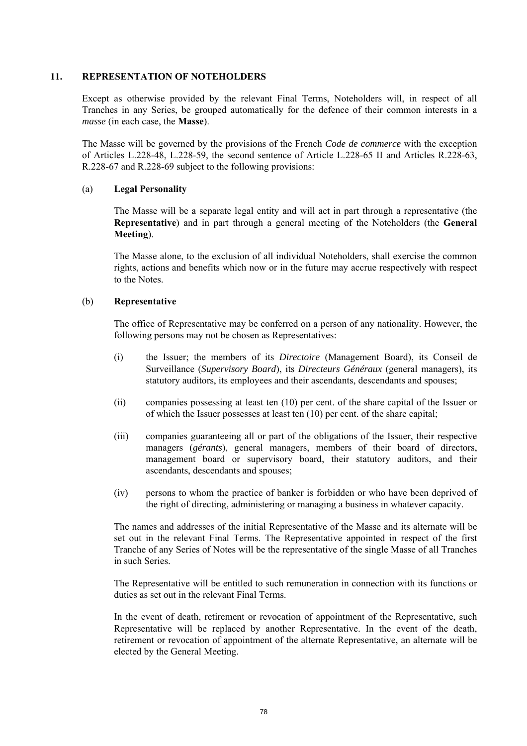## 11. REPRESENTATION OF NOTEHOLDERS

Except as otherwise provided by the relevant Final Terms, Noteholders will, in respect of all Tranches in any Series, be grouped automatically for the defence of their common interests in a *masse* (in each case, the **Masse**).

The Masse will be governed by the provisions of the French *Code de commerce* with the exception of Articles L.228-48, L.228-59, the second sentence of Article L.228-65 II and Articles R.228-63, R.228-67 and R.228-69 subject to the following provisions:

### (a) Legal Personality

The Masse will be a separate legal entity and will act in part through a representative (the **Representative**) and in part through a general meeting of the Noteholders (the **General Meeting**).

The Masse alone, to the exclusion of all individual Noteholders, shall exercise the common rights, actions and benefits which now or in the future may accrue respectively with respect to the Notes.

### (b) Representative

The office of Representative may be conferred on a person of any nationality. However, the following persons may not be chosen as Representatives:

(i) the Issuer; the members of its *Directoire* (Management Board), its Conseil de Surveillance (*Supervisory Board*), its *Directeurs Généraux* (general managers), its statutory auditors, its employees and their ascendants, descendants and spouses;

(ii) companies possessing at least ten (10) per cent. of the share capital of the Issuer or of which the Issuer possesses at least ten (10) per cent. of the share capital;

(iii) companies guaranteeing all or part of the obligations of the Issuer, their respective managers (*gérants*), general managers, members of their board of directors, management board or supervisory board, their statutory auditors, and their ascendants, descendants and spouses;

(iv) persons to whom the practice of banker is forbidden or who have been deprived of the right of directing, administering or managing a business in whatever capacity.

The names and addresses of the initial Representative of the Masse and its alternate will be set out in the relevant Final Terms. The Representative appointed in respect of the first Tranche of any Series of Notes will be the representative of the single Masse of all Tranches in such Series.

The Representative will be entitled to such remuneration in connection with its functions or duties as set out in the relevant Final Terms.

In the event of death, retirement or revocation of appointment of the Representative, such Representative will be replaced by another Representative. In the event of the death, retirement or revocation of appointment of the alternate Representative, an alternate will be elected by the General Meeting.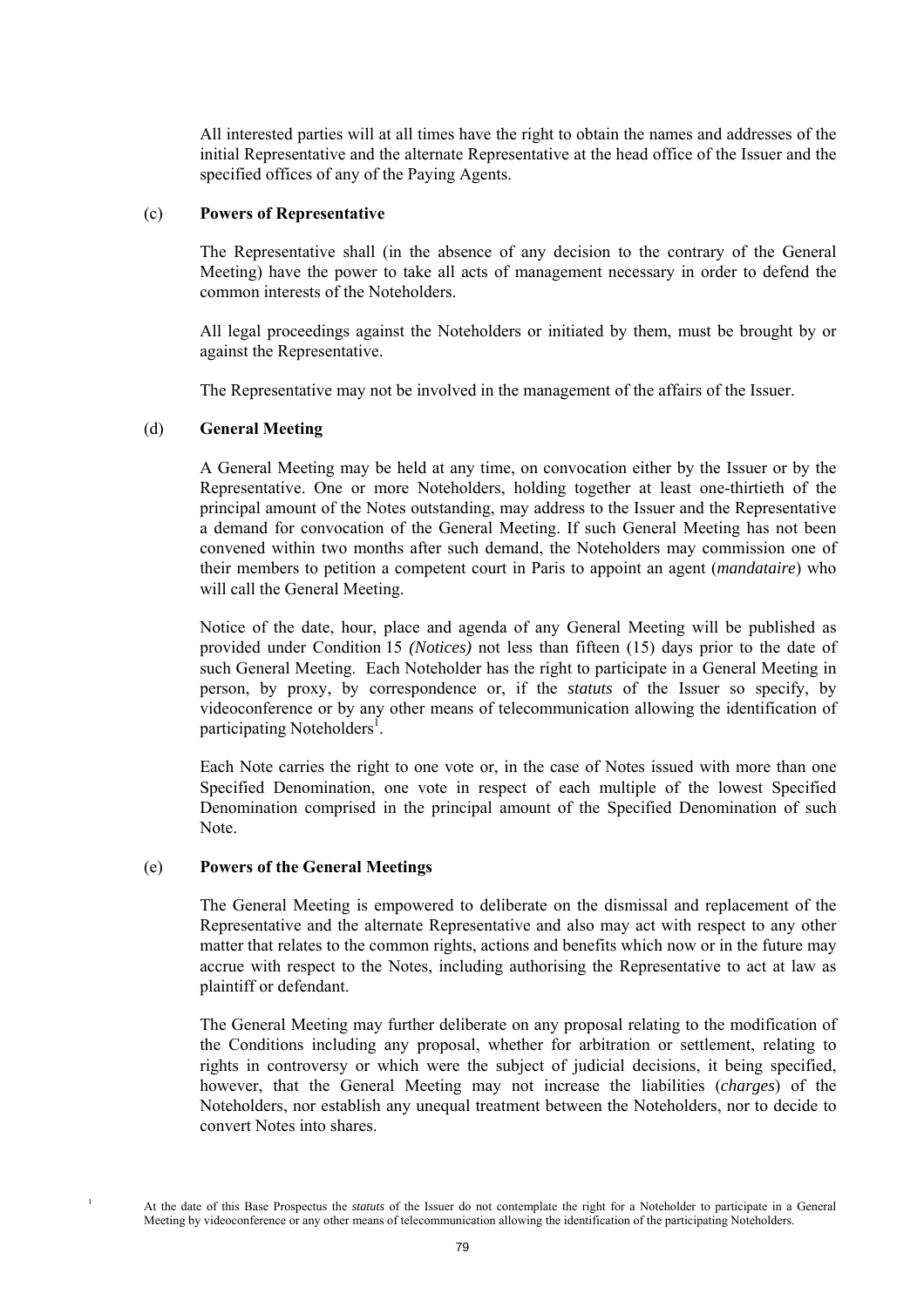All interested parties will at all times have the right to obtain the names and addresses of the initial Representative and the alternate Representative at the head office of the Issuer and the specified offices of any of the Paying Agents.

(c) **Powers of Representative**

The Representative shall (in the absence of any decision to the contrary of the General Meeting) have the power to take all acts of management necessary in order to defend the common interests of the Noteholders.

All legal proceedings against the Noteholders or initiated by them, must be brought by or against the Representative.

The Representative may not be involved in the management of the affairs of the Issuer.

(d) **General Meeting**

A General Meeting may be held at any time, on convocation either by the Issuer or by the Representative. One or more Noteholders, holding together at least one-thirtieth of the principal amount of the Notes outstanding, may address to the Issuer and the Representative a demand for convocation of the General Meeting. If such General Meeting has not been convened within two months after such demand, the Noteholders may commission one of their members to petition a competent court in Paris to appoint an agent (*mandataire*) who will call the General Meeting.

Notice of the date, hour, place and agenda of any General Meeting will be published as provided under Condition 15 *(Notices)* not less than fifteen (15) days prior to the date of such General Meeting. Each Noteholder has the right to participate in a General Meeting in person, by proxy, by correspondence or, if the *statuts* of the Issuer so specify, by videoconference or by any other means of telecommunication allowing the identification of participating Noteholders[1].

Each Note carries the right to one vote or, in the case of Notes issued with more than one Specified Denomination, one vote in respect of each multiple of the lowest Specified Denomination comprised in the principal amount of the Specified Denomination of such Note.

(e) **Powers of the General Meetings**

The General Meeting is empowered to deliberate on the dismissal and replacement of the Representative and the alternate Representative and also may act with respect to any other matter that relates to the common rights, actions and benefits which now or in the future may accrue with respect to the Notes, including authorising the Representative to act at law as plaintiff or defendant.

The General Meeting may further deliberate on any proposal relating to the modification of the Conditions including any proposal, whether for arbitration or settlement, relating to rights in controversy or which were the subject of judicial decisions, it being specified, however, that the General Meeting may not increase the liabilities (*charges*) of the Noteholders, nor establish any unequal treatment between the Noteholders, nor to decide to convert Notes into shares.

[1] At the date of this Base Prospectus the *statuts* of the Issuer do not contemplate the right for a Noteholder to participate in a General Meeting by videoconference or any other means of telecommunication allowing the identification of the participating Noteholders.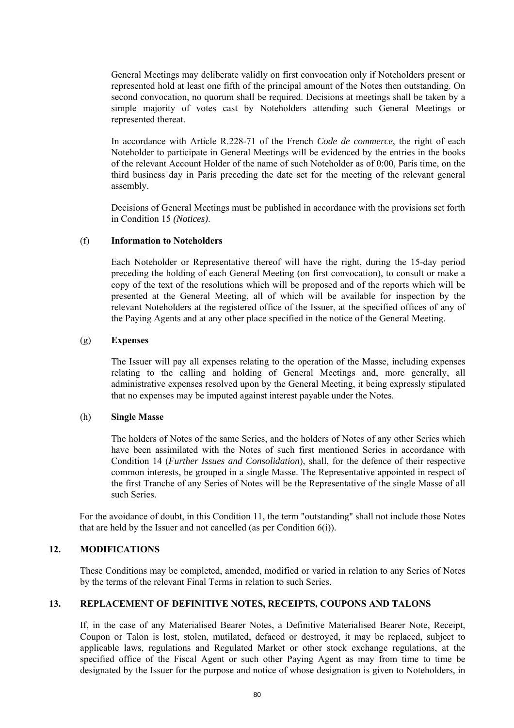General Meetings may deliberate validly on first convocation only if Noteholders present or represented hold at least one fifth of the principal amount of the Notes then outstanding. On second convocation, no quorum shall be required. Decisions at meetings shall be taken by a simple majority of votes cast by Noteholders attending such General Meetings or represented thereat.

In accordance with Article R.228-71 of the French *Code de commerce*, the right of each Noteholder to participate in General Meetings will be evidenced by the entries in the books of the relevant Account Holder of the name of such Noteholder as of 0:00, Paris time, on the third business day in Paris preceding the date set for the meeting of the relevant general assembly.

Decisions of General Meetings must be published in accordance with the provisions set forth in Condition 15 *(Notices)*.

(f) **Information to Noteholders**

Each Noteholder or Representative thereof will have the right, during the 15-day period preceding the holding of each General Meeting (on first convocation), to consult or make a copy of the text of the resolutions which will be proposed and of the reports which will be presented at the General Meeting, all of which will be available for inspection by the relevant Noteholders at the registered office of the Issuer, at the specified offices of any of the Paying Agents and at any other place specified in the notice of the General Meeting.

(g) **Expenses**

The Issuer will pay all expenses relating to the operation of the Masse, including expenses relating to the calling and holding of General Meetings and, more generally, all administrative expenses resolved upon by the General Meeting, it being expressly stipulated that no expenses may be imputed against interest payable under the Notes.

(h) **Single Masse**

The holders of Notes of the same Series, and the holders of Notes of any other Series which have been assimilated with the Notes of such first mentioned Series in accordance with Condition 14 (*Further Issues and Consolidation*), shall, for the defence of their respective common interests, be grouped in a single Masse. The Representative appointed in respect of the first Tranche of any Series of Notes will be the Representative of the single Masse of all such Series.

For the avoidance of doubt, in this Condition 11, the term "outstanding" shall not include those Notes that are held by the Issuer and not cancelled (as per Condition 6(i)).

## 12. MODIFICATIONS

These Conditions may be completed, amended, modified or varied in relation to any Series of Notes by the terms of the relevant Final Terms in relation to such Series.

## 13. REPLACEMENT OF DEFINITIVE NOTES, RECEIPTS, COUPONS AND TALONS

If, in the case of any Materialised Bearer Notes, a Definitive Materialised Bearer Note, Receipt, Coupon or Talon is lost, stolen, mutilated, defaced or destroyed, it may be replaced, subject to applicable laws, regulations and Regulated Market or other stock exchange regulations, at the specified office of the Fiscal Agent or such other Paying Agent as may from time to time be designated by the Issuer for the purpose and notice of whose designation is given to Noteholders, in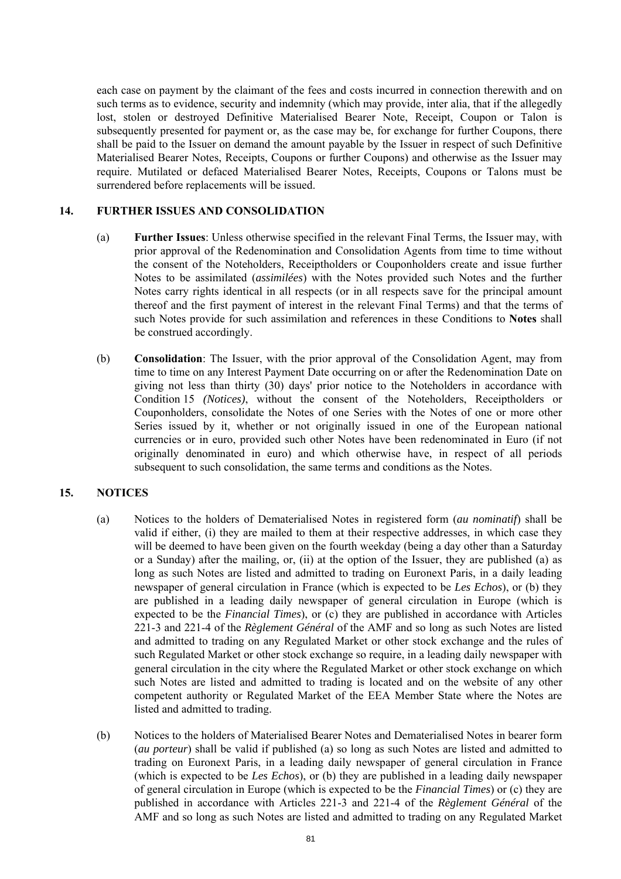each case on payment by the claimant of the fees and costs incurred in connection therewith and on such terms as to evidence, security and indemnity (which may provide, inter alia, that if the allegedly lost, stolen or destroyed Definitive Materialised Bearer Note, Receipt, Coupon or Talon is subsequently presented for payment or, as the case may be, for exchange for further Coupons, there shall be paid to the Issuer on demand the amount payable by the Issuer in respect of such Definitive Materialised Bearer Notes, Receipts, Coupons or further Coupons) and otherwise as the Issuer may require. Mutilated or defaced Materialised Bearer Notes, Receipts, Coupons or Talons must be surrendered before replacements will be issued.

## 14. FURTHER ISSUES AND CONSOLIDATION

(a) **Further Issues**: Unless otherwise specified in the relevant Final Terms, the Issuer may, with prior approval of the Redenomination and Consolidation Agents from time to time without the consent of the Noteholders, Receiptholders or Couponholders create and issue further Notes to be assimilated (*assimilées*) with the Notes provided such Notes and the further Notes carry rights identical in all respects (or in all respects save for the principal amount thereof and the first payment of interest in the relevant Final Terms) and that the terms of such Notes provide for such assimilation and references in these Conditions to **Notes** shall be construed accordingly.

(b) **Consolidation**: The Issuer, with the prior approval of the Consolidation Agent, may from time to time on any Interest Payment Date occurring on or after the Redenomination Date on giving not less than thirty (30) days' prior notice to the Noteholders in accordance with Condition 15 *(Notices)*, without the consent of the Noteholders, Receiptholders or Couponholders, consolidate the Notes of one Series with the Notes of one or more other Series issued by it, whether or not originally issued in one of the European national currencies or in euro, provided such other Notes have been redenominated in Euro (if not originally denominated in euro) and which otherwise have, in respect of all periods subsequent to such consolidation, the same terms and conditions as the Notes.

## 15. NOTICES

(a) Notices to the holders of Dematerialised Notes in registered form (*au nominatif*) shall be valid if either, (i) they are mailed to them at their respective addresses, in which case they will be deemed to have been given on the fourth weekday (being a day other than a Saturday or a Sunday) after the mailing, or, (ii) at the option of the Issuer, they are published (a) as long as such Notes are listed and admitted to trading on Euronext Paris, in a daily leading newspaper of general circulation in France (which is expected to be *Les Echos*), or (b) they are published in a leading daily newspaper of general circulation in Europe (which is expected to be the *Financial Times*), or (c) they are published in accordance with Articles 221-3 and 221-4 of the *Règlement Général* of the AMF and so long as such Notes are listed and admitted to trading on any Regulated Market or other stock exchange and the rules of such Regulated Market or other stock exchange so require, in a leading daily newspaper with general circulation in the city where the Regulated Market or other stock exchange on which such Notes are listed and admitted to trading is located and on the website of any other competent authority or Regulated Market of the EEA Member State where the Notes are listed and admitted to trading.

(b) Notices to the holders of Materialised Bearer Notes and Dematerialised Notes in bearer form (*au porteur*) shall be valid if published (a) so long as such Notes are listed and admitted to trading on Euronext Paris, in a leading daily newspaper of general circulation in France (which is expected to be *Les Echos*), or (b) they are published in a leading daily newspaper of general circulation in Europe (which is expected to be the *Financial Times*) or (c) they are published in accordance with Articles 221-3 and 221-4 of the *Règlement Général* of the AMF and so long as such Notes are listed and admitted to trading on any Regulated Market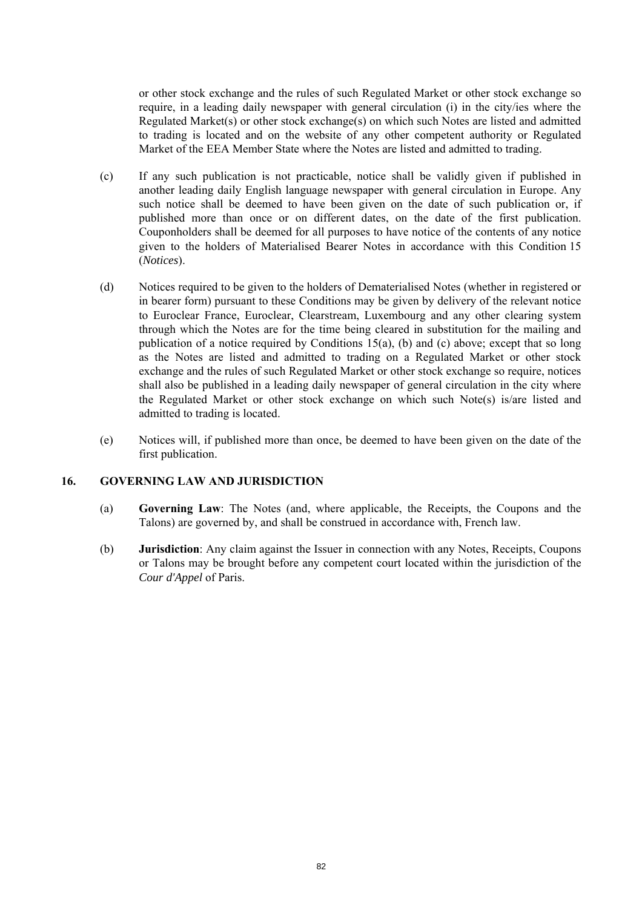or other stock exchange and the rules of such Regulated Market or other stock exchange so require, in a leading daily newspaper with general circulation (i) in the city/ies where the Regulated Market(s) or other stock exchange(s) on which such Notes are listed and admitted to trading is located and on the website of any other competent authority or Regulated Market of the EEA Member State where the Notes are listed and admitted to trading.

(c) If any such publication is not practicable, notice shall be validly given if published in another leading daily English language newspaper with general circulation in Europe. Any such notice shall be deemed to have been given on the date of such publication or, if published more than once or on different dates, on the date of the first publication. Couponholders shall be deemed for all purposes to have notice of the contents of any notice given to the holders of Materialised Bearer Notes in accordance with this Condition 15 (*Notices*).

(d) Notices required to be given to the holders of Dematerialised Notes (whether in registered or in bearer form) pursuant to these Conditions may be given by delivery of the relevant notice to Euroclear France, Euroclear, Clearstream, Luxembourg and any other clearing system through which the Notes are for the time being cleared in substitution for the mailing and publication of a notice required by Conditions 15(a), (b) and (c) above; except that so long as the Notes are listed and admitted to trading on a Regulated Market or other stock exchange and the rules of such Regulated Market or other stock exchange so require, notices shall also be published in a leading daily newspaper of general circulation in the city where the Regulated Market or other stock exchange on which such Note(s) is/are listed and admitted to trading is located.

(e) Notices will, if published more than once, be deemed to have been given on the date of the first publication.

## 16. GOVERNING LAW AND JURISDICTION

(a) **Governing Law**: The Notes (and, where applicable, the Receipts, the Coupons and the Talons) are governed by, and shall be construed in accordance with, French law.

(b) **Jurisdiction**: Any claim against the Issuer in connection with any Notes, Receipts, Coupons or Talons may be brought before any competent court located within the jurisdiction of the *Cour d'Appel* of Paris.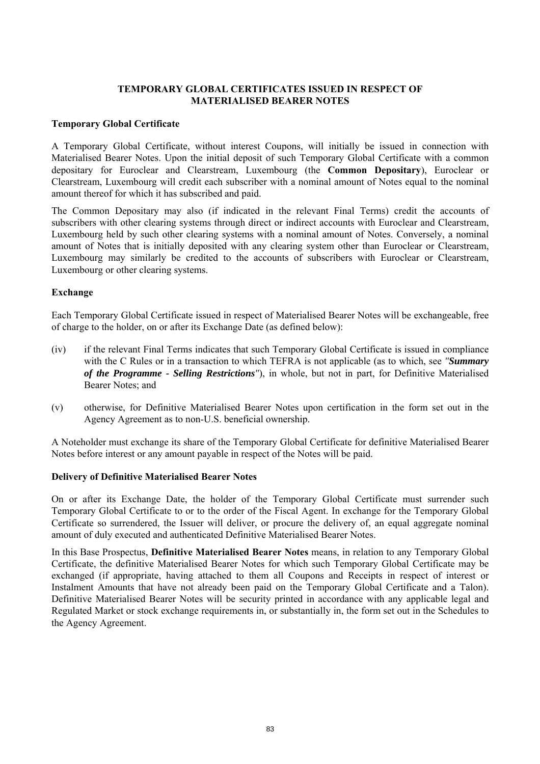## TEMPORARY GLOBAL CERTIFICATES ISSUED IN RESPECT OF MATERIALISED BEARER NOTES

### Temporary Global Certificate

A Temporary Global Certificate, without interest Coupons, will initially be issued in connection with Materialised Bearer Notes. Upon the initial deposit of such Temporary Global Certificate with a common depositary for Euroclear and Clearstream, Luxembourg (the **Common Depositary**), Euroclear or Clearstream, Luxembourg will credit each subscriber with a nominal amount of Notes equal to the nominal amount thereof for which it has subscribed and paid.

The Common Depositary may also (if indicated in the relevant Final Terms) credit the accounts of subscribers with other clearing systems through direct or indirect accounts with Euroclear and Clearstream, Luxembourg held by such other clearing systems with a nominal amount of Notes. Conversely, a nominal amount of Notes that is initially deposited with any clearing system other than Euroclear or Clearstream, Luxembourg may similarly be credited to the accounts of subscribers with Euroclear or Clearstream, Luxembourg or other clearing systems.

### Exchange

Each Temporary Global Certificate issued in respect of Materialised Bearer Notes will be exchangeable, free of charge to the holder, on or after its Exchange Date (as defined below):

(iv) if the relevant Final Terms indicates that such Temporary Global Certificate is issued in compliance with the C Rules or in a transaction to which TEFRA is not applicable (as to which, see *"**Summary of the Programme - Selling Restrictions**"*), in whole, but not in part, for Definitive Materialised Bearer Notes; and

(v) otherwise, for Definitive Materialised Bearer Notes upon certification in the form set out in the Agency Agreement as to non-U.S. beneficial ownership.

A Noteholder must exchange its share of the Temporary Global Certificate for definitive Materialised Bearer Notes before interest or any amount payable in respect of the Notes will be paid.

### Delivery of Definitive Materialised Bearer Notes

On or after its Exchange Date, the holder of the Temporary Global Certificate must surrender such Temporary Global Certificate to or to the order of the Fiscal Agent. In exchange for the Temporary Global Certificate so surrendered, the Issuer will deliver, or procure the delivery of, an equal aggregate nominal amount of duly executed and authenticated Definitive Materialised Bearer Notes.

In this Base Prospectus, **Definitive Materialised Bearer Notes** means, in relation to any Temporary Global Certificate, the definitive Materialised Bearer Notes for which such Temporary Global Certificate may be exchanged (if appropriate, having attached to them all Coupons and Receipts in respect of interest or Instalment Amounts that have not already been paid on the Temporary Global Certificate and a Talon). Definitive Materialised Bearer Notes will be security printed in accordance with any applicable legal and Regulated Market or stock exchange requirements in, or substantially in, the form set out in the Schedules to the Agency Agreement.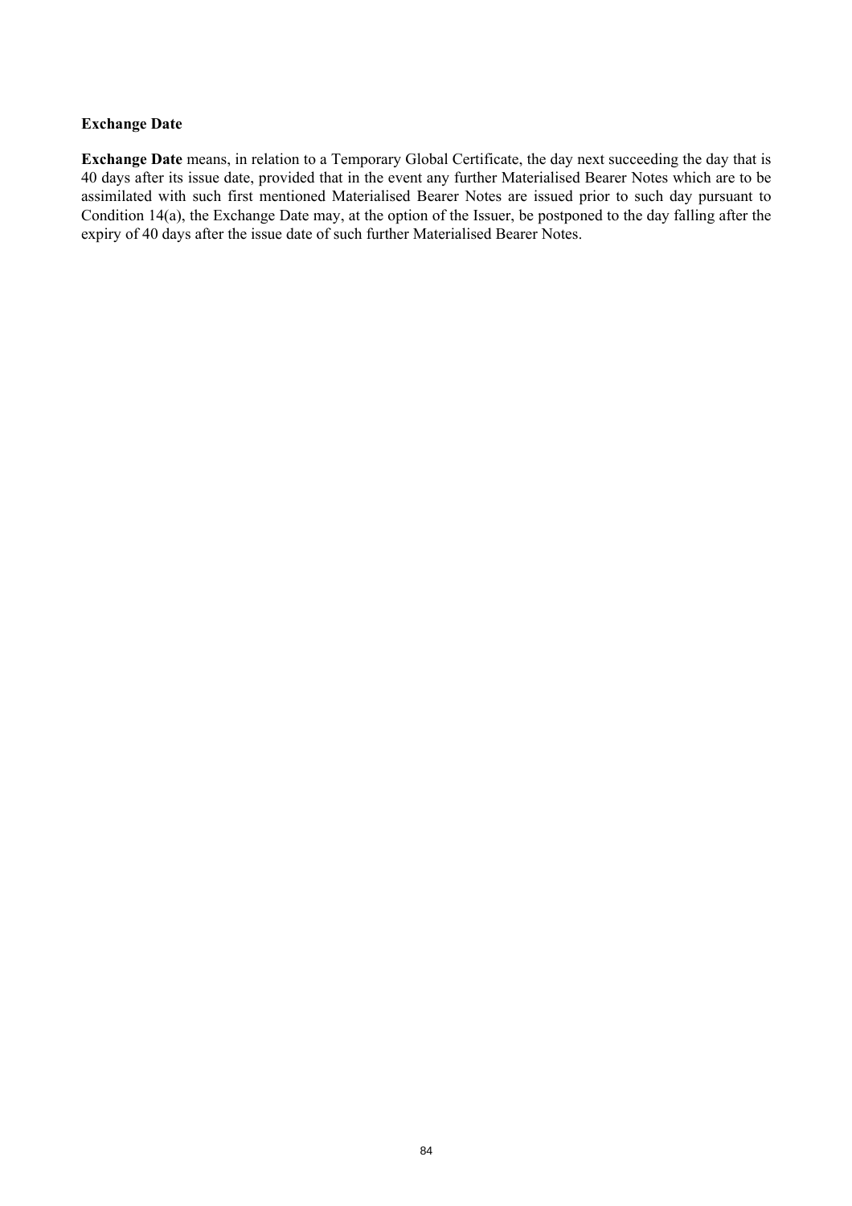**Exchange Date**

**Exchange Date** means, in relation to a Temporary Global Certificate, the day next succeeding the day that is 40 days after its issue date, provided that in the event any further Materialised Bearer Notes which are to be assimilated with such first mentioned Materialised Bearer Notes are issued prior to such day pursuant to Condition 14(a), the Exchange Date may, at the option of the Issuer, be postponed to the day falling after the expiry of 40 days after the issue date of such further Materialised Bearer Notes.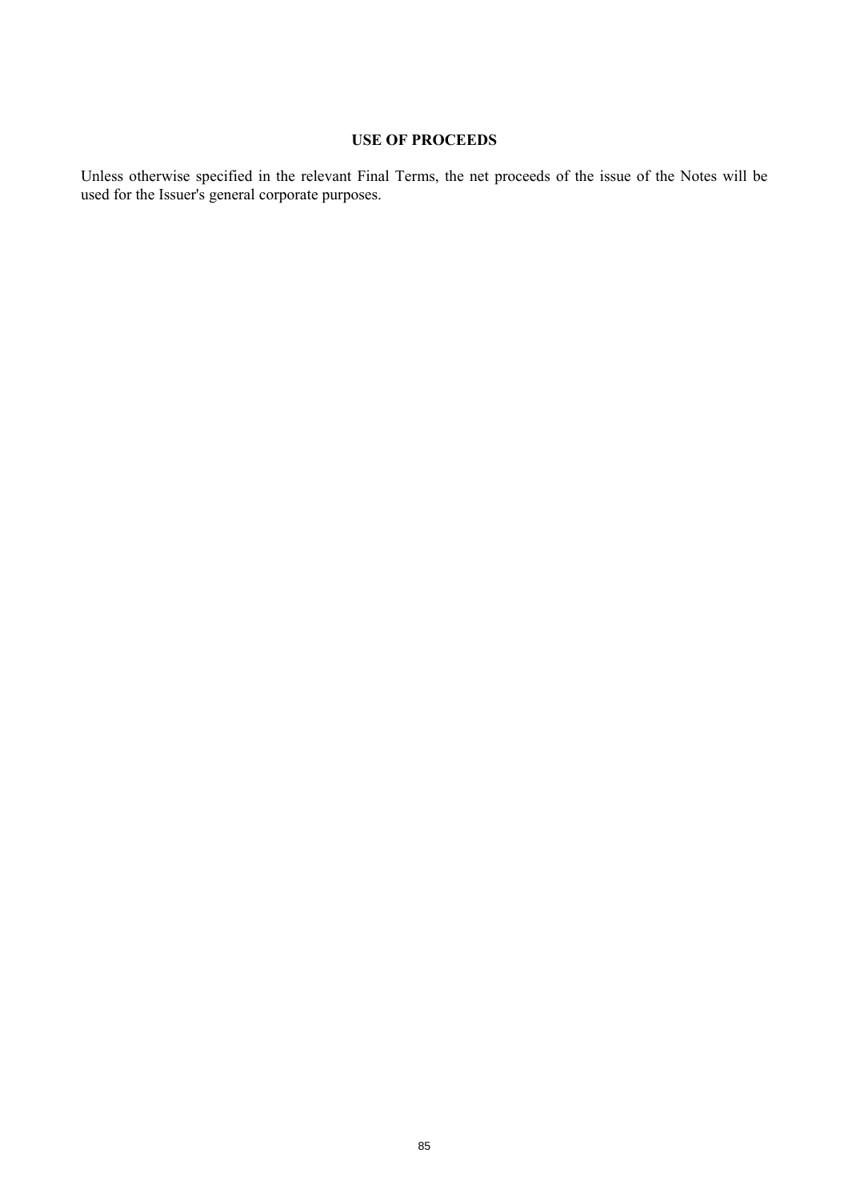# USE OF PROCEEDS

Unless otherwise specified in the relevant Final Terms, the net proceeds of the issue of the Notes will be used for the Issuer's general corporate purposes.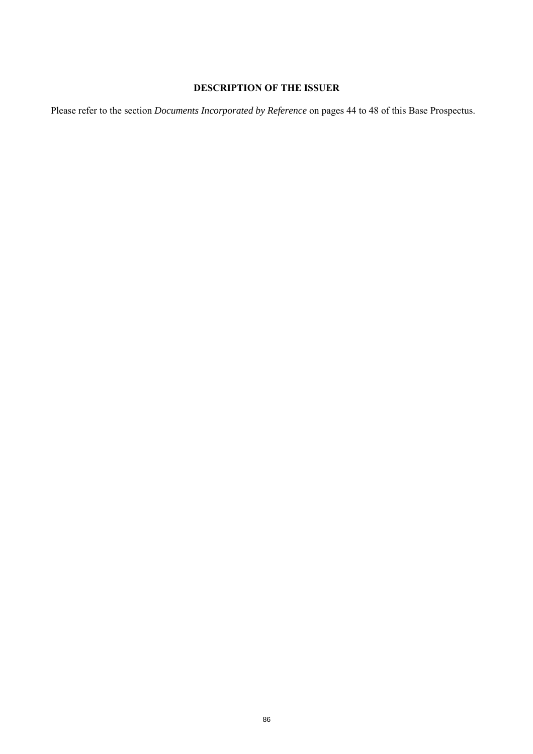## DESCRIPTION OF THE ISSUER

Please refer to the section *Documents Incorporated by Reference* on pages 44 to 48 of this Base Prospectus.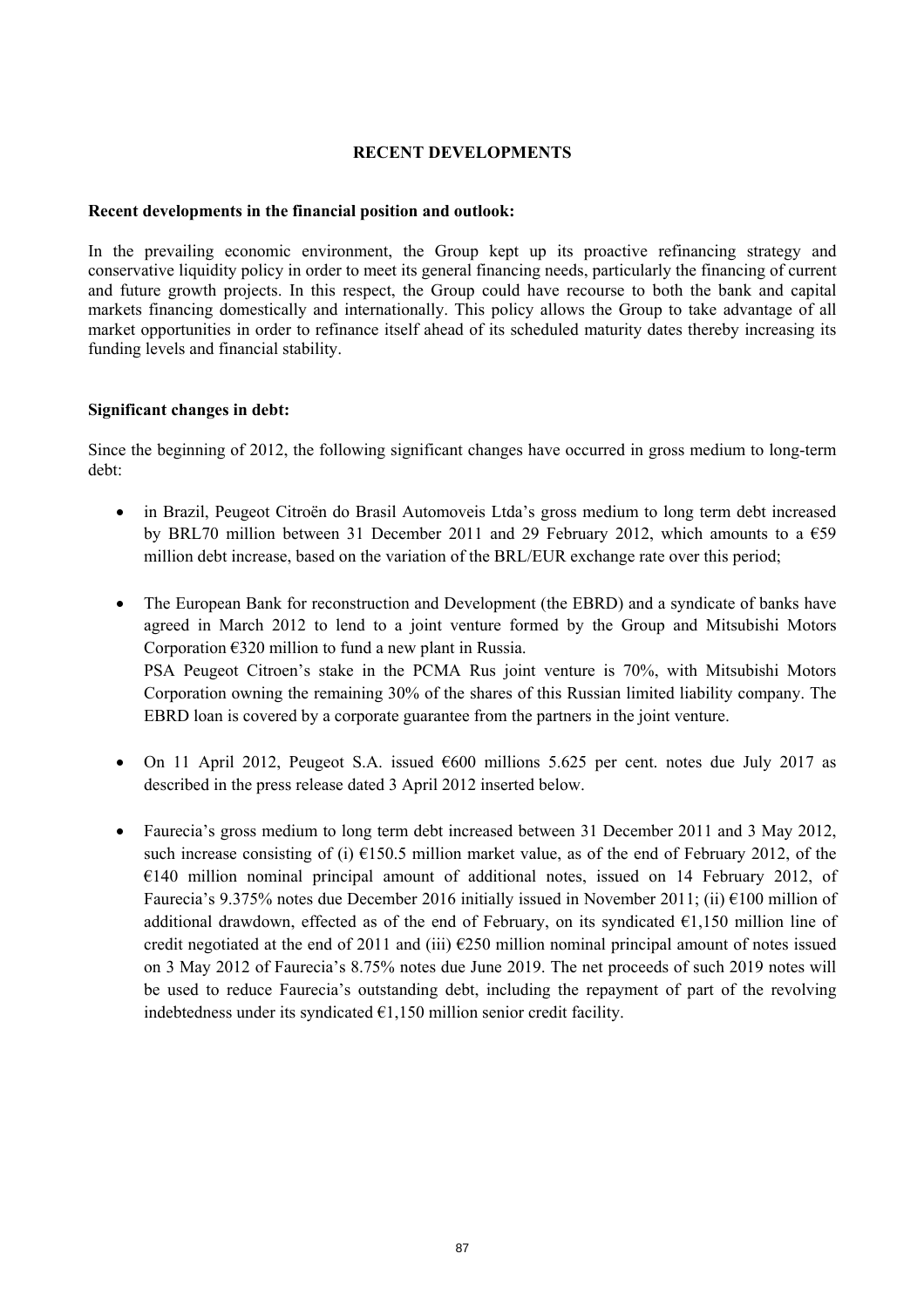## RECENT DEVELOPMENTS

**Recent developments in the financial position and outlook:**

In the prevailing economic environment, the Group kept up its proactive refinancing strategy and conservative liquidity policy in order to meet its general financing needs, particularly the financing of current and future growth projects. In this respect, the Group could have recourse to both the bank and capital markets financing domestically and internationally. This policy allows the Group to take advantage of all market opportunities in order to refinance itself ahead of its scheduled maturity dates thereby increasing its funding levels and financial stability.

**Significant changes in debt:**

Since the beginning of 2012, the following significant changes have occurred in gross medium to long-term debt:

- in Brazil, Peugeot Citroën do Brasil Automoveis Ltda's gross medium to long term debt increased by BRL70 million between 31 December 2011 and 29 February 2012, which amounts to a €59 million debt increase, based on the variation of the BRL/EUR exchange rate over this period;

- The European Bank for reconstruction and Development (the EBRD) and a syndicate of banks have agreed in March 2012 to lend to a joint venture formed by the Group and Mitsubishi Motors Corporation €320 million to fund a new plant in Russia.
  PSA Peugeot Citroen's stake in the PCMA Rus joint venture is 70%, with Mitsubishi Motors Corporation owning the remaining 30% of the shares of this Russian limited liability company. The EBRD loan is covered by a corporate guarantee from the partners in the joint venture.

- On 11 April 2012, Peugeot S.A. issued €600 millions 5.625 per cent. notes due July 2017 as described in the press release dated 3 April 2012 inserted below.

- Faurecia's gross medium to long term debt increased between 31 December 2011 and 3 May 2012, such increase consisting of (i) €150.5 million market value, as of the end of February 2012, of the €140 million nominal principal amount of additional notes, issued on 14 February 2012, of Faurecia's 9.375% notes due December 2016 initially issued in November 2011; (ii) €100 million of additional drawdown, effected as of the end of February, on its syndicated €1,150 million line of credit negotiated at the end of 2011 and (iii) €250 million nominal principal amount of notes issued on 3 May 2012 of Faurecia's 8.75% notes due June 2019. The net proceeds of such 2019 notes will be used to reduce Faurecia's outstanding debt, including the repayment of part of the revolving indebtedness under its syndicated €1,150 million senior credit facility.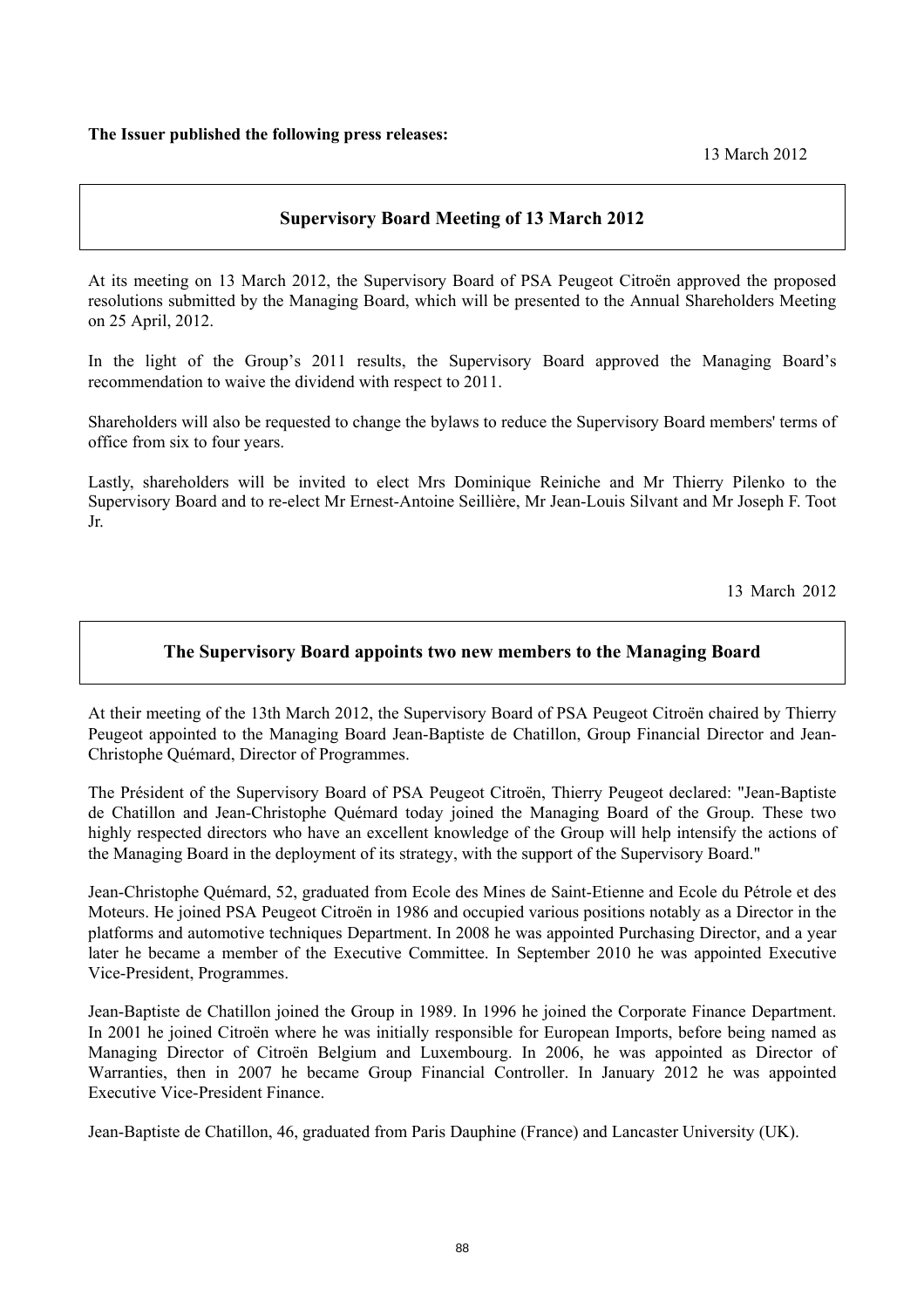**The Issuer published the following press releases:**

13 March 2012

## Supervisory Board Meeting of 13 March 2012

At its meeting on 13 March 2012, the Supervisory Board of PSA Peugeot Citroën approved the proposed resolutions submitted by the Managing Board, which will be presented to the Annual Shareholders Meeting on 25 April, 2012.

In the light of the Group's 2011 results, the Supervisory Board approved the Managing Board's recommendation to waive the dividend with respect to 2011.

Shareholders will also be requested to change the bylaws to reduce the Supervisory Board members' terms of office from six to four years.

Lastly, shareholders will be invited to elect Mrs Dominique Reiniche and Mr Thierry Pilenko to the Supervisory Board and to re-elect Mr Ernest-Antoine Seillière, Mr Jean-Louis Silvant and Mr Joseph F. Toot Jr.

13 March 2012

## The Supervisory Board appoints two new members to the Managing Board

At their meeting of the 13th March 2012, the Supervisory Board of PSA Peugeot Citroën chaired by Thierry Peugeot appointed to the Managing Board Jean-Baptiste de Chatillon, Group Financial Director and Jean-Christophe Quémard, Director of Programmes.

The Président of the Supervisory Board of PSA Peugeot Citroën, Thierry Peugeot declared: "Jean-Baptiste de Chatillon and Jean-Christophe Quémard today joined the Managing Board of the Group. These two highly respected directors who have an excellent knowledge of the Group will help intensify the actions of the Managing Board in the deployment of its strategy, with the support of the Supervisory Board."

Jean-Christophe Quémard, 52, graduated from Ecole des Mines de Saint-Etienne and Ecole du Pétrole et des Moteurs. He joined PSA Peugeot Citroën in 1986 and occupied various positions notably as a Director in the platforms and automotive techniques Department. In 2008 he was appointed Purchasing Director, and a year later he became a member of the Executive Committee. In September 2010 he was appointed Executive Vice-President, Programmes.

Jean-Baptiste de Chatillon joined the Group in 1989. In 1996 he joined the Corporate Finance Department. In 2001 he joined Citroën where he was initially responsible for European Imports, before being named as Managing Director of Citroën Belgium and Luxembourg. In 2006, he was appointed as Director of Warranties, then in 2007 he became Group Financial Controller. In January 2012 he was appointed Executive Vice-President Finance.

Jean-Baptiste de Chatillon, 46, graduated from Paris Dauphine (France) and Lancaster University (UK).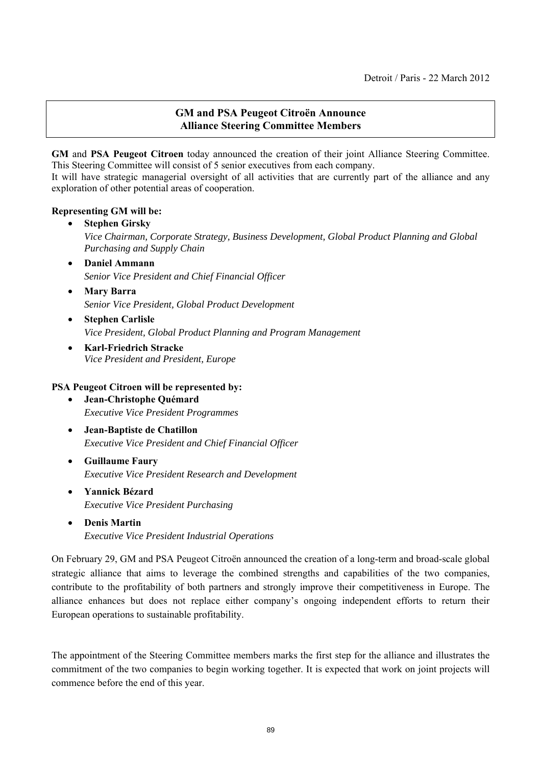Detroit / Paris - 22 March 2012

## GM and PSA Peugeot Citroën Announce Alliance Steering Committee Members

**GM** and **PSA Peugeot Citroen** today announced the creation of their joint Alliance Steering Committee. This Steering Committee will consist of 5 senior executives from each company.
It will have strategic managerial oversight of all activities that are currently part of the alliance and any exploration of other potential areas of cooperation.

**Representing GM will be:**

- **Stephen Girsky**
  *Vice Chairman, Corporate Strategy, Business Development, Global Product Planning and Global Purchasing and Supply Chain*
- **Daniel Ammann**
  *Senior Vice President and Chief Financial Officer*
- **Mary Barra**
  *Senior Vice President, Global Product Development*
- **Stephen Carlisle**
  *Vice President, Global Product Planning and Program Management*
- **Karl-Friedrich Stracke**
  *Vice President and President, Europe*

**PSA Peugeot Citroen will be represented by:**

- **Jean-Christophe Quémard**
  *Executive Vice President Programmes*
- **Jean-Baptiste de Chatillon**
  *Executive Vice President and Chief Financial Officer*
- **Guillaume Faury**
  *Executive Vice President Research and Development*
- **Yannick Bézard**
  *Executive Vice President Purchasing*
- **Denis Martin**
  *Executive Vice President Industrial Operations*

On February 29, GM and PSA Peugeot Citroën announced the creation of a long-term and broad-scale global strategic alliance that aims to leverage the combined strengths and capabilities of the two companies, contribute to the profitability of both partners and strongly improve their competitiveness in Europe. The alliance enhances but does not replace either company's ongoing independent efforts to return their European operations to sustainable profitability.

The appointment of the Steering Committee members marks the first step for the alliance and illustrates the commitment of the two companies to begin working together. It is expected that work on joint projects will commence before the end of this year.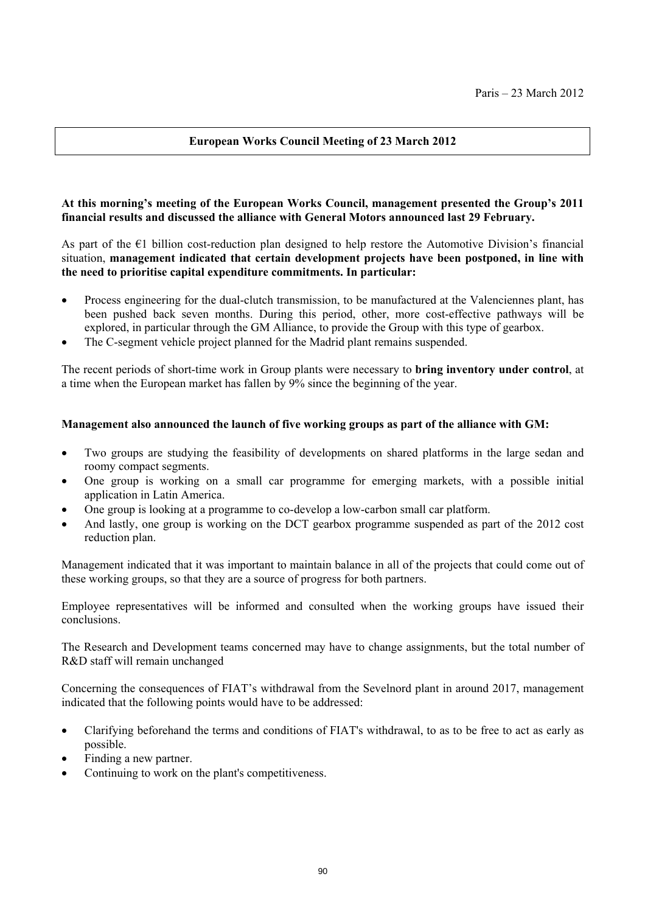Paris – 23 March 2012

**European Works Council Meeting of 23 March 2012**

**At this morning's meeting of the European Works Council, management presented the Group's 2011 financial results and discussed the alliance with General Motors announced last 29 February.**

As part of the €1 billion cost-reduction plan designed to help restore the Automotive Division's financial situation, **management indicated that certain development projects have been postponed, in line with the need to prioritise capital expenditure commitments. In particular:**

- Process engineering for the dual-clutch transmission, to be manufactured at the Valenciennes plant, has been pushed back seven months. During this period, other, more cost-effective pathways will be explored, in particular through the GM Alliance, to provide the Group with this type of gearbox.
- The C-segment vehicle project planned for the Madrid plant remains suspended.

The recent periods of short-time work in Group plants were necessary to **bring inventory under control**, at a time when the European market has fallen by 9% since the beginning of the year.

**Management also announced the launch of five working groups as part of the alliance with GM:**

- Two groups are studying the feasibility of developments on shared platforms in the large sedan and roomy compact segments.
- One group is working on a small car programme for emerging markets, with a possible initial application in Latin America.
- One group is looking at a programme to co-develop a low-carbon small car platform.
- And lastly, one group is working on the DCT gearbox programme suspended as part of the 2012 cost reduction plan.

Management indicated that it was important to maintain balance in all of the projects that could come out of these working groups, so that they are a source of progress for both partners.

Employee representatives will be informed and consulted when the working groups have issued their conclusions.

The Research and Development teams concerned may have to change assignments, but the total number of R&D staff will remain unchanged

Concerning the consequences of FIAT's withdrawal from the Sevelnord plant in around 2017, management indicated that the following points would have to be addressed:

- Clarifying beforehand the terms and conditions of FIAT's withdrawal, to as to be free to act as early as possible.
- Finding a new partner.
- Continuing to work on the plant's competitiveness.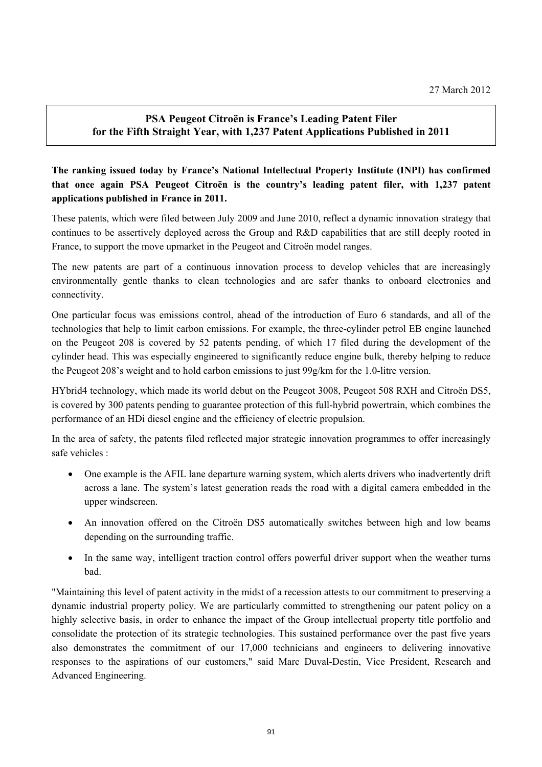27 March 2012

**PSA Peugeot Citroën is France's Leading Patent Filer for the Fifth Straight Year, with 1,237 Patent Applications Published in 2011**

**The ranking issued today by France's National Intellectual Property Institute (INPI) has confirmed that once again PSA Peugeot Citroën is the country's leading patent filer, with 1,237 patent applications published in France in 2011.**

These patents, which were filed between July 2009 and June 2010, reflect a dynamic innovation strategy that continues to be assertively deployed across the Group and R&D capabilities that are still deeply rooted in France, to support the move upmarket in the Peugeot and Citroën model ranges.

The new patents are part of a continuous innovation process to develop vehicles that are increasingly environmentally gentle thanks to clean technologies and are safer thanks to onboard electronics and connectivity.

One particular focus was emissions control, ahead of the introduction of Euro 6 standards, and all of the technologies that help to limit carbon emissions. For example, the three-cylinder petrol EB engine launched on the Peugeot 208 is covered by 52 patents pending, of which 17 filed during the development of the cylinder head. This was especially engineered to significantly reduce engine bulk, thereby helping to reduce the Peugeot 208's weight and to hold carbon emissions to just 99g/km for the 1.0-litre version.

HYbrid4 technology, which made its world debut on the Peugeot 3008, Peugeot 508 RXH and Citroën DS5, is covered by 300 patents pending to guarantee protection of this full-hybrid powertrain, which combines the performance of an HDi diesel engine and the efficiency of electric propulsion.

In the area of safety, the patents filed reflected major strategic innovation programmes to offer increasingly safe vehicles :

- One example is the AFIL lane departure warning system, which alerts drivers who inadvertently drift across a lane. The system's latest generation reads the road with a digital camera embedded in the upper windscreen.
- An innovation offered on the Citroën DS5 automatically switches between high and low beams depending on the surrounding traffic.
- In the same way, intelligent traction control offers powerful driver support when the weather turns bad.

"Maintaining this level of patent activity in the midst of a recession attests to our commitment to preserving a dynamic industrial property policy. We are particularly committed to strengthening our patent policy on a highly selective basis, in order to enhance the impact of the Group intellectual property title portfolio and consolidate the protection of its strategic technologies. This sustained performance over the past five years also demonstrates the commitment of our 17,000 technicians and engineers to delivering innovative responses to the aspirations of our customers," said Marc Duval-Destin, Vice President, Research and Advanced Engineering.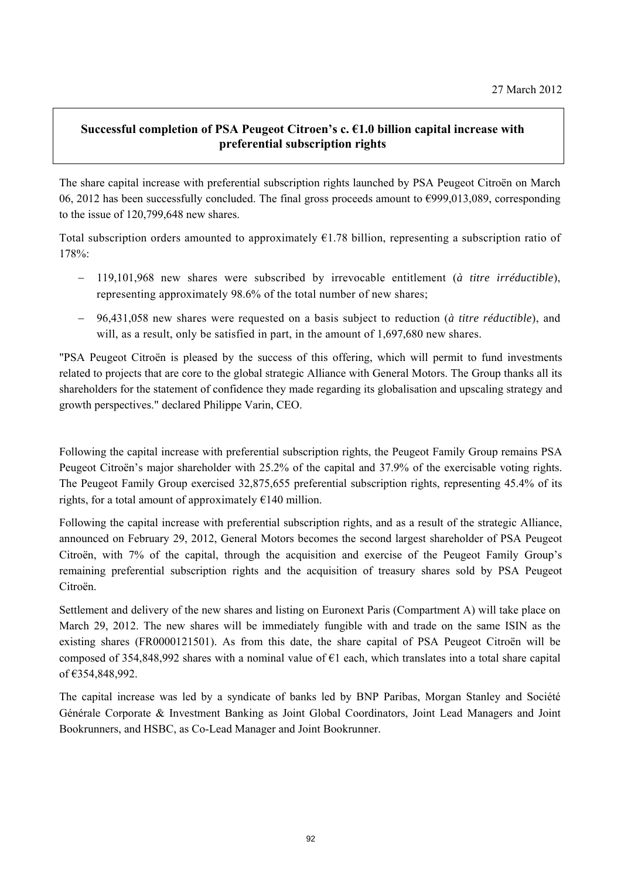27 March 2012

**Successful completion of PSA Peugeot Citroen's c. €1.0 billion capital increase with preferential subscription rights**

The share capital increase with preferential subscription rights launched by PSA Peugeot Citroën on March 06, 2012 has been successfully concluded. The final gross proceeds amount to €999,013,089, corresponding to the issue of 120,799,648 new shares.

Total subscription orders amounted to approximately €1.78 billion, representing a subscription ratio of 178%:

- 119,101,968 new shares were subscribed by irrevocable entitlement (*à titre irréductible*), representing approximately 98.6% of the total number of new shares;
- 96,431,058 new shares were requested on a basis subject to reduction (*à titre réductible*), and will, as a result, only be satisfied in part, in the amount of 1,697,680 new shares.

"PSA Peugeot Citroën is pleased by the success of this offering, which will permit to fund investments related to projects that are core to the global strategic Alliance with General Motors. The Group thanks all its shareholders for the statement of confidence they made regarding its globalisation and upscaling strategy and growth perspectives." declared Philippe Varin, CEO.

Following the capital increase with preferential subscription rights, the Peugeot Family Group remains PSA Peugeot Citroën's major shareholder with 25.2% of the capital and 37.9% of the exercisable voting rights. The Peugeot Family Group exercised 32,875,655 preferential subscription rights, representing 45.4% of its rights, for a total amount of approximately €140 million.

Following the capital increase with preferential subscription rights, and as a result of the strategic Alliance, announced on February 29, 2012, General Motors becomes the second largest shareholder of PSA Peugeot Citroën, with 7% of the capital, through the acquisition and exercise of the Peugeot Family Group's remaining preferential subscription rights and the acquisition of treasury shares sold by PSA Peugeot Citroën.

Settlement and delivery of the new shares and listing on Euronext Paris (Compartment A) will take place on March 29, 2012. The new shares will be immediately fungible with and trade on the same ISIN as the existing shares (FR0000121501). As from this date, the share capital of PSA Peugeot Citroën will be composed of 354,848,992 shares with a nominal value of €1 each, which translates into a total share capital of €354,848,992.

The capital increase was led by a syndicate of banks led by BNP Paribas, Morgan Stanley and Société Générale Corporate & Investment Banking as Joint Global Coordinators, Joint Lead Managers and Joint Bookrunners, and HSBC, as Co-Lead Manager and Joint Bookrunner.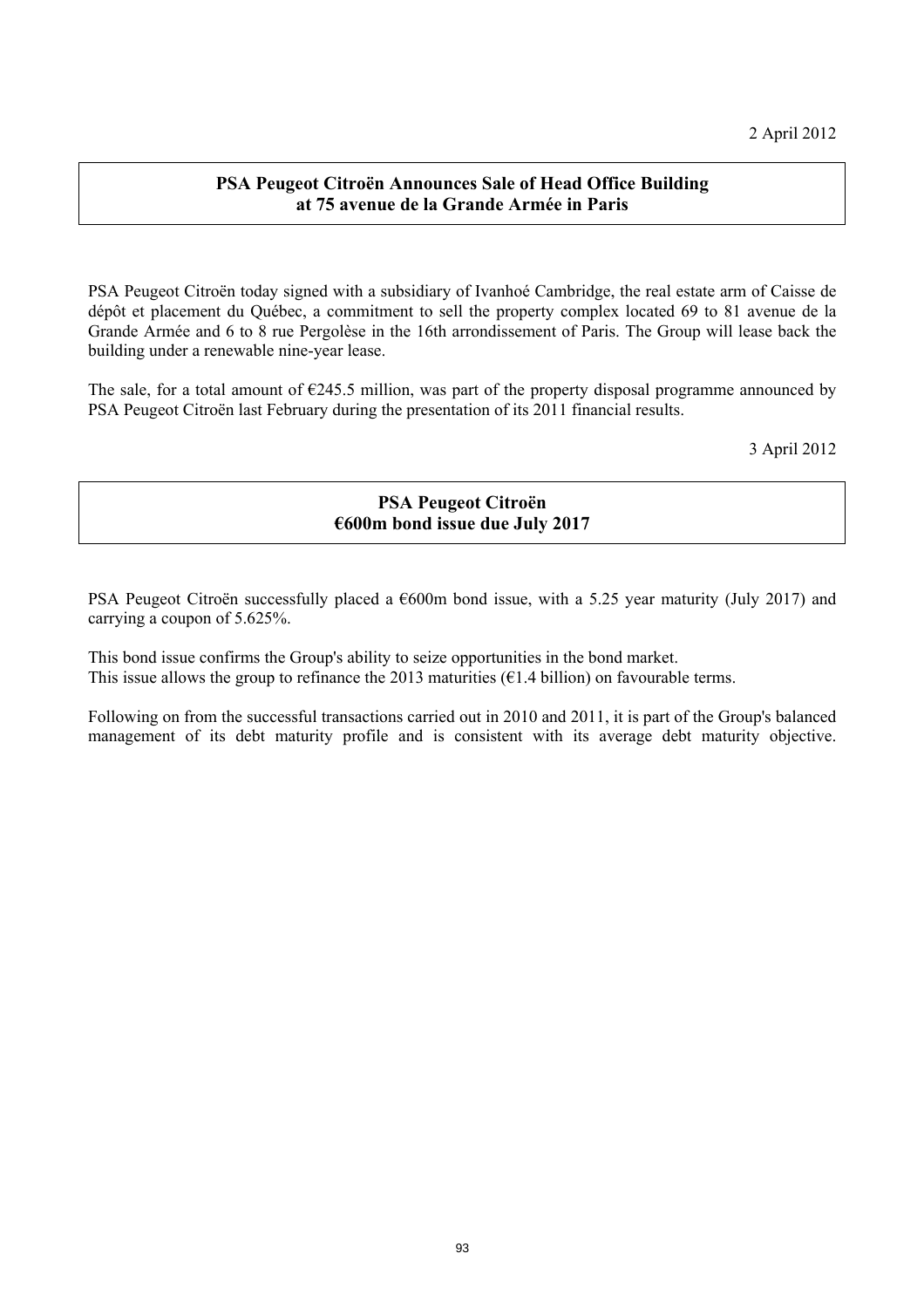2 April 2012

## PSA Peugeot Citroën Announces Sale of Head Office Building at 75 avenue de la Grande Armée in Paris

PSA Peugeot Citroën today signed with a subsidiary of Ivanhoé Cambridge, the real estate arm of Caisse de dépôt et placement du Québec, a commitment to sell the property complex located 69 to 81 avenue de la Grande Armée and 6 to 8 rue Pergolèse in the 16th arrondissement of Paris. The Group will lease back the building under a renewable nine-year lease.

The sale, for a total amount of €245.5 million, was part of the property disposal programme announced by PSA Peugeot Citroën last February during the presentation of its 2011 financial results.

3 April 2012

## PSA Peugeot Citroën €600m bond issue due July 2017

PSA Peugeot Citroën successfully placed a €600m bond issue, with a 5.25 year maturity (July 2017) and carrying a coupon of 5.625%.

This bond issue confirms the Group's ability to seize opportunities in the bond market.
This issue allows the group to refinance the 2013 maturities (€1.4 billion) on favourable terms.

Following on from the successful transactions carried out in 2010 and 2011, it is part of the Group's balanced management of its debt maturity profile and is consistent with its average debt maturity objective.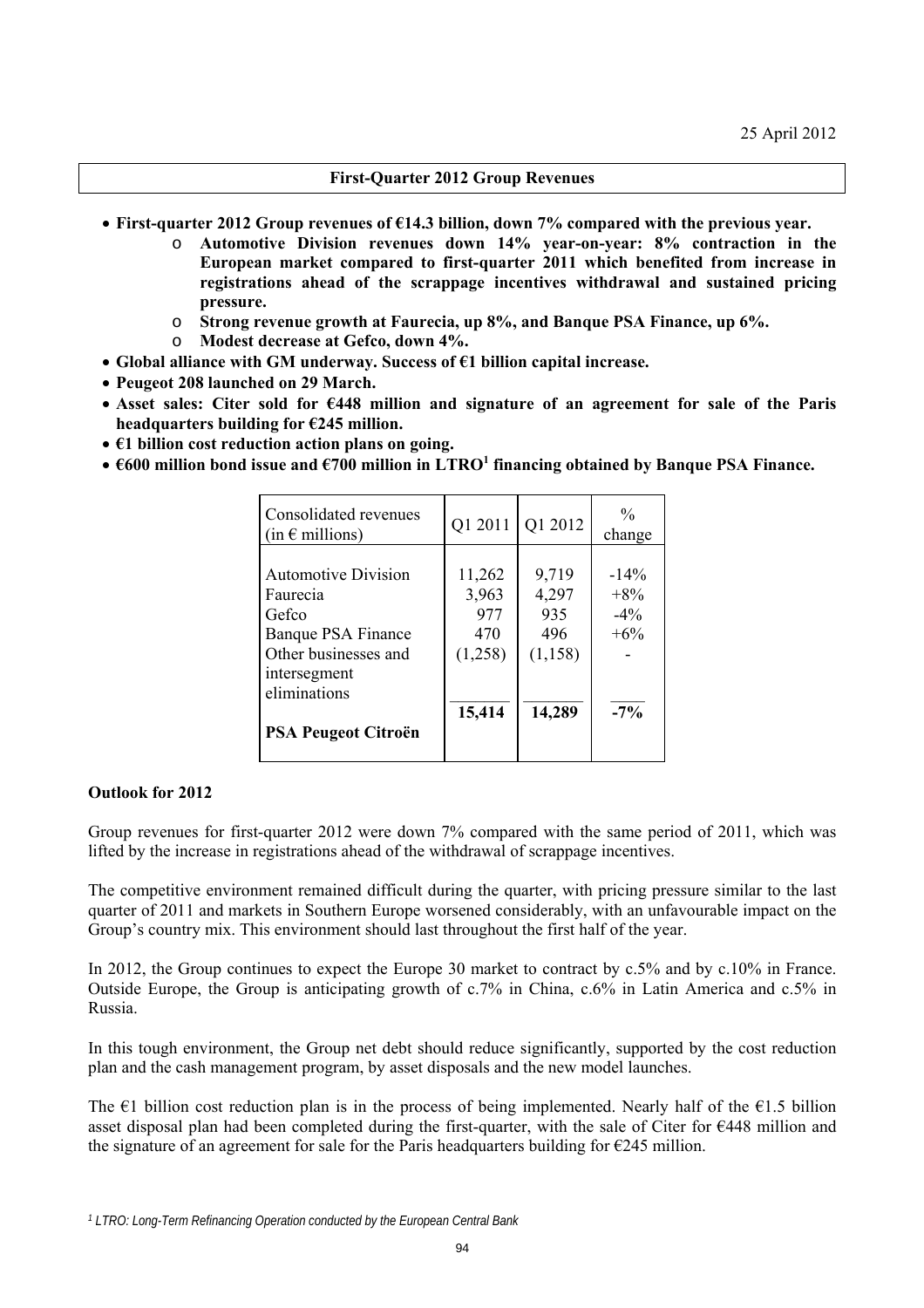25 April 2012

## First-Quarter 2012 Group Revenues

- **First-quarter 2012 Group revenues of €14.3 billion, down 7% compared with the previous year.**
  - **Automotive Division revenues down 14% year-on-year: 8% contraction in the European market compared to first-quarter 2011 which benefited from increase in registrations ahead of the scrappage incentives withdrawal and sustained pricing pressure.**
  - **Strong revenue growth at Faurecia, up 8%, and Banque PSA Finance, up 6%.**
  - **Modest decrease at Gefco, down 4%.**
- **Global alliance with GM underway. Success of €1 billion capital increase.**
- **Peugeot 208 launched on 29 March.**
- **Asset sales: Citer sold for €448 million and signature of an agreement for sale of the Paris headquarters building for €245 million.**
- **€1 billion cost reduction action plans on going.**
- **€600 million bond issue and €700 million in LTRO[1] financing obtained by Banque PSA Finance.**

| Consolidated revenues (in € millions) | Q1 2011 | Q1 2012 | % change |
|---|---|---|---|
| Automotive Division | 11,262 | 9,719 | -14% |
| Faurecia | 3,963 | 4,297 | +8% |
| Gefco | 977 | 935 | -4% |
| Banque PSA Finance | 470 | 496 | +6% |
| Other businesses and intersegment eliminations | (1,258) | (1,158) | - |
| **PSA Peugeot Citroën** | **15,414** | **14,289** | **-7%** |

**Outlook for 2012**

Group revenues for first-quarter 2012 were down 7% compared with the same period of 2011, which was lifted by the increase in registrations ahead of the withdrawal of scrappage incentives.

The competitive environment remained difficult during the quarter, with pricing pressure similar to the last quarter of 2011 and markets in Southern Europe worsened considerably, with an unfavourable impact on the Group's country mix. This environment should last throughout the first half of the year.

In 2012, the Group continues to expect the Europe 30 market to contract by c.5% and by c.10% in France. Outside Europe, the Group is anticipating growth of c.7% in China, c.6% in Latin America and c.5% in Russia.

In this tough environment, the Group net debt should reduce significantly, supported by the cost reduction plan and the cash management program, by asset disposals and the new model launches.

The €1 billion cost reduction plan is in the process of being implemented. Nearly half of the €1.5 billion asset disposal plan had been completed during the first-quarter, with the sale of Citer for €448 million and the signature of an agreement for sale for the Paris headquarters building for €245 million.

*[1] LTRO: Long-Term Refinancing Operation conducted by the European Central Bank*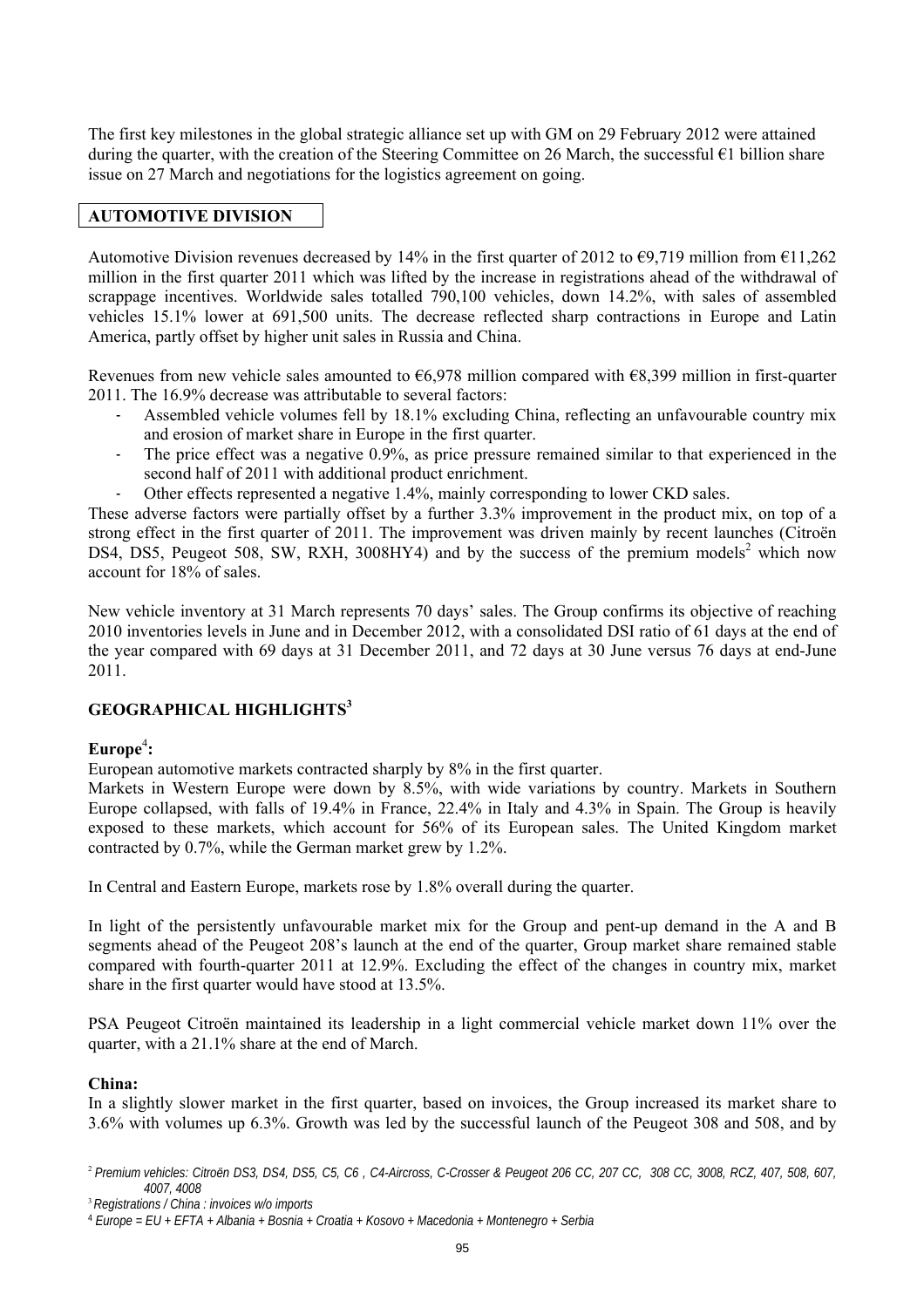The first key milestones in the global strategic alliance set up with GM on 29 February 2012 were attained during the quarter, with the creation of the Steering Committee on 26 March, the successful €1 billion share issue on 27 March and negotiations for the logistics agreement on going.

## AUTOMOTIVE DIVISION

Automotive Division revenues decreased by 14% in the first quarter of 2012 to €9,719 million from €11,262 million in the first quarter 2011 which was lifted by the increase in registrations ahead of the withdrawal of scrappage incentives. Worldwide sales totalled 790,100 vehicles, down 14.2%, with sales of assembled vehicles 15.1% lower at 691,500 units. The decrease reflected sharp contractions in Europe and Latin America, partly offset by higher unit sales in Russia and China.

Revenues from new vehicle sales amounted to €6,978 million compared with €8,399 million in first-quarter 2011. The 16.9% decrease was attributable to several factors:

- Assembled vehicle volumes fell by 18.1% excluding China, reflecting an unfavourable country mix and erosion of market share in Europe in the first quarter.
- The price effect was a negative 0.9%, as price pressure remained similar to that experienced in the second half of 2011 with additional product enrichment.
- Other effects represented a negative 1.4%, mainly corresponding to lower CKD sales.

These adverse factors were partially offset by a further 3.3% improvement in the product mix, on top of a strong effect in the first quarter of 2011. The improvement was driven mainly by recent launches (Citroën DS4, DS5, Peugeot 508, SW, RXH, 3008HY4) and by the success of the premium models[2] which now account for 18% of sales.

New vehicle inventory at 31 March represents 70 days' sales. The Group confirms its objective of reaching 2010 inventories levels in June and in December 2012, with a consolidated DSI ratio of 61 days at the end of the year compared with 69 days at 31 December 2011, and 72 days at 30 June versus 76 days at end-June 2011.

## GEOGRAPHICAL HIGHLIGHTS[3]

### Europe[4]:

European automotive markets contracted sharply by 8% in the first quarter.

Markets in Western Europe were down by 8.5%, with wide variations by country. Markets in Southern Europe collapsed, with falls of 19.4% in France, 22.4% in Italy and 4.3% in Spain. The Group is heavily exposed to these markets, which account for 56% of its European sales. The United Kingdom market contracted by 0.7%, while the German market grew by 1.2%.

In Central and Eastern Europe, markets rose by 1.8% overall during the quarter.

In light of the persistently unfavourable market mix for the Group and pent-up demand in the A and B segments ahead of the Peugeot 208's launch at the end of the quarter, Group market share remained stable compared with fourth-quarter 2011 at 12.9%. Excluding the effect of the changes in country mix, market share in the first quarter would have stood at 13.5%.

PSA Peugeot Citroën maintained its leadership in a light commercial vehicle market down 11% over the quarter, with a 21.1% share at the end of March.

### China:

In a slightly slower market in the first quarter, based on invoices, the Group increased its market share to 3.6% with volumes up 6.3%. Growth was led by the successful launch of the Peugeot 308 and 508, and by

---

[2] *Premium vehicles: Citroën DS3, DS4, DS5, C5, C6 , C4-Aircross, C-Crosser & Peugeot 206 CC, 207 CC, 308 CC, 3008, RCZ, 407, 508, 607, 4007, 4008*

[3] *Registrations / China : invoices w/o imports*

[4] *Europe = EU + EFTA + Albania + Bosnia + Croatia + Kosovo + Macedonia + Montenegro + Serbia*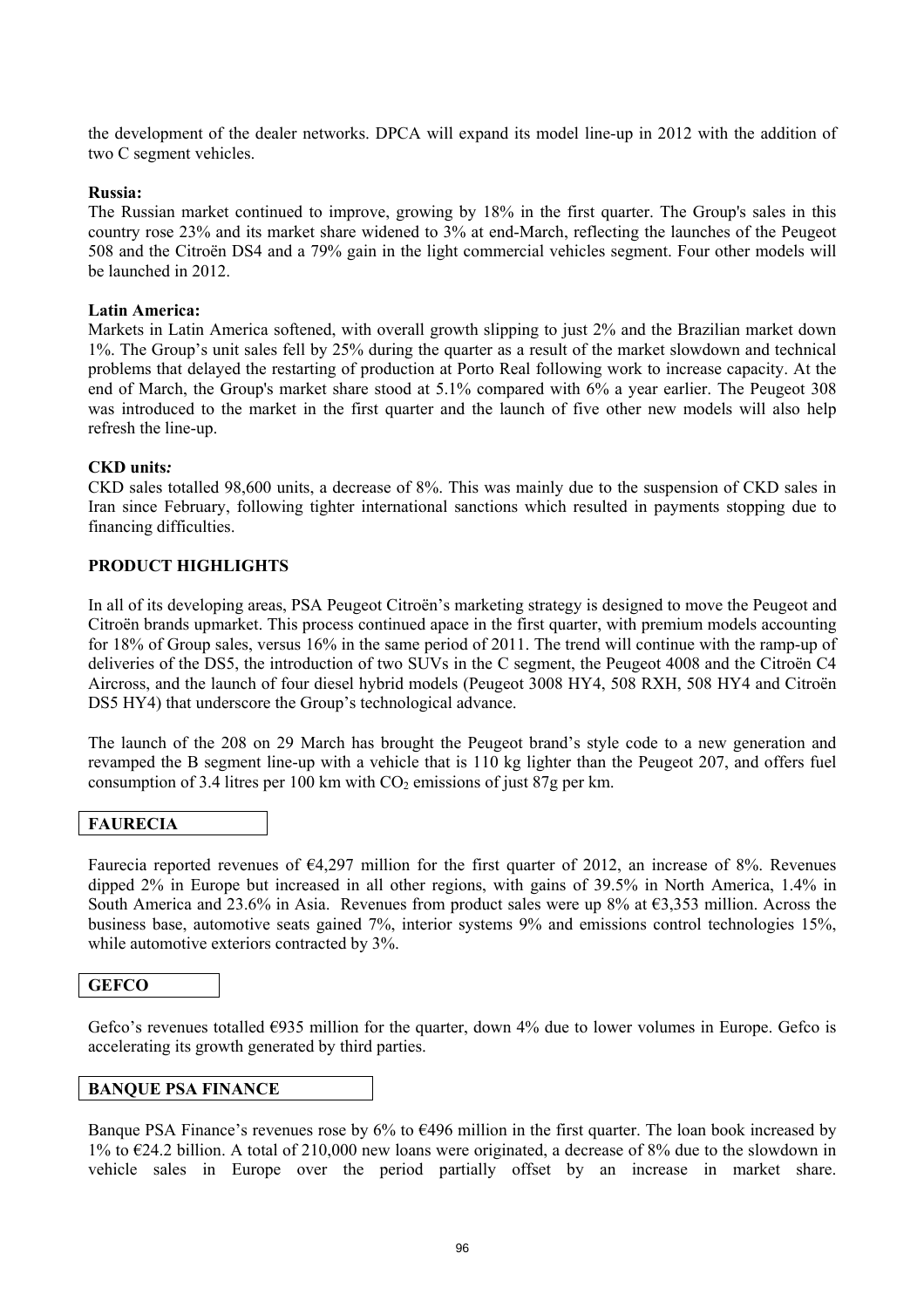the development of the dealer networks. DPCA will expand its model line-up in 2012 with the addition of two C segment vehicles.

**Russia:**

The Russian market continued to improve, growing by 18% in the first quarter. The Group's sales in this country rose 23% and its market share widened to 3% at end-March, reflecting the launches of the Peugeot 508 and the Citroën DS4 and a 79% gain in the light commercial vehicles segment. Four other models will be launched in 2012.

**Latin America:**

Markets in Latin America softened, with overall growth slipping to just 2% and the Brazilian market down 1%. The Group's unit sales fell by 25% during the quarter as a result of the market slowdown and technical problems that delayed the restarting of production at Porto Real following work to increase capacity. At the end of March, the Group's market share stood at 5.1% compared with 6% a year earlier. The Peugeot 308 was introduced to the market in the first quarter and the launch of five other new models will also help refresh the line-up.

***CKD units:***

CKD sales totalled 98,600 units, a decrease of 8%. This was mainly due to the suspension of CKD sales in Iran since February, following tighter international sanctions which resulted in payments stopping due to financing difficulties.

## PRODUCT HIGHLIGHTS

In all of its developing areas, PSA Peugeot Citroën's marketing strategy is designed to move the Peugeot and Citroën brands upmarket. This process continued apace in the first quarter, with premium models accounting for 18% of Group sales, versus 16% in the same period of 2011. The trend will continue with the ramp-up of deliveries of the DS5, the introduction of two SUVs in the C segment, the Peugeot 4008 and the Citroën C4 Aircross, and the launch of four diesel hybrid models (Peugeot 3008 HY4, 508 RXH, 508 HY4 and Citroën DS5 HY4) that underscore the Group's technological advance.

The launch of the 208 on 29 March has brought the Peugeot brand's style code to a new generation and revamped the B segment line-up with a vehicle that is 110 kg lighter than the Peugeot 207, and offers fuel consumption of 3.4 litres per 100 km with $CO_2$ emissions of just 87g per km.

## FAURECIA

Faurecia reported revenues of €4,297 million for the first quarter of 2012, an increase of 8%. Revenues dipped 2% in Europe but increased in all other regions, with gains of 39.5% in North America, 1.4% in South America and 23.6% in Asia. Revenues from product sales were up 8% at €3,353 million. Across the business base, automotive seats gained 7%, interior systems 9% and emissions control technologies 15%, while automotive exteriors contracted by 3%.

## GEFCO

Gefco's revenues totalled €935 million for the quarter, down 4% due to lower volumes in Europe. Gefco is accelerating its growth generated by third parties.

## BANQUE PSA FINANCE

Banque PSA Finance's revenues rose by 6% to €496 million in the first quarter. The loan book increased by 1% to €24.2 billion. A total of 210,000 new loans were originated, a decrease of 8% due to the slowdown in vehicle sales in Europe over the period partially offset by an increase in market share.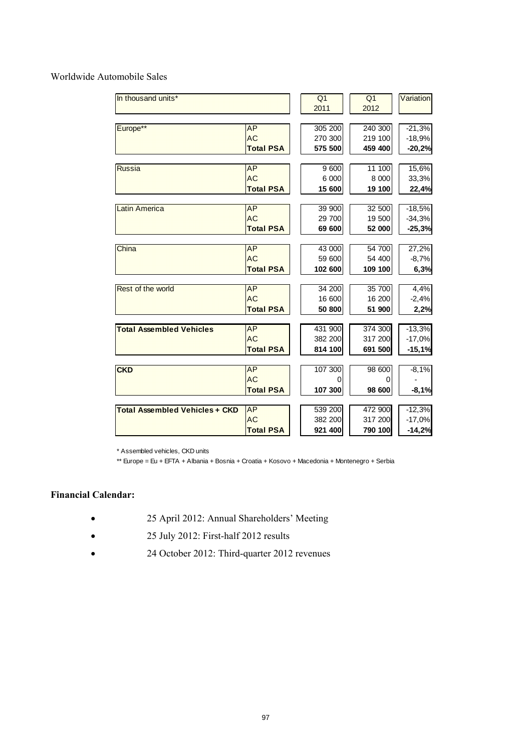Worldwide Automobile Sales

| In thousand units* | | Q1 2011 | Q1 2012 | Variation |
|---|---|---|---|---|
| Europe** | AP | 305 200 | 240 300 | -21,3% |
| | AC | 270 300 | 219 100 | -18,9% |
| | **Total PSA** | **575 500** | **459 400** | **-20,2%** |
| Russia | AP | 9 600 | 11 100 | 15,6% |
| | AC | 6 000 | 8 000 | 33,3% |
| | **Total PSA** | **15 600** | **19 100** | **22,4%** |
| Latin America | AP | 39 900 | 32 500 | -18,5% |
| | AC | 29 700 | 19 500 | -34,3% |
| | **Total PSA** | **69 600** | **52 000** | **-25,3%** |
| China | AP | 43 000 | 54 700 | 27,2% |
| | AC | 59 600 | 54 400 | -8,7% |
| | **Total PSA** | **102 600** | **109 100** | **6,3%** |
| Rest of the world | AP | 34 200 | 35 700 | 4,4% |
| | AC | 16 600 | 16 200 | -2,4% |
| | **Total PSA** | **50 800** | **51 900** | **2,2%** |
| **Total Assembled Vehicles** | AP | 431 900 | 374 300 | -13,3% |
| | AC | 382 200 | 317 200 | -17,0% |
| | **Total PSA** | **814 100** | **691 500** | **-15,1%** |
| **CKD** | AP | 107 300 | 98 600 | -8,1% |
| | AC | 0 | 0 | - |
| | **Total PSA** | **107 300** | **98 600** | **-8,1%** |
| **Total Assembled Vehicles + CKD** | AP | 539 200 | 472 900 | -12,3% |
| | AC | 382 200 | 317 200 | -17,0% |
| | **Total PSA** | **921 400** | **790 100** | **-14,2%** |

\* Assembled vehicles, CKD units

\*\* Europe = Eu + EFTA + Albania + Bosnia + Croatia + Kosovo + Macedonia + Montenegro + Serbia

**Financial Calendar:**

- 25 April 2012: Annual Shareholders' Meeting
- 25 July 2012: First-half 2012 results
- 24 October 2012: Third-quarter 2012 revenues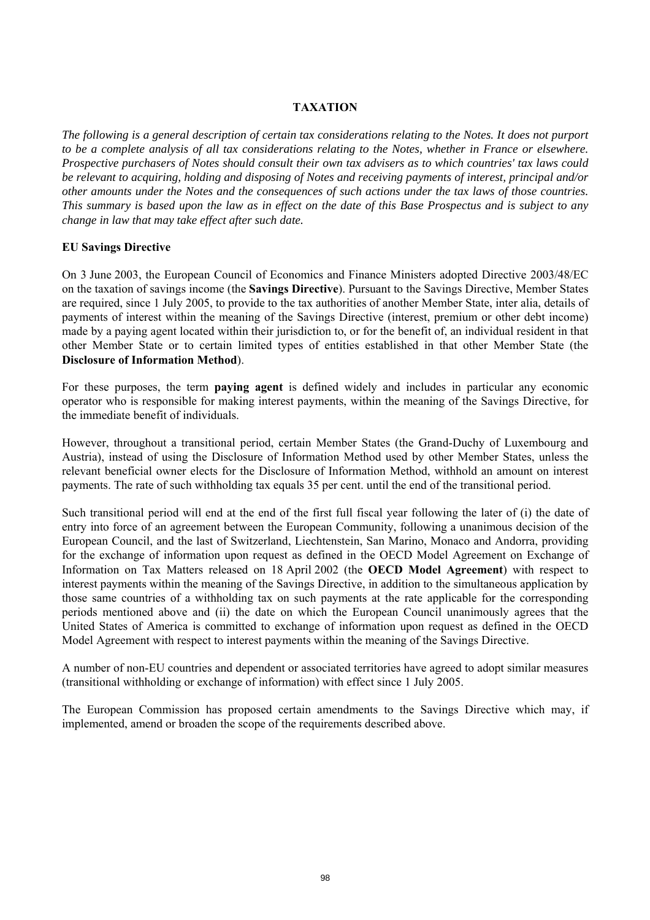# TAXATION

*The following is a general description of certain tax considerations relating to the Notes. It does not purport to be a complete analysis of all tax considerations relating to the Notes, whether in France or elsewhere. Prospective purchasers of Notes should consult their own tax advisers as to which countries' tax laws could be relevant to acquiring, holding and disposing of Notes and receiving payments of interest, principal and/or other amounts under the Notes and the consequences of such actions under the tax laws of those countries. This summary is based upon the law as in effect on the date of this Base Prospectus and is subject to any change in law that may take effect after such date.*

## EU Savings Directive

On 3 June 2003, the European Council of Economics and Finance Ministers adopted Directive 2003/48/EC on the taxation of savings income (the **Savings Directive**). Pursuant to the Savings Directive, Member States are required, since 1 July 2005, to provide to the tax authorities of another Member State, inter alia, details of payments of interest within the meaning of the Savings Directive (interest, premium or other debt income) made by a paying agent located within their jurisdiction to, or for the benefit of, an individual resident in that other Member State or to certain limited types of entities established in that other Member State (the **Disclosure of Information Method**).

For these purposes, the term **paying agent** is defined widely and includes in particular any economic operator who is responsible for making interest payments, within the meaning of the Savings Directive, for the immediate benefit of individuals.

However, throughout a transitional period, certain Member States (the Grand-Duchy of Luxembourg and Austria), instead of using the Disclosure of Information Method used by other Member States, unless the relevant beneficial owner elects for the Disclosure of Information Method, withhold an amount on interest payments. The rate of such withholding tax equals 35 per cent. until the end of the transitional period.

Such transitional period will end at the end of the first full fiscal year following the later of (i) the date of entry into force of an agreement between the European Community, following a unanimous decision of the European Council, and the last of Switzerland, Liechtenstein, San Marino, Monaco and Andorra, providing for the exchange of information upon request as defined in the OECD Model Agreement on Exchange of Information on Tax Matters released on 18 April 2002 (the **OECD Model Agreement**) with respect to interest payments within the meaning of the Savings Directive, in addition to the simultaneous application by those same countries of a withholding tax on such payments at the rate applicable for the corresponding periods mentioned above and (ii) the date on which the European Council unanimously agrees that the United States of America is committed to exchange of information upon request as defined in the OECD Model Agreement with respect to interest payments within the meaning of the Savings Directive.

A number of non-EU countries and dependent or associated territories have agreed to adopt similar measures (transitional withholding or exchange of information) with effect since 1 July 2005.

The European Commission has proposed certain amendments to the Savings Directive which may, if implemented, amend or broaden the scope of the requirements described above.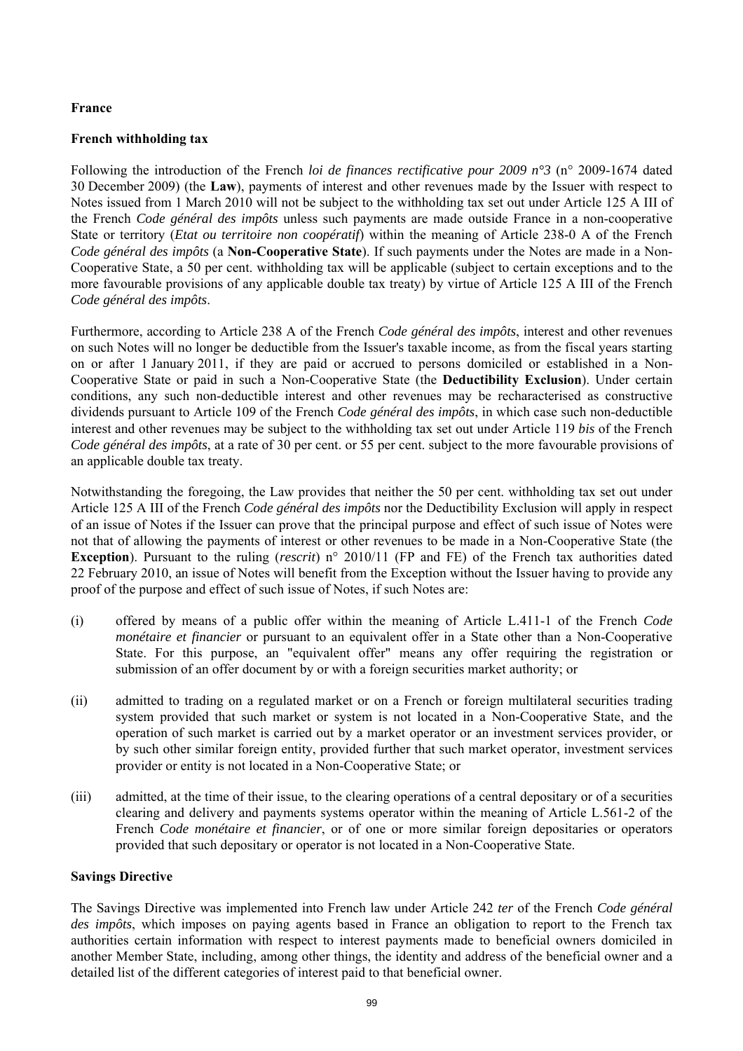**France**

**French withholding tax**

Following the introduction of the French *loi de finances rectificative pour 2009 n°3* (n° 2009-1674 dated 30 December 2009) (the **Law**), payments of interest and other revenues made by the Issuer with respect to Notes issued from 1 March 2010 will not be subject to the withholding tax set out under Article 125 A III of the French *Code général des impôts* unless such payments are made outside France in a non-cooperative State or territory (*Etat ou territoire non coopératif*) within the meaning of Article 238-0 A of the French *Code général des impôts* (a **Non-Cooperative State**). If such payments under the Notes are made in a Non-Cooperative State, a 50 per cent. withholding tax will be applicable (subject to certain exceptions and to the more favourable provisions of any applicable double tax treaty) by virtue of Article 125 A III of the French *Code général des impôts*.

Furthermore, according to Article 238 A of the French *Code général des impôts*, interest and other revenues on such Notes will no longer be deductible from the Issuer's taxable income, as from the fiscal years starting on or after 1 January 2011, if they are paid or accrued to persons domiciled or established in a Non-Cooperative State or paid in such a Non-Cooperative State (the **Deductibility Exclusion**). Under certain conditions, any such non-deductible interest and other revenues may be recharacterised as constructive dividends pursuant to Article 109 of the French *Code général des impôts*, in which case such non-deductible interest and other revenues may be subject to the withholding tax set out under Article 119 *bis* of the French *Code général des impôts*, at a rate of 30 per cent. or 55 per cent. subject to the more favourable provisions of an applicable double tax treaty.

Notwithstanding the foregoing, the Law provides that neither the 50 per cent. withholding tax set out under Article 125 A III of the French *Code général des impôts* nor the Deductibility Exclusion will apply in respect of an issue of Notes if the Issuer can prove that the principal purpose and effect of such issue of Notes were not that of allowing the payments of interest or other revenues to be made in a Non-Cooperative State (the **Exception**). Pursuant to the ruling (*rescrit*) n° 2010/11 (FP and FE) of the French tax authorities dated 22 February 2010, an issue of Notes will benefit from the Exception without the Issuer having to provide any proof of the purpose and effect of such issue of Notes, if such Notes are:

(i) offered by means of a public offer within the meaning of Article L.411-1 of the French *Code monétaire et financier* or pursuant to an equivalent offer in a State other than a Non-Cooperative State. For this purpose, an "equivalent offer" means any offer requiring the registration or submission of an offer document by or with a foreign securities market authority; or

(ii) admitted to trading on a regulated market or on a French or foreign multilateral securities trading system provided that such market or system is not located in a Non-Cooperative State, and the operation of such market is carried out by a market operator or an investment services provider, or by such other similar foreign entity, provided further that such market operator, investment services provider or entity is not located in a Non-Cooperative State; or

(iii) admitted, at the time of their issue, to the clearing operations of a central depositary or of a securities clearing and delivery and payments systems operator within the meaning of Article L.561-2 of the French *Code monétaire et financier*, or of one or more similar foreign depositaries or operators provided that such depositary or operator is not located in a Non-Cooperative State.

**Savings Directive**

The Savings Directive was implemented into French law under Article 242 *ter* of the French *Code général des impôts*, which imposes on paying agents based in France an obligation to report to the French tax authorities certain information with respect to interest payments made to beneficial owners domiciled in another Member State, including, among other things, the identity and address of the beneficial owner and a detailed list of the different categories of interest paid to that beneficial owner.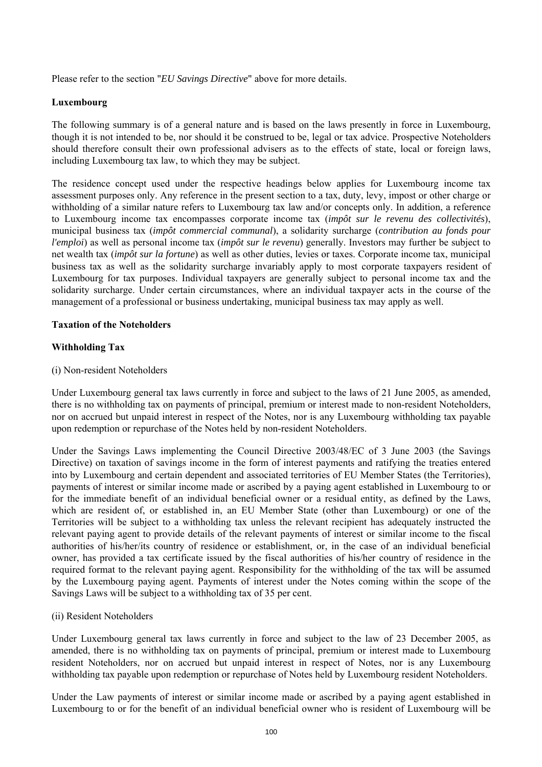Please refer to the section "*EU Savings Directive*" above for more details.

## Luxembourg

The following summary is of a general nature and is based on the laws presently in force in Luxembourg, though it is not intended to be, nor should it be construed to be, legal or tax advice. Prospective Noteholders should therefore consult their own professional advisers as to the effects of state, local or foreign laws, including Luxembourg tax law, to which they may be subject.

The residence concept used under the respective headings below applies for Luxembourg income tax assessment purposes only. Any reference in the present section to a tax, duty, levy, impost or other charge or withholding of a similar nature refers to Luxembourg tax law and/or concepts only. In addition, a reference to Luxembourg income tax encompasses corporate income tax (*impôt sur le revenu des collectivités*), municipal business tax (*impôt commercial communal*), a solidarity surcharge (*contribution au fonds pour l'emploi*) as well as personal income tax (*impôt sur le revenu*) generally. Investors may further be subject to net wealth tax (*impôt sur la fortune*) as well as other duties, levies or taxes. Corporate income tax, municipal business tax as well as the solidarity surcharge invariably apply to most corporate taxpayers resident of Luxembourg for tax purposes. Individual taxpayers are generally subject to personal income tax and the solidarity surcharge. Under certain circumstances, where an individual taxpayer acts in the course of the management of a professional or business undertaking, municipal business tax may apply as well.

### Taxation of the Noteholders

### Withholding Tax

(i) Non-resident Noteholders

Under Luxembourg general tax laws currently in force and subject to the laws of 21 June 2005, as amended, there is no withholding tax on payments of principal, premium or interest made to non-resident Noteholders, nor on accrued but unpaid interest in respect of the Notes, nor is any Luxembourg withholding tax payable upon redemption or repurchase of the Notes held by non-resident Noteholders.

Under the Savings Laws implementing the Council Directive 2003/48/EC of 3 June 2003 (the Savings Directive) on taxation of savings income in the form of interest payments and ratifying the treaties entered into by Luxembourg and certain dependent and associated territories of EU Member States (the Territories), payments of interest or similar income made or ascribed by a paying agent established in Luxembourg to or for the immediate benefit of an individual beneficial owner or a residual entity, as defined by the Laws, which are resident of, or established in, an EU Member State (other than Luxembourg) or one of the Territories will be subject to a withholding tax unless the relevant recipient has adequately instructed the relevant paying agent to provide details of the relevant payments of interest or similar income to the fiscal authorities of his/her/its country of residence or establishment, or, in the case of an individual beneficial owner, has provided a tax certificate issued by the fiscal authorities of his/her country of residence in the required format to the relevant paying agent. Responsibility for the withholding of the tax will be assumed by the Luxembourg paying agent. Payments of interest under the Notes coming within the scope of the Savings Laws will be subject to a withholding tax of 35 per cent.

(ii) Resident Noteholders

Under Luxembourg general tax laws currently in force and subject to the law of 23 December 2005, as amended, there is no withholding tax on payments of principal, premium or interest made to Luxembourg resident Noteholders, nor on accrued but unpaid interest in respect of Notes, nor is any Luxembourg withholding tax payable upon redemption or repurchase of Notes held by Luxembourg resident Noteholders.

Under the Law payments of interest or similar income made or ascribed by a paying agent established in Luxembourg to or for the benefit of an individual beneficial owner who is resident of Luxembourg will be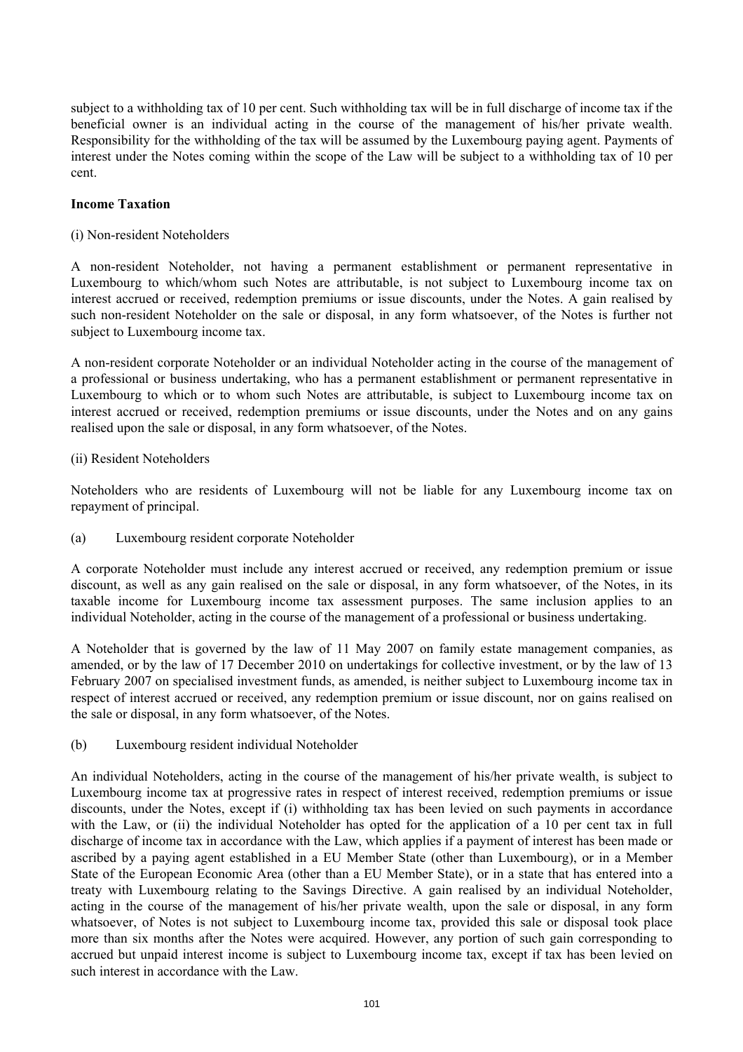subject to a withholding tax of 10 per cent. Such withholding tax will be in full discharge of income tax if the beneficial owner is an individual acting in the course of the management of his/her private wealth. Responsibility for the withholding of the tax will be assumed by the Luxembourg paying agent. Payments of interest under the Notes coming within the scope of the Law will be subject to a withholding tax of 10 per cent.

**Income Taxation**

(i) Non-resident Noteholders

A non-resident Noteholder, not having a permanent establishment or permanent representative in Luxembourg to which/whom such Notes are attributable, is not subject to Luxembourg income tax on interest accrued or received, redemption premiums or issue discounts, under the Notes. A gain realised by such non-resident Noteholder on the sale or disposal, in any form whatsoever, of the Notes is further not subject to Luxembourg income tax.

A non-resident corporate Noteholder or an individual Noteholder acting in the course of the management of a professional or business undertaking, who has a permanent establishment or permanent representative in Luxembourg to which or to whom such Notes are attributable, is subject to Luxembourg income tax on interest accrued or received, redemption premiums or issue discounts, under the Notes and on any gains realised upon the sale or disposal, in any form whatsoever, of the Notes.

(ii) Resident Noteholders

Noteholders who are residents of Luxembourg will not be liable for any Luxembourg income tax on repayment of principal.

(a) Luxembourg resident corporate Noteholder

A corporate Noteholder must include any interest accrued or received, any redemption premium or issue discount, as well as any gain realised on the sale or disposal, in any form whatsoever, of the Notes, in its taxable income for Luxembourg income tax assessment purposes. The same inclusion applies to an individual Noteholder, acting in the course of the management of a professional or business undertaking.

A Noteholder that is governed by the law of 11 May 2007 on family estate management companies, as amended, or by the law of 17 December 2010 on undertakings for collective investment, or by the law of 13 February 2007 on specialised investment funds, as amended, is neither subject to Luxembourg income tax in respect of interest accrued or received, any redemption premium or issue discount, nor on gains realised on the sale or disposal, in any form whatsoever, of the Notes.

(b) Luxembourg resident individual Noteholder

An individual Noteholders, acting in the course of the management of his/her private wealth, is subject to Luxembourg income tax at progressive rates in respect of interest received, redemption premiums or issue discounts, under the Notes, except if (i) withholding tax has been levied on such payments in accordance with the Law, or (ii) the individual Noteholder has opted for the application of a 10 per cent tax in full discharge of income tax in accordance with the Law, which applies if a payment of interest has been made or ascribed by a paying agent established in a EU Member State (other than Luxembourg), or in a Member State of the European Economic Area (other than a EU Member State), or in a state that has entered into a treaty with Luxembourg relating to the Savings Directive. A gain realised by an individual Noteholder, acting in the course of the management of his/her private wealth, upon the sale or disposal, in any form whatsoever, of Notes is not subject to Luxembourg income tax, provided this sale or disposal took place more than six months after the Notes were acquired. However, any portion of such gain corresponding to accrued but unpaid interest income is subject to Luxembourg income tax, except if tax has been levied on such interest in accordance with the Law.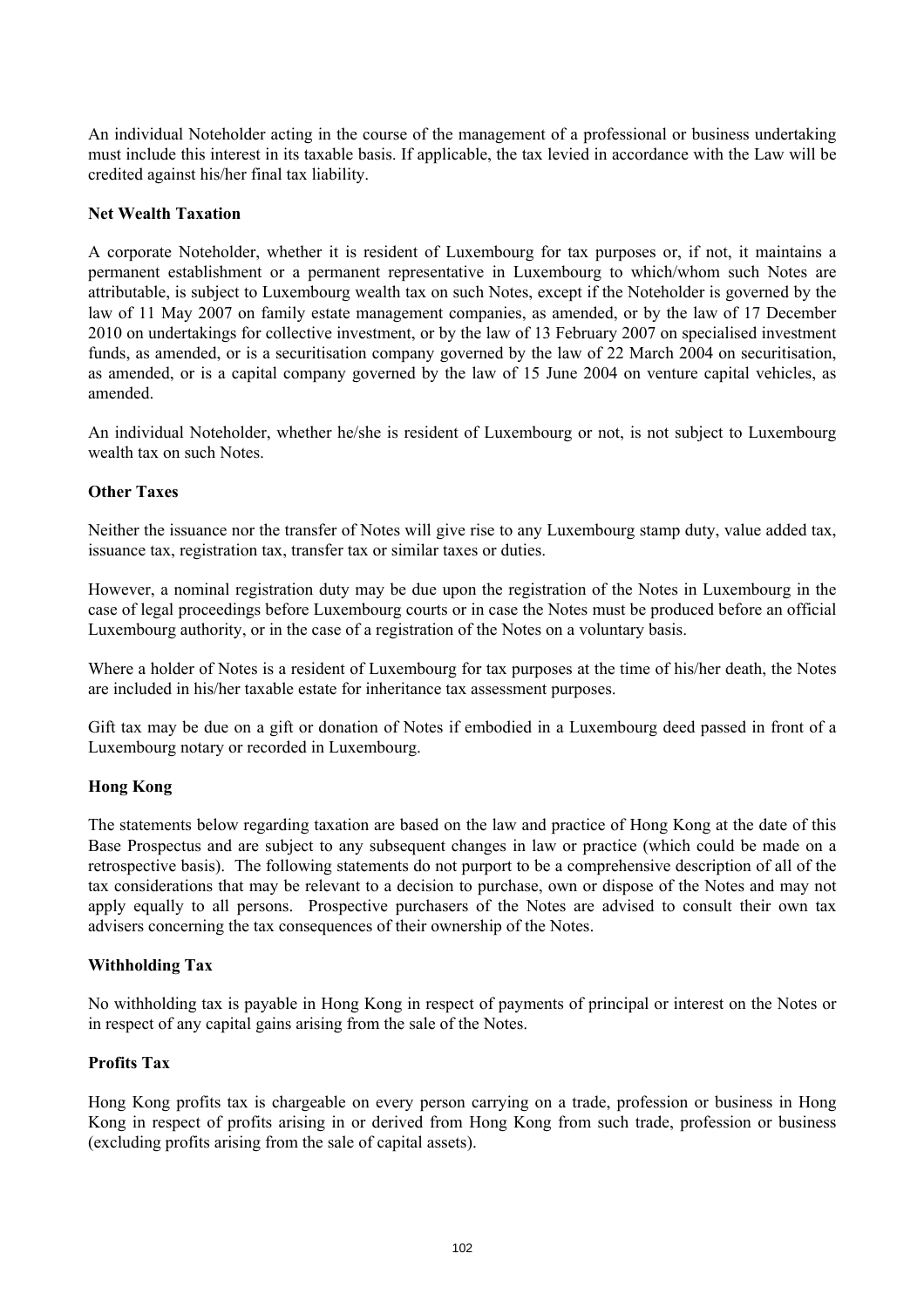An individual Noteholder acting in the course of the management of a professional or business undertaking must include this interest in its taxable basis. If applicable, the tax levied in accordance with the Law will be credited against his/her final tax liability.

**Net Wealth Taxation**

A corporate Noteholder, whether it is resident of Luxembourg for tax purposes or, if not, it maintains a permanent establishment or a permanent representative in Luxembourg to which/whom such Notes are attributable, is subject to Luxembourg wealth tax on such Notes, except if the Noteholder is governed by the law of 11 May 2007 on family estate management companies, as amended, or by the law of 17 December 2010 on undertakings for collective investment, or by the law of 13 February 2007 on specialised investment funds, as amended, or is a securitisation company governed by the law of 22 March 2004 on securitisation, as amended, or is a capital company governed by the law of 15 June 2004 on venture capital vehicles, as amended.

An individual Noteholder, whether he/she is resident of Luxembourg or not, is not subject to Luxembourg wealth tax on such Notes.

**Other Taxes**

Neither the issuance nor the transfer of Notes will give rise to any Luxembourg stamp duty, value added tax, issuance tax, registration tax, transfer tax or similar taxes or duties.

However, a nominal registration duty may be due upon the registration of the Notes in Luxembourg in the case of legal proceedings before Luxembourg courts or in case the Notes must be produced before an official Luxembourg authority, or in the case of a registration of the Notes on a voluntary basis.

Where a holder of Notes is a resident of Luxembourg for tax purposes at the time of his/her death, the Notes are included in his/her taxable estate for inheritance tax assessment purposes.

Gift tax may be due on a gift or donation of Notes if embodied in a Luxembourg deed passed in front of a Luxembourg notary or recorded in Luxembourg.

**Hong Kong**

The statements below regarding taxation are based on the law and practice of Hong Kong at the date of this Base Prospectus and are subject to any subsequent changes in law or practice (which could be made on a retrospective basis). The following statements do not purport to be a comprehensive description of all of the tax considerations that may be relevant to a decision to purchase, own or dispose of the Notes and may not apply equally to all persons. Prospective purchasers of the Notes are advised to consult their own tax advisers concerning the tax consequences of their ownership of the Notes.

**Withholding Tax**

No withholding tax is payable in Hong Kong in respect of payments of principal or interest on the Notes or in respect of any capital gains arising from the sale of the Notes.

**Profits Tax**

Hong Kong profits tax is chargeable on every person carrying on a trade, profession or business in Hong Kong in respect of profits arising in or derived from Hong Kong from such trade, profession or business (excluding profits arising from the sale of capital assets).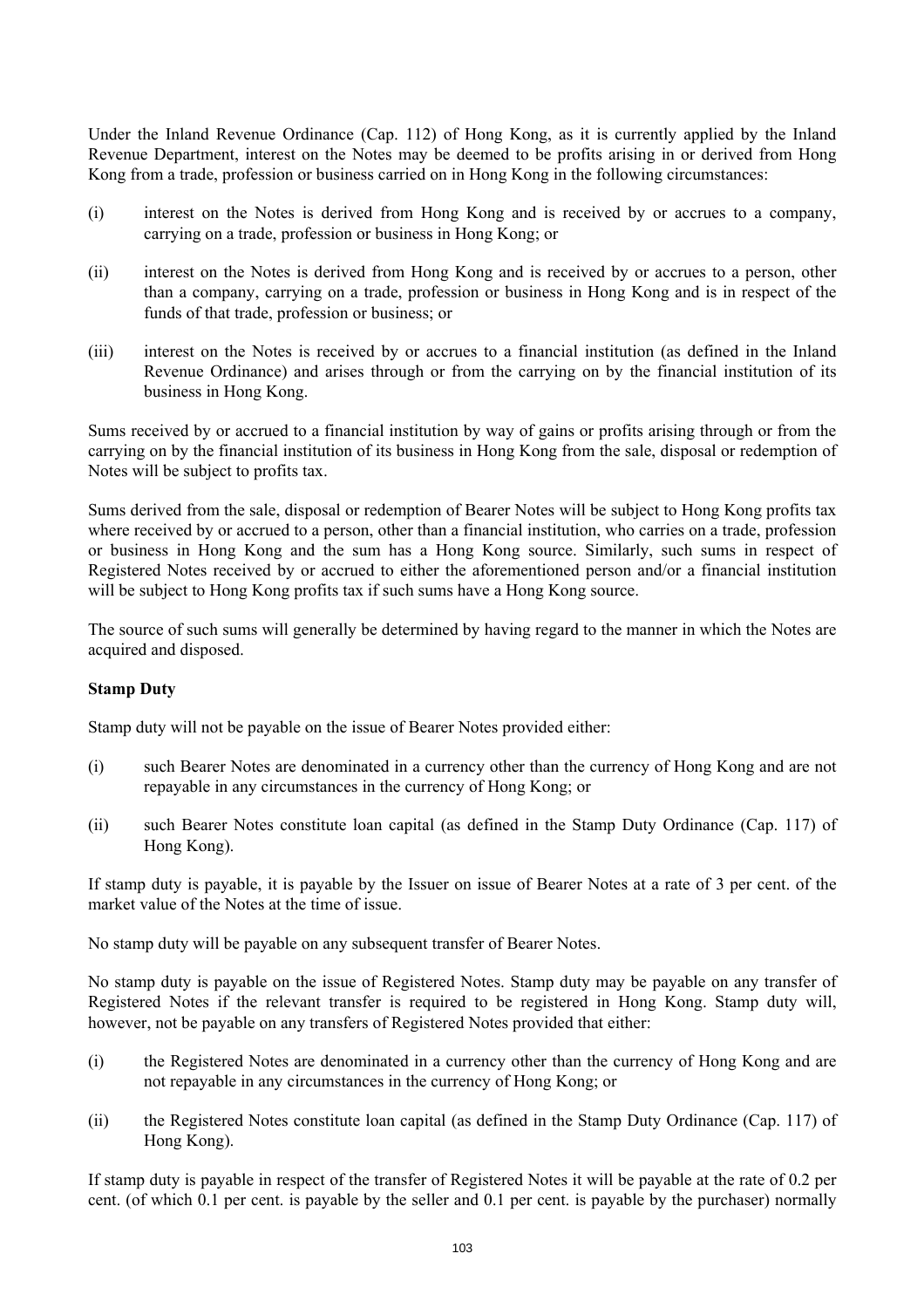Under the Inland Revenue Ordinance (Cap. 112) of Hong Kong, as it is currently applied by the Inland Revenue Department, interest on the Notes may be deemed to be profits arising in or derived from Hong Kong from a trade, profession or business carried on in Hong Kong in the following circumstances:

(i) interest on the Notes is derived from Hong Kong and is received by or accrues to a company, carrying on a trade, profession or business in Hong Kong; or

(ii) interest on the Notes is derived from Hong Kong and is received by or accrues to a person, other than a company, carrying on a trade, profession or business in Hong Kong and is in respect of the funds of that trade, profession or business; or

(iii) interest on the Notes is received by or accrues to a financial institution (as defined in the Inland Revenue Ordinance) and arises through or from the carrying on by the financial institution of its business in Hong Kong.

Sums received by or accrued to a financial institution by way of gains or profits arising through or from the carrying on by the financial institution of its business in Hong Kong from the sale, disposal or redemption of Notes will be subject to profits tax.

Sums derived from the sale, disposal or redemption of Bearer Notes will be subject to Hong Kong profits tax where received by or accrued to a person, other than a financial institution, who carries on a trade, profession or business in Hong Kong and the sum has a Hong Kong source. Similarly, such sums in respect of Registered Notes received by or accrued to either the aforementioned person and/or a financial institution will be subject to Hong Kong profits tax if such sums have a Hong Kong source.

The source of such sums will generally be determined by having regard to the manner in which the Notes are acquired and disposed.

**Stamp Duty**

Stamp duty will not be payable on the issue of Bearer Notes provided either:

(i) such Bearer Notes are denominated in a currency other than the currency of Hong Kong and are not repayable in any circumstances in the currency of Hong Kong; or

(ii) such Bearer Notes constitute loan capital (as defined in the Stamp Duty Ordinance (Cap. 117) of Hong Kong).

If stamp duty is payable, it is payable by the Issuer on issue of Bearer Notes at a rate of 3 per cent. of the market value of the Notes at the time of issue.

No stamp duty will be payable on any subsequent transfer of Bearer Notes.

No stamp duty is payable on the issue of Registered Notes. Stamp duty may be payable on any transfer of Registered Notes if the relevant transfer is required to be registered in Hong Kong. Stamp duty will, however, not be payable on any transfers of Registered Notes provided that either:

(i) the Registered Notes are denominated in a currency other than the currency of Hong Kong and are not repayable in any circumstances in the currency of Hong Kong; or

(ii) the Registered Notes constitute loan capital (as defined in the Stamp Duty Ordinance (Cap. 117) of Hong Kong).

If stamp duty is payable in respect of the transfer of Registered Notes it will be payable at the rate of 0.2 per cent. (of which 0.1 per cent. is payable by the seller and 0.1 per cent. is payable by the purchaser) normally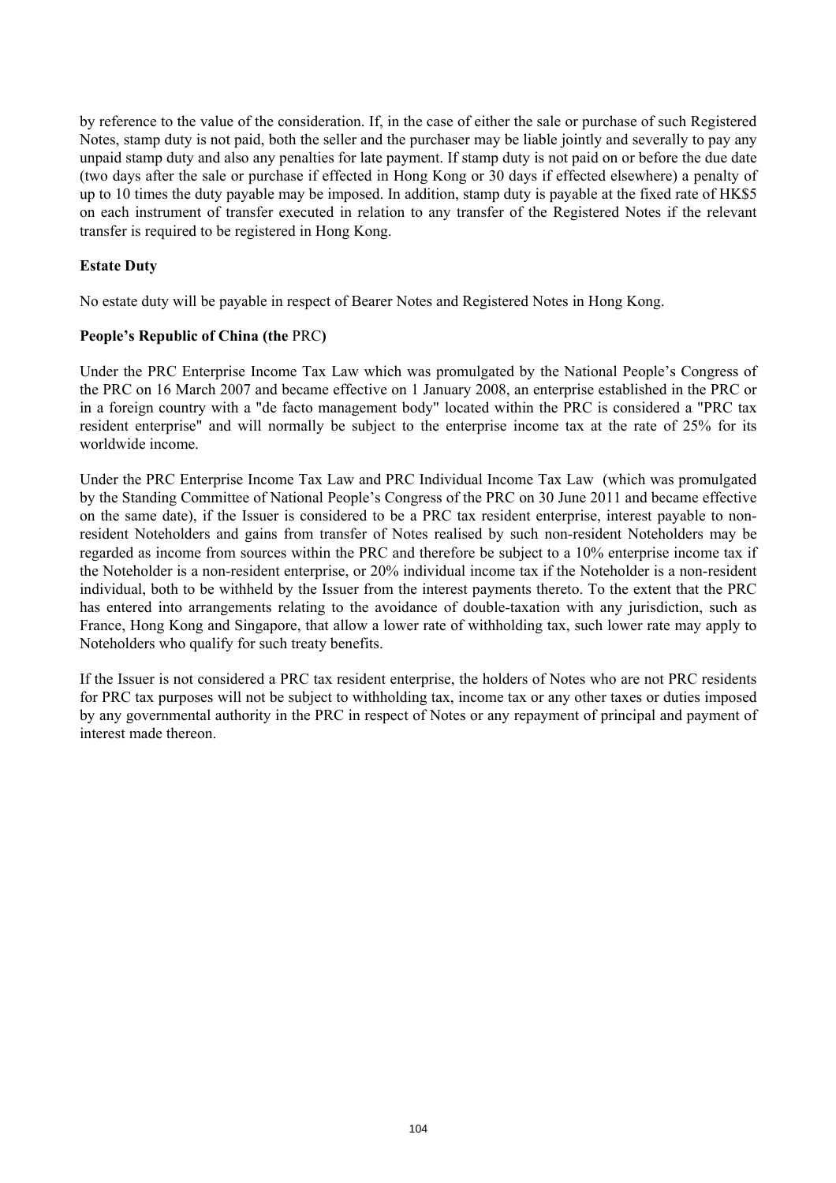by reference to the value of the consideration. If, in the case of either the sale or purchase of such Registered Notes, stamp duty is not paid, both the seller and the purchaser may be liable jointly and severally to pay any unpaid stamp duty and also any penalties for late payment. If stamp duty is not paid on or before the due date (two days after the sale or purchase if effected in Hong Kong or 30 days if effected elsewhere) a penalty of up to 10 times the duty payable may be imposed. In addition, stamp duty is payable at the fixed rate of HK$5 on each instrument of transfer executed in relation to any transfer of the Registered Notes if the relevant transfer is required to be registered in Hong Kong.

**Estate Duty**

No estate duty will be payable in respect of Bearer Notes and Registered Notes in Hong Kong.

**People's Republic of China (the** PRC**)**

Under the PRC Enterprise Income Tax Law which was promulgated by the National People's Congress of the PRC on 16 March 2007 and became effective on 1 January 2008, an enterprise established in the PRC or in a foreign country with a "de facto management body" located within the PRC is considered a "PRC tax resident enterprise" and will normally be subject to the enterprise income tax at the rate of 25% for its worldwide income.

Under the PRC Enterprise Income Tax Law and PRC Individual Income Tax Law (which was promulgated by the Standing Committee of National People's Congress of the PRC on 30 June 2011 and became effective on the same date), if the Issuer is considered to be a PRC tax resident enterprise, interest payable to non-resident Noteholders and gains from transfer of Notes realised by such non-resident Noteholders may be regarded as income from sources within the PRC and therefore be subject to a 10% enterprise income tax if the Noteholder is a non-resident enterprise, or 20% individual income tax if the Noteholder is a non-resident individual, both to be withheld by the Issuer from the interest payments thereto. To the extent that the PRC has entered into arrangements relating to the avoidance of double-taxation with any jurisdiction, such as France, Hong Kong and Singapore, that allow a lower rate of withholding tax, such lower rate may apply to Noteholders who qualify for such treaty benefits.

If the Issuer is not considered a PRC tax resident enterprise, the holders of Notes who are not PRC residents for PRC tax purposes will not be subject to withholding tax, income tax or any other taxes or duties imposed by any governmental authority in the PRC in respect of Notes or any repayment of principal and payment of interest made thereon.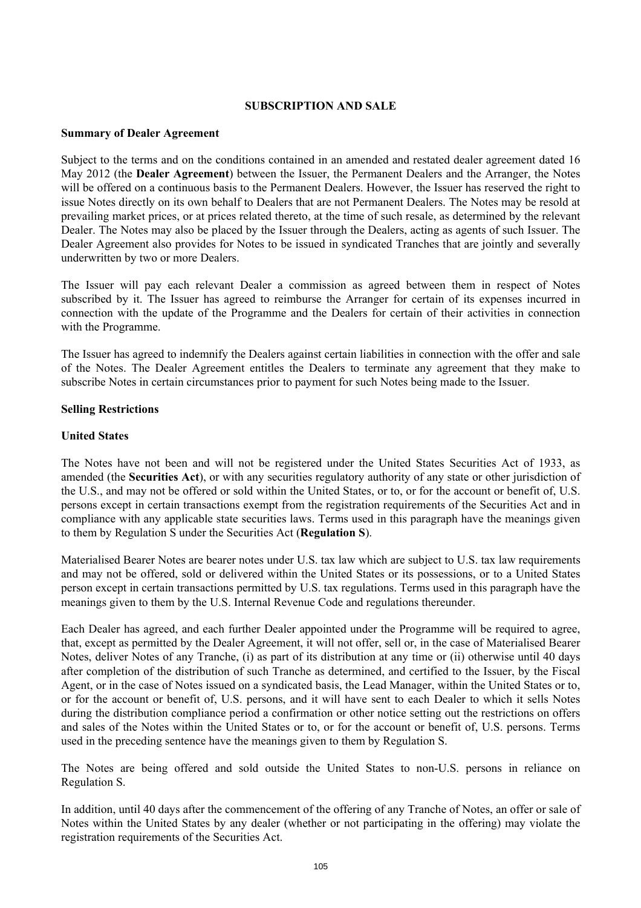## SUBSCRIPTION AND SALE

### Summary of Dealer Agreement

Subject to the terms and on the conditions contained in an amended and restated dealer agreement dated 16 May 2012 (the **Dealer Agreement**) between the Issuer, the Permanent Dealers and the Arranger, the Notes will be offered on a continuous basis to the Permanent Dealers. However, the Issuer has reserved the right to issue Notes directly on its own behalf to Dealers that are not Permanent Dealers. The Notes may be resold at prevailing market prices, or at prices related thereto, at the time of such resale, as determined by the relevant Dealer. The Notes may also be placed by the Issuer through the Dealers, acting as agents of such Issuer. The Dealer Agreement also provides for Notes to be issued in syndicated Tranches that are jointly and severally underwritten by two or more Dealers.

The Issuer will pay each relevant Dealer a commission as agreed between them in respect of Notes subscribed by it. The Issuer has agreed to reimburse the Arranger for certain of its expenses incurred in connection with the update of the Programme and the Dealers for certain of their activities in connection with the Programme.

The Issuer has agreed to indemnify the Dealers against certain liabilities in connection with the offer and sale of the Notes. The Dealer Agreement entitles the Dealers to terminate any agreement that they make to subscribe Notes in certain circumstances prior to payment for such Notes being made to the Issuer.

### Selling Restrictions

#### United States

The Notes have not been and will not be registered under the United States Securities Act of 1933, as amended (the **Securities Act**), or with any securities regulatory authority of any state or other jurisdiction of the U.S., and may not be offered or sold within the United States, or to, or for the account or benefit of, U.S. persons except in certain transactions exempt from the registration requirements of the Securities Act and in compliance with any applicable state securities laws. Terms used in this paragraph have the meanings given to them by Regulation S under the Securities Act (**Regulation S**).

Materialised Bearer Notes are bearer notes under U.S. tax law which are subject to U.S. tax law requirements and may not be offered, sold or delivered within the United States or its possessions, or to a United States person except in certain transactions permitted by U.S. tax regulations. Terms used in this paragraph have the meanings given to them by the U.S. Internal Revenue Code and regulations thereunder.

Each Dealer has agreed, and each further Dealer appointed under the Programme will be required to agree, that, except as permitted by the Dealer Agreement, it will not offer, sell or, in the case of Materialised Bearer Notes, deliver Notes of any Tranche, (i) as part of its distribution at any time or (ii) otherwise until 40 days after completion of the distribution of such Tranche as determined, and certified to the Issuer, by the Fiscal Agent, or in the case of Notes issued on a syndicated basis, the Lead Manager, within the United States or to, or for the account or benefit of, U.S. persons, and it will have sent to each Dealer to which it sells Notes during the distribution compliance period a confirmation or other notice setting out the restrictions on offers and sales of the Notes within the United States or to, or for the account or benefit of, U.S. persons. Terms used in the preceding sentence have the meanings given to them by Regulation S.

The Notes are being offered and sold outside the United States to non-U.S. persons in reliance on Regulation S.

In addition, until 40 days after the commencement of the offering of any Tranche of Notes, an offer or sale of Notes within the United States by any dealer (whether or not participating in the offering) may violate the registration requirements of the Securities Act.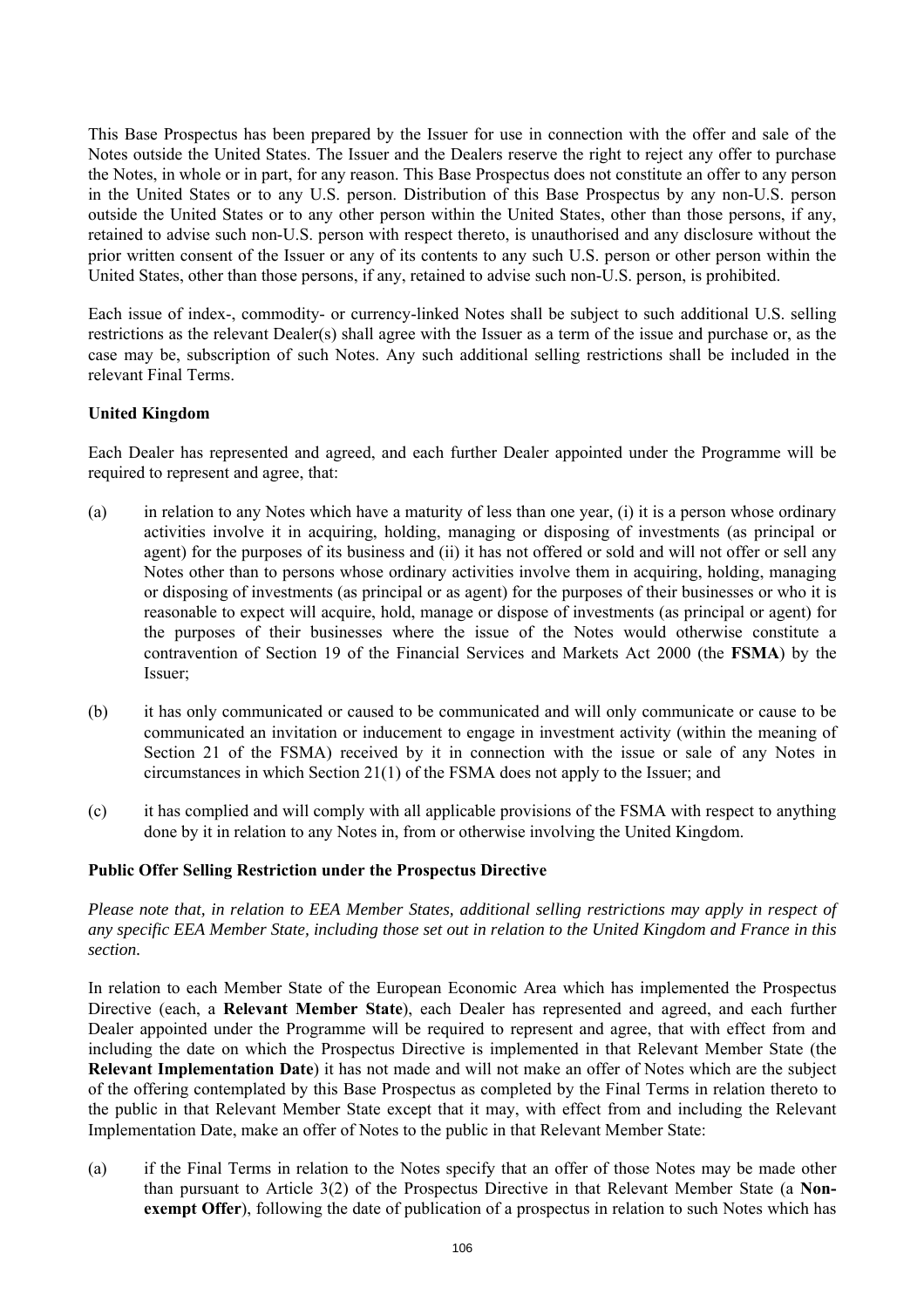This Base Prospectus has been prepared by the Issuer for use in connection with the offer and sale of the Notes outside the United States. The Issuer and the Dealers reserve the right to reject any offer to purchase the Notes, in whole or in part, for any reason. This Base Prospectus does not constitute an offer to any person in the United States or to any U.S. person. Distribution of this Base Prospectus by any non-U.S. person outside the United States or to any other person within the United States, other than those persons, if any, retained to advise such non-U.S. person with respect thereto, is unauthorised and any disclosure without the prior written consent of the Issuer or any of its contents to any such U.S. person or other person within the United States, other than those persons, if any, retained to advise such non-U.S. person, is prohibited.

Each issue of index-, commodity- or currency-linked Notes shall be subject to such additional U.S. selling restrictions as the relevant Dealer(s) shall agree with the Issuer as a term of the issue and purchase or, as the case may be, subscription of such Notes. Any such additional selling restrictions shall be included in the relevant Final Terms.

**United Kingdom**

Each Dealer has represented and agreed, and each further Dealer appointed under the Programme will be required to represent and agree, that:

(a) in relation to any Notes which have a maturity of less than one year, (i) it is a person whose ordinary activities involve it in acquiring, holding, managing or disposing of investments (as principal or agent) for the purposes of its business and (ii) it has not offered or sold and will not offer or sell any Notes other than to persons whose ordinary activities involve them in acquiring, holding, managing or disposing of investments (as principal or as agent) for the purposes of their businesses or who it is reasonable to expect will acquire, hold, manage or dispose of investments (as principal or agent) for the purposes of their businesses where the issue of the Notes would otherwise constitute a contravention of Section 19 of the Financial Services and Markets Act 2000 (the **FSMA**) by the Issuer;

(b) it has only communicated or caused to be communicated and will only communicate or cause to be communicated an invitation or inducement to engage in investment activity (within the meaning of Section 21 of the FSMA) received by it in connection with the issue or sale of any Notes in circumstances in which Section 21(1) of the FSMA does not apply to the Issuer; and

(c) it has complied and will comply with all applicable provisions of the FSMA with respect to anything done by it in relation to any Notes in, from or otherwise involving the United Kingdom.

**Public Offer Selling Restriction under the Prospectus Directive**

*Please note that, in relation to EEA Member States, additional selling restrictions may apply in respect of any specific EEA Member State, including those set out in relation to the United Kingdom and France in this section.*

In relation to each Member State of the European Economic Area which has implemented the Prospectus Directive (each, a **Relevant Member State**), each Dealer has represented and agreed, and each further Dealer appointed under the Programme will be required to represent and agree, that with effect from and including the date on which the Prospectus Directive is implemented in that Relevant Member State (the **Relevant Implementation Date**) it has not made and will not make an offer of Notes which are the subject of the offering contemplated by this Base Prospectus as completed by the Final Terms in relation thereto to the public in that Relevant Member State except that it may, with effect from and including the Relevant Implementation Date, make an offer of Notes to the public in that Relevant Member State:

(a) if the Final Terms in relation to the Notes specify that an offer of those Notes may be made other than pursuant to Article 3(2) of the Prospectus Directive in that Relevant Member State (a **Non-exempt Offer**), following the date of publication of a prospectus in relation to such Notes which has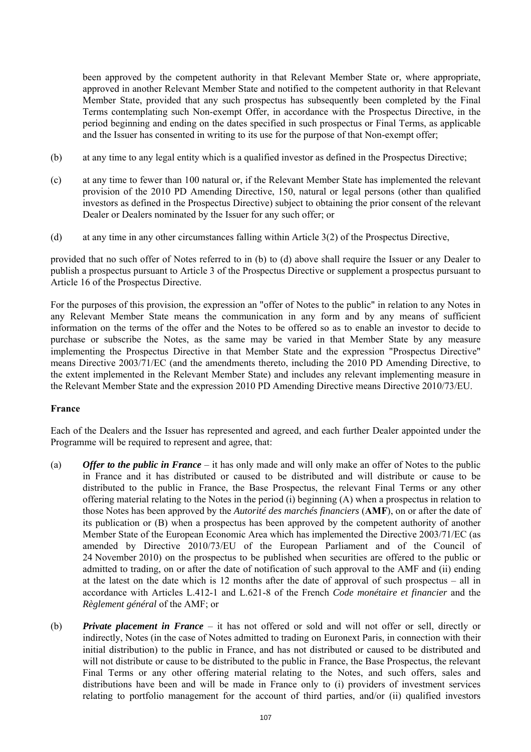been approved by the competent authority in that Relevant Member State or, where appropriate, approved in another Relevant Member State and notified to the competent authority in that Relevant Member State, provided that any such prospectus has subsequently been completed by the Final Terms contemplating such Non-exempt Offer, in accordance with the Prospectus Directive, in the period beginning and ending on the dates specified in such prospectus or Final Terms, as applicable and the Issuer has consented in writing to its use for the purpose of that Non-exempt offer;

(b) at any time to any legal entity which is a qualified investor as defined in the Prospectus Directive;

(c) at any time to fewer than 100 natural or, if the Relevant Member State has implemented the relevant provision of the 2010 PD Amending Directive, 150, natural or legal persons (other than qualified investors as defined in the Prospectus Directive) subject to obtaining the prior consent of the relevant Dealer or Dealers nominated by the Issuer for any such offer; or

(d) at any time in any other circumstances falling within Article 3(2) of the Prospectus Directive,

provided that no such offer of Notes referred to in (b) to (d) above shall require the Issuer or any Dealer to publish a prospectus pursuant to Article 3 of the Prospectus Directive or supplement a prospectus pursuant to Article 16 of the Prospectus Directive.

For the purposes of this provision, the expression an "offer of Notes to the public" in relation to any Notes in any Relevant Member State means the communication in any form and by any means of sufficient information on the terms of the offer and the Notes to be offered so as to enable an investor to decide to purchase or subscribe the Notes, as the same may be varied in that Member State by any measure implementing the Prospectus Directive in that Member State and the expression "Prospectus Directive" means Directive 2003/71/EC (and the amendments thereto, including the 2010 PD Amending Directive, to the extent implemented in the Relevant Member State) and includes any relevant implementing measure in the Relevant Member State and the expression 2010 PD Amending Directive means Directive 2010/73/EU.

**France**

Each of the Dealers and the Issuer has represented and agreed, and each further Dealer appointed under the Programme will be required to represent and agree, that:

(a) ***Offer to the public in France*** – it has only made and will only make an offer of Notes to the public in France and it has distributed or caused to be distributed and will distribute or cause to be distributed to the public in France, the Base Prospectus, the relevant Final Terms or any other offering material relating to the Notes in the period (i) beginning (A) when a prospectus in relation to those Notes has been approved by the *Autorité des marchés financiers* (**AMF**), on or after the date of its publication or (B) when a prospectus has been approved by the competent authority of another Member State of the European Economic Area which has implemented the Directive 2003/71/EC (as amended by Directive 2010/73/EU of the European Parliament and of the Council of 24 November 2010) on the prospectus to be published when securities are offered to the public or admitted to trading, on or after the date of notification of such approval to the AMF and (ii) ending at the latest on the date which is 12 months after the date of approval of such prospectus – all in accordance with Articles L.412-1 and L.621-8 of the French *Code monétaire et financier* and the *Règlement général* of the AMF; or

(b) ***Private placement in France*** – it has not offered or sold and will not offer or sell, directly or indirectly, Notes (in the case of Notes admitted to trading on Euronext Paris, in connection with their initial distribution) to the public in France, and has not distributed or caused to be distributed and will not distribute or cause to be distributed to the public in France, the Base Prospectus, the relevant Final Terms or any other offering material relating to the Notes, and such offers, sales and distributions have been and will be made in France only to (i) providers of investment services relating to portfolio management for the account of third parties, and/or (ii) qualified investors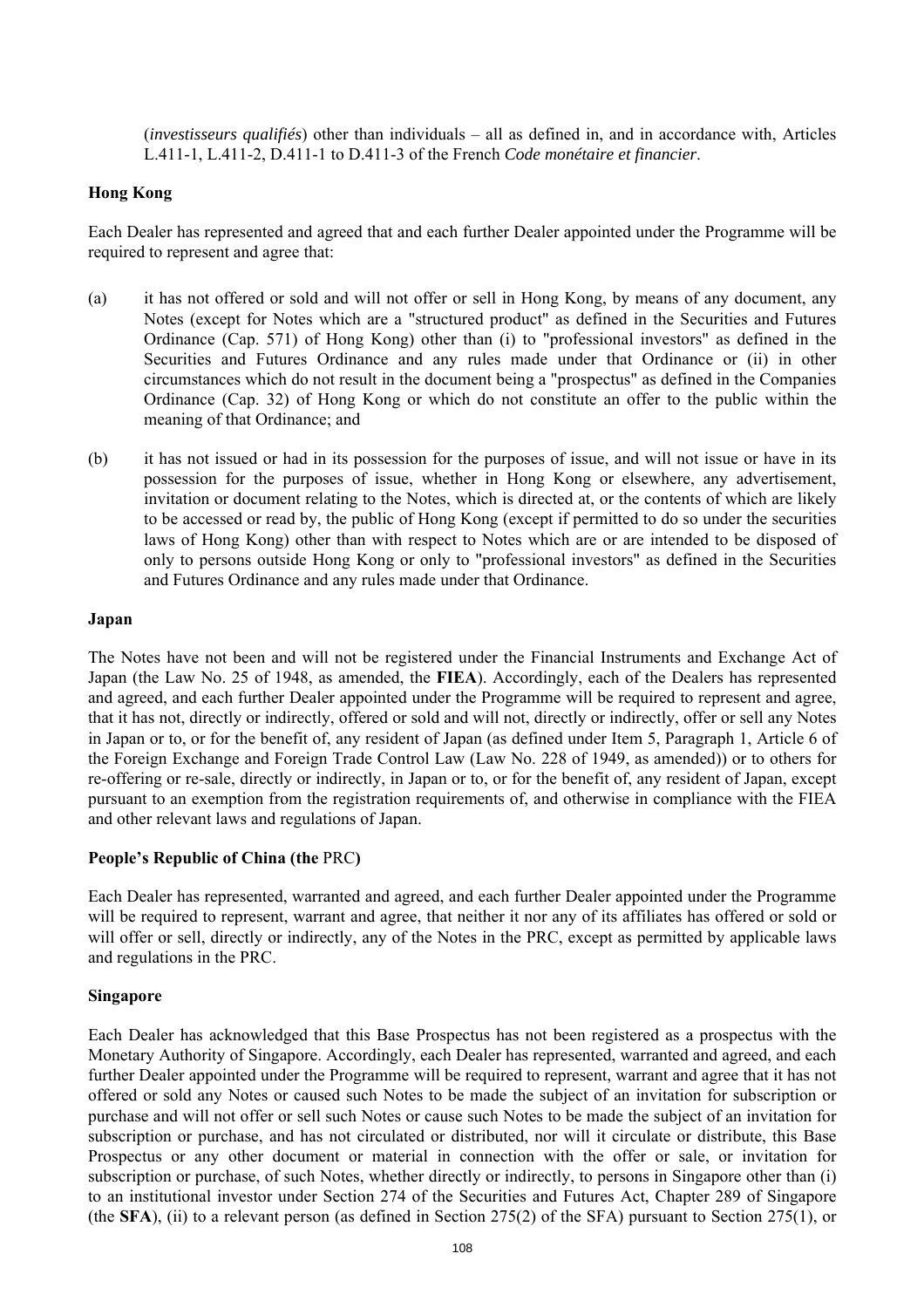(*investisseurs qualifiés*) other than individuals – all as defined in, and in accordance with, Articles L.411-1, L.411-2, D.411-1 to D.411-3 of the French *Code monétaire et financier*.

**Hong Kong**

Each Dealer has represented and agreed that and each further Dealer appointed under the Programme will be required to represent and agree that:

(a) it has not offered or sold and will not offer or sell in Hong Kong, by means of any document, any Notes (except for Notes which are a "structured product" as defined in the Securities and Futures Ordinance (Cap. 571) of Hong Kong) other than (i) to "professional investors" as defined in the Securities and Futures Ordinance and any rules made under that Ordinance or (ii) in other circumstances which do not result in the document being a "prospectus" as defined in the Companies Ordinance (Cap. 32) of Hong Kong or which do not constitute an offer to the public within the meaning of that Ordinance; and

(b) it has not issued or had in its possession for the purposes of issue, and will not issue or have in its possession for the purposes of issue, whether in Hong Kong or elsewhere, any advertisement, invitation or document relating to the Notes, which is directed at, or the contents of which are likely to be accessed or read by, the public of Hong Kong (except if permitted to do so under the securities laws of Hong Kong) other than with respect to Notes which are or are intended to be disposed of only to persons outside Hong Kong or only to "professional investors" as defined in the Securities and Futures Ordinance and any rules made under that Ordinance.

**Japan**

The Notes have not been and will not be registered under the Financial Instruments and Exchange Act of Japan (the Law No. 25 of 1948, as amended, the **FIEA**). Accordingly, each of the Dealers has represented and agreed, and each further Dealer appointed under the Programme will be required to represent and agree, that it has not, directly or indirectly, offered or sold and will not, directly or indirectly, offer or sell any Notes in Japan or to, or for the benefit of, any resident of Japan (as defined under Item 5, Paragraph 1, Article 6 of the Foreign Exchange and Foreign Trade Control Law (Law No. 228 of 1949, as amended)) or to others for re-offering or re-sale, directly or indirectly, in Japan or to, or for the benefit of, any resident of Japan, except pursuant to an exemption from the registration requirements of, and otherwise in compliance with the FIEA and other relevant laws and regulations of Japan.

**People's Republic of China (the PRC)**

Each Dealer has represented, warranted and agreed, and each further Dealer appointed under the Programme will be required to represent, warrant and agree, that neither it nor any of its affiliates has offered or sold or will offer or sell, directly or indirectly, any of the Notes in the PRC, except as permitted by applicable laws and regulations in the PRC.

**Singapore**

Each Dealer has acknowledged that this Base Prospectus has not been registered as a prospectus with the Monetary Authority of Singapore. Accordingly, each Dealer has represented, warranted and agreed, and each further Dealer appointed under the Programme will be required to represent, warrant and agree that it has not offered or sold any Notes or caused such Notes to be made the subject of an invitation for subscription or purchase and will not offer or sell such Notes or cause such Notes to be made the subject of an invitation for subscription or purchase, and has not circulated or distributed, nor will it circulate or distribute, this Base Prospectus or any other document or material in connection with the offer or sale, or invitation for subscription or purchase, of such Notes, whether directly or indirectly, to persons in Singapore other than (i) to an institutional investor under Section 274 of the Securities and Futures Act, Chapter 289 of Singapore (the **SFA**), (ii) to a relevant person (as defined in Section 275(2) of the SFA) pursuant to Section 275(1), or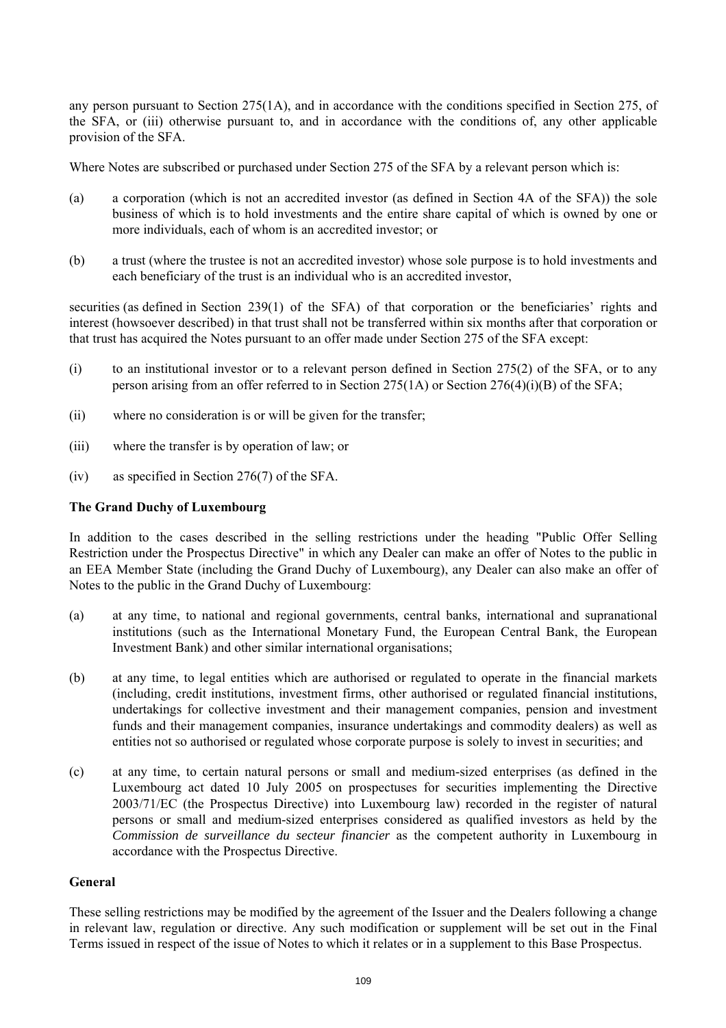any person pursuant to Section 275(1A), and in accordance with the conditions specified in Section 275, of the SFA, or (iii) otherwise pursuant to, and in accordance with the conditions of, any other applicable provision of the SFA.

Where Notes are subscribed or purchased under Section 275 of the SFA by a relevant person which is:

(a) a corporation (which is not an accredited investor (as defined in Section 4A of the SFA)) the sole business of which is to hold investments and the entire share capital of which is owned by one or more individuals, each of whom is an accredited investor; or

(b) a trust (where the trustee is not an accredited investor) whose sole purpose is to hold investments and each beneficiary of the trust is an individual who is an accredited investor,

securities (as defined in Section 239(1) of the SFA) of that corporation or the beneficiaries' rights and interest (howsoever described) in that trust shall not be transferred within six months after that corporation or that trust has acquired the Notes pursuant to an offer made under Section 275 of the SFA except:

(i) to an institutional investor or to a relevant person defined in Section 275(2) of the SFA, or to any person arising from an offer referred to in Section 275(1A) or Section 276(4)(i)(B) of the SFA;

(ii) where no consideration is or will be given for the transfer;

(iii) where the transfer is by operation of law; or

(iv) as specified in Section 276(7) of the SFA.

**The Grand Duchy of Luxembourg**

In addition to the cases described in the selling restrictions under the heading "Public Offer Selling Restriction under the Prospectus Directive" in which any Dealer can make an offer of Notes to the public in an EEA Member State (including the Grand Duchy of Luxembourg), any Dealer can also make an offer of Notes to the public in the Grand Duchy of Luxembourg:

(a) at any time, to national and regional governments, central banks, international and supranational institutions (such as the International Monetary Fund, the European Central Bank, the European Investment Bank) and other similar international organisations;

(b) at any time, to legal entities which are authorised or regulated to operate in the financial markets (including, credit institutions, investment firms, other authorised or regulated financial institutions, undertakings for collective investment and their management companies, pension and investment funds and their management companies, insurance undertakings and commodity dealers) as well as entities not so authorised or regulated whose corporate purpose is solely to invest in securities; and

(c) at any time, to certain natural persons or small and medium-sized enterprises (as defined in the Luxembourg act dated 10 July 2005 on prospectuses for securities implementing the Directive 2003/71/EC (the Prospectus Directive) into Luxembourg law) recorded in the register of natural persons or small and medium-sized enterprises considered as qualified investors as held by the *Commission de surveillance du secteur financier* as the competent authority in Luxembourg in accordance with the Prospectus Directive.

**General**

These selling restrictions may be modified by the agreement of the Issuer and the Dealers following a change in relevant law, regulation or directive. Any such modification or supplement will be set out in the Final Terms issued in respect of the issue of Notes to which it relates or in a supplement to this Base Prospectus.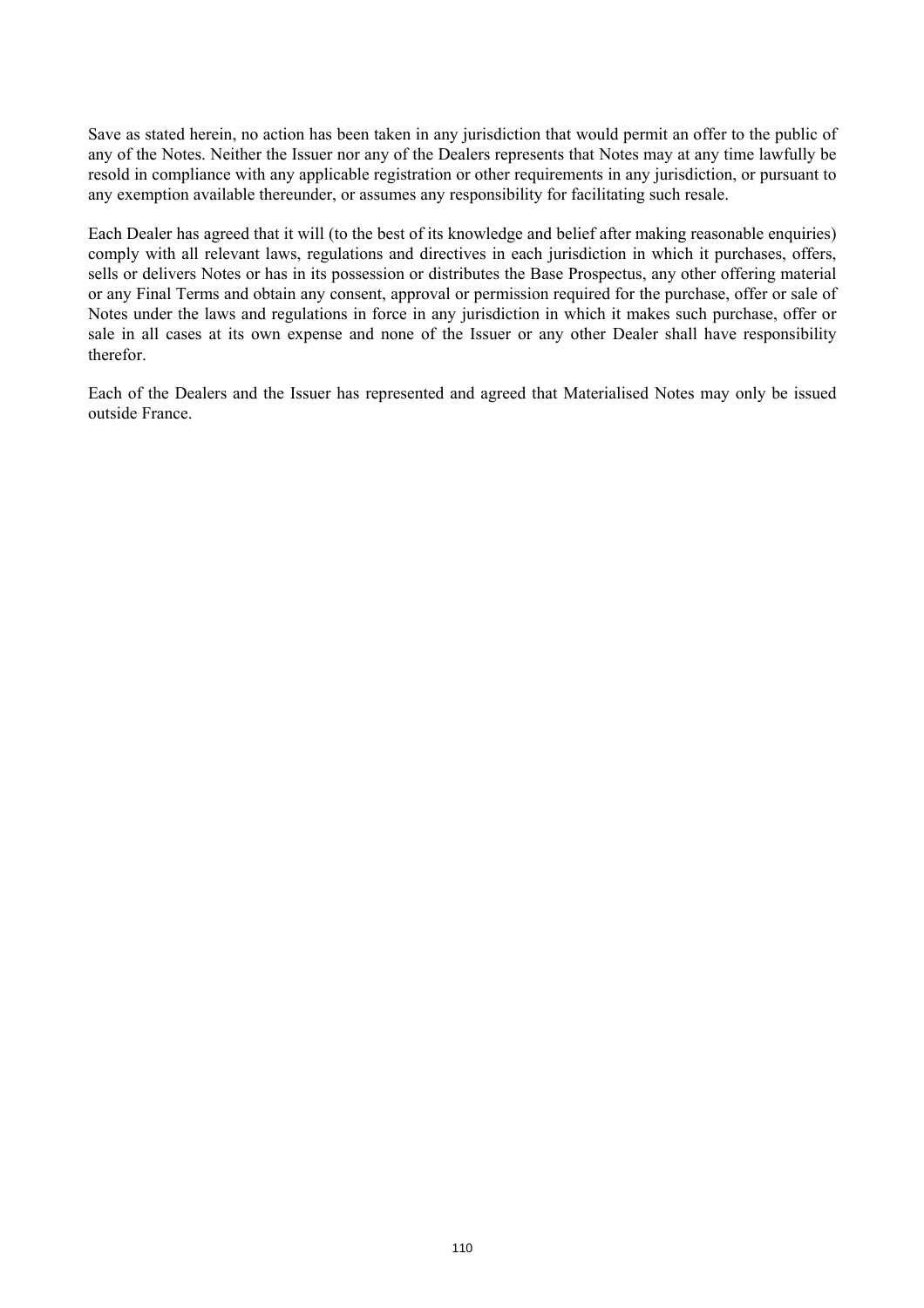Save as stated herein, no action has been taken in any jurisdiction that would permit an offer to the public of any of the Notes. Neither the Issuer nor any of the Dealers represents that Notes may at any time lawfully be resold in compliance with any applicable registration or other requirements in any jurisdiction, or pursuant to any exemption available thereunder, or assumes any responsibility for facilitating such resale.

Each Dealer has agreed that it will (to the best of its knowledge and belief after making reasonable enquiries) comply with all relevant laws, regulations and directives in each jurisdiction in which it purchases, offers, sells or delivers Notes or has in its possession or distributes the Base Prospectus, any other offering material or any Final Terms and obtain any consent, approval or permission required for the purchase, offer or sale of Notes under the laws and regulations in force in any jurisdiction in which it makes such purchase, offer or sale in all cases at its own expense and none of the Issuer or any other Dealer shall have responsibility therefor.

Each of the Dealers and the Issuer has represented and agreed that Materialised Notes may only be issued outside France.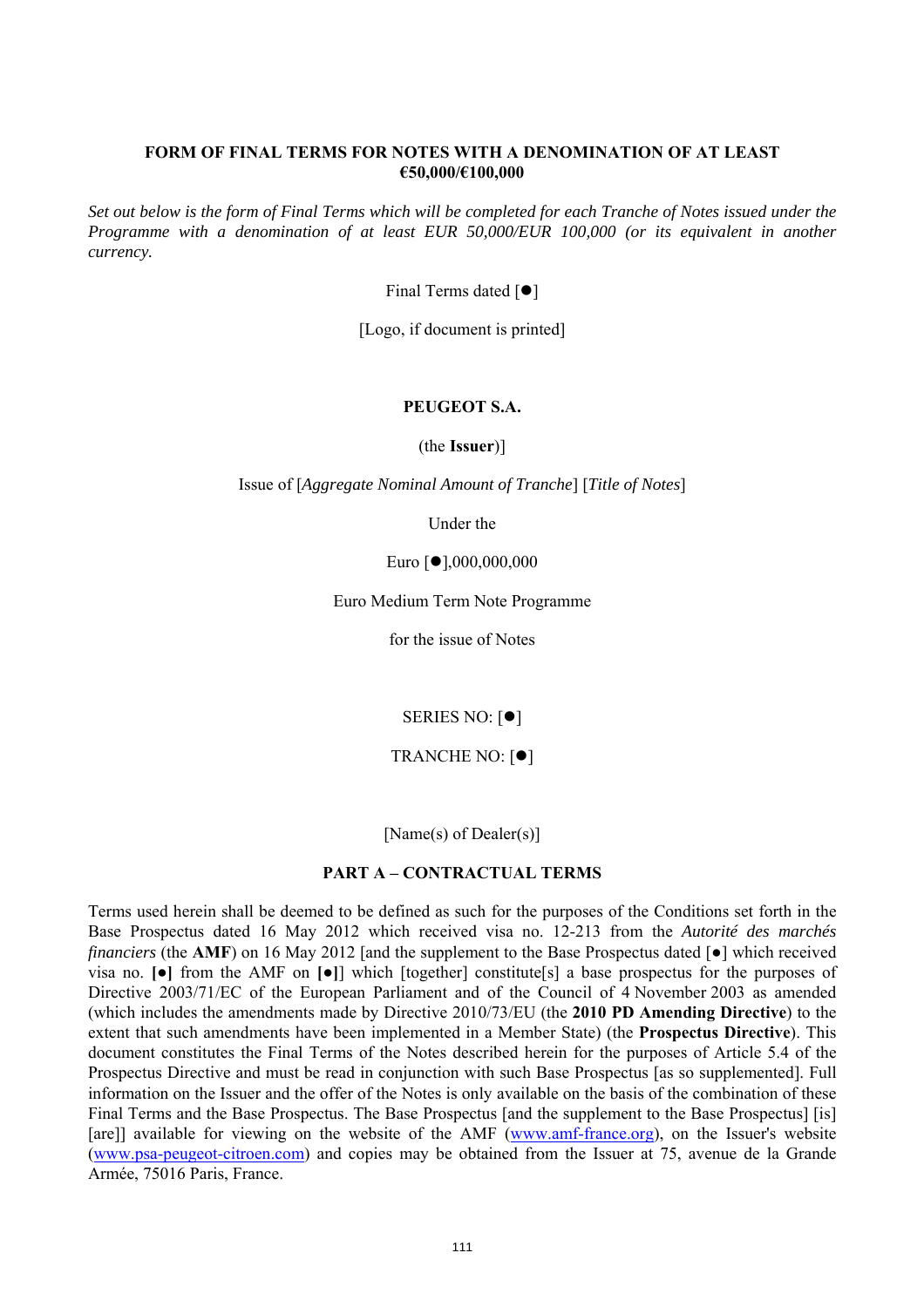**FORM OF FINAL TERMS FOR NOTES WITH A DENOMINATION OF AT LEAST €50,000/€100,000**

*Set out below is the form of Final Terms which will be completed for each Tranche of Notes issued under the Programme with a denomination of at least EUR 50,000/EUR 100,000 (or its equivalent in another currency.*

Final Terms dated [●]

[Logo, if document is printed]

**PEUGEOT S.A.**

(the **Issuer**)]

Issue of [*Aggregate Nominal Amount of Tranche*] [*Title of Notes*]

Under the

Euro [●],000,000,000

Euro Medium Term Note Programme

for the issue of Notes

SERIES NO: [●]

TRANCHE NO: [●]

[Name(s) of Dealer(s)]

**PART A – CONTRACTUAL TERMS**

Terms used herein shall be deemed to be defined as such for the purposes of the Conditions set forth in the Base Prospectus dated 16 May 2012 which received visa no. 12-213 from the *Autorité des marchés financiers* (the **AMF**) on 16 May 2012 [and the supplement to the Base Prospectus dated [●] which received visa no. **[●]** from the AMF on **[●]**] which [together] constitute[s] a base prospectus for the purposes of Directive 2003/71/EC of the European Parliament and of the Council of 4 November 2003 as amended (which includes the amendments made by Directive 2010/73/EU (the **2010 PD Amending Directive**) to the extent that such amendments have been implemented in a Member State) (the **Prospectus Directive**). This document constitutes the Final Terms of the Notes described herein for the purposes of Article 5.4 of the Prospectus Directive and must be read in conjunction with such Base Prospectus [as so supplemented]. Full information on the Issuer and the offer of the Notes is only available on the basis of the combination of these Final Terms and the Base Prospectus. The Base Prospectus [and the supplement to the Base Prospectus] [is] [are]] available for viewing on the website of the AMF (www.amf-france.org), on the Issuer's website (www.psa-peugeot-citroen.com) and copies may be obtained from the Issuer at 75, avenue de la Grande Armée, 75016 Paris, France.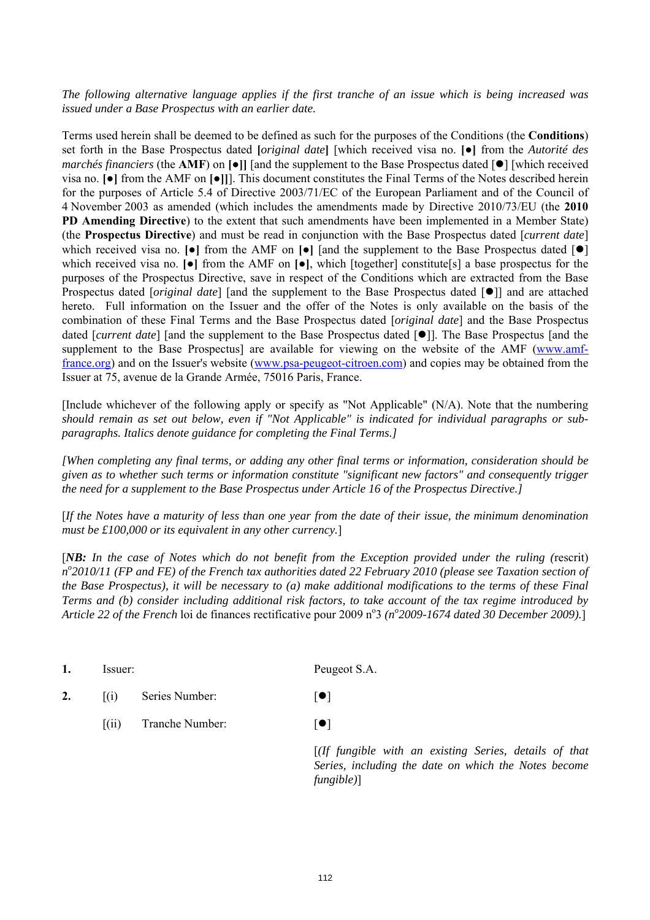*The following alternative language applies if the first tranche of an issue which is being increased was issued under a Base Prospectus with an earlier date.*

Terms used herein shall be deemed to be defined as such for the purposes of the Conditions (the **Conditions**) set forth in the Base Prospectus dated **[***original date***]** [which received visa no. **[●]** from the *Autorité des marchés financiers* (the **AMF**) on **[●]]** [and the supplement to the Base Prospectus dated [●] [which received visa no. **[●]** from the AMF on **[●]]**]. This document constitutes the Final Terms of the Notes described herein for the purposes of Article 5.4 of Directive 2003/71/EC of the European Parliament and of the Council of 4 November 2003 as amended (which includes the amendments made by Directive 2010/73/EU (the **2010 PD Amending Directive**) to the extent that such amendments have been implemented in a Member State) (the **Prospectus Directive**) and must be read in conjunction with the Base Prospectus dated [*current date*] which received visa no. **[●]** from the AMF on **[●]** [and the supplement to the Base Prospectus dated [●] which received visa no. **[●]** from the AMF on **[●]**, which [together] constitute[s] a base prospectus for the purposes of the Prospectus Directive, save in respect of the Conditions which are extracted from the Base Prospectus dated [*original date*] [and the supplement to the Base Prospectus dated [●]] and are attached hereto. Full information on the Issuer and the offer of the Notes is only available on the basis of the combination of these Final Terms and the Base Prospectus dated [*original date*] and the Base Prospectus dated [*current date*] [and the supplement to the Base Prospectus dated [●]]. The Base Prospectus [and the supplement to the Base Prospectus] are available for viewing on the website of the AMF (www.amf-france.org) and on the Issuer's website (www.psa-peugeot-citroen.com) and copies may be obtained from the Issuer at 75, avenue de la Grande Armée, 75016 Paris, France.

[Include whichever of the following apply or specify as "Not Applicable" (N/A). Note that the numbering *should remain as set out below, even if "Not Applicable" is indicated for individual paragraphs or sub-paragraphs. Italics denote guidance for completing the Final Terms.]*

*[When completing any final terms, or adding any other final terms or information, consideration should be given as to whether such terms or information constitute "significant new factors" and consequently trigger the need for a supplement to the Base Prospectus under Article 16 of the Prospectus Directive.]*

[*If the Notes have a maturity of less than one year from the date of their issue, the minimum denomination must be £100,000 or its equivalent in any other currency.*]

[***NB:*** *In the case of Notes which do not benefit from the Exception provided under the ruling (*rescrit) *n°2010/11 (FP and FE) of the French tax authorities dated 22 February 2010 (please see Taxation section of the Base Prospectus), it will be necessary to (a) make additional modifications to the terms of these Final Terms and (b) consider including additional risk factors, to take account of the tax regime introduced by Article 22 of the French* loi de finances rectificative pour 2009 n°3 *(n°2009-1674 dated 30 December 2009).*]

| | | | |
|---|---|---|---|
| **1.** | Issuer: | | Peugeot S.A. |
| **2.** | [(i) | Series Number: | [●] |
| | [(ii) | Tranche Number: | [●] |
| | | | [*(If fungible with an existing Series, details of that Series, including the date on which the Notes become fungible)*] |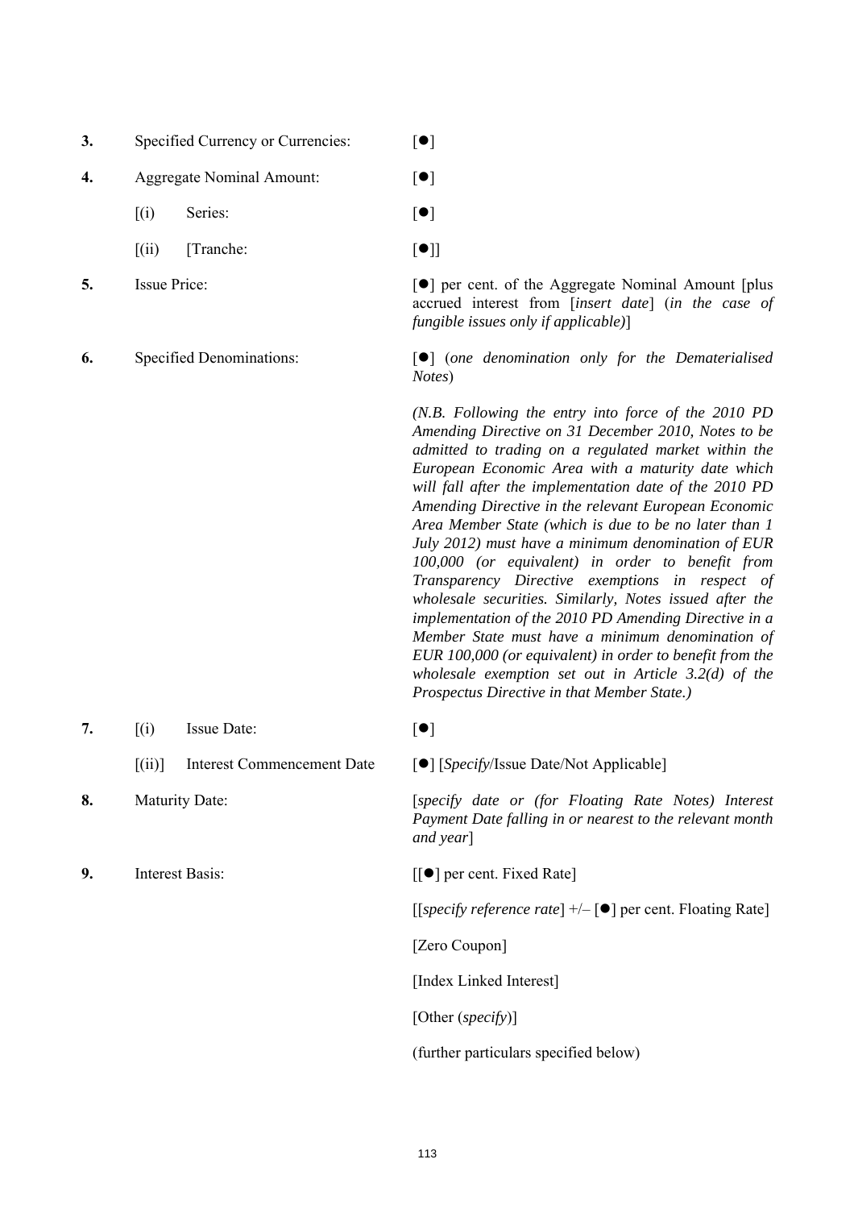| | | |
|---|---|---|
| **3.** | Specified Currency or Currencies: | [●] |
| **4.** | Aggregate Nominal Amount: | [●] |
| | [(i) Series: | [●] |
| | [(ii) [Tranche: | [●]] |
| **5.** | Issue Price: | [●] per cent. of the Aggregate Nominal Amount [plus accrued interest from [*insert date*] (*in the case of fungible issues only if applicable)*] |
| **6.** | Specified Denominations: | [●] (*one denomination only for the Dematerialised Notes*)<br><br>*(N.B. Following the entry into force of the 2010 PD Amending Directive on 31 December 2010, Notes to be admitted to trading on a regulated market within the European Economic Area with a maturity date which will fall after the implementation date of the 2010 PD Amending Directive in the relevant European Economic Area Member State (which is due to be no later than 1 July 2012) must have a minimum denomination of EUR 100,000 (or equivalent) in order to benefit from Transparency Directive exemptions in respect of wholesale securities. Similarly, Notes issued after the implementation of the 2010 PD Amending Directive in a Member State must have a minimum denomination of EUR 100,000 (or equivalent) in order to benefit from the wholesale exemption set out in Article 3.2(d) of the Prospectus Directive in that Member State.)* |
| **7.** | [(i) Issue Date: | [●] |
| | [(ii)] Interest Commencement Date | [●] [*Specify*/Issue Date/Not Applicable] |
| **8.** | Maturity Date: | [*specify date or (for Floating Rate Notes) Interest Payment Date falling in or nearest to the relevant month and year*] |
| **9.** | Interest Basis: | [[●] per cent. Fixed Rate]<br><br>[[*specify reference rate*] +/– [●] per cent. Floating Rate]<br><br>[Zero Coupon]<br><br>[Index Linked Interest]<br><br>[Other (*specify*)]<br><br>(further particulars specified below) |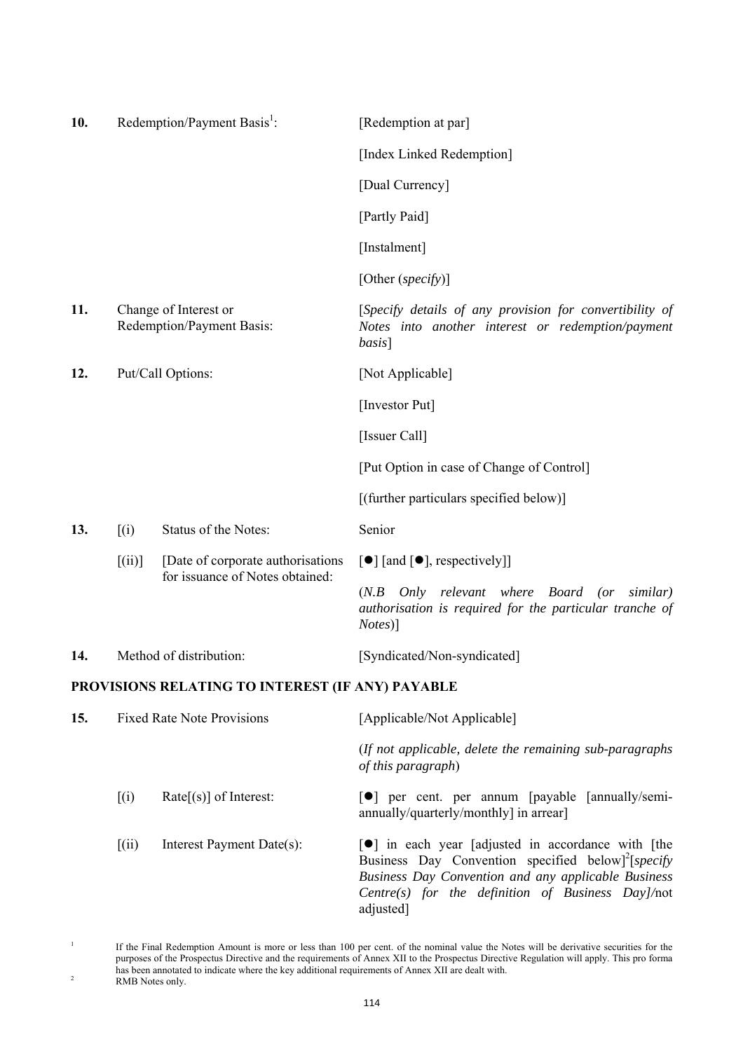| | | | |
|---|---|---|---|
| **10.** | Redemption/Payment Basis[1]: | | [Redemption at par]<br><br>[Index Linked Redemption]<br><br>[Dual Currency]<br><br>[Partly Paid]<br><br>[Instalment]<br><br>[Other (*specify*)] |
| **11.** | Change of Interest or Redemption/Payment Basis: | | [*Specify details of any provision for convertibility of Notes into another interest or redemption/payment basis*] |
| **12.** | Put/Call Options: | | [Not Applicable]<br><br>[Investor Put]<br><br>[Issuer Call]<br><br>[Put Option in case of Change of Control]<br><br>[(further particulars specified below)] |
| **13.** | [(i) | Status of the Notes: | Senior |
| | [(ii)] | [Date of corporate authorisations for issuance of Notes obtained: | [●] [and [●], respectively]]<br><br>(*N.B Only relevant where Board (or similar) authorisation is required for the particular tranche of Notes*)] |
| **14.** | Method of distribution: | | [Syndicated/Non-syndicated] |

**PROVISIONS RELATING TO INTEREST (IF ANY) PAYABLE**

| | | | |
|---|---|---|---|
| **15.** | Fixed Rate Note Provisions | | [Applicable/Not Applicable]<br><br>(*If not applicable, delete the remaining sub-paragraphs of this paragraph*) |
| | [(i) | Rate[(s)] of Interest: | [●] per cent. per annum [payable [annually/semi-annually/quarterly/monthly] in arrear] |
| | [(ii) | Interest Payment Date(s): | [●] in each year [adjusted in accordance with [the Business Day Convention specified below][2][*specify Business Day Convention and any applicable Business Centre(s) for the definition of Business Day]/*not adjusted] |

[1] If the Final Redemption Amount is more or less than 100 per cent. of the nominal value the Notes will be derivative securities for the purposes of the Prospectus Directive and the requirements of Annex XII to the Prospectus Directive Regulation will apply. This pro forma has been annotated to indicate where the key additional requirements of Annex XII are dealt with.

[2] RMB Notes only.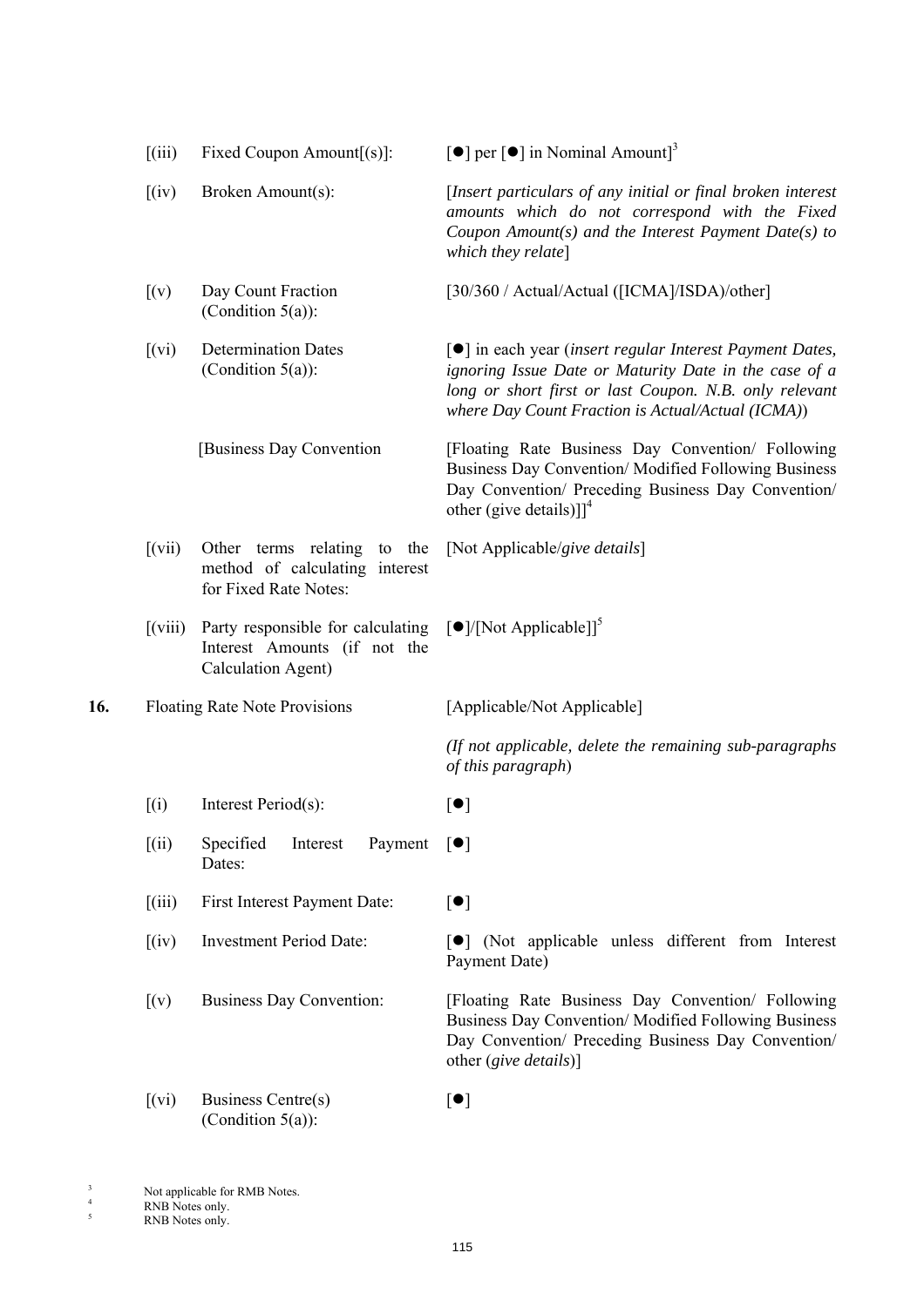| | | | |
|---|---|---|---|
| | [(iii) | Fixed Coupon Amount[(s)]: | [●] per [●] in Nominal Amount][3] |
| | [(iv) | Broken Amount(s): | [*Insert particulars of any initial or final broken interest amounts which do not correspond with the Fixed Coupon Amount(s) and the Interest Payment Date(s) to which they relate*] |
| | [(v) | Day Count Fraction (Condition 5(a)): | [30/360 / Actual/Actual ([ICMA]/ISDA)/other] |
| | [(vi) | Determination Dates (Condition 5(a)): | [●] in each year (*insert regular Interest Payment Dates, ignoring Issue Date or Maturity Date in the case of a long or short first or last Coupon. N.B. only relevant where Day Count Fraction is Actual/Actual (ICMA)*) |
| | | [Business Day Convention | [Floating Rate Business Day Convention/ Following Business Day Convention/ Modified Following Business Day Convention/ Preceding Business Day Convention/ other (give details)]][4] |
| | [(vii) | Other terms relating to the method of calculating interest for Fixed Rate Notes: | [Not Applicable/*give details*] |
| | [(viii) | Party responsible for calculating Interest Amounts (if not the Calculation Agent) | [●]/[Not Applicable]][5] |
| **16.** | Floating Rate Note Provisions | | [Applicable/Not Applicable] *(If not applicable, delete the remaining sub-paragraphs of this paragraph*) |
| | [(i) | Interest Period(s): | [●] |
| | [(ii) | Specified Interest Payment Dates: | [●] |
| | [(iii) | First Interest Payment Date: | [●] |
| | [(iv) | Investment Period Date: | [●] (Not applicable unless different from Interest Payment Date) |
| | [(v) | Business Day Convention: | [Floating Rate Business Day Convention/ Following Business Day Convention/ Modified Following Business Day Convention/ Preceding Business Day Convention/ other (*give details*)] |
| | [(vi) | Business Centre(s) (Condition 5(a)): | [●] |

[3] Not applicable for RMB Notes.
[4] RNB Notes only.
[5] RNB Notes only.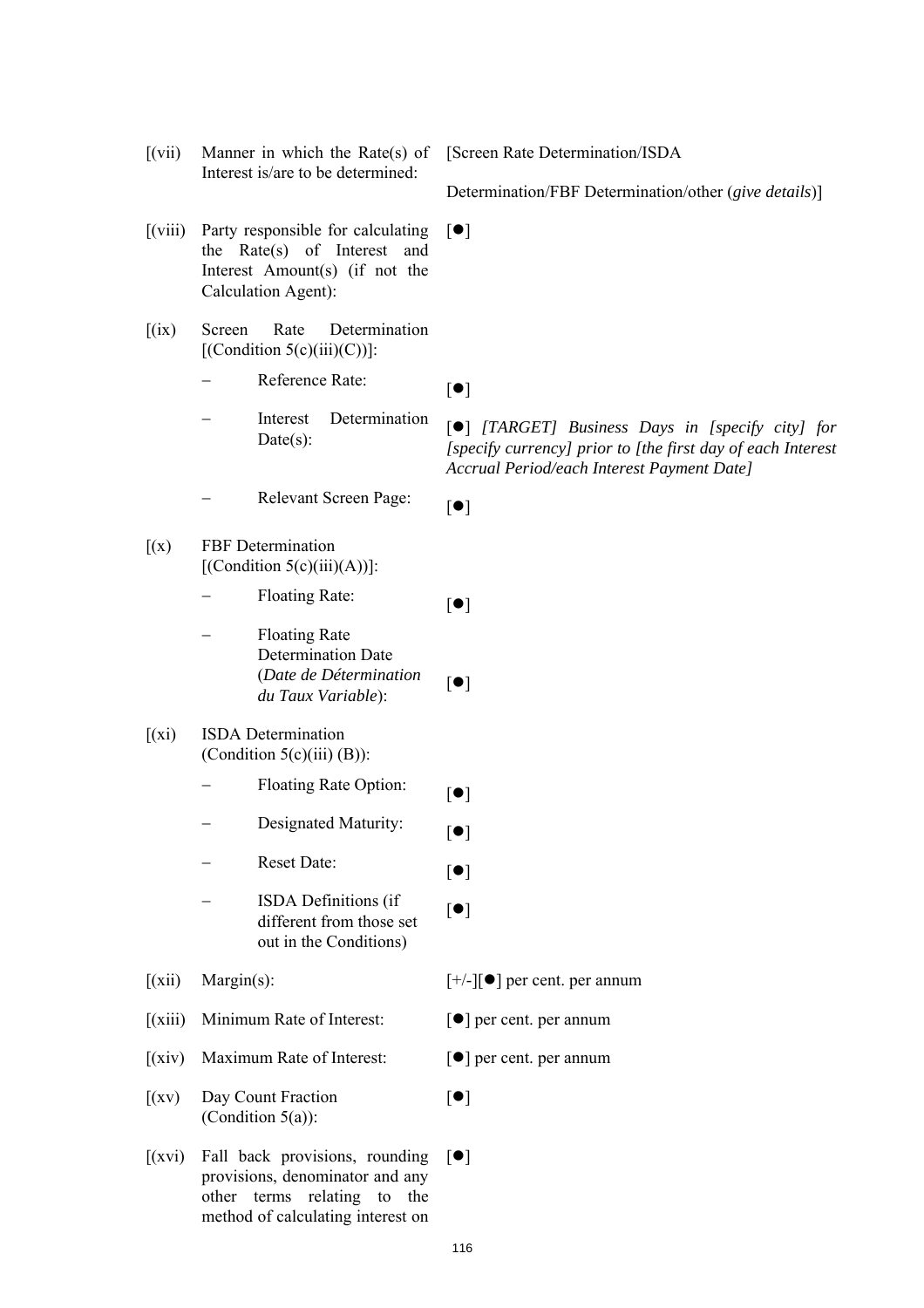| | | |
|---|---|---|
| [(vii) | Manner in which the Rate(s) of Interest is/are to be determined: | [Screen Rate Determination/ISDA Determination/FBF Determination/other (*give details*)] |
| [(viii) | Party responsible for calculating the Rate(s) of Interest and Interest Amount(s) (if not the Calculation Agent): | [●] |
| [(ix) | Screen Rate Determination [(Condition 5(c)(iii)(C))]: | |
| | – Reference Rate: | [●] |
| | – Interest Determination Date(s): | [●] *[TARGET] Business Days in [specify city] for [specify currency] prior to [the first day of each Interest Accrual Period/each Interest Payment Date]* |
| | – Relevant Screen Page: | [●] |
| [(x) | FBF Determination [(Condition 5(c)(iii)(A))]: | |
| | – Floating Rate: | [●] |
| | – Floating Rate Determination Date (*Date de Détermination du Taux Variable*): | [●] |
| [(xi) | ISDA Determination (Condition 5(c)(iii) (B)): | |
| | – Floating Rate Option: | [●] |
| | – Designated Maturity: | [●] |
| | – Reset Date: | [●] |
| | – ISDA Definitions (if different from those set out in the Conditions) | [●] |
| [(xii) | Margin(s): | [+/-][●] per cent. per annum |
| [(xiii) | Minimum Rate of Interest: | [●] per cent. per annum |
| [(xiv) | Maximum Rate of Interest: | [●] per cent. per annum |
| [(xv) | Day Count Fraction (Condition 5(a)): | [●] |
| [(xvi) | Fall back provisions, rounding provisions, denominator and any other terms relating to the method of calculating interest on | [●] |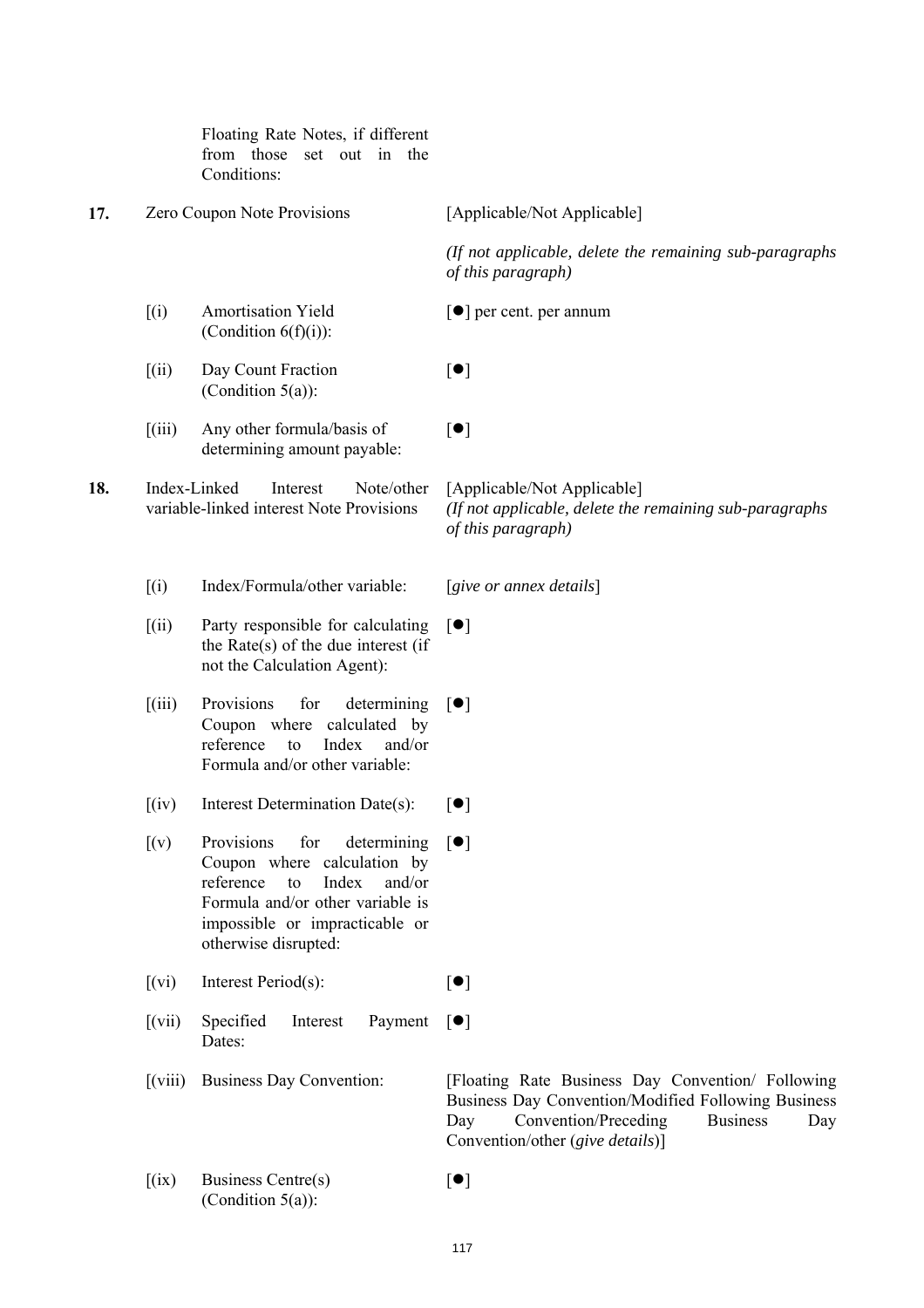| | | | |
|---|---|---|---|
| | | Floating Rate Notes, if different from those set out in the Conditions: | |
| **17.** | Zero Coupon Note Provisions | | [Applicable/Not Applicable] |
| | | | *(If not applicable, delete the remaining sub-paragraphs of this paragraph)* |
| | [(i) | Amortisation Yield (Condition 6(f)(i)): | [●] per cent. per annum |
| | [(ii) | Day Count Fraction (Condition 5(a)): | [●] |
| | [(iii) | Any other formula/basis of determining amount payable: | [●] |
| **18.** | Index-Linked Interest Note/other variable-linked interest Note Provisions | | [Applicable/Not Applicable] *(If not applicable, delete the remaining sub-paragraphs of this paragraph)* |
| | [(i) | Index/Formula/other variable: | [*give or annex details*] |
| | [(ii) | Party responsible for calculating the Rate(s) of the due interest (if not the Calculation Agent): | [●] |
| | [(iii) | Provisions for determining Coupon where calculated by reference to Index and/or Formula and/or other variable: | [●] |
| | [(iv) | Interest Determination Date(s): | [●] |
| | [(v) | Provisions for determining Coupon where calculation by reference to Index and/or Formula and/or other variable is impossible or impracticable or otherwise disrupted: | [●] |
| | [(vi) | Interest Period(s): | [●] |
| | [(vii) | Specified Interest Payment Dates: | [●] |
| | [(viii) | Business Day Convention: | [Floating Rate Business Day Convention/ Following Business Day Convention/Modified Following Business Day Convention/Preceding Business Day Convention/other (*give details*)] |
| | [(ix) | Business Centre(s) (Condition 5(a)): | [●] |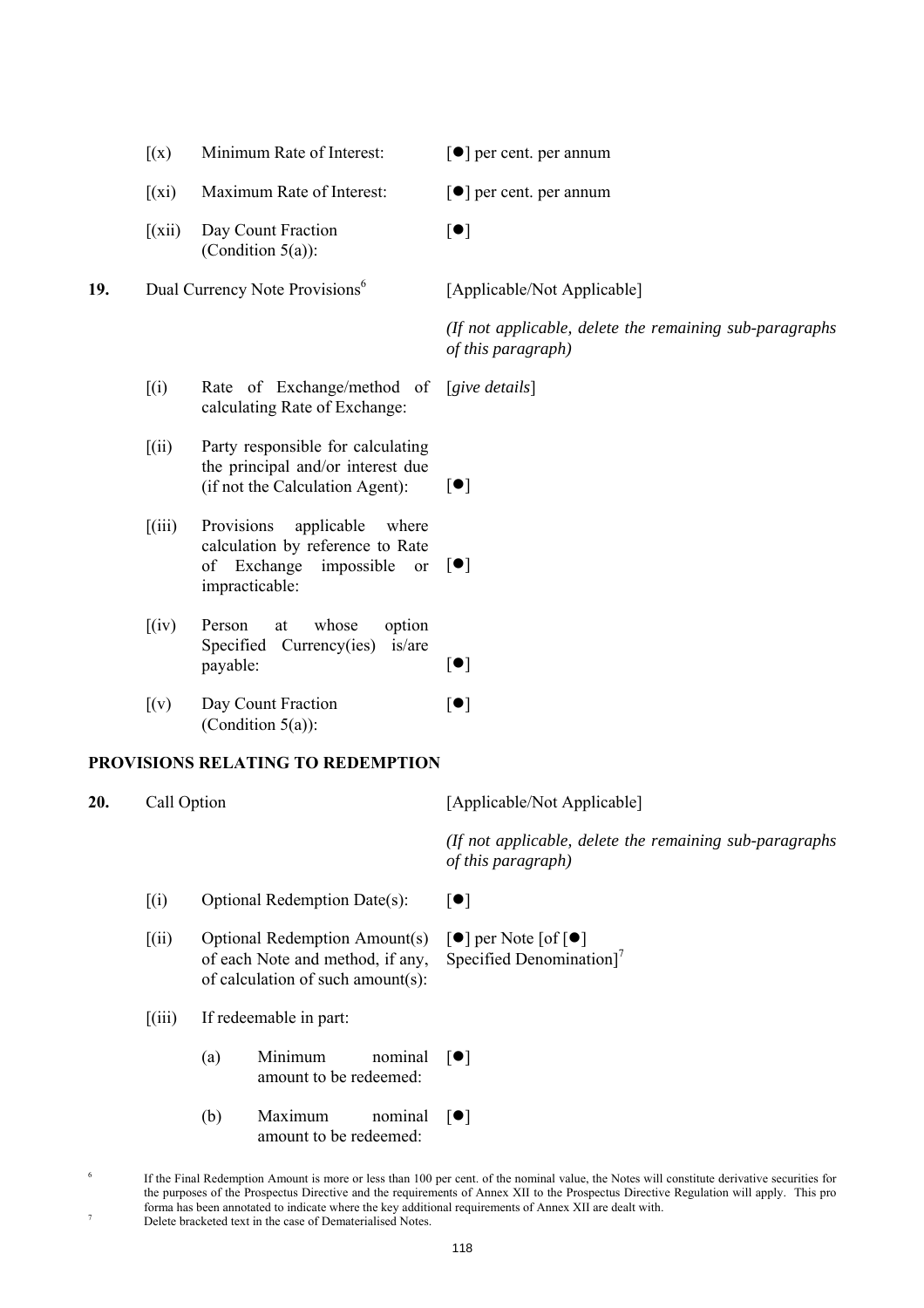| | | | |
|---|---|---|---|
| | [(x) | Minimum Rate of Interest: | [●] per cent. per annum |
| | [(xi) | Maximum Rate of Interest: | [●] per cent. per annum |
| | [(xii) | Day Count Fraction (Condition 5(a)): | [●] |
| **19.** | Dual Currency Note Provisions[6] | | [Applicable/Not Applicable] *(If not applicable, delete the remaining sub-paragraphs of this paragraph)* |
| | [(i) | Rate of Exchange/method of calculating Rate of Exchange: | [*give details*] |
| | [(ii) | Party responsible for calculating the principal and/or interest due (if not the Calculation Agent): | [●] |
| | [(iii) | Provisions applicable where calculation by reference to Rate of Exchange impossible or impracticable: | [●] |
| | [(iv) | Person at whose option Specified Currency(ies) is/are payable: | [●] |
| | [(v) | Day Count Fraction (Condition 5(a)): | [●] |

**PROVISIONS RELATING TO REDEMPTION**

| | | | |
|---|---|---|---|
| **20.** | Call Option | | [Applicable/Not Applicable] *(If not applicable, delete the remaining sub-paragraphs of this paragraph)* |
| | [(i) | Optional Redemption Date(s): | [●] |
| | [(ii) | Optional Redemption Amount(s) of each Note and method, if any, of calculation of such amount(s): | [●] per Note [of [●] Specified Denomination][7] |
| | [(iii) | If redeemable in part: | |
| | | (a) Minimum nominal amount to be redeemed: | [●] |
| | | (b) Maximum nominal amount to be redeemed: | [●] |

[6] If the Final Redemption Amount is more or less than 100 per cent. of the nominal value, the Notes will constitute derivative securities for the purposes of the Prospectus Directive and the requirements of Annex XII to the Prospectus Directive Regulation will apply. This pro forma has been annotated to indicate where the key additional requirements of Annex XII are dealt with.

[7] Delete bracketed text in the case of Dematerialised Notes.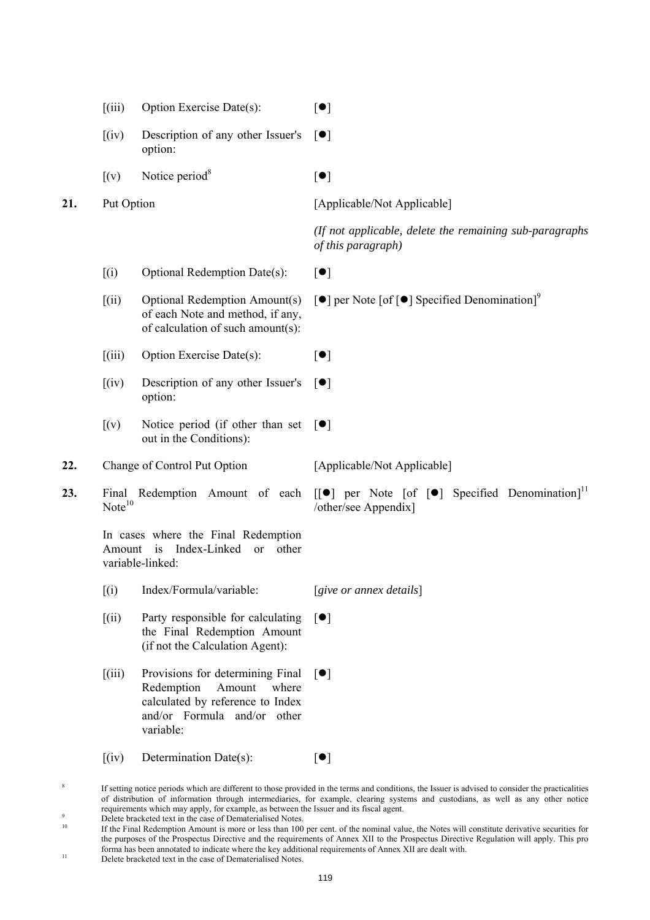| | | | |
|---|---|---|---|
| | [(iii) | Option Exercise Date(s): | [●] |
| | [(iv) | Description of any other Issuer's option: | [●] |
| | [(v) | Notice period[8] | [●] |
| **21.** | Put Option | | [Applicable/Not Applicable] |
| | | | *(If not applicable, delete the remaining sub-paragraphs of this paragraph)* |
| | [(i) | Optional Redemption Date(s): | [●] |
| | [(ii) | Optional Redemption Amount(s) of each Note and method, if any, of calculation of such amount(s): | [●] per Note [of [●] Specified Denomination][9] |
| | [(iii) | Option Exercise Date(s): | [●] |
| | [(iv) | Description of any other Issuer's option: | [●] |
| | [(v) | Notice period (if other than set out in the Conditions): | [●] |
| **22.** | Change of Control Put Option | | [Applicable/Not Applicable] |
| **23.** | Final Redemption Amount of each Note[10] | | [[●] per Note [of [●] Specified Denomination][11] /other/see Appendix] |
| | In cases where the Final Redemption Amount is Index-Linked or other variable-linked: | | |
| | [(i) | Index/Formula/variable: | [*give or annex details*] |
| | [(ii) | Party responsible for calculating the Final Redemption Amount (if not the Calculation Agent): | [●] |
| | [(iii) | Provisions for determining Final Redemption Amount where calculated by reference to Index and/or Formula and/or other variable: | [●] |
| | [(iv) | Determination Date(s): | [●] |

[8] If setting notice periods which are different to those provided in the terms and conditions, the Issuer is advised to consider the practicalities of distribution of information through intermediaries, for example, clearing systems and custodians, as well as any other notice requirements which may apply, for example, as between the Issuer and its fiscal agent.

[9] Delete bracketed text in the case of Dematerialised Notes.

[10] If the Final Redemption Amount is more or less than 100 per cent. of the nominal value, the Notes will constitute derivative securities for the purposes of the Prospectus Directive and the requirements of Annex XII to the Prospectus Directive Regulation will apply. This pro forma has been annotated to indicate where the key additional requirements of Annex XII are dealt with.

[11] Delete bracketed text in the case of Dematerialised Notes.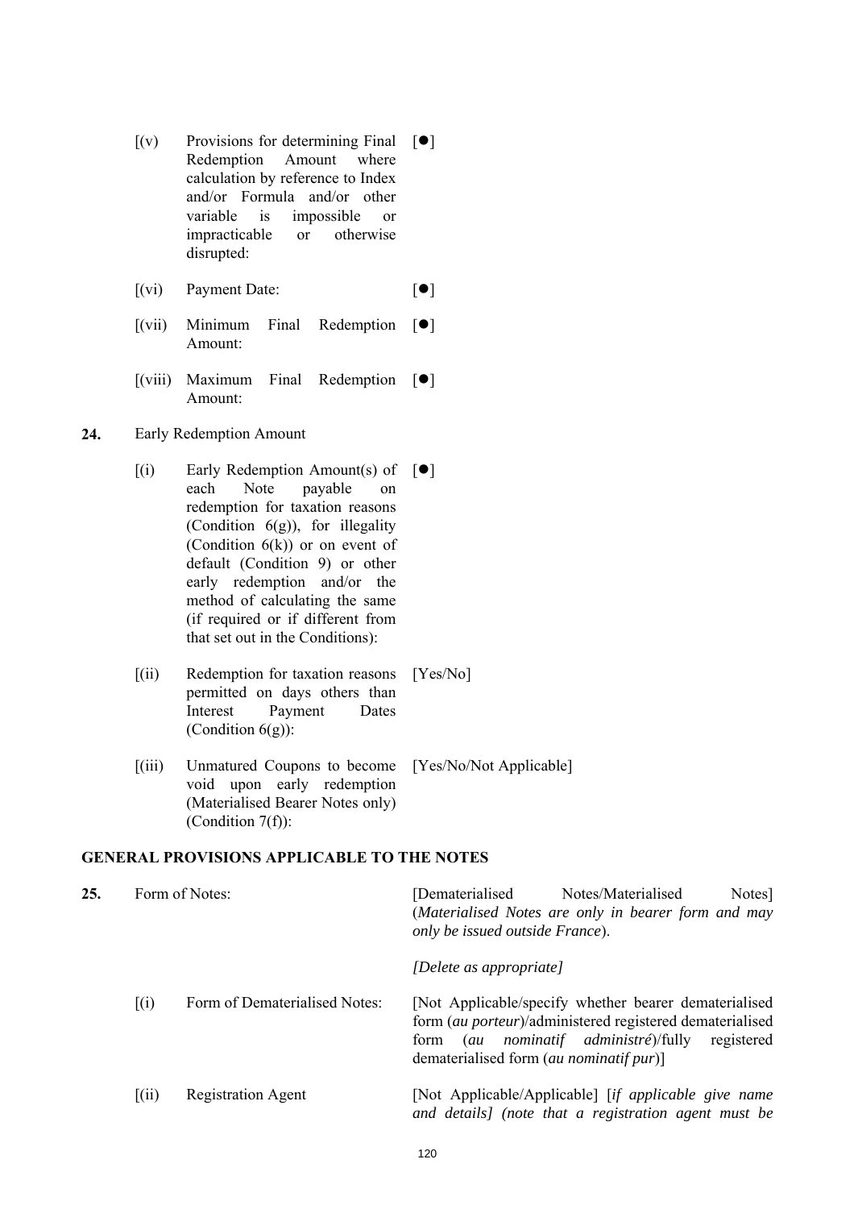| | | | |
|---|---|---|---|
| | [(v) | Provisions for determining Final Redemption Amount where calculation by reference to Index and/or Formula and/or other variable is impossible or impracticable or otherwise disrupted: | [●] |
| | [(vi) | Payment Date: | [●] |
| | [(vii) | Minimum Final Redemption Amount: | [●] |
| | [(viii) | Maximum Final Redemption Amount: | [●] |
| **24.** | Early Redemption Amount | | |
| | [(i) | Early Redemption Amount(s) of each Note payable on redemption for taxation reasons (Condition 6(g)), for illegality (Condition 6(k)) or on event of default (Condition 9) or other early redemption and/or the method of calculating the same (if required or if different from that set out in the Conditions): | [●] |
| | [(ii) | Redemption for taxation reasons permitted on days others than Interest Payment Dates (Condition 6(g)): | [Yes/No] |
| | [(iii) | Unmatured Coupons to become void upon early redemption (Materialised Bearer Notes only) (Condition 7(f)): | [Yes/No/Not Applicable] |

## GENERAL PROVISIONS APPLICABLE TO THE NOTES

| | | | |
|---|---|---|---|
| **25.** | Form of Notes: | | [Dematerialised Notes/Materialised Notes] (*Materialised Notes are only in bearer form and may only be issued outside France*).<br><br>*[Delete as appropriate]* |
| | [(i) | Form of Dematerialised Notes: | [Not Applicable/specify whether bearer dematerialised form (*au porteur*)/administered registered dematerialised form (*au nominatif administré*)/fully registered dematerialised form (*au nominatif pur*)] |
| | [(ii) | Registration Agent | [Not Applicable/Applicable] [*if applicable give name and details] (note that a registration agent must be* |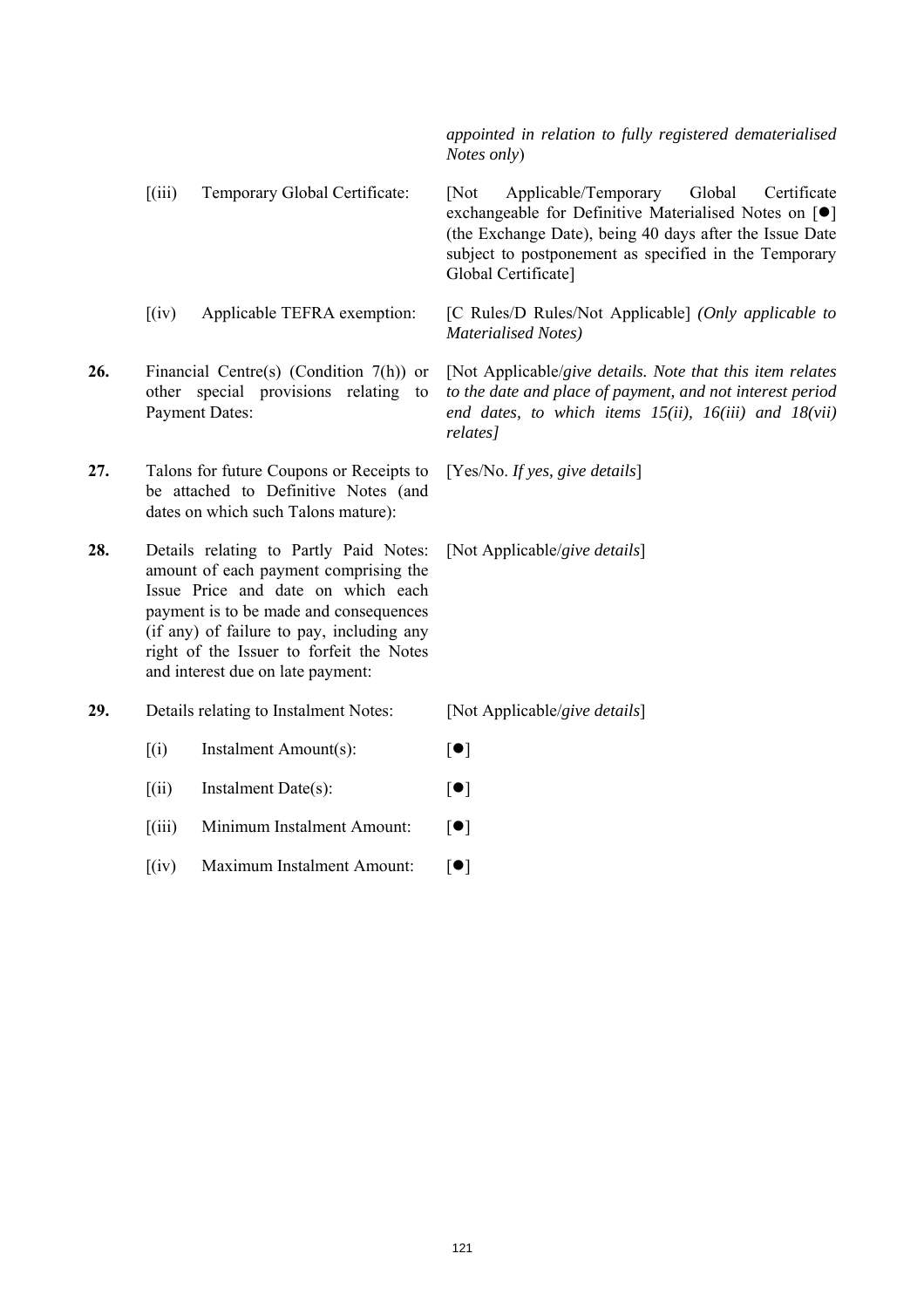| | | |
|---|---|---|
| | | *appointed in relation to fully registered dematerialised Notes only*) |
| | [(iii) Temporary Global Certificate: | [Not Applicable/Temporary Global Certificate exchangeable for Definitive Materialised Notes on [●] (the Exchange Date), being 40 days after the Issue Date subject to postponement as specified in the Temporary Global Certificate] |
| | [(iv) Applicable TEFRA exemption: | [C Rules/D Rules/Not Applicable] *(Only applicable to Materialised Notes)* |
| **26.** | Financial Centre(s) (Condition 7(h)) or other special provisions relating to Payment Dates: | [Not Applicable/*give details. Note that this item relates to the date and place of payment, and not interest period end dates, to which items 15(ii), 16(iii) and 18(vii) relates]* |
| **27.** | Talons for future Coupons or Receipts to be attached to Definitive Notes (and dates on which such Talons mature): | [Yes/No. *If yes, give details*] |
| **28.** | Details relating to Partly Paid Notes: amount of each payment comprising the Issue Price and date on which each payment is to be made and consequences (if any) of failure to pay, including any right of the Issuer to forfeit the Notes and interest due on late payment: | [Not Applicable/*give details*] |
| **29.** | Details relating to Instalment Notes: | [Not Applicable/*give details*] |
| | [(i) Instalment Amount(s): | [●] |
| | [(ii) Instalment Date(s): | [●] |
| | [(iii) Minimum Instalment Amount: | [●] |
| | [(iv) Maximum Instalment Amount: | [●] |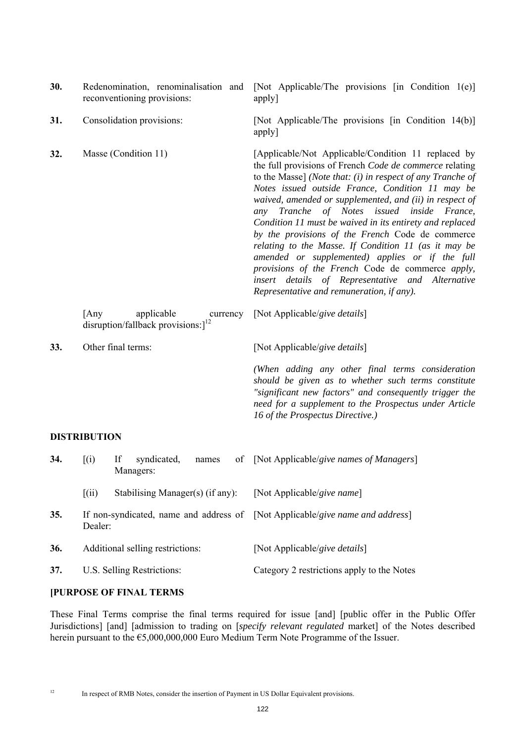| | | |
|---|---|---|
| **30.** | Redenomination, renominalisation and reconventioning provisions: | [Not Applicable/The provisions [in Condition 1(e)] apply] |
| **31.** | Consolidation provisions: | [Not Applicable/The provisions [in Condition 14(b)] apply] |
| **32.** | Masse (Condition 11) | [Applicable/Not Applicable/Condition 11 replaced by the full provisions of French *Code de commerce* relating to the Masse] *(Note that: (i) in respect of any Tranche of Notes issued outside France, Condition 11 may be waived, amended or supplemented, and (ii) in respect of any Tranche of Notes issued inside France, Condition 11 must be waived in its entirety and replaced by the provisions of the French* Code de commerce *relating to the Masse. If Condition 11 (as it may be amended or supplemented) applies or if the full provisions of the French* Code de commerce *apply, insert details of Representative and Alternative Representative and remuneration, if any).* |
| | [Any applicable currency disruption/fallback provisions:][12] | [Not Applicable/*give details*] |
| **33.** | Other final terms: | [Not Applicable/*give details*]<br><br>*(When adding any other final terms consideration should be given as to whether such terms constitute "significant new factors" and consequently trigger the need for a supplement to the Prospectus under Article 16 of the Prospectus Directive.)* |

**DISTRIBUTION**

| | | |
|---|---|---|
| **34.** | [(i) If syndicated, names of Managers: | [Not Applicable/*give names of Managers*] |
| | [(ii) Stabilising Manager(s) (if any): | [Not Applicable/*give name*] |
| **35.** | If non-syndicated, name and address of Dealer: | [Not Applicable/*give name and address*] |
| **36.** | Additional selling restrictions: | [Not Applicable/*give details*] |
| **37.** | U.S. Selling Restrictions: | Category 2 restrictions apply to the Notes |

**[PURPOSE OF FINAL TERMS**

These Final Terms comprise the final terms required for issue [and] [public offer in the Public Offer Jurisdictions] [and] [admission to trading on [*specify relevant regulated* market] of the Notes described herein pursuant to the €5,000,000,000 Euro Medium Term Note Programme of the Issuer.

[12] In respect of RMB Notes, consider the insertion of Payment in US Dollar Equivalent provisions.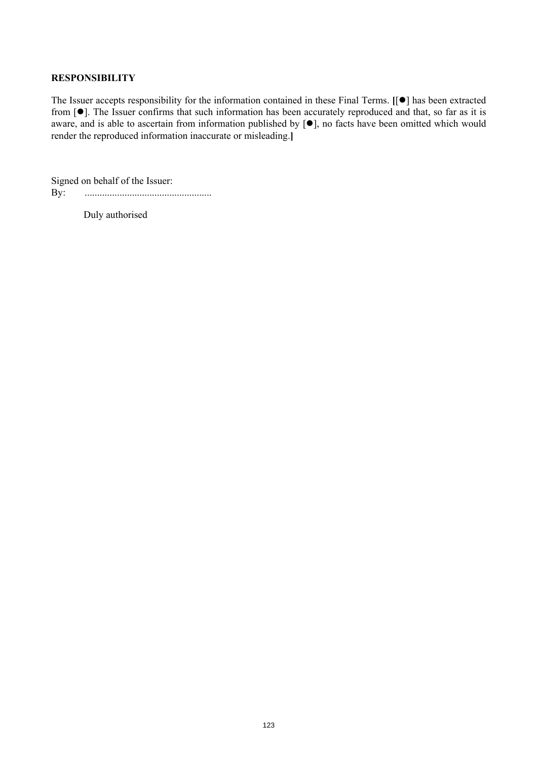**RESPONSIBILITY**

The Issuer accepts responsibility for the information contained in these Final Terms. **[**[●] has been extracted from [●]. The Issuer confirms that such information has been accurately reproduced and that, so far as it is aware, and is able to ascertain from information published by [●], no facts have been omitted which would render the reproduced information inaccurate or misleading.**]**

Signed on behalf of the Issuer:

By: ...................................................

Duly authorised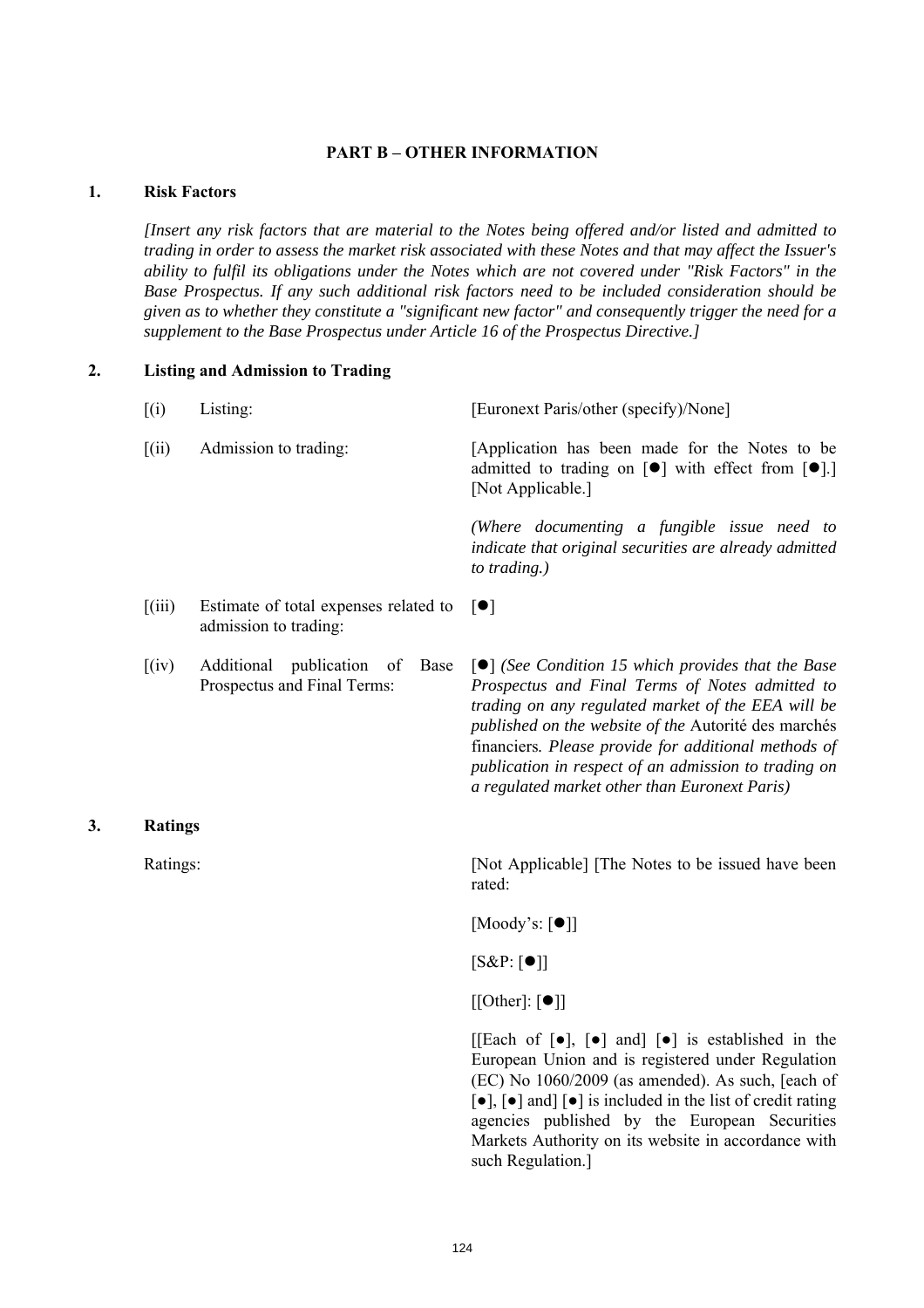## PART B – OTHER INFORMATION

### 1. Risk Factors

*[Insert any risk factors that are material to the Notes being offered and/or listed and admitted to trading in order to assess the market risk associated with these Notes and that may affect the Issuer's ability to fulfil its obligations under the Notes which are not covered under "Risk Factors" in the Base Prospectus. If any such additional risk factors need to be included consideration should be given as to whether they constitute a "significant new factor" and consequently trigger the need for a supplement to the Base Prospectus under Article 16 of the Prospectus Directive.]*

### 2. Listing and Admission to Trading

| | | |
|---|---|---|
| [(i) | Listing: | [Euronext Paris/other (specify)/None] |
| [(ii) | Admission to trading: | [Application has been made for the Notes to be admitted to trading on [●] with effect from [●].] [Not Applicable.]<br><br>*(Where documenting a fungible issue need to indicate that original securities are already admitted to trading.)* |
| [(iii) | Estimate of total expenses related to admission to trading: | [●] |
| [(iv) | Additional publication of Base Prospectus and Final Terms: | [●] *(See Condition 15 which provides that the Base Prospectus and Final Terms of Notes admitted to trading on any regulated market of the EEA will be published on the website of the* Autorité des marchés financiers*. Please provide for additional methods of publication in respect of an admission to trading on a regulated market other than Euronext Paris)* |

### 3. Ratings

| | |
|---|---|
| Ratings: | [Not Applicable] [The Notes to be issued have been rated:<br><br>[Moody's: [●]]<br><br>[S&P: [●]]<br><br>[[Other]: [●]]<br><br>[[Each of [●], [●] and] [●] is established in the European Union and is registered under Regulation (EC) No 1060/2009 (as amended). As such, [each of [●], [●] and] [●] is included in the list of credit rating agencies published by the European Securities Markets Authority on its website in accordance with such Regulation.] |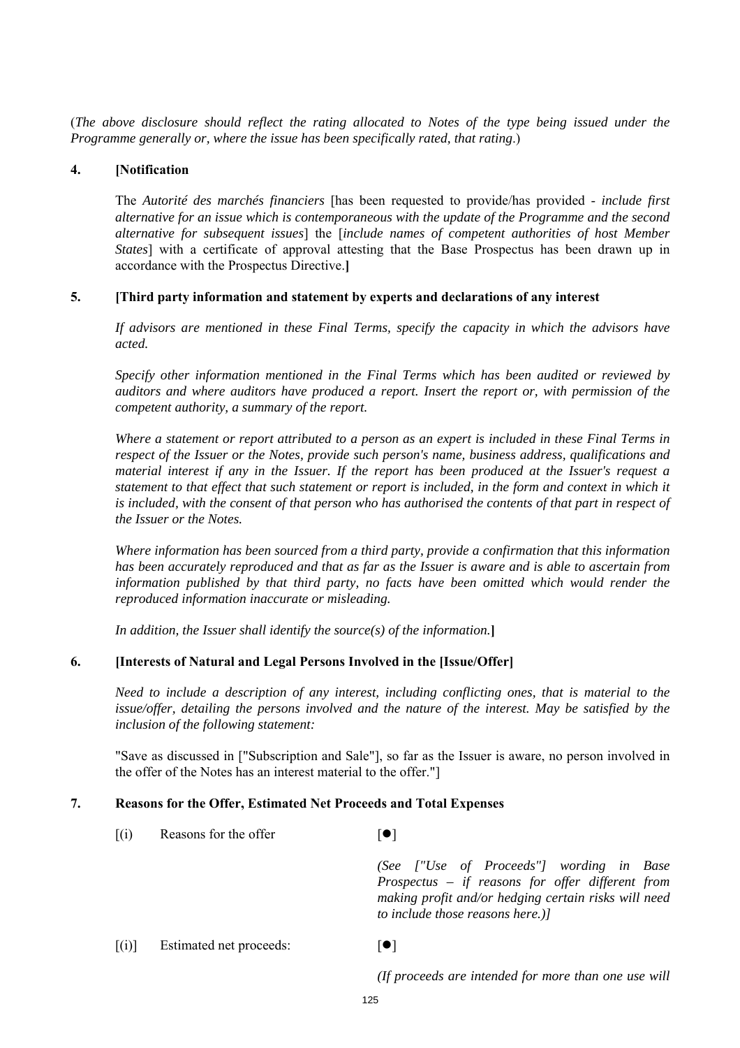(*The above disclosure should reflect the rating allocated to Notes of the type being issued under the Programme generally or, where the issue has been specifically rated, that rating*.)

**4. [Notification**

The *Autorité des marchés financiers* [has been requested to provide/has provided - *include first alternative for an issue which is contemporaneous with the update of the Programme and the second alternative for subsequent issues*] the [*include names of competent authorities of host Member States*] with a certificate of approval attesting that the Base Prospectus has been drawn up in accordance with the Prospectus Directive.**]**

**5. [Third party information and statement by experts and declarations of any interest**

*If advisors are mentioned in these Final Terms, specify the capacity in which the advisors have acted.*

*Specify other information mentioned in the Final Terms which has been audited or reviewed by auditors and where auditors have produced a report. Insert the report or, with permission of the competent authority, a summary of the report.*

*Where a statement or report attributed to a person as an expert is included in these Final Terms in respect of the Issuer or the Notes, provide such person's name, business address, qualifications and material interest if any in the Issuer. If the report has been produced at the Issuer's request a statement to that effect that such statement or report is included, in the form and context in which it is included, with the consent of that person who has authorised the contents of that part in respect of the Issuer or the Notes.*

*Where information has been sourced from a third party, provide a confirmation that this information has been accurately reproduced and that as far as the Issuer is aware and is able to ascertain from information published by that third party, no facts have been omitted which would render the reproduced information inaccurate or misleading.*

*In addition, the Issuer shall identify the source(s) of the information.***]**

**6. [Interests of Natural and Legal Persons Involved in the [Issue/Offer]**

*Need to include a description of any interest, including conflicting ones, that is material to the issue/offer, detailing the persons involved and the nature of the interest. May be satisfied by the inclusion of the following statement:*

"Save as discussed in ["Subscription and Sale"], so far as the Issuer is aware, no person involved in the offer of the Notes has an interest material to the offer."]

**7. Reasons for the Offer, Estimated Net Proceeds and Total Expenses**

[(i) Reasons for the offer [●]

*(See ["Use of Proceeds"] wording in Base Prospectus – if reasons for offer different from making profit and/or hedging certain risks will need to include those reasons here.)]*

[(i)] Estimated net proceeds: [●]

*(If proceeds are intended for more than one use will*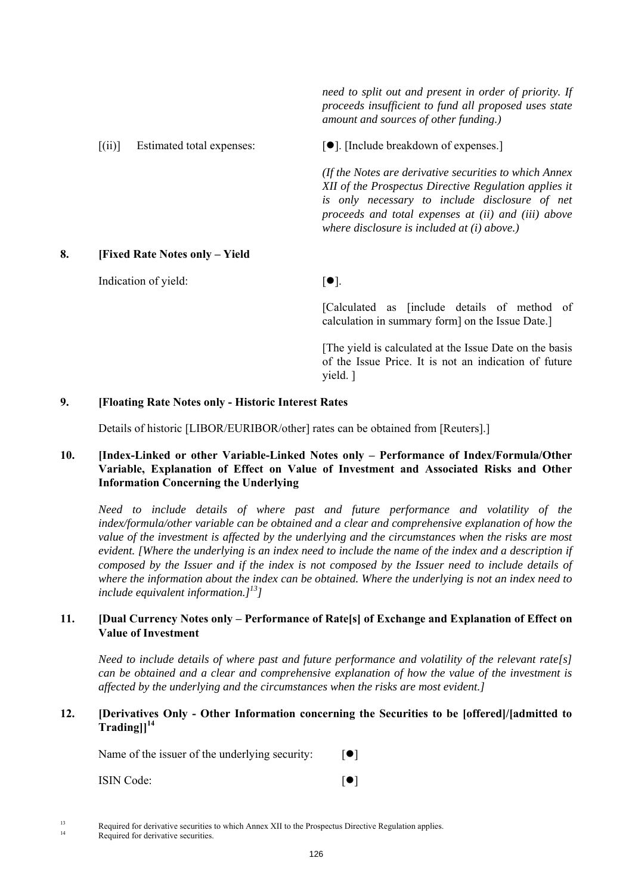*need to split out and present in order of priority. If proceeds insufficient to fund all proposed uses state amount and sources of other funding.)*

| | |
|---|---|
| [(ii)] Estimated total expenses: | [●]. [Include breakdown of expenses.] |
| | *(If the Notes are derivative securities to which Annex XII of the Prospectus Directive Regulation applies it is only necessary to include disclosure of net proceeds and total expenses at (ii) and (iii) above where disclosure is included at (i) above.)* |

**8. [Fixed Rate Notes only – Yield**

| | |
|---|---|
| Indication of yield: | [●]. |
| | [Calculated as [include details of method of calculation in summary form] on the Issue Date.] |
| | [The yield is calculated at the Issue Date on the basis of the Issue Price. It is not an indication of future yield. ] |

**9. [Floating Rate Notes only - Historic Interest Rates**

Details of historic [LIBOR/EURIBOR/other] rates can be obtained from [Reuters].]

**10. [Index-Linked or other Variable-Linked Notes only – Performance of Index/Formula/Other Variable, Explanation of Effect on Value of Investment and Associated Risks and Other Information Concerning the Underlying**

*Need to include details of where past and future performance and volatility of the index/formula/other variable can be obtained and a clear and comprehensive explanation of how the value of the investment is affected by the underlying and the circumstances when the risks are most evident. [Where the underlying is an index need to include the name of the index and a description if composed by the Issuer and if the index is not composed by the Issuer need to include details of where the information about the index can be obtained. Where the underlying is not an index need to include equivalent information.][13]]*

**11. [Dual Currency Notes only – Performance of Rate[s] of Exchange and Explanation of Effect on Value of Investment**

*Need to include details of where past and future performance and volatility of the relevant rate[s] can be obtained and a clear and comprehensive explanation of how the value of the investment is affected by the underlying and the circumstances when the risks are most evident.]*

**12. [Derivatives Only - Other Information concerning the Securities to be [offered]/[admitted to Trading]][14]**

| | |
|---|---|
| Name of the issuer of the underlying security: | [●] |
| ISIN Code: | [●] |

[13] Required for derivative securities to which Annex XII to the Prospectus Directive Regulation applies.

[14] Required for derivative securities.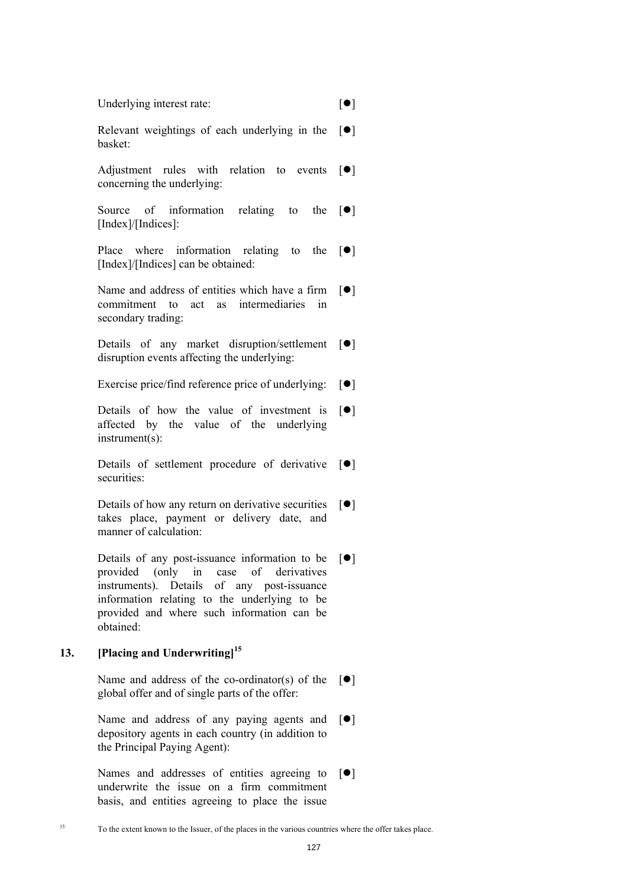| | |
|---|---|
| Underlying interest rate: | [●] |
| Relevant weightings of each underlying in the basket: | [●] |
| Adjustment rules with relation to events concerning the underlying: | [●] |
| Source of information relating to the [Index]/[Indices]: | [●] |
| Place where information relating to the [Index]/[Indices] can be obtained: | [●] |
| Name and address of entities which have a firm commitment to act as intermediaries in secondary trading: | [●] |
| Details of any market disruption/settlement disruption events affecting the underlying: | [●] |
| Exercise price/find reference price of underlying: | [●] |
| Details of how the value of investment is affected by the value of the underlying instrument(s): | [●] |
| Details of settlement procedure of derivative securities: | [●] |
| Details of how any return on derivative securities takes place, payment or delivery date, and manner of calculation: | [●] |
| Details of any post-issuance information to be provided (only in case of derivatives instruments). Details of any post-issuance information relating to the underlying to be provided and where such information can be obtained: | [●] |

## 13. [Placing and Underwriting][15]

| | |
|---|---|
| Name and address of the co-ordinator(s) of the global offer and of single parts of the offer: | [●] |
| Name and address of any paying agents and depository agents in each country (in addition to the Principal Paying Agent): | [●] |
| Names and addresses of entities agreeing to underwrite the issue on a firm commitment basis, and entities agreeing to place the issue | [●] |

[15] To the extent known to the Issuer, of the places in the various countries where the offer takes place.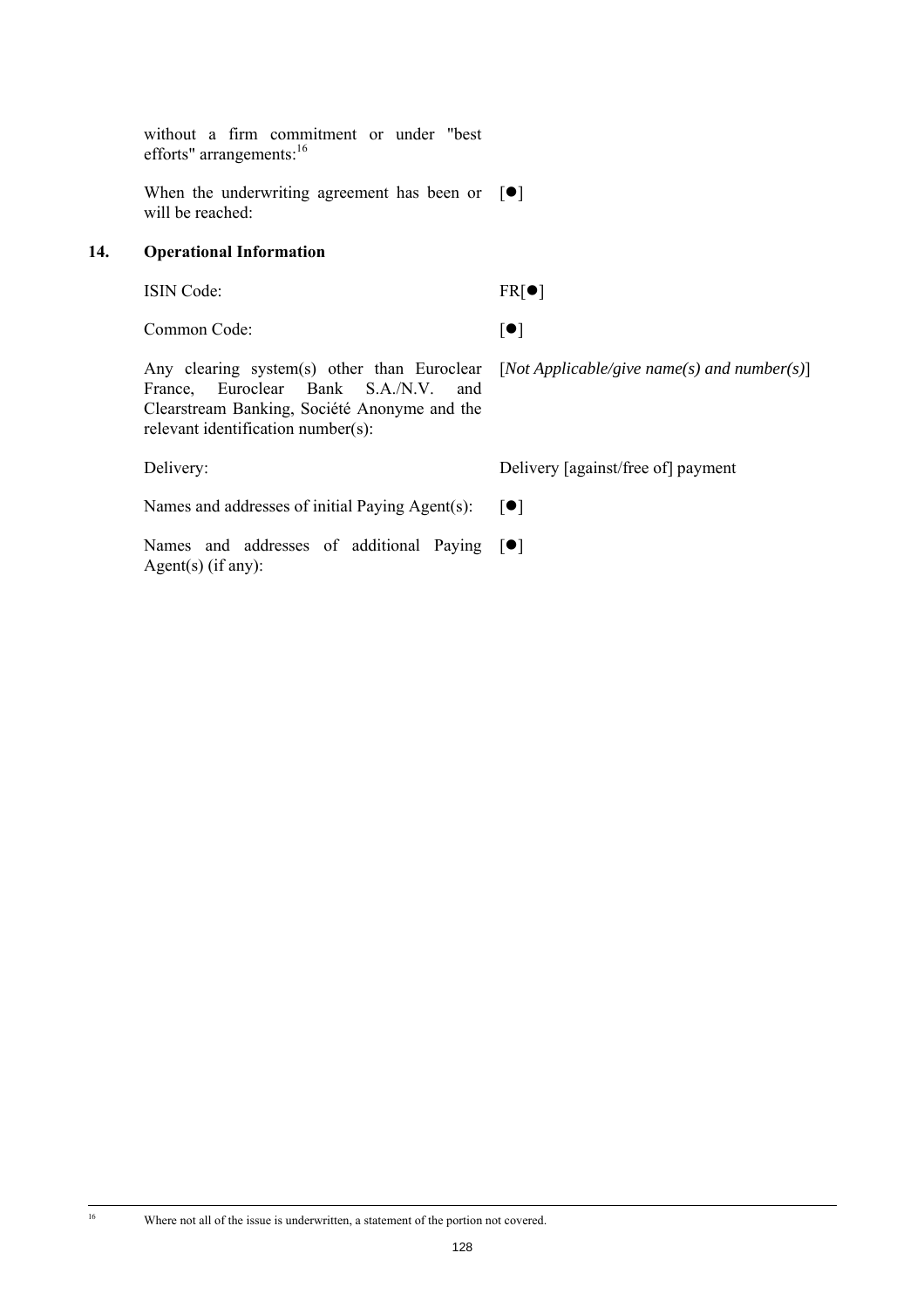| | |
|---|---|
| without a firm commitment or under "best efforts" arrangements:[16] | |
| When the underwriting agreement has been or will be reached: | [●] |

## 14. Operational Information

| | |
|---|---|
| ISIN Code: | FR[●] |
| Common Code: | [●] |
| Any clearing system(s) other than Euroclear France, Euroclear Bank S.A./N.V. and Clearstream Banking, Société Anonyme and the relevant identification number(s): | [*Not Applicable/give name(s) and number(s)*] |
| Delivery: | Delivery [against/free of] payment |
| Names and addresses of initial Paying Agent(s): | [●] |
| Names and addresses of additional Paying Agent(s) (if any): | [●] |

[16] Where not all of the issue is underwritten, a statement of the portion not covered.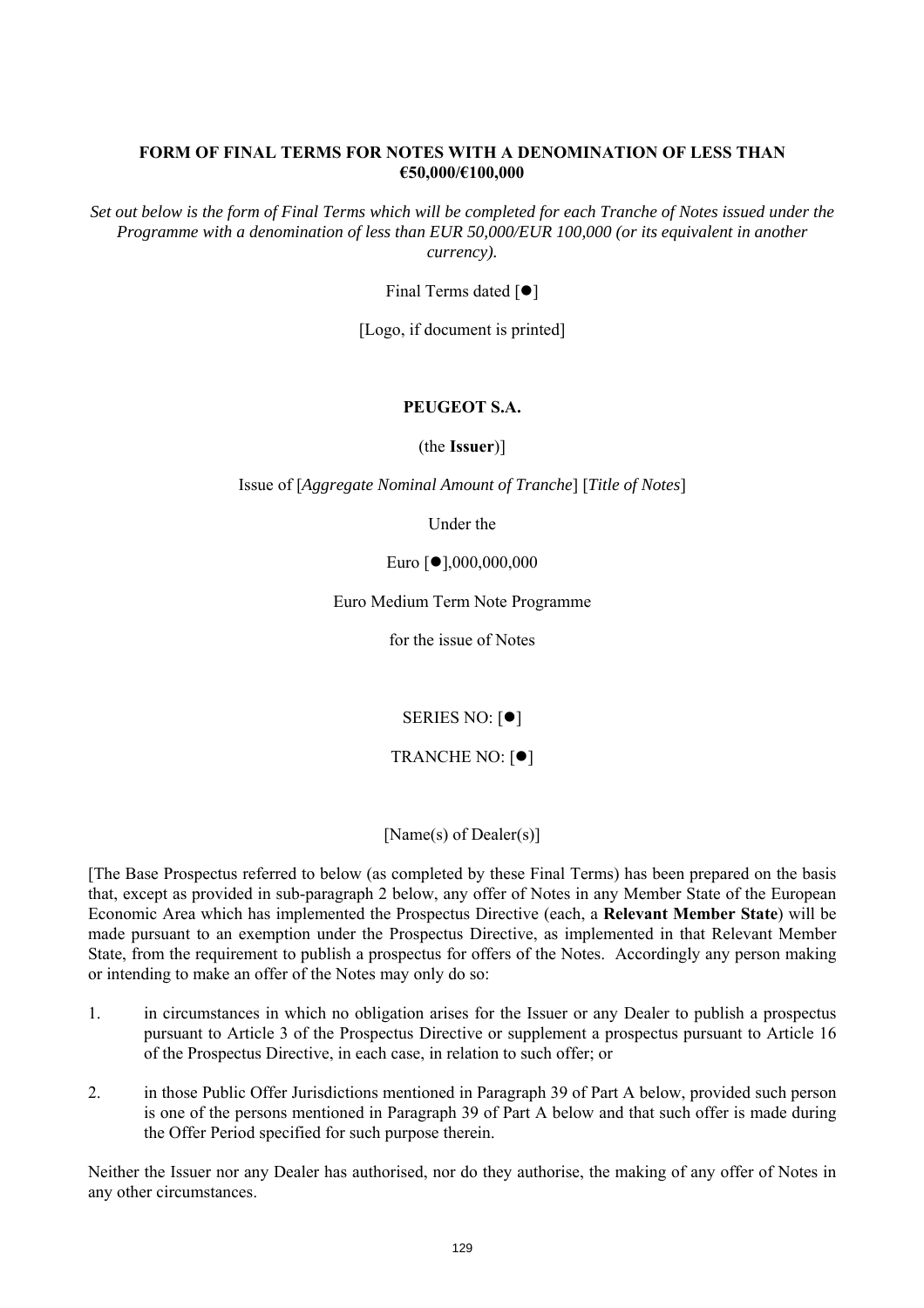**FORM OF FINAL TERMS FOR NOTES WITH A DENOMINATION OF LESS THAN €50,000/€100,000**

*Set out below is the form of Final Terms which will be completed for each Tranche of Notes issued under the Programme with a denomination of less than EUR 50,000/EUR 100,000 (or its equivalent in another currency).*

Final Terms dated [●]

[Logo, if document is printed]

**PEUGEOT S.A.**

(the **Issuer**)]

Issue of [*Aggregate Nominal Amount of Tranche*] [*Title of Notes*]

Under the

Euro [●],000,000,000

Euro Medium Term Note Programme

for the issue of Notes

SERIES NO: [●]

TRANCHE NO: [●]

[Name(s) of Dealer(s)]

[The Base Prospectus referred to below (as completed by these Final Terms) has been prepared on the basis that, except as provided in sub-paragraph 2 below, any offer of Notes in any Member State of the European Economic Area which has implemented the Prospectus Directive (each, a **Relevant Member State**) will be made pursuant to an exemption under the Prospectus Directive, as implemented in that Relevant Member State, from the requirement to publish a prospectus for offers of the Notes. Accordingly any person making or intending to make an offer of the Notes may only do so:

1. in circumstances in which no obligation arises for the Issuer or any Dealer to publish a prospectus pursuant to Article 3 of the Prospectus Directive or supplement a prospectus pursuant to Article 16 of the Prospectus Directive, in each case, in relation to such offer; or

2. in those Public Offer Jurisdictions mentioned in Paragraph 39 of Part A below, provided such person is one of the persons mentioned in Paragraph 39 of Part A below and that such offer is made during the Offer Period specified for such purpose therein.

Neither the Issuer nor any Dealer has authorised, nor do they authorise, the making of any offer of Notes in any other circumstances.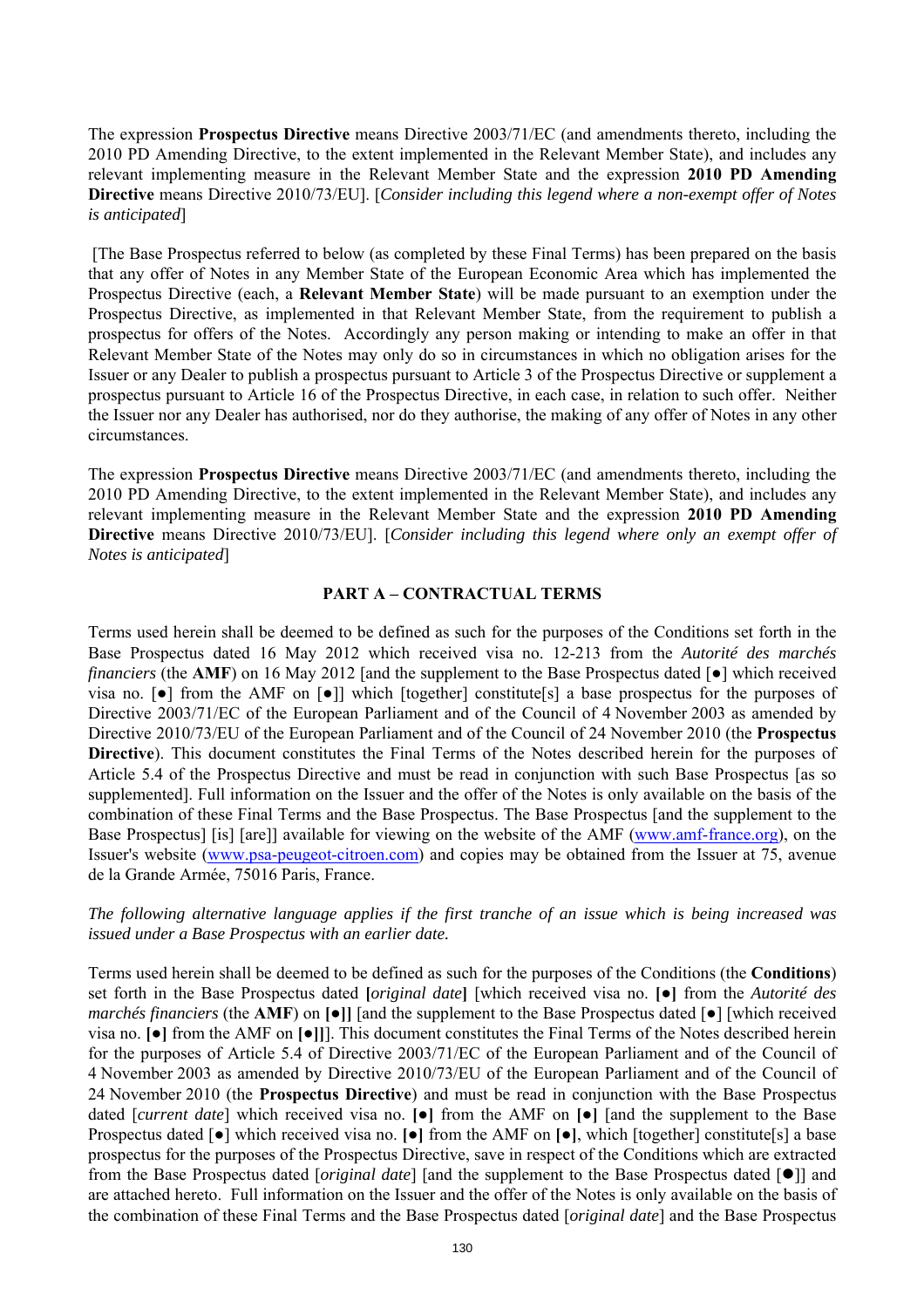The expression **Prospectus Directive** means Directive 2003/71/EC (and amendments thereto, including the 2010 PD Amending Directive, to the extent implemented in the Relevant Member State), and includes any relevant implementing measure in the Relevant Member State and the expression **2010 PD Amending Directive** means Directive 2010/73/EU]. [*Consider including this legend where a non-exempt offer of Notes is anticipated*]

[The Base Prospectus referred to below (as completed by these Final Terms) has been prepared on the basis that any offer of Notes in any Member State of the European Economic Area which has implemented the Prospectus Directive (each, a **Relevant Member State**) will be made pursuant to an exemption under the Prospectus Directive, as implemented in that Relevant Member State, from the requirement to publish a prospectus for offers of the Notes. Accordingly any person making or intending to make an offer in that Relevant Member State of the Notes may only do so in circumstances in which no obligation arises for the Issuer or any Dealer to publish a prospectus pursuant to Article 3 of the Prospectus Directive or supplement a prospectus pursuant to Article 16 of the Prospectus Directive, in each case, in relation to such offer. Neither the Issuer nor any Dealer has authorised, nor do they authorise, the making of any offer of Notes in any other circumstances.

The expression **Prospectus Directive** means Directive 2003/71/EC (and amendments thereto, including the 2010 PD Amending Directive, to the extent implemented in the Relevant Member State), and includes any relevant implementing measure in the Relevant Member State and the expression **2010 PD Amending Directive** means Directive 2010/73/EU]. [*Consider including this legend where only an exempt offer of Notes is anticipated*]

## PART A – CONTRACTUAL TERMS

Terms used herein shall be deemed to be defined as such for the purposes of the Conditions set forth in the Base Prospectus dated 16 May 2012 which received visa no. 12-213 from the *Autorité des marchés financiers* (the **AMF**) on 16 May 2012 [and the supplement to the Base Prospectus dated [●] which received visa no. [●] from the AMF on [●]] which [together] constitute[s] a base prospectus for the purposes of Directive 2003/71/EC of the European Parliament and of the Council of 4 November 2003 as amended by Directive 2010/73/EU of the European Parliament and of the Council of 24 November 2010 (the **Prospectus Directive**). This document constitutes the Final Terms of the Notes described herein for the purposes of Article 5.4 of the Prospectus Directive and must be read in conjunction with such Base Prospectus [as so supplemented]. Full information on the Issuer and the offer of the Notes is only available on the basis of the combination of these Final Terms and the Base Prospectus. The Base Prospectus [and the supplement to the Base Prospectus] [is] [are]] available for viewing on the website of the AMF (www.amf-france.org), on the Issuer's website (www.psa-peugeot-citroen.com) and copies may be obtained from the Issuer at 75, avenue de la Grande Armée, 75016 Paris, France.

*The following alternative language applies if the first tranche of an issue which is being increased was issued under a Base Prospectus with an earlier date.*

Terms used herein shall be deemed to be defined as such for the purposes of the Conditions (the **Conditions**) set forth in the Base Prospectus dated **[***original date***]** [which received visa no. **[●]** from the *Autorité des marchés financiers* (the **AMF**) on **[●]]** [and the supplement to the Base Prospectus dated [●] [which received visa no. **[●]** from the AMF on **[●]]**]. This document constitutes the Final Terms of the Notes described herein for the purposes of Article 5.4 of Directive 2003/71/EC of the European Parliament and of the Council of 4 November 2003 as amended by Directive 2010/73/EU of the European Parliament and of the Council of 24 November 2010 (the **Prospectus Directive**) and must be read in conjunction with the Base Prospectus dated [*current date*] which received visa no. **[●]** from the AMF on **[●]** [and the supplement to the Base Prospectus dated [●] which received visa no. **[●]** from the AMF on **[●]**, which [together] constitute[s] a base prospectus for the purposes of the Prospectus Directive, save in respect of the Conditions which are extracted from the Base Prospectus dated [*original date*] [and the supplement to the Base Prospectus dated [●]] and are attached hereto. Full information on the Issuer and the offer of the Notes is only available on the basis of the combination of these Final Terms and the Base Prospectus dated [*original date*] and the Base Prospectus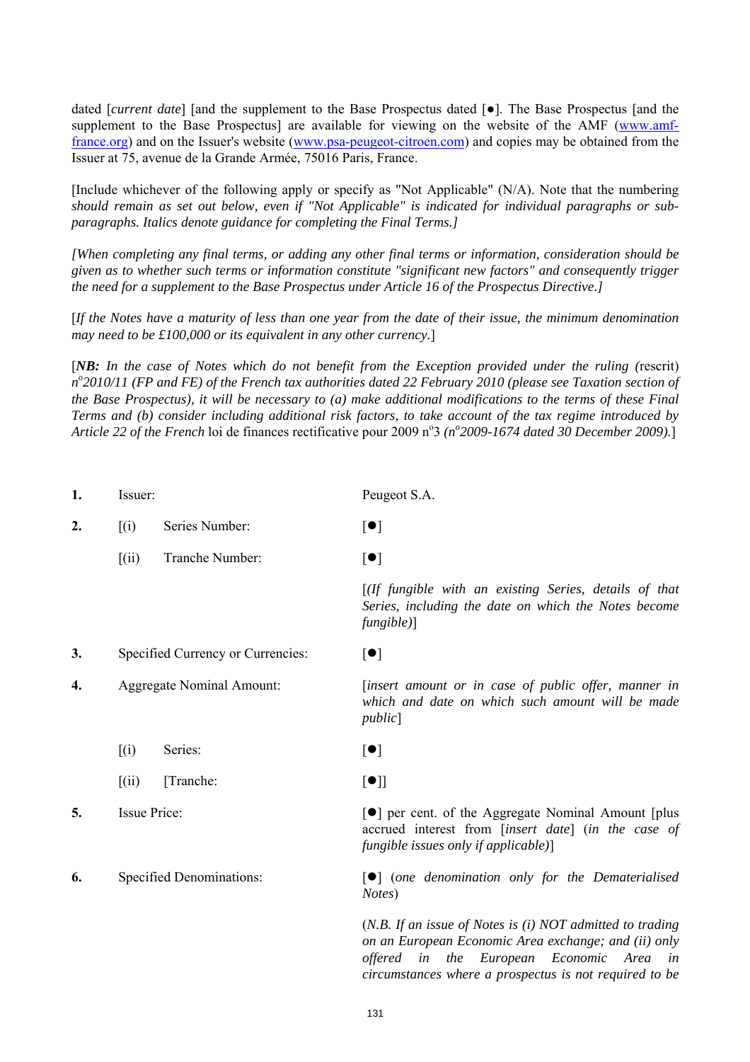dated [*current date*] [and the supplement to the Base Prospectus dated [●]. The Base Prospectus [and the supplement to the Base Prospectus] are available for viewing on the website of the AMF (www.amf-france.org) and on the Issuer's website (www.psa-peugeot-citroen.com) and copies may be obtained from the Issuer at 75, avenue de la Grande Armée, 75016 Paris, France.

[Include whichever of the following apply or specify as "Not Applicable" (N/A). Note that the numbering *should remain as set out below, even if "Not Applicable" is indicated for individual paragraphs or sub-paragraphs. Italics denote guidance for completing the Final Terms.]*

*[When completing any final terms, or adding any other final terms or information, consideration should be given as to whether such terms or information constitute "significant new factors" and consequently trigger the need for a supplement to the Base Prospectus under Article 16 of the Prospectus Directive.]*

[*If the Notes have a maturity of less than one year from the date of their issue, the minimum denomination may need to be £100,000 or its equivalent in any other currency.*]

[***NB:*** *In the case of Notes which do not benefit from the Exception provided under the ruling (*rescrit) *n°2010/11 (FP and FE) of the French tax authorities dated 22 February 2010 (please see Taxation section of the Base Prospectus), it will be necessary to (a) make additional modifications to the terms of these Final Terms and (b) consider including additional risk factors, to take account of the tax regime introduced by Article 22 of the French* loi de finances rectificative pour 2009 n°3 *(n°2009-1674 dated 30 December 2009).*]

| | | |
|---|---|---|
| **1.** | Issuer: | Peugeot S.A. |
| **2.** | [(i) Series Number: | [●] |
| | [(ii) Tranche Number: | [●] |
| | | [*(If fungible with an existing Series, details of that Series, including the date on which the Notes become fungible)*] |
| **3.** | Specified Currency or Currencies: | [●] |
| **4.** | Aggregate Nominal Amount: | [*insert amount or in case of public offer, manner in which and date on which such amount will be made public*] |
| | [(i) Series: | [●] |
| | [(ii) [Tranche: | [●]] |
| **5.** | Issue Price: | [●] per cent. of the Aggregate Nominal Amount [plus accrued interest from [*insert date*] (*in the case of fungible issues only if applicable)*] |
| **6.** | Specified Denominations: | [●] (*one denomination only for the Dematerialised Notes*) |
| | | (*N.B. If an issue of Notes is (i) NOT admitted to trading on an European Economic Area exchange; and (ii) only offered in the European Economic Area in circumstances where a prospectus is not required to be* |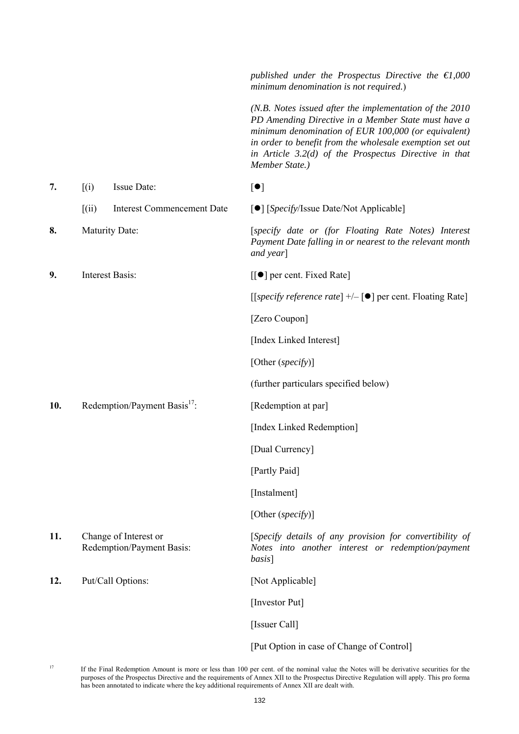| | | |
|---|---|---|
| | | *published under the Prospectus Directive the €1,000 minimum denomination is not required.*) |
| | | *(N.B. Notes issued after the implementation of the 2010 PD Amending Directive in a Member State must have a minimum denomination of EUR 100,000 (or equivalent) in order to benefit from the wholesale exemption set out in Article 3.2(d) of the Prospectus Directive in that Member State.)* |
| **7.** | [(i) Issue Date: | [●] |
| | [(ii) Interest Commencement Date | [●] [*Specify*/Issue Date/Not Applicable] |
| **8.** | Maturity Date: | [*specify date or (for Floating Rate Notes) Interest Payment Date falling in or nearest to the relevant month and year*] |
| **9.** | Interest Basis: | [[●] per cent. Fixed Rate]<br><br>[[*specify reference rate*] +/– [●] per cent. Floating Rate]<br><br>[Zero Coupon]<br><br>[Index Linked Interest]<br><br>[Other (*specify*)]<br><br>(further particulars specified below) |
| **10.** | Redemption/Payment Basis[17]: | [Redemption at par]<br><br>[Index Linked Redemption]<br><br>[Dual Currency]<br><br>[Partly Paid]<br><br>[Instalment]<br><br>[Other (*specify*)] |
| **11.** | Change of Interest or Redemption/Payment Basis: | [*Specify details of any provision for convertibility of Notes into another interest or redemption/payment basis*] |
| **12.** | Put/Call Options: | [Not Applicable]<br><br>[Investor Put]<br><br>[Issuer Call]<br><br>[Put Option in case of Change of Control] |

[17] If the Final Redemption Amount is more or less than 100 per cent. of the nominal value the Notes will be derivative securities for the purposes of the Prospectus Directive and the requirements of Annex XII to the Prospectus Directive Regulation will apply. This pro forma has been annotated to indicate where the key additional requirements of Annex XII are dealt with.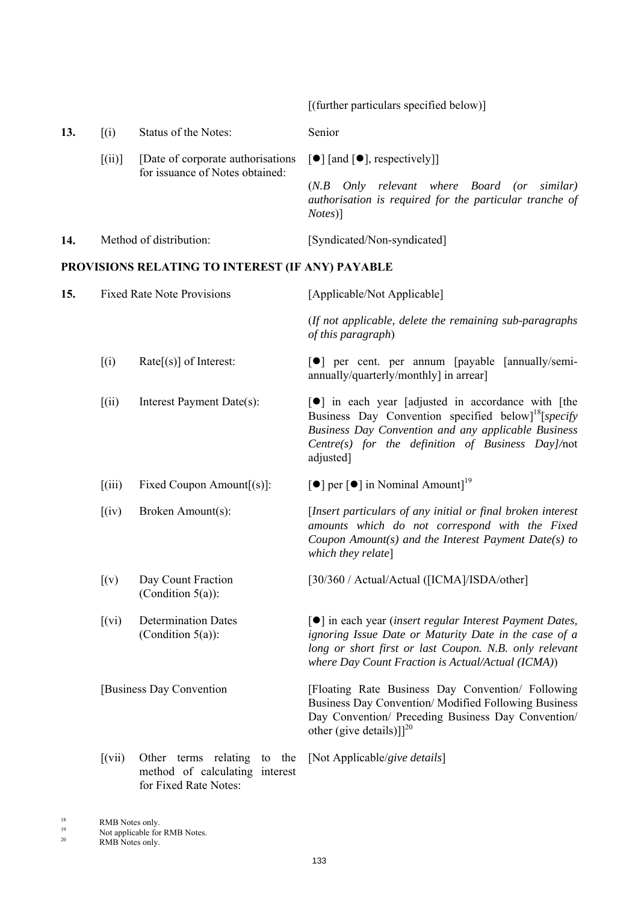| | | | |
|---|---|---|---|
| | | | [(further particulars specified below)] |
| **13.** | [(i) | Status of the Notes: | Senior |
| | [(ii)] | [Date of corporate authorisations for issuance of Notes obtained: | [●] [and [●], respectively]]<br><br>(*N.B Only relevant where Board (or similar) authorisation is required for the particular tranche of Notes*)] |
| **14.** | Method of distribution: | | [Syndicated/Non-syndicated] |

**PROVISIONS RELATING TO INTEREST (IF ANY) PAYABLE**

| | | | |
|---|---|---|---|
| **15.** | Fixed Rate Note Provisions | | [Applicable/Not Applicable]<br><br>(*If not applicable, delete the remaining sub-paragraphs of this paragraph*) |
| | [(i) | Rate[(s)] of Interest: | [●] per cent. per annum [payable [annually/semi-annually/quarterly/monthly] in arrear] |
| | [(ii) | Interest Payment Date(s): | [●] in each year [adjusted in accordance with [the Business Day Convention specified below][18][*specify Business Day Convention and any applicable Business Centre(s) for the definition of Business Day]/*not adjusted] |
| | [(iii) | Fixed Coupon Amount[(s)]: | [●] per [●] in Nominal Amount][19] |
| | [(iv) | Broken Amount(s): | [*Insert particulars of any initial or final broken interest amounts which do not correspond with the Fixed Coupon Amount(s) and the Interest Payment Date(s) to which they relate*] |
| | [(v) | Day Count Fraction (Condition 5(a)): | [30/360 / Actual/Actual ([ICMA]/ISDA/other] |
| | [(vi) | Determination Dates (Condition 5(a)): | [●] in each year (*insert regular Interest Payment Dates, ignoring Issue Date or Maturity Date in the case of a long or short first or last Coupon. N.B. only relevant where Day Count Fraction is Actual/Actual (ICMA)*) |
| | [Business Day Convention | | [Floating Rate Business Day Convention/ Following Business Day Convention/ Modified Following Business Day Convention/ Preceding Business Day Convention/ other (give details)]][20] |
| | [(vii) | Other terms relating to the method of calculating interest for Fixed Rate Notes: | [Not Applicable/*give details*] |

[18] RMB Notes only.
[19] Not applicable for RMB Notes.
[20] RMB Notes only.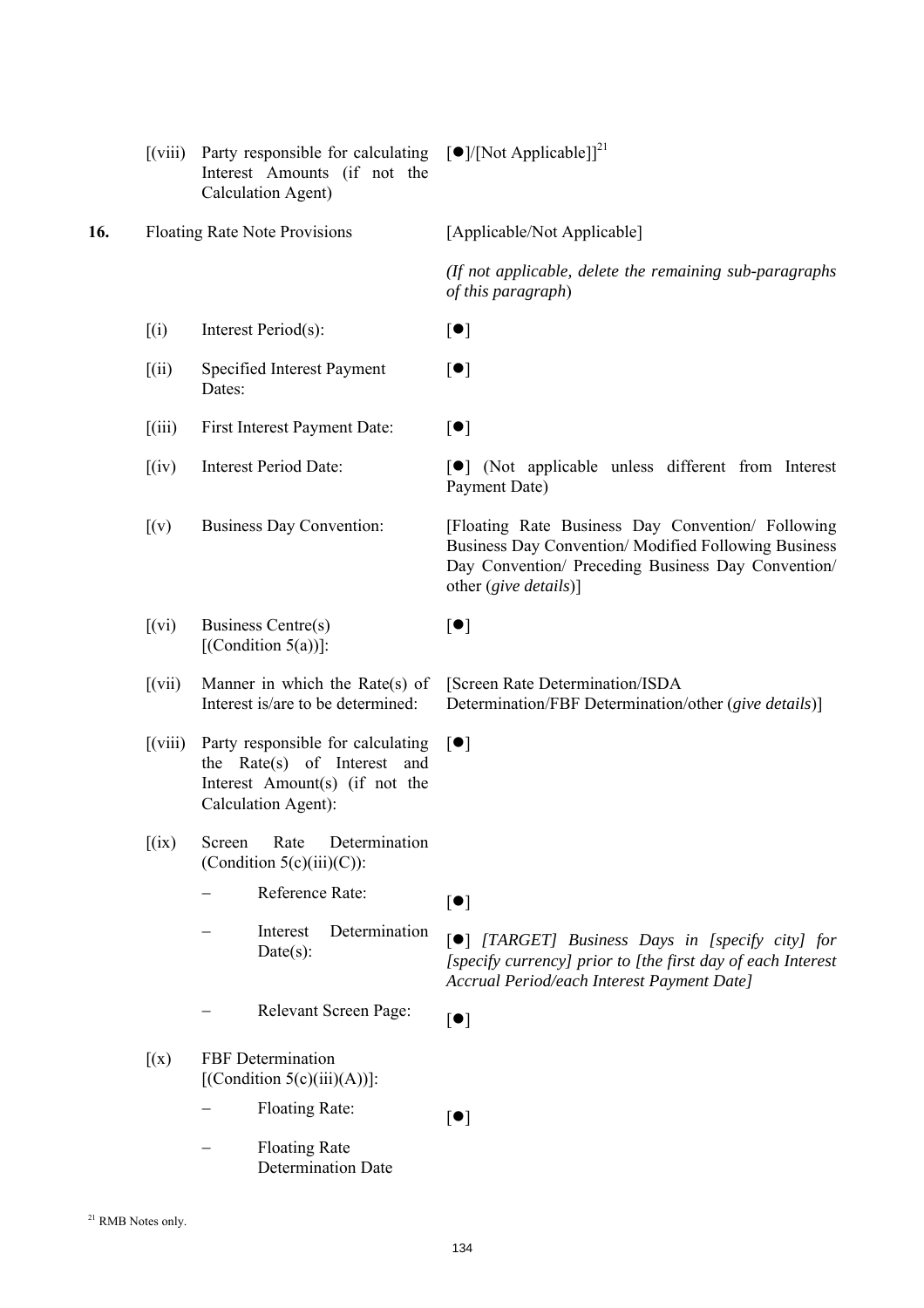| | | | |
|---|---|---|---|
| | [(viii) | Party responsible for calculating Interest Amounts (if not the Calculation Agent) | [●]/[Not Applicable]][21] |
| **16.** | | Floating Rate Note Provisions | [Applicable/Not Applicable] |
| | | | *(If not applicable, delete the remaining sub-paragraphs of this paragraph*) |
| | [(i) | Interest Period(s): | [●] |
| | [(ii) | Specified Interest Payment Dates: | [●] |
| | [(iii) | First Interest Payment Date: | [●] |
| | [(iv) | Interest Period Date: | [●] (Not applicable unless different from Interest Payment Date) |
| | [(v) | Business Day Convention: | [Floating Rate Business Day Convention/ Following Business Day Convention/ Modified Following Business Day Convention/ Preceding Business Day Convention/ other (*give details*)] |
| | [(vi) | Business Centre(s) [(Condition 5(a))]: | [●] |
| | [(vii) | Manner in which the Rate(s) of Interest is/are to be determined: | [Screen Rate Determination/ISDA Determination/FBF Determination/other (*give details*)] |
| | [(viii) | Party responsible for calculating the Rate(s) of Interest and Interest Amount(s) (if not the Calculation Agent): | [●] |
| | [(ix) | Screen Rate Determination (Condition 5(c)(iii)(C)): | |
| | | – Reference Rate: | [●] |
| | | – Interest Determination Date(s): | [●] *[TARGET] Business Days in [specify city] for [specify currency] prior to [the first day of each Interest Accrual Period/each Interest Payment Date]* |
| | | – Relevant Screen Page: | [●] |
| | [(x) | FBF Determination [(Condition 5(c)(iii)(A))]: | |
| | | – Floating Rate: | [●] |
| | | – Floating Rate Determination Date | |

[21] RMB Notes only.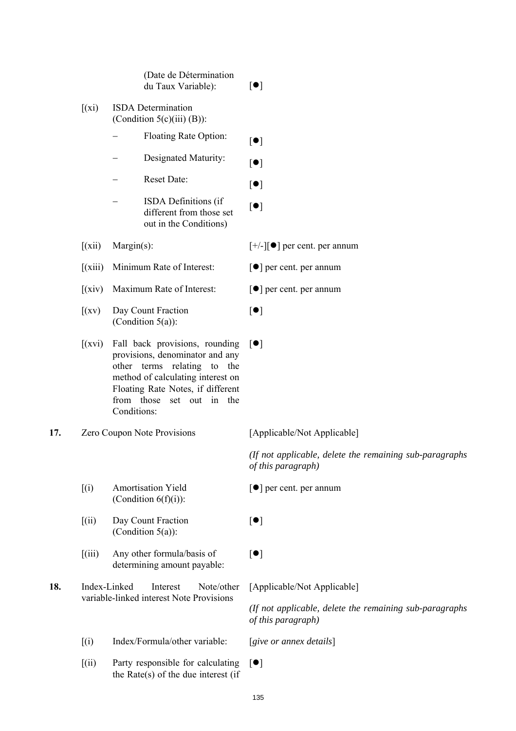| | | | |
|---|---|---|---|
| | | (Date de Détermination du Taux Variable): | [●] |
| | [(xi) | ISDA Determination (Condition 5(c)(iii) (B)): | |
| | | – Floating Rate Option: | [●] |
| | | – Designated Maturity: | [●] |
| | | – Reset Date: | [●] |
| | | – ISDA Definitions (if different from those set out in the Conditions) | [●] |
| | [(xii) | Margin(s): | [+/-][●] per cent. per annum |
| | [(xiii) | Minimum Rate of Interest: | [●] per cent. per annum |
| | [(xiv) | Maximum Rate of Interest: | [●] per cent. per annum |
| | [(xv) | Day Count Fraction (Condition 5(a)): | [●] |
| | [(xvi) | Fall back provisions, rounding provisions, denominator and any other terms relating to the method of calculating interest on Floating Rate Notes, if different from those set out in the Conditions: | [●] |
| **17.** | Zero Coupon Note Provisions | | [Applicable/Not Applicable]<br>*(If not applicable, delete the remaining sub-paragraphs of this paragraph)* |
| | [(i) | Amortisation Yield (Condition 6(f)(i)): | [●] per cent. per annum |
| | [(ii) | Day Count Fraction (Condition 5(a)): | [●] |
| | [(iii) | Any other formula/basis of determining amount payable: | [●] |
| **18.** | Index-Linked Interest Note/other variable-linked interest Note Provisions | | [Applicable/Not Applicable]<br>*(If not applicable, delete the remaining sub-paragraphs of this paragraph)* |
| | [(i) | Index/Formula/other variable: | [*give or annex details*] |
| | [(ii) | Party responsible for calculating the Rate(s) of the due interest (if | [●] |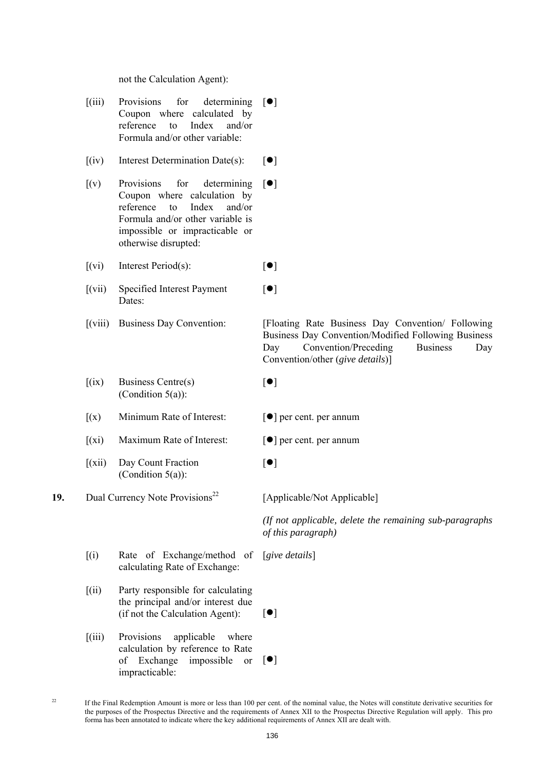| | | | |
|---|---|---|---|
| | | not the Calculation Agent): | |
| | [(iii) | Provisions for determining Coupon where calculated by reference to Index and/or Formula and/or other variable: | [●] |
| | [(iv) | Interest Determination Date(s): | [●] |
| | [(v) | Provisions for determining Coupon where calculation by reference to Index and/or Formula and/or other variable is impossible or impracticable or otherwise disrupted: | [●] |
| | [(vi) | Interest Period(s): | [●] |
| | [(vii) | Specified Interest Payment Dates: | [●] |
| | [(viii) | Business Day Convention: | [Floating Rate Business Day Convention/ Following Business Day Convention/Modified Following Business Day Convention/Preceding Business Day Convention/other (*give details*)] |
| | [(ix) | Business Centre(s) (Condition 5(a)): | [●] |
| | [(x) | Minimum Rate of Interest: | [●] per cent. per annum |
| | [(xi) | Maximum Rate of Interest: | [●] per cent. per annum |
| | [(xii) | Day Count Fraction (Condition 5(a)): | [●] |
| **19.** | Dual Currency Note Provisions[22] | | [Applicable/Not Applicable]<br>*(If not applicable, delete the remaining sub-paragraphs of this paragraph)* |
| | [(i) | Rate of Exchange/method of calculating Rate of Exchange: | [*give details*] |
| | [(ii) | Party responsible for calculating the principal and/or interest due (if not the Calculation Agent): | [●] |
| | [(iii) | Provisions applicable where calculation by reference to Rate of Exchange impossible or impracticable: | [●] |

[22] If the Final Redemption Amount is more or less than 100 per cent. of the nominal value, the Notes will constitute derivative securities for the purposes of the Prospectus Directive and the requirements of Annex XII to the Prospectus Directive Regulation will apply. This pro forma has been annotated to indicate where the key additional requirements of Annex XII are dealt with.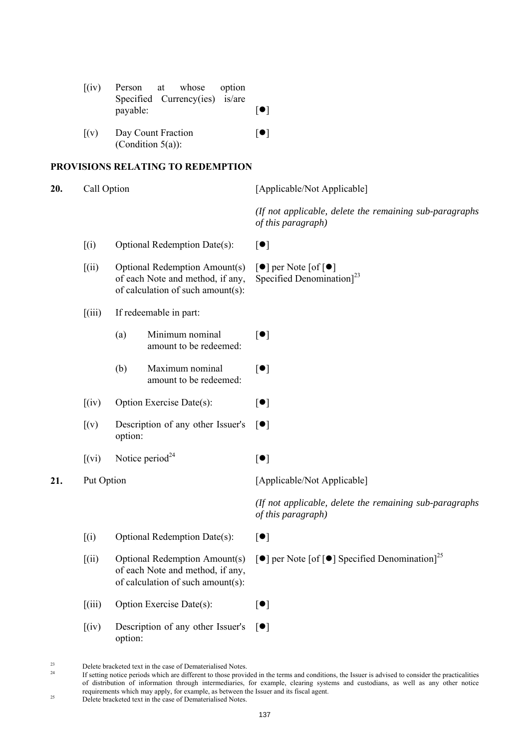| | | | |
|---|---|---|---|
| | [(iv) | Person at whose option Specified Currency(ies) is/are payable: | [●] |
| | [(v) | Day Count Fraction (Condition 5(a)): | [●] |

**PROVISIONS RELATING TO REDEMPTION**

| | | | | |
|---|---|---|---|---|
| **20.** | Call Option | | | [Applicable/Not Applicable] |
| | | | | *(If not applicable, delete the remaining sub-paragraphs of this paragraph)* |
| | [(i) | Optional Redemption Date(s): | | [●] |
| | [(ii) | Optional Redemption Amount(s) of each Note and method, if any, of calculation of such amount(s): | | [●] per Note [of [●] Specified Denomination][23] |
| | [(iii) | If redeemable in part: | | |
| | | (a) | Minimum nominal amount to be redeemed: | [●] |
| | | (b) | Maximum nominal amount to be redeemed: | [●] |
| | [(iv) | Option Exercise Date(s): | | [●] |
| | [(v) | Description of any other Issuer's option: | | [●] |
| | [(vi) | Notice period[24] | | [●] |
| **21.** | Put Option | | | [Applicable/Not Applicable] |
| | | | | *(If not applicable, delete the remaining sub-paragraphs of this paragraph)* |
| | [(i) | Optional Redemption Date(s): | | [●] |
| | [(ii) | Optional Redemption Amount(s) of each Note and method, if any, of calculation of such amount(s): | | [●] per Note [of [●] Specified Denomination][25] |
| | [(iii) | Option Exercise Date(s): | | [●] |
| | [(iv) | Description of any other Issuer's option: | | [●] |

[23] Delete bracketed text in the case of Dematerialised Notes.

[24] If setting notice periods which are different to those provided in the terms and conditions, the Issuer is advised to consider the practicalities of distribution of information through intermediaries, for example, clearing systems and custodians, as well as any other notice requirements which may apply, for example, as between the Issuer and its fiscal agent.

[25] Delete bracketed text in the case of Dematerialised Notes.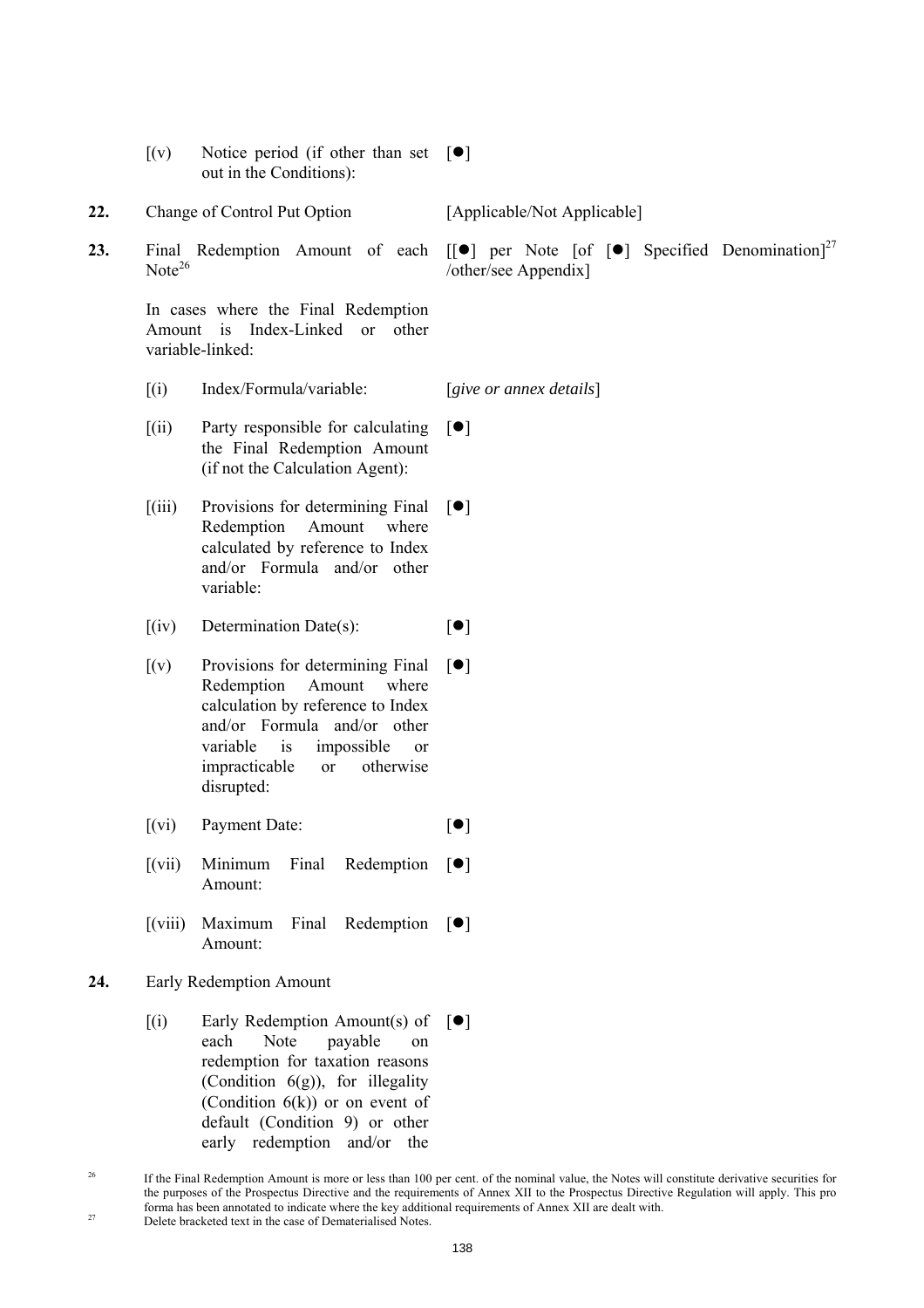| | | |
|---|---|---|
| | [(v) Notice period (if other than set out in the Conditions): | [●] |
| **22.** | Change of Control Put Option | [Applicable/Not Applicable] |
| **23.** | Final Redemption Amount of each Note[26] | [[●] per Note [of [●] Specified Denomination][27] /other/see Appendix] |
| | In cases where the Final Redemption Amount is Index-Linked or other variable-linked: | |
| | [(i) Index/Formula/variable: | [*give or annex details*] |
| | [(ii) Party responsible for calculating the Final Redemption Amount (if not the Calculation Agent): | [●] |
| | [(iii) Provisions for determining Final Redemption Amount where calculated by reference to Index and/or Formula and/or other variable: | [●] |
| | [(iv) Determination Date(s): | [●] |
| | [(v) Provisions for determining Final Redemption Amount where calculation by reference to Index and/or Formula and/or other variable is impossible or impracticable or otherwise disrupted: | [●] |
| | [(vi) Payment Date: | [●] |
| | [(vii) Minimum Final Redemption Amount: | [●] |
| | [(viii) Maximum Final Redemption Amount: | [●] |
| **24.** | Early Redemption Amount | |
| | [(i) Early Redemption Amount(s) of each Note payable on redemption for taxation reasons (Condition 6(g)), for illegality (Condition 6(k)) or on event of default (Condition 9) or other early redemption and/or the | [●] |

[26] If the Final Redemption Amount is more or less than 100 per cent. of the nominal value, the Notes will constitute derivative securities for the purposes of the Prospectus Directive and the requirements of Annex XII to the Prospectus Directive Regulation will apply. This pro forma has been annotated to indicate where the key additional requirements of Annex XII are dealt with.

[27] Delete bracketed text in the case of Dematerialised Notes.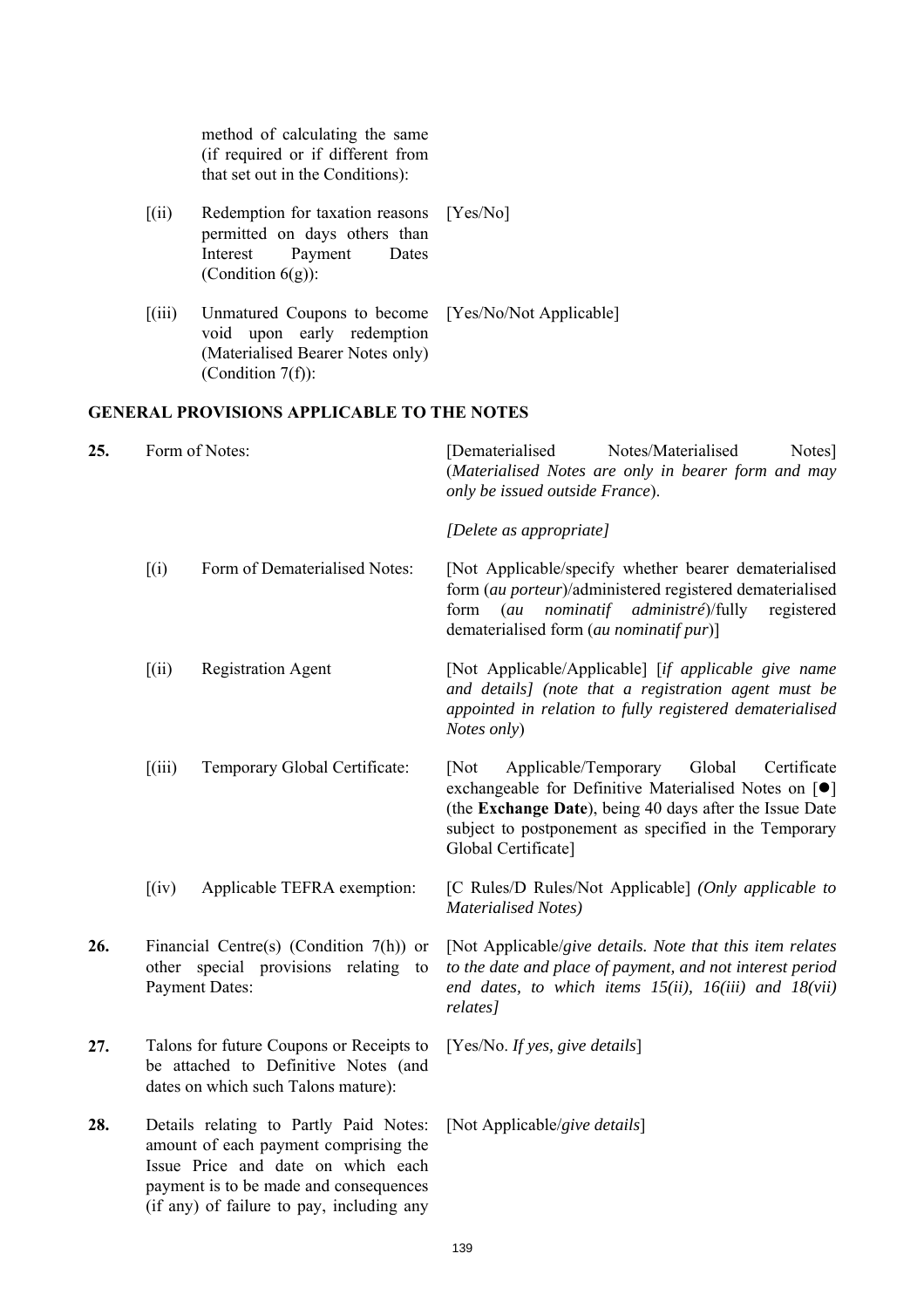method of calculating the same (if required or if different from that set out in the Conditions):

| | | |
|---|---|---|
| [(ii) | Redemption for taxation reasons permitted on days others than Interest Payment Dates (Condition 6(g)): | [Yes/No] |
| [(iii) | Unmatured Coupons to become void upon early redemption (Materialised Bearer Notes only) (Condition 7(f)): | [Yes/No/Not Applicable] |

**GENERAL PROVISIONS APPLICABLE TO THE NOTES**

| | | | |
|---|---|---|---|
| **25.** | Form of Notes: | | [Dematerialised Notes/Materialised Notes] (*Materialised Notes are only in bearer form and may only be issued outside France*).<br><br>*[Delete as appropriate]* |
| | [(i) | Form of Dematerialised Notes: | [Not Applicable/specify whether bearer dematerialised form (*au porteur*)/administered registered dematerialised form (*au nominatif administré*)/fully registered dematerialised form (*au nominatif pur*)] |
| | [(ii) | Registration Agent | [Not Applicable/Applicable] [*if applicable give name and details] (note that a registration agent must be appointed in relation to fully registered dematerialised Notes only*) |
| | [(iii) | Temporary Global Certificate: | [Not Applicable/Temporary Global Certificate exchangeable for Definitive Materialised Notes on [●] (the **Exchange Date**), being 40 days after the Issue Date subject to postponement as specified in the Temporary Global Certificate] |
| | [(iv) | Applicable TEFRA exemption: | [C Rules/D Rules/Not Applicable] *(Only applicable to Materialised Notes)* |
| **26.** | Financial Centre(s) (Condition 7(h)) or other special provisions relating to Payment Dates: | | [Not Applicable/*give details. Note that this item relates to the date and place of payment, and not interest period end dates, to which items 15(ii), 16(iii) and 18(vii) relates]* |
| **27.** | Talons for future Coupons or Receipts to be attached to Definitive Notes (and dates on which such Talons mature): | | [Yes/No. *If yes, give details*] |
| **28.** | Details relating to Partly Paid Notes: amount of each payment comprising the Issue Price and date on which each payment is to be made and consequences (if any) of failure to pay, including any | | [Not Applicable/*give details*] |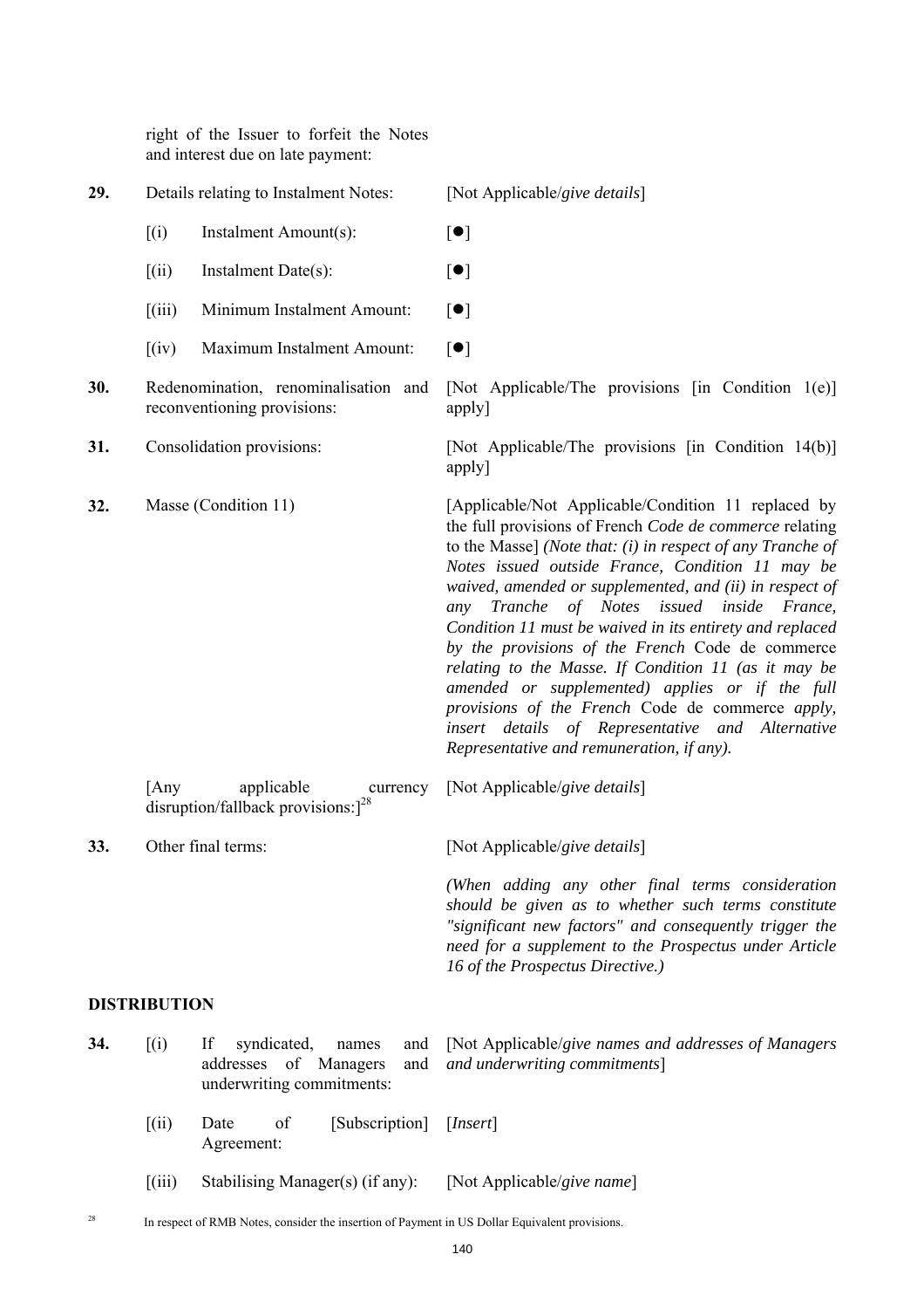| | | |
|---|---|---|
| | right of the Issuer to forfeit the Notes and interest due on late payment: | |
| **29.** | Details relating to Instalment Notes: | [Not Applicable/*give details*] |
| | [(i) Instalment Amount(s): | [●] |
| | [(ii) Instalment Date(s): | [●] |
| | [(iii) Minimum Instalment Amount: | [●] |
| | [(iv) Maximum Instalment Amount: | [●] |
| **30.** | Redenomination, renominalisation and reconventioning provisions: | [Not Applicable/The provisions [in Condition 1(e)] apply] |
| **31.** | Consolidation provisions: | [Not Applicable/The provisions [in Condition 14(b)] apply] |
| **32.** | Masse (Condition 11) | [Applicable/Not Applicable/Condition 11 replaced by the full provisions of French *Code de commerce* relating to the Masse] *(Note that: (i) in respect of any Tranche of Notes issued outside France, Condition 11 may be waived, amended or supplemented, and (ii) in respect of any Tranche of Notes issued inside France, Condition 11 must be waived in its entirety and replaced by the provisions of the French* Code de commerce *relating to the Masse. If Condition 11 (as it may be amended or supplemented) applies or if the full provisions of the French* Code de commerce *apply, insert details of Representative and Alternative Representative and remuneration, if any).* |
| | [Any applicable currency disruption/fallback provisions:][28] | [Not Applicable/*give details*] |
| **33.** | Other final terms: | [Not Applicable/*give details*]<br><br>*(When adding any other final terms consideration should be given as to whether such terms constitute "significant new factors" and consequently trigger the need for a supplement to the Prospectus under Article 16 of the Prospectus Directive.)* |

**DISTRIBUTION**

| | | |
|---|---|---|
| **34.** | [(i) If syndicated, names and addresses of Managers and underwriting commitments: | [Not Applicable/*give names and addresses of Managers and underwriting commitments*] |
| | [(ii) Date of [Subscription] Agreement: | [*Insert*] |
| | [(iii) Stabilising Manager(s) (if any): | [Not Applicable/*give name*] |

[28] In respect of RMB Notes, consider the insertion of Payment in US Dollar Equivalent provisions.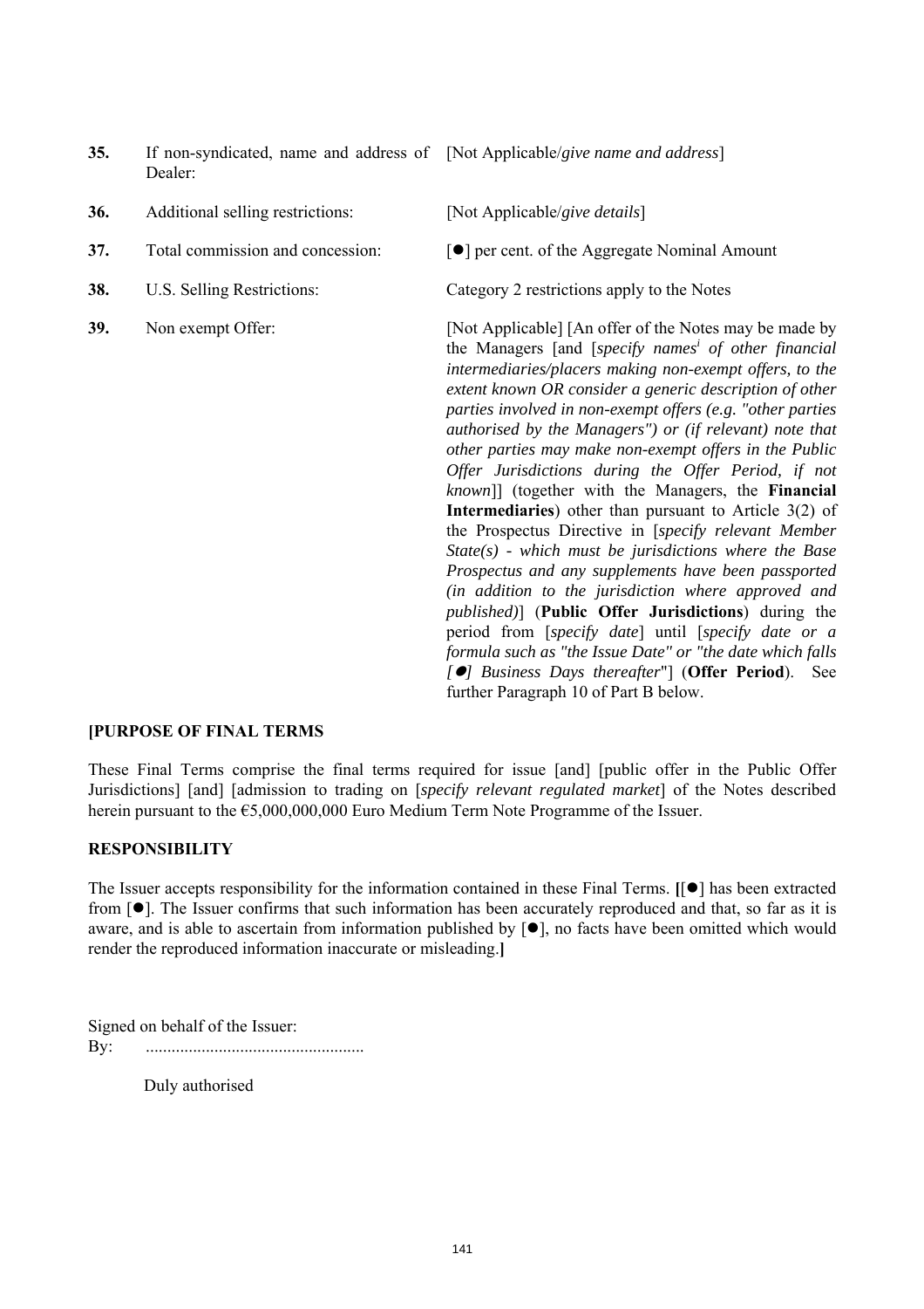| | | |
|---|---|---|
| **35.** | If non-syndicated, name and address of Dealer: | [Not Applicable/*give name and address*] |
| **36.** | Additional selling restrictions: | [Not Applicable/*give details*] |
| **37.** | Total commission and concession: | [●] per cent. of the Aggregate Nominal Amount |
| **38.** | U.S. Selling Restrictions: | Category 2 restrictions apply to the Notes |
| **39.** | Non exempt Offer: | [Not Applicable] [An offer of the Notes may be made by the Managers [and [*specify names*[i] *of other financial intermediaries/placers making non-exempt offers, to the extent known OR consider a generic description of other parties involved in non-exempt offers (e.g. "other parties authorised by the Managers") or (if relevant) note that other parties may make non-exempt offers in the Public Offer Jurisdictions during the Offer Period, if not known*]] (together with the Managers, the **Financial Intermediaries**) other than pursuant to Article 3(2) of the Prospectus Directive in [*specify relevant Member State(s) - which must be jurisdictions where the Base Prospectus and any supplements have been passported (in addition to the jurisdiction where approved and published)*] (**Public Offer Jurisdictions**) during the period from [*specify date*] until [*specify date or a formula such as "the Issue Date" or "the date which falls [●] Business Days thereafter*"] (**Offer Period**). See further Paragraph 10 of Part B below. |

**[PURPOSE OF FINAL TERMS**

These Final Terms comprise the final terms required for issue [and] [public offer in the Public Offer Jurisdictions] [and] [admission to trading on [*specify relevant regulated market*] of the Notes described herein pursuant to the €5,000,000,000 Euro Medium Term Note Programme of the Issuer.

**RESPONSIBILITY**

The Issuer accepts responsibility for the information contained in these Final Terms. **[**[●] has been extracted from [●]. The Issuer confirms that such information has been accurately reproduced and that, so far as it is aware, and is able to ascertain from information published by [●], no facts have been omitted which would render the reproduced information inaccurate or misleading.**]**

Signed on behalf of the Issuer:

By: ..................................................

Duly authorised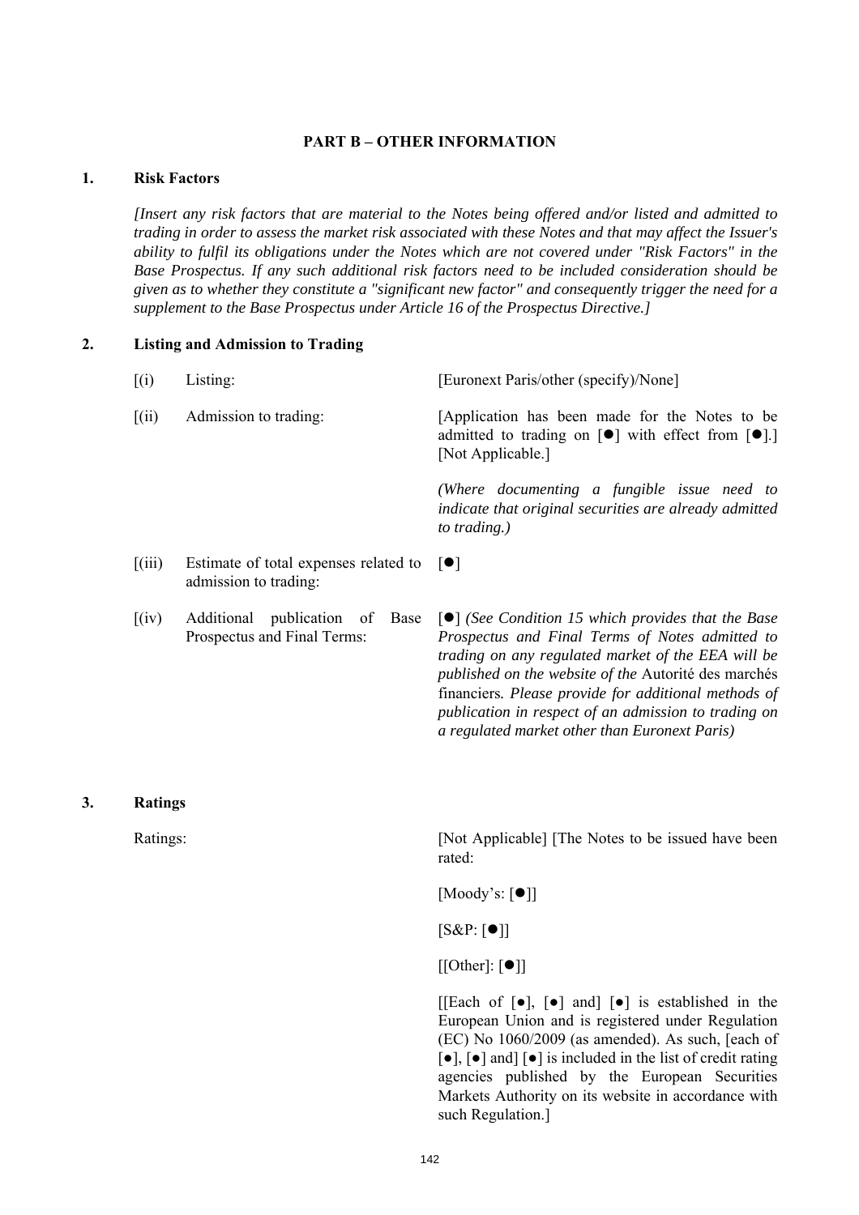## PART B – OTHER INFORMATION

### 1. Risk Factors

*[Insert any risk factors that are material to the Notes being offered and/or listed and admitted to trading in order to assess the market risk associated with these Notes and that may affect the Issuer's ability to fulfil its obligations under the Notes which are not covered under "Risk Factors" in the Base Prospectus. If any such additional risk factors need to be included consideration should be given as to whether they constitute a "significant new factor" and consequently trigger the need for a supplement to the Base Prospectus under Article 16 of the Prospectus Directive.]*

### 2. Listing and Admission to Trading

| | | |
|---|---|---|
| [(i) | Listing: | [Euronext Paris/other (specify)/None] |
| [(ii) | Admission to trading: | [Application has been made for the Notes to be admitted to trading on [●] with effect from [●].] [Not Applicable.]<br><br>*(Where documenting a fungible issue need to indicate that original securities are already admitted to trading.)* |
| [(iii) | Estimate of total expenses related to admission to trading: | [●] |
| [(iv) | Additional publication of Base Prospectus and Final Terms: | [●] *(See Condition 15 which provides that the Base Prospectus and Final Terms of Notes admitted to trading on any regulated market of the EEA will be published on the website of the* Autorité des marchés financiers*. Please provide for additional methods of publication in respect of an admission to trading on a regulated market other than Euronext Paris)* |

### 3. Ratings

Ratings: [Not Applicable] [The Notes to be issued have been rated:

[Moody's: [●]]

[S&P: [●]]

[[Other]: [●]]

[[Each of [●], [●] and] [●] is established in the European Union and is registered under Regulation (EC) No 1060/2009 (as amended). As such, [each of [●], [●] and] [●] is included in the list of credit rating agencies published by the European Securities Markets Authority on its website in accordance with such Regulation.]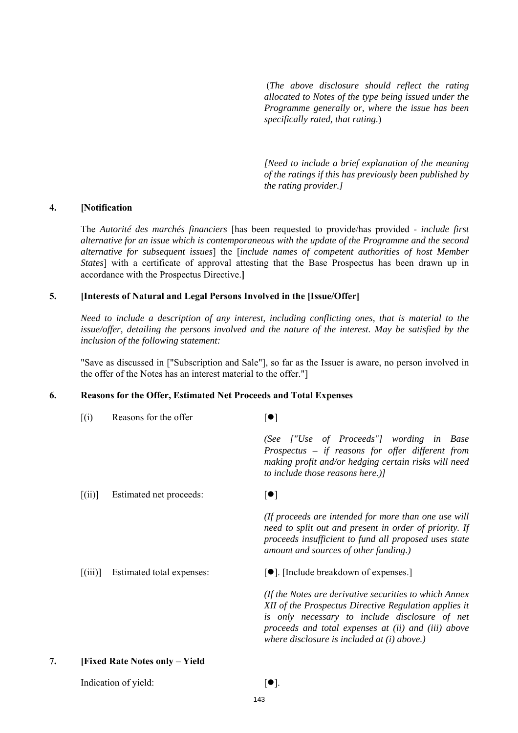(*The above disclosure should reflect the rating allocated to Notes of the type being issued under the Programme generally or, where the issue has been specifically rated, that rating.*)

*[Need to include a brief explanation of the meaning of the ratings if this has previously been published by the rating provider.]*

**4. [Notification**

The *Autorité des marchés financiers* [has been requested to provide/has provided - *include first alternative for an issue which is contemporaneous with the update of the Programme and the second alternative for subsequent issues*] the [*include names of competent authorities of host Member States*] with a certificate of approval attesting that the Base Prospectus has been drawn up in accordance with the Prospectus Directive.**]**

**5. [Interests of Natural and Legal Persons Involved in the [Issue/Offer]**

*Need to include a description of any interest, including conflicting ones, that is material to the issue/offer, detailing the persons involved and the nature of the interest. May be satisfied by the inclusion of the following statement:*

"Save as discussed in ["Subscription and Sale"], so far as the Issuer is aware, no person involved in the offer of the Notes has an interest material to the offer."]

**6. Reasons for the Offer, Estimated Net Proceeds and Total Expenses**

| | | |
|---|---|---|
| [(i) | Reasons for the offer | [●]<br><br>*(See ["Use of Proceeds"] wording in Base Prospectus – if reasons for offer different from making profit and/or hedging certain risks will need to include those reasons here.)]* |
| [(ii)] | Estimated net proceeds: | [●]<br><br>*(If proceeds are intended for more than one use will need to split out and present in order of priority. If proceeds insufficient to fund all proposed uses state amount and sources of other funding.)* |
| [(iii)] | Estimated total expenses: | [●]. [Include breakdown of expenses.]<br><br>*(If the Notes are derivative securities to which Annex XII of the Prospectus Directive Regulation applies it is only necessary to include disclosure of net proceeds and total expenses at (ii) and (iii) above where disclosure is included at (i) above.)* |

**7. [Fixed Rate Notes only – Yield**

Indication of yield: [●].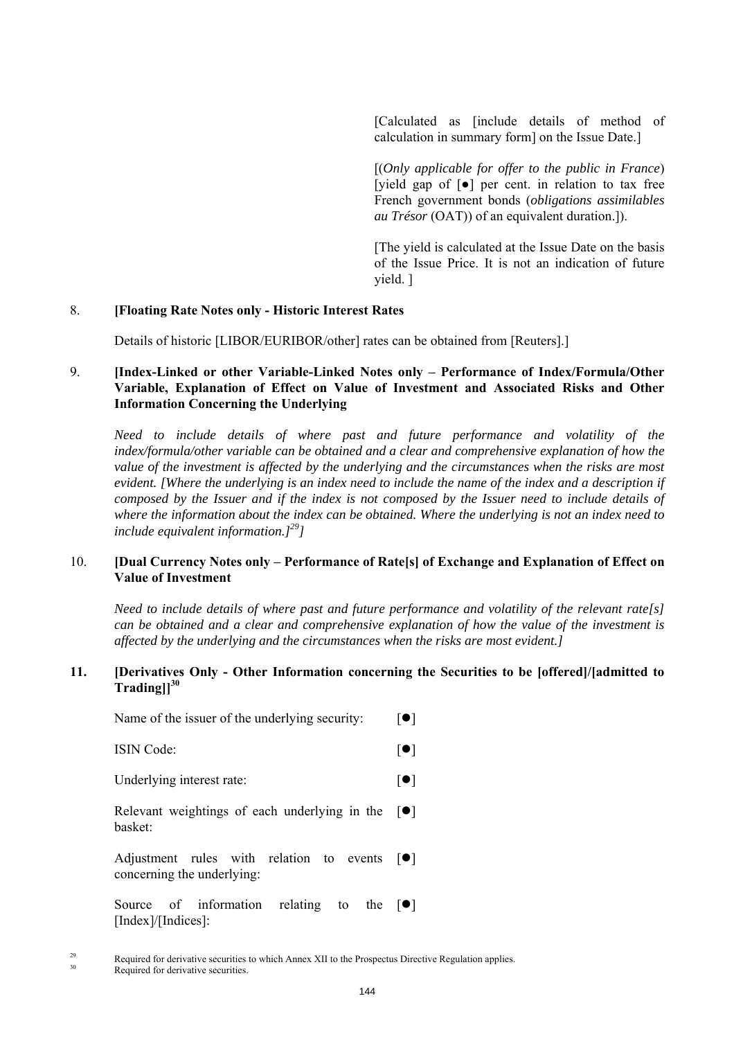[Calculated as [include details of method of calculation in summary form] on the Issue Date.]

[(*Only applicable for offer to the public in France*) [yield gap of [●] per cent. in relation to tax free French government bonds (*obligations assimilables au Trésor* (OAT)) of an equivalent duration.]).

[The yield is calculated at the Issue Date on the basis of the Issue Price. It is not an indication of future yield. ]

8. **[Floating Rate Notes only - Historic Interest Rates**

Details of historic [LIBOR/EURIBOR/other] rates can be obtained from [Reuters].]

9. **[Index-Linked or other Variable-Linked Notes only – Performance of Index/Formula/Other Variable, Explanation of Effect on Value of Investment and Associated Risks and Other Information Concerning the Underlying**

*Need to include details of where past and future performance and volatility of the index/formula/other variable can be obtained and a clear and comprehensive explanation of how the value of the investment is affected by the underlying and the circumstances when the risks are most evident. [Where the underlying is an index need to include the name of the index and a description if composed by the Issuer and if the index is not composed by the Issuer need to include details of where the information about the index can be obtained. Where the underlying is not an index need to include equivalent information.][29]]*

10. **[Dual Currency Notes only – Performance of Rate[s] of Exchange and Explanation of Effect on Value of Investment**

*Need to include details of where past and future performance and volatility of the relevant rate[s] can be obtained and a clear and comprehensive explanation of how the value of the investment is affected by the underlying and the circumstances when the risks are most evident.]*

11. **[Derivatives Only - Other Information concerning the Securities to be [offered]/[admitted to Trading]][30]**

| | |
|---|---|
| Name of the issuer of the underlying security: | [●] |
| ISIN Code: | [●] |
| Underlying interest rate: | [●] |
| Relevant weightings of each underlying in the basket: | [●] |
| Adjustment rules with relation to events concerning the underlying: | [●] |
| Source of information relating to the [Index]/[Indices]: | [●] |

[29] Required for derivative securities to which Annex XII to the Prospectus Directive Regulation applies.

[30] Required for derivative securities.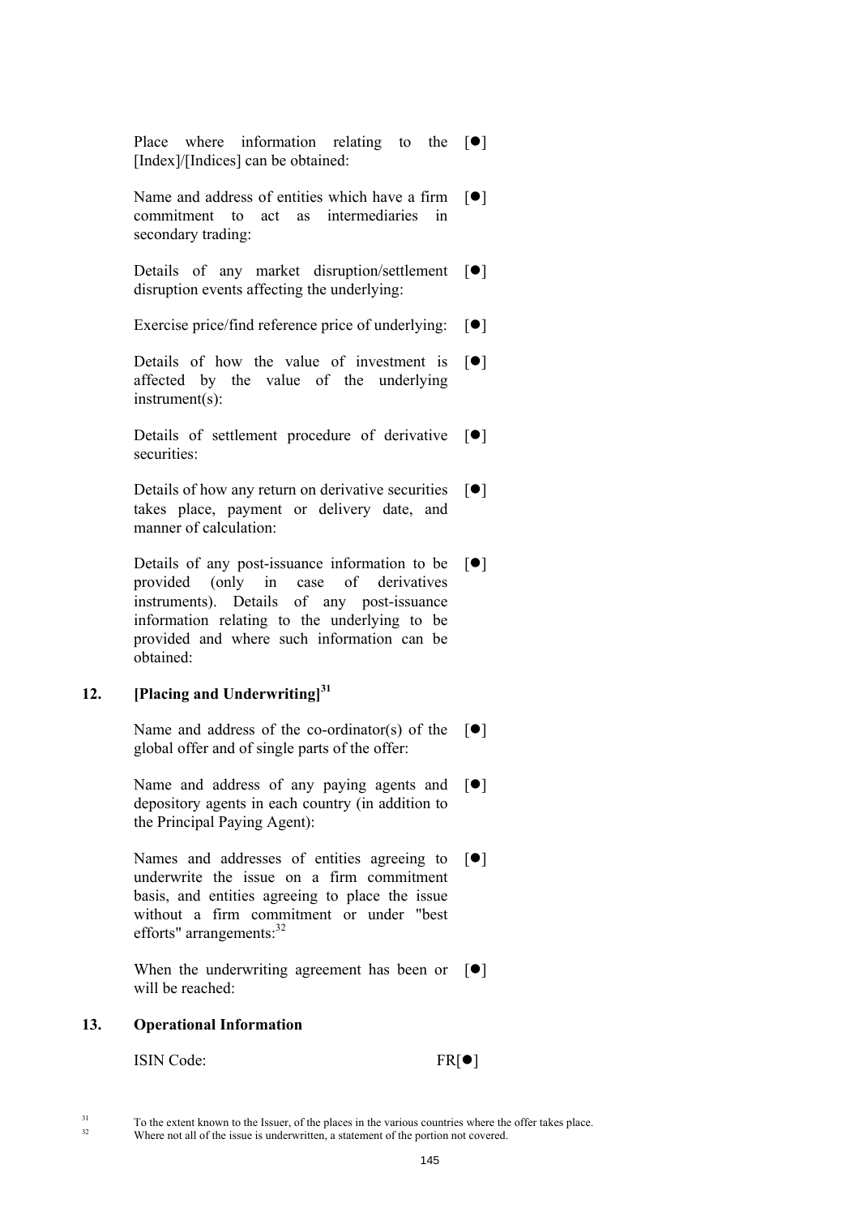| | |
|---|---|
| Place where information relating to the [Index]/[Indices] can be obtained: | [●] |
| Name and address of entities which have a firm commitment to act as intermediaries in secondary trading: | [●] |
| Details of any market disruption/settlement disruption events affecting the underlying: | [●] |
| Exercise price/find reference price of underlying: | [●] |
| Details of how the value of investment is affected by the value of the underlying instrument(s): | [●] |
| Details of settlement procedure of derivative securities: | [●] |
| Details of how any return on derivative securities takes place, payment or delivery date, and manner of calculation: | [●] |
| Details of any post-issuance information to be provided (only in case of derivatives instruments). Details of any post-issuance information relating to the underlying to be provided and where such information can be obtained: | [●] |

## 12. [Placing and Underwriting][31]

| | |
|---|---|
| Name and address of the co-ordinator(s) of the global offer and of single parts of the offer: | [●] |
| Name and address of any paying agents and depository agents in each country (in addition to the Principal Paying Agent): | [●] |
| Names and addresses of entities agreeing to underwrite the issue on a firm commitment basis, and entities agreeing to place the issue without a firm commitment or under "best efforts" arrangements:[32] | [●] |
| When the underwriting agreement has been or will be reached: | [●] |

## 13. Operational Information

| | |
|---|---|
| ISIN Code: | FR[●] |

[31] To the extent known to the Issuer, of the places in the various countries where the offer takes place.

[32] Where not all of the issue is underwritten, a statement of the portion not covered.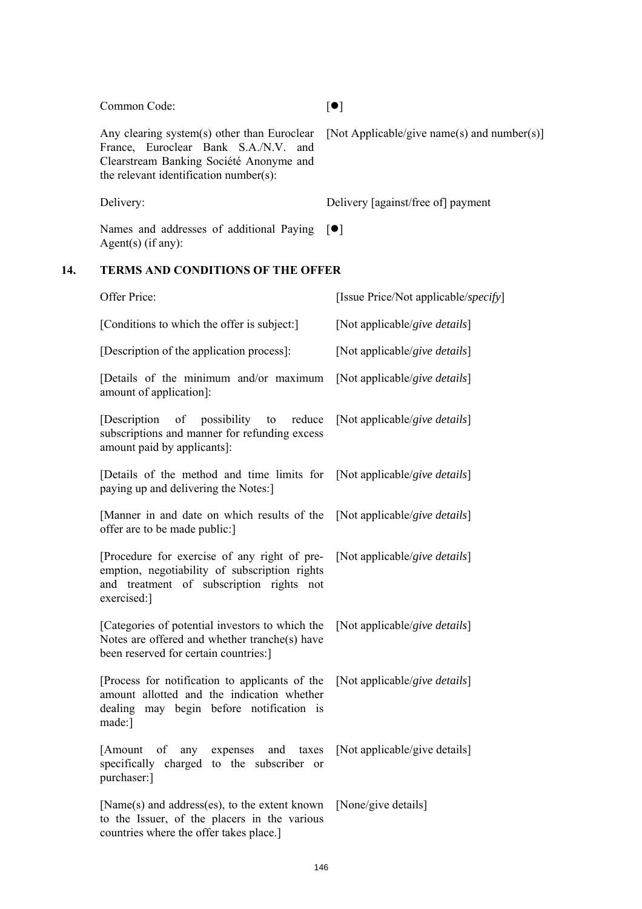| | |
|---|---|
| Common Code: | [●] |
| Any clearing system(s) other than Euroclear France, Euroclear Bank S.A./N.V. and Clearstream Banking Société Anonyme and the relevant identification number(s): | [Not Applicable/give name(s) and number(s)] |
| Delivery: | Delivery [against/free of] payment |
| Names and addresses of additional Paying Agent(s) (if any): | [●] |

## 14. TERMS AND CONDITIONS OF THE OFFER

| | |
|---|---|
| Offer Price: | [Issue Price/Not applicable/*specify*] |
| [Conditions to which the offer is subject:] | [Not applicable/*give details*] |
| [Description of the application process]: | [Not applicable/*give details*] |
| [Details of the minimum and/or maximum amount of application]: | [Not applicable/*give details*] |
| [Description of possibility to reduce subscriptions and manner for refunding excess amount paid by applicants]: | [Not applicable/*give details*] |
| [Details of the method and time limits for paying up and delivering the Notes:] | [Not applicable/*give details*] |
| [Manner in and date on which results of the offer are to be made public:] | [Not applicable/*give details*] |
| [Procedure for exercise of any right of pre-emption, negotiability of subscription rights and treatment of subscription rights not exercised:] | [Not applicable/*give details*] |
| [Categories of potential investors to which the Notes are offered and whether tranche(s) have been reserved for certain countries:] | [Not applicable/*give details*] |
| [Process for notification to applicants of the amount allotted and the indication whether dealing may begin before notification is made:] | [Not applicable/*give details*] |
| [Amount of any expenses and taxes specifically charged to the subscriber or purchaser:] | [Not applicable/give details] |
| [Name(s) and address(es), to the extent known to the Issuer, of the placers in the various countries where the offer takes place.] | [None/give details] |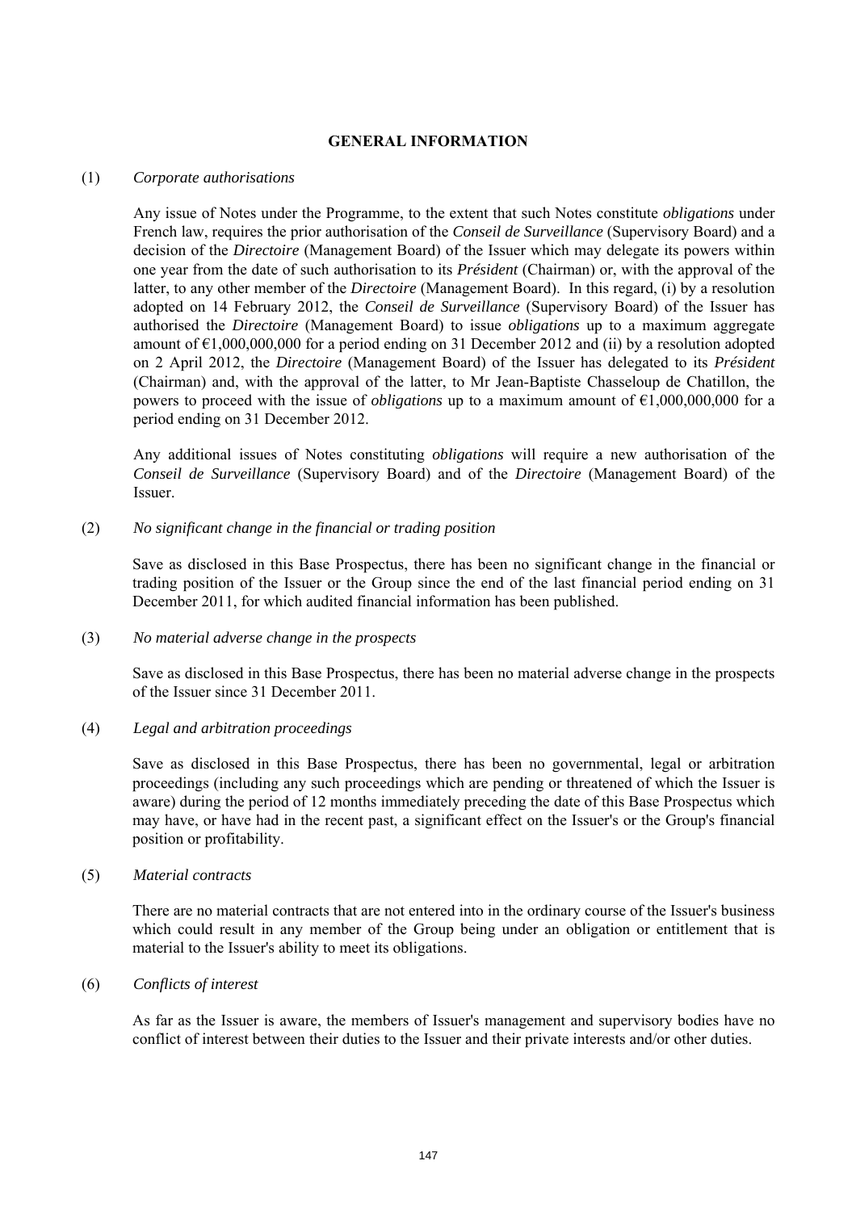## GENERAL INFORMATION

(1) *Corporate authorisations*

Any issue of Notes under the Programme, to the extent that such Notes constitute *obligations* under French law, requires the prior authorisation of the *Conseil de Surveillance* (Supervisory Board) and a decision of the *Directoire* (Management Board) of the Issuer which may delegate its powers within one year from the date of such authorisation to its *Président* (Chairman) or, with the approval of the latter, to any other member of the *Directoire* (Management Board). In this regard, (i) by a resolution adopted on 14 February 2012, the *Conseil de Surveillance* (Supervisory Board) of the Issuer has authorised the *Directoire* (Management Board) to issue *obligations* up to a maximum aggregate amount of €1,000,000,000 for a period ending on 31 December 2012 and (ii) by a resolution adopted on 2 April 2012, the *Directoire* (Management Board) of the Issuer has delegated to its *Président* (Chairman) and, with the approval of the latter, to Mr Jean-Baptiste Chasseloup de Chatillon, the powers to proceed with the issue of *obligations* up to a maximum amount of €1,000,000,000 for a period ending on 31 December 2012.

Any additional issues of Notes constituting *obligations* will require a new authorisation of the *Conseil de Surveillance* (Supervisory Board) and of the *Directoire* (Management Board) of the Issuer.

(2) *No significant change in the financial or trading position*

Save as disclosed in this Base Prospectus, there has been no significant change in the financial or trading position of the Issuer or the Group since the end of the last financial period ending on 31 December 2011, for which audited financial information has been published.

(3) *No material adverse change in the prospects*

Save as disclosed in this Base Prospectus, there has been no material adverse change in the prospects of the Issuer since 31 December 2011.

(4) *Legal and arbitration proceedings*

Save as disclosed in this Base Prospectus, there has been no governmental, legal or arbitration proceedings (including any such proceedings which are pending or threatened of which the Issuer is aware) during the period of 12 months immediately preceding the date of this Base Prospectus which may have, or have had in the recent past, a significant effect on the Issuer's or the Group's financial position or profitability.

(5) *Material contracts*

There are no material contracts that are not entered into in the ordinary course of the Issuer's business which could result in any member of the Group being under an obligation or entitlement that is material to the Issuer's ability to meet its obligations.

(6) *Conflicts of interest*

As far as the Issuer is aware, the members of Issuer's management and supervisory bodies have no conflict of interest between their duties to the Issuer and their private interests and/or other duties.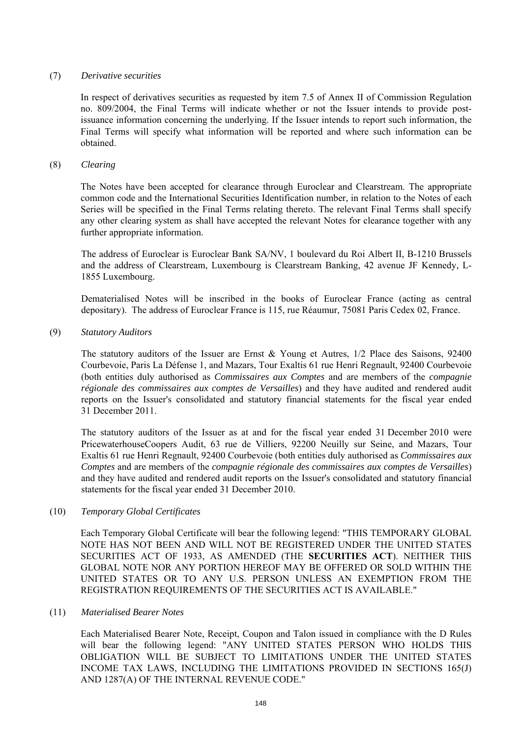(7) *Derivative securities*

In respect of derivatives securities as requested by item 7.5 of Annex II of Commission Regulation no. 809/2004, the Final Terms will indicate whether or not the Issuer intends to provide post-issuance information concerning the underlying. If the Issuer intends to report such information, the Final Terms will specify what information will be reported and where such information can be obtained.

(8) *Clearing*

The Notes have been accepted for clearance through Euroclear and Clearstream. The appropriate common code and the International Securities Identification number, in relation to the Notes of each Series will be specified in the Final Terms relating thereto. The relevant Final Terms shall specify any other clearing system as shall have accepted the relevant Notes for clearance together with any further appropriate information.

The address of Euroclear is Euroclear Bank SA/NV, 1 boulevard du Roi Albert II, B-1210 Brussels and the address of Clearstream, Luxembourg is Clearstream Banking, 42 avenue JF Kennedy, L-1855 Luxembourg.

Dematerialised Notes will be inscribed in the books of Euroclear France (acting as central depositary). The address of Euroclear France is 115, rue Réaumur, 75081 Paris Cedex 02, France.

(9) *Statutory Auditors*

The statutory auditors of the Issuer are Ernst & Young et Autres, 1/2 Place des Saisons, 92400 Courbevoie, Paris La Défense 1, and Mazars, Tour Exaltis 61 rue Henri Regnault, 92400 Courbevoie (both entities duly authorised as *Commissaires aux Comptes* and are members of the *compagnie régionale des commissaires aux comptes de Versailles*) and they have audited and rendered audit reports on the Issuer's consolidated and statutory financial statements for the fiscal year ended 31 December 2011.

The statutory auditors of the Issuer as at and for the fiscal year ended 31 December 2010 were PricewaterhouseCoopers Audit, 63 rue de Villiers, 92200 Neuilly sur Seine, and Mazars, Tour Exaltis 61 rue Henri Regnault, 92400 Courbevoie (both entities duly authorised as *Commissaires aux Comptes* and are members of the *compagnie régionale des commissaires aux comptes de Versailles*) and they have audited and rendered audit reports on the Issuer's consolidated and statutory financial statements for the fiscal year ended 31 December 2010.

(10) *Temporary Global Certificates*

Each Temporary Global Certificate will bear the following legend: "THIS TEMPORARY GLOBAL NOTE HAS NOT BEEN AND WILL NOT BE REGISTERED UNDER THE UNITED STATES SECURITIES ACT OF 1933, AS AMENDED (THE **SECURITIES ACT**). NEITHER THIS GLOBAL NOTE NOR ANY PORTION HEREOF MAY BE OFFERED OR SOLD WITHIN THE UNITED STATES OR TO ANY U.S. PERSON UNLESS AN EXEMPTION FROM THE REGISTRATION REQUIREMENTS OF THE SECURITIES ACT IS AVAILABLE."

(11) *Materialised Bearer Notes*

Each Materialised Bearer Note, Receipt, Coupon and Talon issued in compliance with the D Rules will bear the following legend: "ANY UNITED STATES PERSON WHO HOLDS THIS OBLIGATION WILL BE SUBJECT TO LIMITATIONS UNDER THE UNITED STATES INCOME TAX LAWS, INCLUDING THE LIMITATIONS PROVIDED IN SECTIONS 165(J) AND 1287(A) OF THE INTERNAL REVENUE CODE."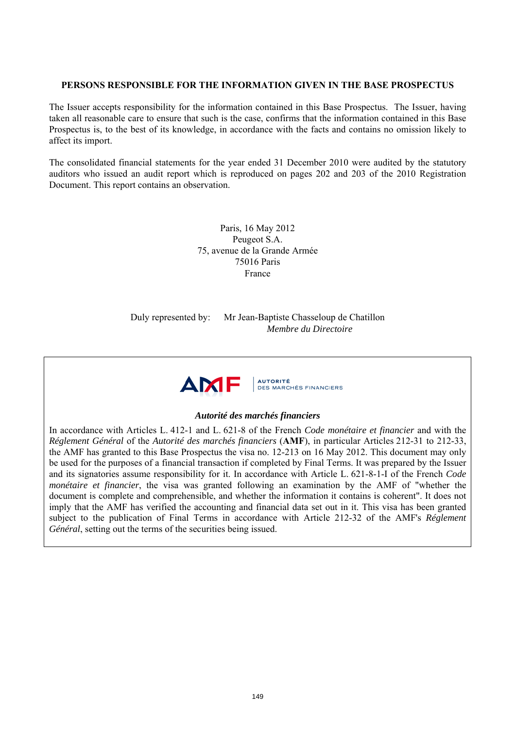## PERSONS RESPONSIBLE FOR THE INFORMATION GIVEN IN THE BASE PROSPECTUS

The Issuer accepts responsibility for the information contained in this Base Prospectus. The Issuer, having taken all reasonable care to ensure that such is the case, confirms that the information contained in this Base Prospectus is, to the best of its knowledge, in accordance with the facts and contains no omission likely to affect its import.

The consolidated financial statements for the year ended 31 December 2010 were audited by the statutory auditors who issued an audit report which is reproduced on pages 202 and 203 of the 2010 Registration Document. This report contains an observation.

Paris, 16 May 2012
Peugeot S.A.
75, avenue de la Grande Armée
75016 Paris
France

Duly represented by: Mr Jean-Baptiste Chasseloup de Chatillon
*Membre du Directoire*

AMF | AUTORITÉ DES MARCHÉS FINANCIERS

***Autorité des marchés financiers***

In accordance with Articles L. 412-1 and L. 621-8 of the French *Code monétaire et financier* and with the *Réglement Général* of the *Autorité des marchés financiers* (**AMF**), in particular Articles 212-31 to 212-33, the AMF has granted to this Base Prospectus the visa no. 12-213 on 16 May 2012. This document may only be used for the purposes of a financial transaction if completed by Final Terms. It was prepared by the Issuer and its signatories assume responsibility for it. In accordance with Article L. 621-8-1-I of the French *Code monétaire et financier*, the visa was granted following an examination by the AMF of "whether the document is complete and comprehensible, and whether the information it contains is coherent". It does not imply that the AMF has verified the accounting and financial data set out in it. This visa has been granted subject to the publication of Final Terms in accordance with Article 212-32 of the AMF's *Réglement Général*, setting out the terms of the securities being issued.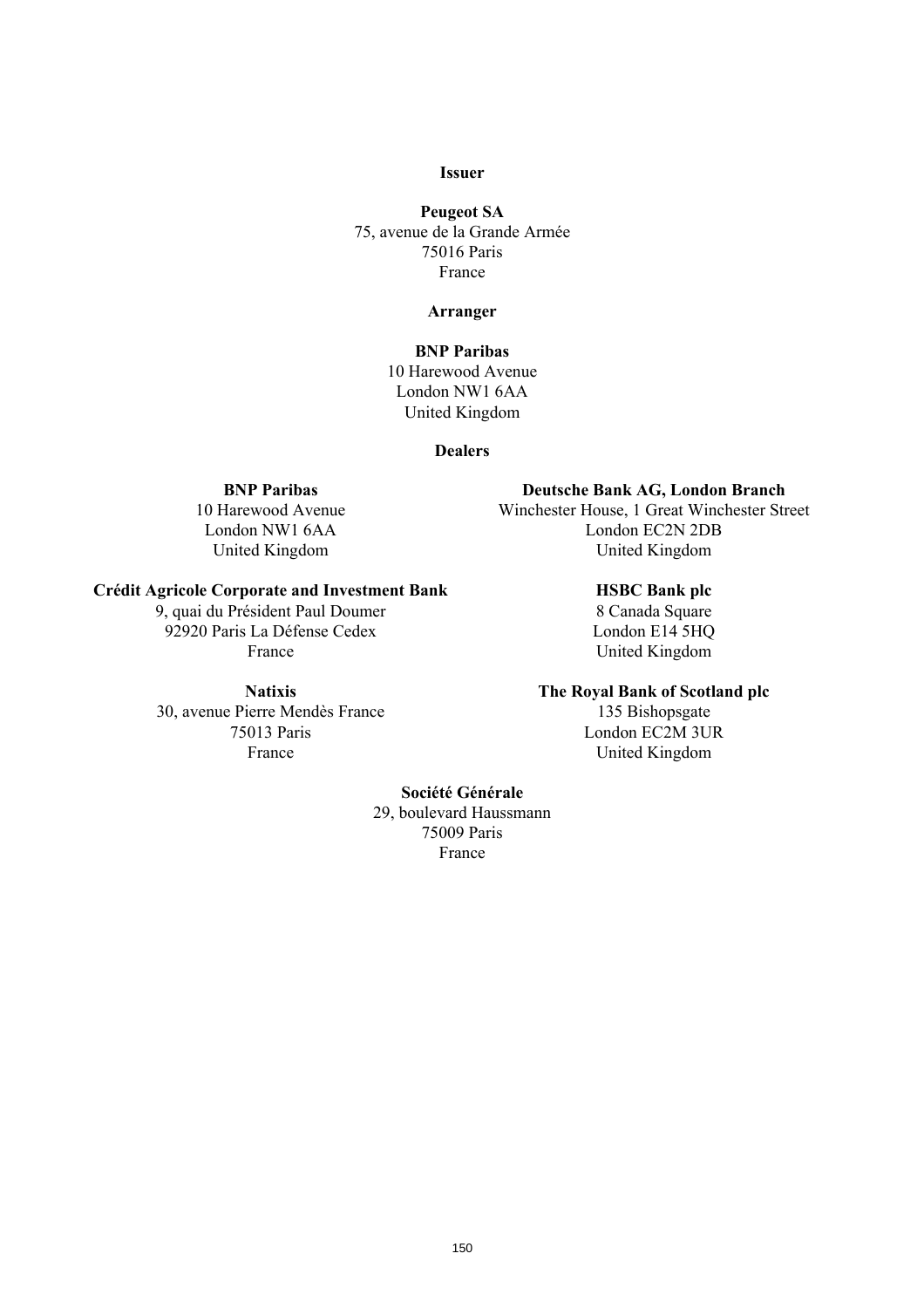**Issuer**

**Peugeot SA**
75, avenue de la Grande Armée
75016 Paris
France

**Arranger**

**BNP Paribas**
10 Harewood Avenue
London NW1 6AA
United Kingdom

**Dealers**

**BNP Paribas**
10 Harewood Avenue
London NW1 6AA
United Kingdom

**Deutsche Bank AG, London Branch**
Winchester House, 1 Great Winchester Street
London EC2N 2DB
United Kingdom

**Crédit Agricole Corporate and Investment Bank**
9, quai du Président Paul Doumer
92920 Paris La Défense Cedex
France

**HSBC Bank plc**
8 Canada Square
London E14 5HQ
United Kingdom

**Natixis**
30, avenue Pierre Mendès France
75013 Paris
France

**The Royal Bank of Scotland plc**
135 Bishopsgate
London EC2M 3UR
United Kingdom

**Société Générale**
29, boulevard Haussmann
75009 Paris
France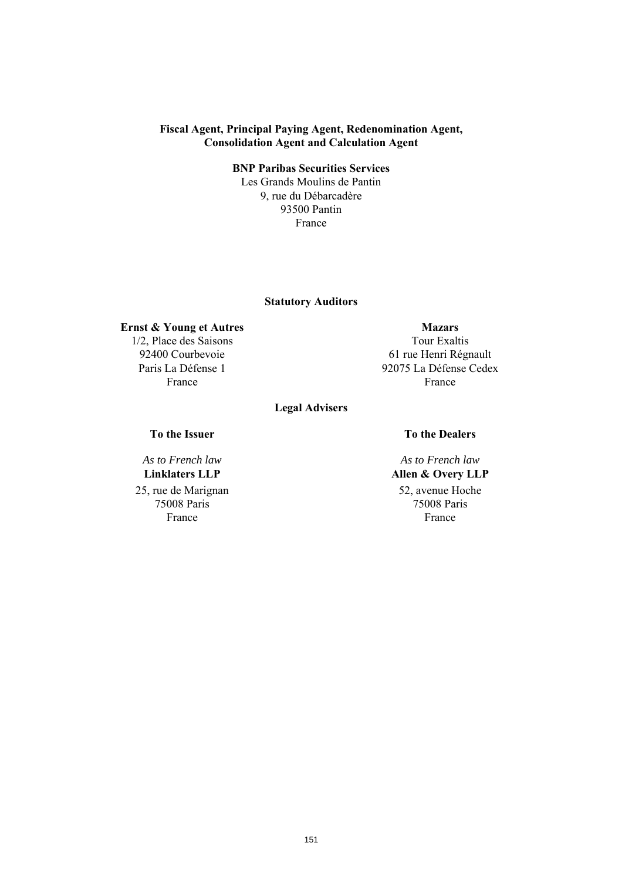**Fiscal Agent, Principal Paying Agent, Redenomination Agent, Consolidation Agent and Calculation Agent**

**BNP Paribas Securities Services**
Les Grands Moulins de Pantin
9, rue du Débarcadère
93500 Pantin
France

**Statutory Auditors**

**Ernst & Young et Autres**
1/2, Place des Saisons
92400 Courbevoie
Paris La Défense 1
France

**Mazars**
Tour Exaltis
61 rue Henri Régnault
92075 La Défense Cedex
France

**Legal Advisers**

**To the Issuer**

*As to French law*
**Linklaters LLP**
25, rue de Marignan
75008 Paris
France

**To the Dealers**

*As to French law*
**Allen & Overy LLP**
52, avenue Hoche
75008 Paris
France